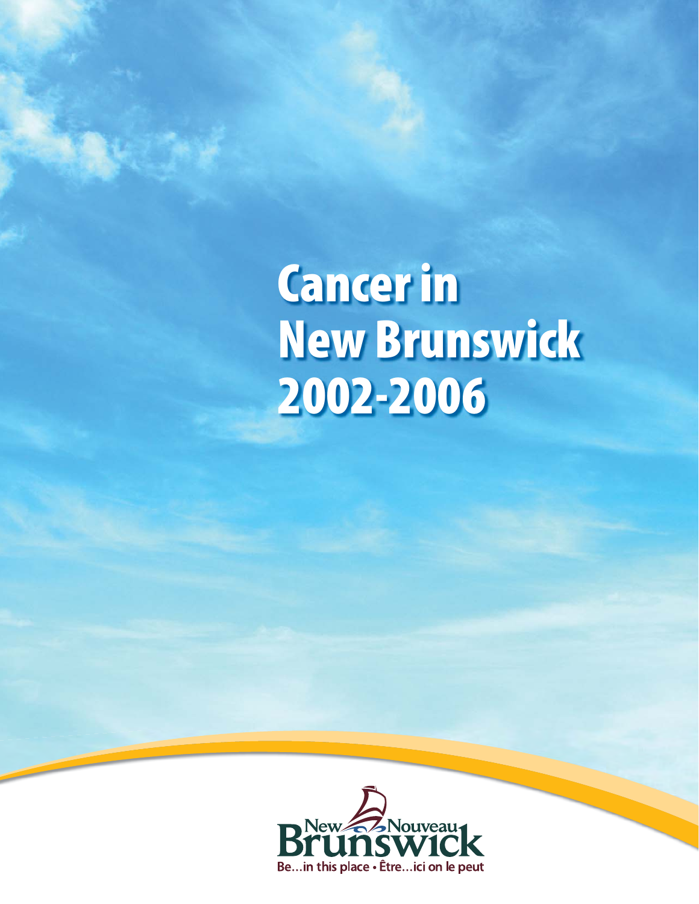# Cancer in New Brunswick 2002-2006

New Nouveau Brunswick

Be…in this place • Être…ici on le peut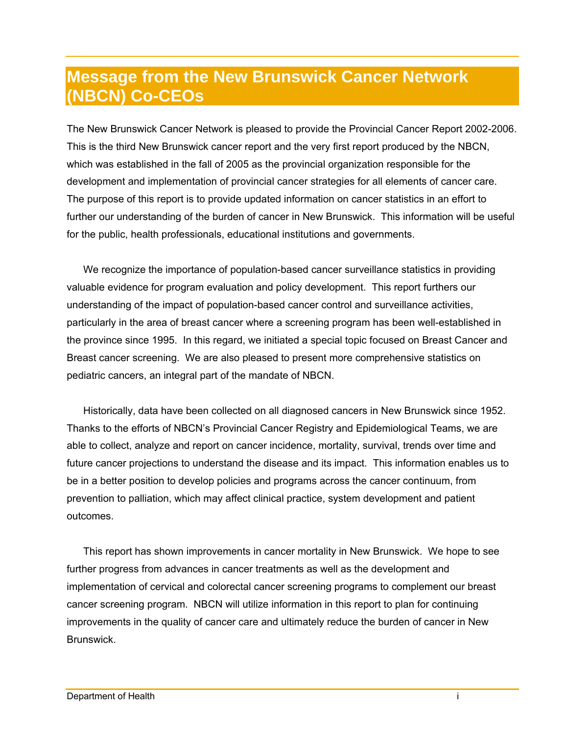# Message from the New Brunswick Cancer Network (NBCN) Co-CEOs

The New Brunswick Cancer Network is pleased to provide the Provincial Cancer Report 2002-2006. This is the third New Brunswick cancer report and the very first report produced by the NBCN, which was established in the fall of 2005 as the provincial organization responsible for the development and implementation of provincial cancer strategies for all elements of cancer care. The purpose of this report is to provide updated information on cancer statistics in an effort to further our understanding of the burden of cancer in New Brunswick. This information will be useful for the public, health professionals, educational institutions and governments.

We recognize the importance of population-based cancer surveillance statistics in providing valuable evidence for program evaluation and policy development. This report furthers our understanding of the impact of population-based cancer control and surveillance activities, particularly in the area of breast cancer where a screening program has been well-established in the province since 1995. In this regard, we initiated a special topic focused on Breast Cancer and Breast cancer screening. We are also pleased to present more comprehensive statistics on pediatric cancers, an integral part of the mandate of NBCN.

Historically, data have been collected on all diagnosed cancers in New Brunswick since 1952. Thanks to the efforts of NBCN's Provincial Cancer Registry and Epidemiological Teams, we are able to collect, analyze and report on cancer incidence, mortality, survival, trends over time and future cancer projections to understand the disease and its impact. This information enables us to be in a better position to develop policies and programs across the cancer continuum, from prevention to palliation, which may affect clinical practice, system development and patient outcomes.

This report has shown improvements in cancer mortality in New Brunswick. We hope to see further progress from advances in cancer treatments as well as the development and implementation of cervical and colorectal cancer screening programs to complement our breast cancer screening program. NBCN will utilize information in this report to plan for continuing improvements in the quality of cancer care and ultimately reduce the burden of cancer in New Brunswick.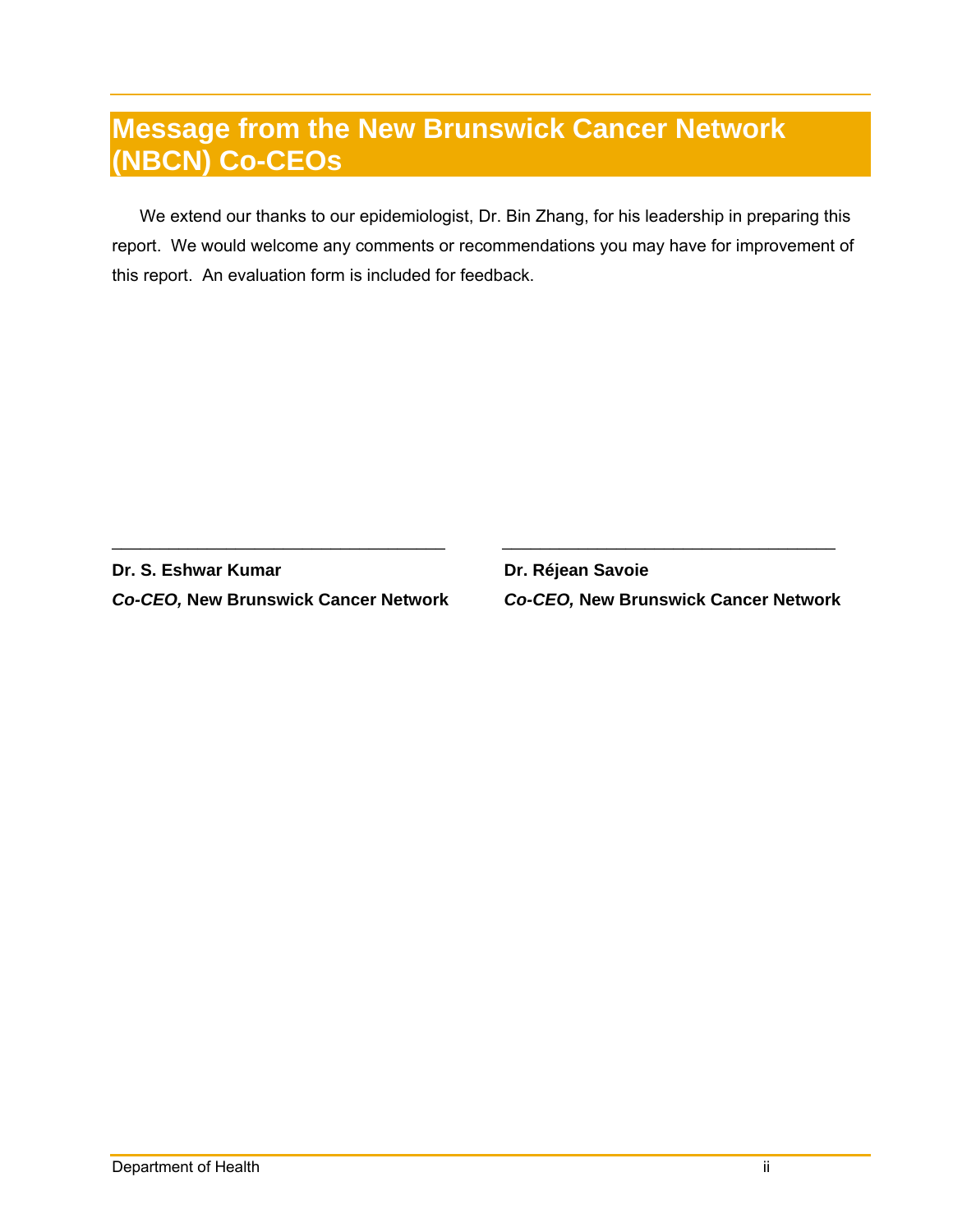# Message from the New Brunswick Cancer Network (NBCN) Co-CEOs

We extend our thanks to our epidemiologist, Dr. Bin Zhang, for his leadership in preparing this report. We would welcome any comments or recommendations you may have for improvement of this report. An evaluation form is included for feedback.

\_\_\_\_\_\_\_\_\_\_\_\_\_\_\_\_\_\_\_\_\_\_\_\_\_\_\_\_\_\_\_\_\_\_\_

**Dr. S. Eshwar Kumar**
***Co-CEO,* New Brunswick Cancer Network**

\_\_\_\_\_\_\_\_\_\_\_\_\_\_\_\_\_\_\_\_\_\_\_\_\_\_\_\_\_\_\_\_\_\_\_

**Dr. Réjean Savoie**
***Co-CEO,* New Brunswick Cancer Network**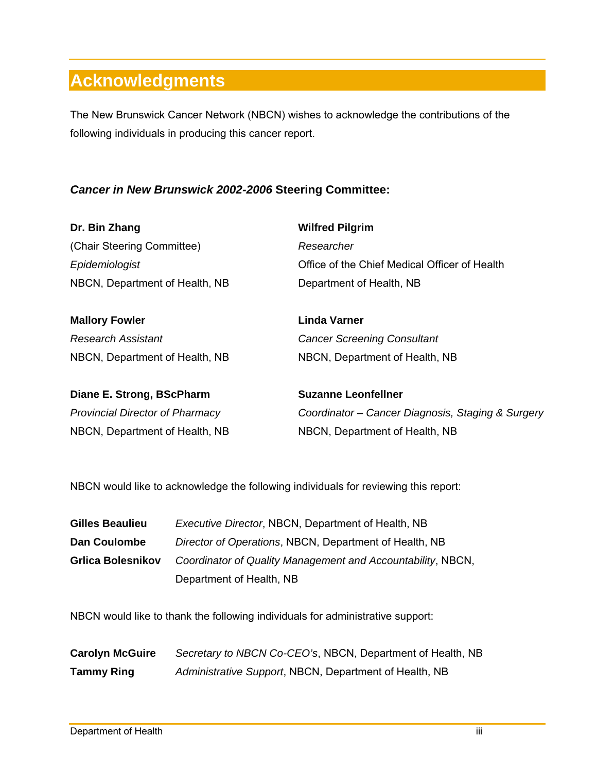# Acknowledgments

The New Brunswick Cancer Network (NBCN) wishes to acknowledge the contributions of the following individuals in producing this cancer report.

### *Cancer in New Brunswick 2002-2006* Steering Committee:

**Dr. Bin Zhang**
(Chair Steering Committee)
*Epidemiologist*
NBCN, Department of Health, NB

**Mallory Fowler**
*Research Assistant*
NBCN, Department of Health, NB

**Diane E. Strong, BScPharm**
*Provincial Director of Pharmacy*
NBCN, Department of Health, NB

**Wilfred Pilgrim**
*Researcher*
Office of the Chief Medical Officer of Health
Department of Health, NB

**Linda Varner**
*Cancer Screening Consultant*
NBCN, Department of Health, NB

**Suzanne Leonfellner**
*Coordinator – Cancer Diagnosis, Staging & Surgery*
NBCN, Department of Health, NB

NBCN would like to acknowledge the following individuals for reviewing this report:

**Gilles Beaulieu** *Executive Director*, NBCN, Department of Health, NB
**Dan Coulombe** *Director of Operations*, NBCN, Department of Health, NB
**Grlica Bolesnikov** *Coordinator of Quality Management and Accountability*, NBCN, Department of Health, NB

NBCN would like to thank the following individuals for administrative support:

**Carolyn McGuire** *Secretary to NBCN Co-CEO's*, NBCN, Department of Health, NB
**Tammy Ring** *Administrative Support*, NBCN, Department of Health, NB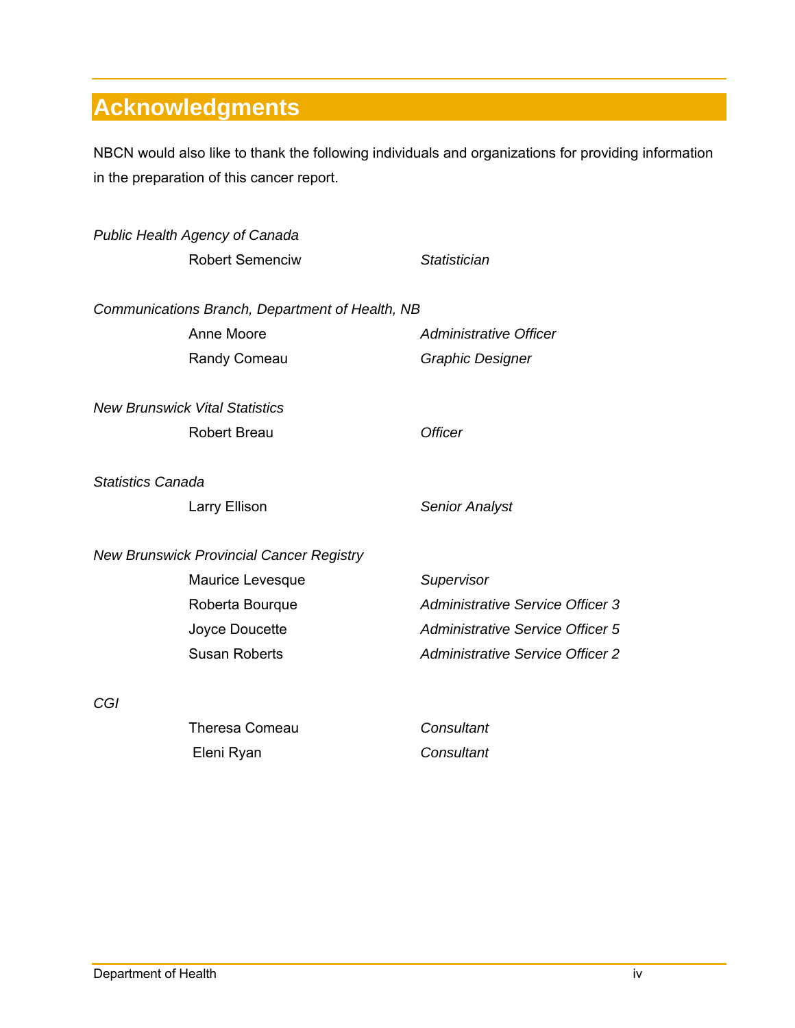# Acknowledgments

NBCN would also like to thank the following individuals and organizations for providing information in the preparation of this cancer report.

*Public Health Agency of Canada*

| | |
|---|---|
| Robert Semenciw | *Statistician* |

*Communications Branch, Department of Health, NB*

| | |
|---|---|
| Anne Moore | *Administrative Officer* |
| Randy Comeau | *Graphic Designer* |

*New Brunswick Vital Statistics*

| | |
|---|---|
| Robert Breau | *Officer* |

*Statistics Canada*

| | |
|---|---|
| Larry Ellison | *Senior Analyst* |

*New Brunswick Provincial Cancer Registry*

| | |
|---|---|
| Maurice Levesque | *Supervisor* |
| Roberta Bourque | *Administrative Service Officer 3* |
| Joyce Doucette | *Administrative Service Officer 5* |
| Susan Roberts | *Administrative Service Officer 2* |

*CGI*

| | |
|---|---|
| Theresa Comeau | *Consultant* |
| Eleni Ryan | *Consultant* |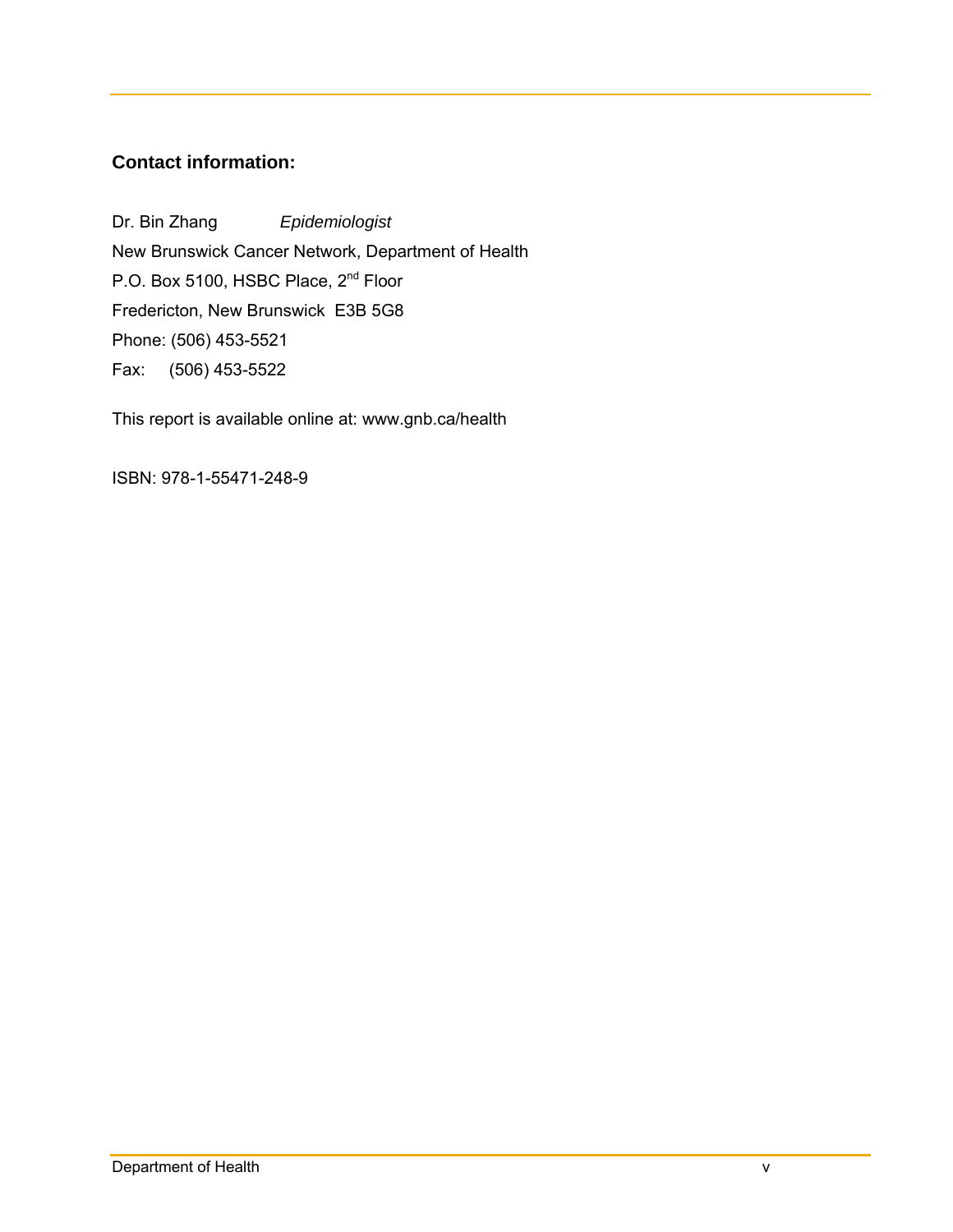## Contact information:

Dr. Bin Zhang *Epidemiologist*

New Brunswick Cancer Network, Department of Health

P.O. Box 5100, HSBC Place, 2nd Floor

Fredericton, New Brunswick E3B 5G8

Phone: (506) 453-5521

Fax: (506) 453-5522

This report is available online at: www.gnb.ca/health

ISBN: 978-1-55471-248-9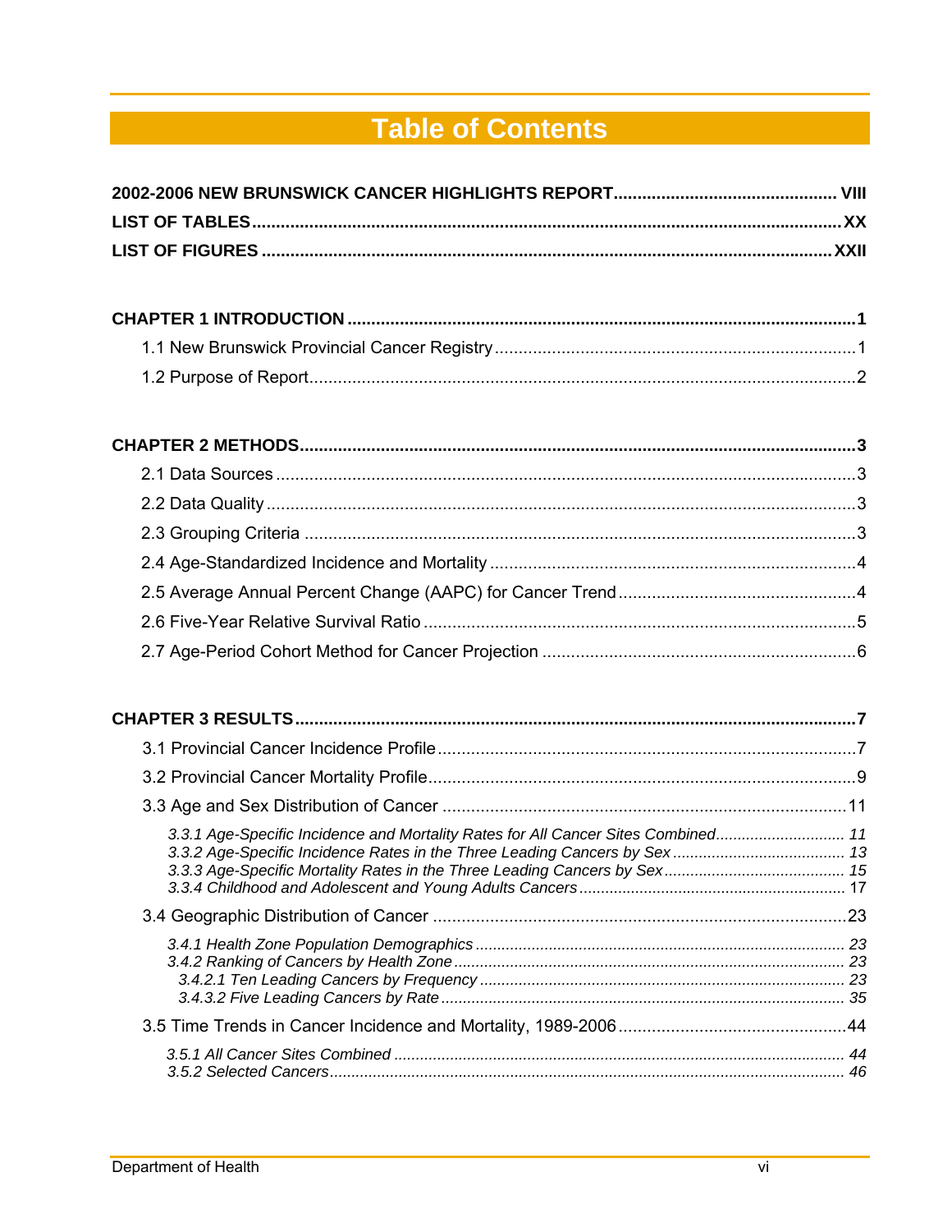# Table of Contents

**2002-2006 NEW BRUNSWICK CANCER HIGHLIGHTS REPORT .............................................. VIII**

**LIST OF TABLES ........................................................................................................................ XX**

**LIST OF FIGURES ..................................................................................................................... XXII**

**CHAPTER 1 INTRODUCTION ........................................................................................................ 1**

1.1 New Brunswick Provincial Cancer Registry ........................................................................... 1

1.2 Purpose of Report ................................................................................................................... 2

**CHAPTER 2 METHODS .................................................................................................................. 3**

2.1 Data Sources ........................................................................................................................... 3

2.2 Data Quality ............................................................................................................................ 3

2.3 Grouping Criteria .................................................................................................................... 3

2.4 Age-Standardized Incidence and Mortality ............................................................................. 4

2.5 Average Annual Percent Change (AAPC) for Cancer Trend .................................................. 4

2.6 Five-Year Relative Survival Ratio ........................................................................................... 5

2.7 Age-Period Cohort Method for Cancer Projection .................................................................. 6

**CHAPTER 3 RESULTS .................................................................................................................... 7**

3.1 Provincial Cancer Incidence Profile ........................................................................................ 7

3.2 Provincial Cancer Mortality Profile .......................................................................................... 9

3.3 Age and Sex Distribution of Cancer ...................................................................................... 11

*3.3.1 Age-Specific Incidence and Mortality Rates for All Cancer Sites Combined ............................. 11*
*3.3.2 Age-Specific Incidence Rates in the Three Leading Cancers by Sex ....................................... 13*
*3.3.3 Age-Specific Mortality Rates in the Three Leading Cancers by Sex ......................................... 15*
*3.3.4 Childhood and Adolescent and Young Adults Cancers ............................................................ 17*

3.4 Geographic Distribution of Cancer ........................................................................................ 23

*3.4.1 Health Zone Population Demographics .................................................................................... 23*
*3.4.2 Ranking of Cancers by Health Zone ......................................................................................... 23*
*3.4.2.1 Ten Leading Cancers by Frequency ..................................................................................... 23*
*3.4.3.2 Five Leading Cancers by Rate .............................................................................................. 35*

3.5 Time Trends in Cancer Incidence and Mortality, 1989-2006 ................................................. 44

*3.5.1 All Cancer Sites Combined ....................................................................................................... 44*
*3.5.2 Selected Cancers ...................................................................................................................... 46*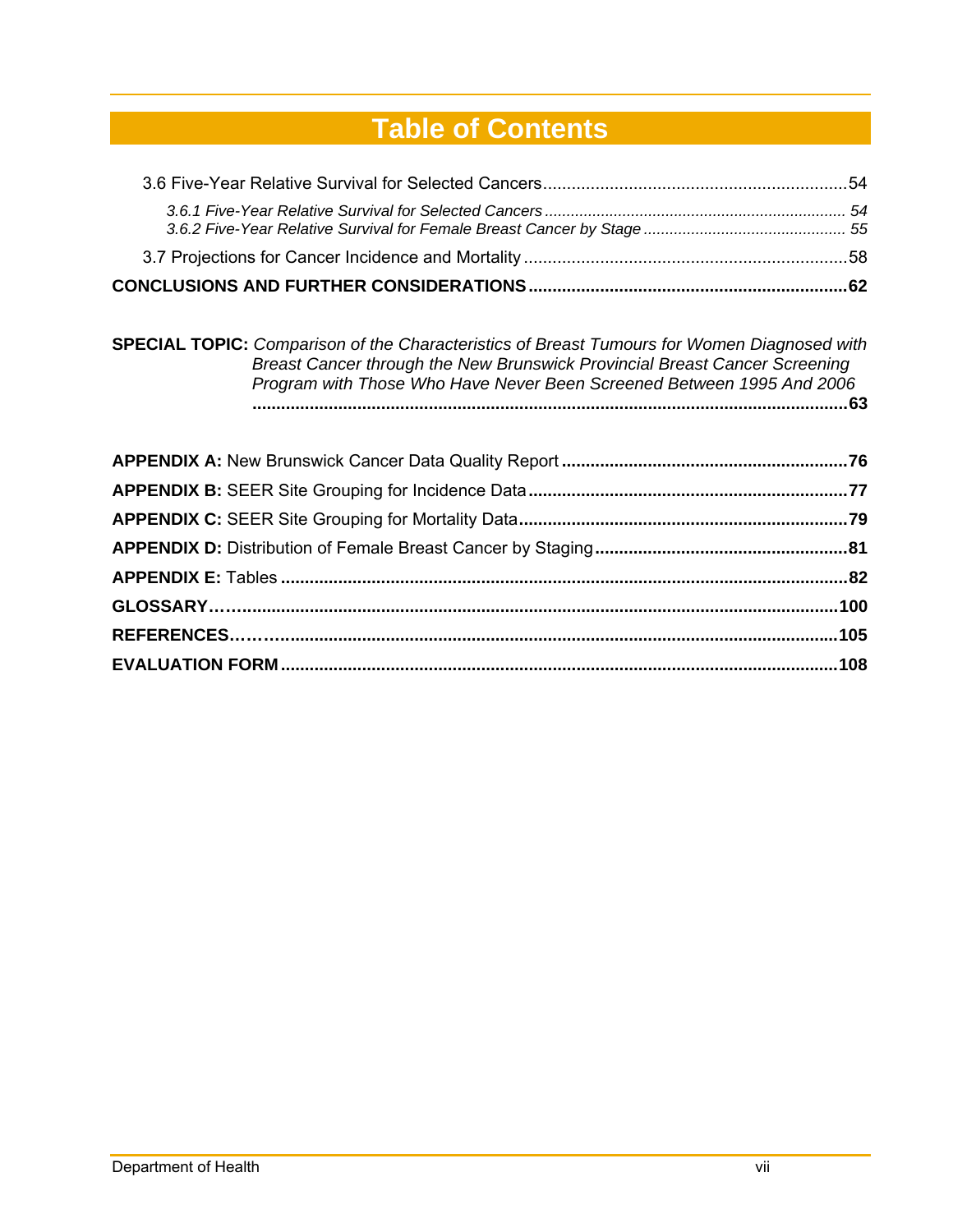# Table of Contents

3.6 Five-Year Relative Survival for Selected Cancers ....................................................54

*3.6.1 Five-Year Relative Survival for Selected Cancers ....................................................54*
*3.6.2 Five-Year Relative Survival for Female Breast Cancer by Stage ..............................55*

3.7 Projections for Cancer Incidence and Mortality ....................................................58

**CONCLUSIONS AND FURTHER CONSIDERATIONS ....................................................62**

**SPECIAL TOPIC:** *Comparison of the Characteristics of Breast Tumours for Women Diagnosed with Breast Cancer through the New Brunswick Provincial Breast Cancer Screening Program with Those Who Have Never Been Screened Between 1995 And 2006* **....................................................63**

**APPENDIX A:** New Brunswick Cancer Data Quality Report **....................................................76**

**APPENDIX B:** SEER Site Grouping for Incidence Data **....................................................77**

**APPENDIX C:** SEER Site Grouping for Mortality Data **....................................................79**

**APPENDIX D:** Distribution of Female Breast Cancer by Staging **....................................................81**

**APPENDIX E:** Tables **....................................................82**

**GLOSSARY....................................................100**

**REFERENCES....................................................105**

**EVALUATION FORM ....................................................108**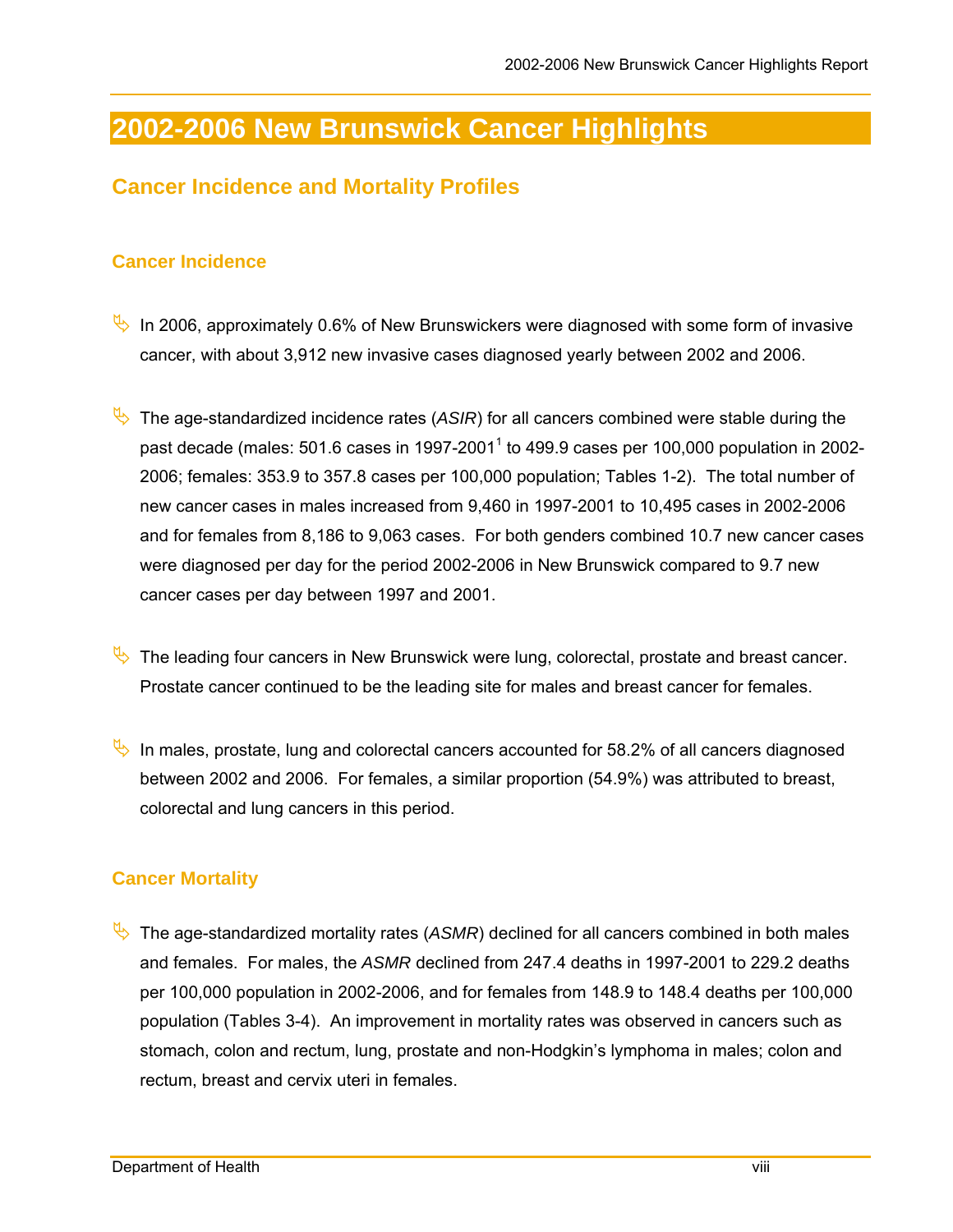# 2002-2006 New Brunswick Cancer Highlights

## Cancer Incidence and Mortality Profiles

### Cancer Incidence

- In 2006, approximately 0.6% of New Brunswickers were diagnosed with some form of invasive cancer, with about 3,912 new invasive cases diagnosed yearly between 2002 and 2006.

- The age-standardized incidence rates (*ASIR*) for all cancers combined were stable during the past decade (males: 501.6 cases in 1997-2001[1] to 499.9 cases per 100,000 population in 2002-2006; females: 353.9 to 357.8 cases per 100,000 population; Tables 1-2). The total number of new cancer cases in males increased from 9,460 in 1997-2001 to 10,495 cases in 2002-2006 and for females from 8,186 to 9,063 cases. For both genders combined 10.7 new cancer cases were diagnosed per day for the period 2002-2006 in New Brunswick compared to 9.7 new cancer cases per day between 1997 and 2001.

- The leading four cancers in New Brunswick were lung, colorectal, prostate and breast cancer. Prostate cancer continued to be the leading site for males and breast cancer for females.

- In males, prostate, lung and colorectal cancers accounted for 58.2% of all cancers diagnosed between 2002 and 2006. For females, a similar proportion (54.9%) was attributed to breast, colorectal and lung cancers in this period.

### Cancer Mortality

- The age-standardized mortality rates (*ASMR*) declined for all cancers combined in both males and females. For males, the *ASMR* declined from 247.4 deaths in 1997-2001 to 229.2 deaths per 100,000 population in 2002-2006, and for females from 148.9 to 148.4 deaths per 100,000 population (Tables 3-4). An improvement in mortality rates was observed in cancers such as stomach, colon and rectum, lung, prostate and non-Hodgkin's lymphoma in males; colon and rectum, breast and cervix uteri in females.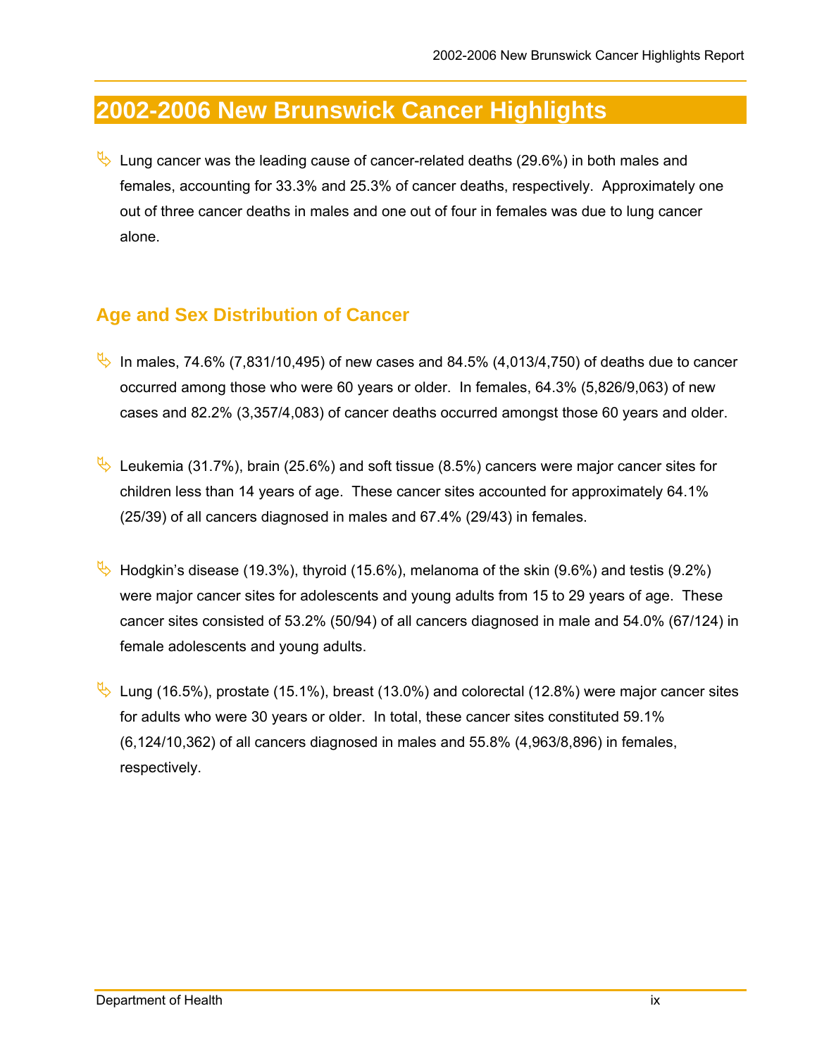# 2002-2006 New Brunswick Cancer Highlights

- Lung cancer was the leading cause of cancer-related deaths (29.6%) in both males and females, accounting for 33.3% and 25.3% of cancer deaths, respectively. Approximately one out of three cancer deaths in males and one out of four in females was due to lung cancer alone.

## Age and Sex Distribution of Cancer

- In males, 74.6% (7,831/10,495) of new cases and 84.5% (4,013/4,750) of deaths due to cancer occurred among those who were 60 years or older. In females, 64.3% (5,826/9,063) of new cases and 82.2% (3,357/4,083) of cancer deaths occurred amongst those 60 years and older.

- Leukemia (31.7%), brain (25.6%) and soft tissue (8.5%) cancers were major cancer sites for children less than 14 years of age. These cancer sites accounted for approximately 64.1% (25/39) of all cancers diagnosed in males and 67.4% (29/43) in females.

- Hodgkin's disease (19.3%), thyroid (15.6%), melanoma of the skin (9.6%) and testis (9.2%) were major cancer sites for adolescents and young adults from 15 to 29 years of age. These cancer sites consisted of 53.2% (50/94) of all cancers diagnosed in male and 54.0% (67/124) in female adolescents and young adults.

- Lung (16.5%), prostate (15.1%), breast (13.0%) and colorectal (12.8%) were major cancer sites for adults who were 30 years or older. In total, these cancer sites constituted 59.1% (6,124/10,362) of all cancers diagnosed in males and 55.8% (4,963/8,896) in females, respectively.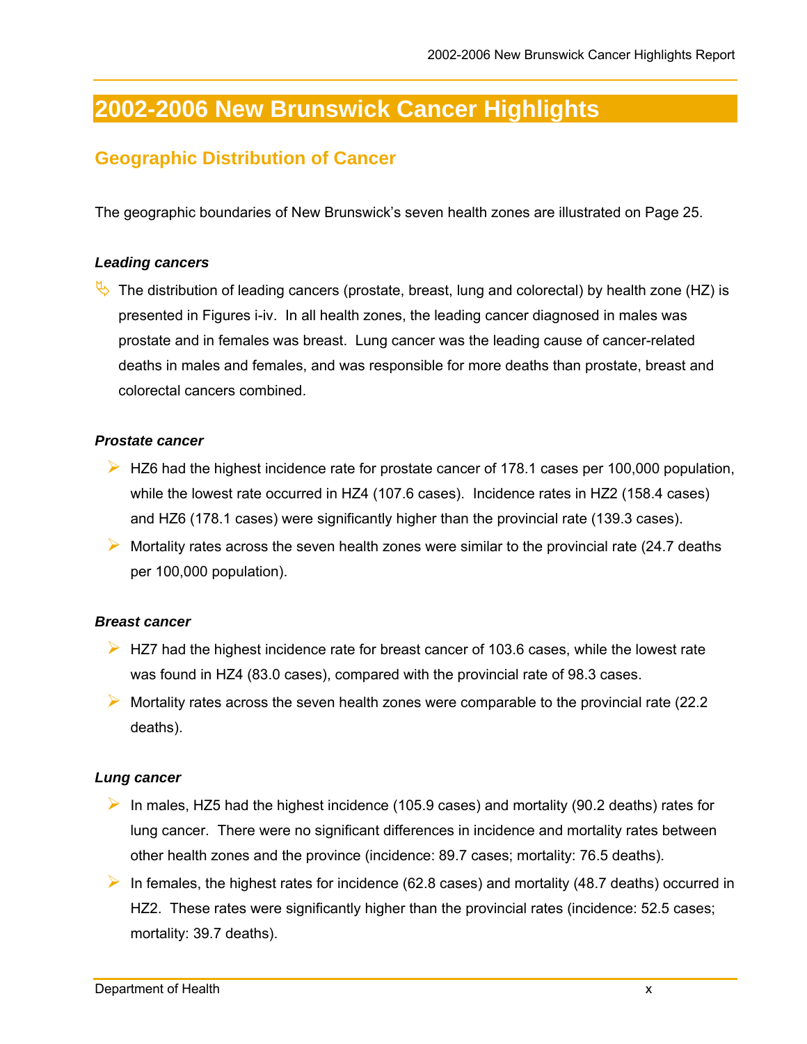# 2002-2006 New Brunswick Cancer Highlights

## Geographic Distribution of Cancer

The geographic boundaries of New Brunswick's seven health zones are illustrated on Page 25.

#### *Leading cancers*

- The distribution of leading cancers (prostate, breast, lung and colorectal) by health zone (HZ) is presented in Figures i-iv. In all health zones, the leading cancer diagnosed in males was prostate and in females was breast. Lung cancer was the leading cause of cancer-related deaths in males and females, and was responsible for more deaths than prostate, breast and colorectal cancers combined.

#### *Prostate cancer*

- HZ6 had the highest incidence rate for prostate cancer of 178.1 cases per 100,000 population, while the lowest rate occurred in HZ4 (107.6 cases). Incidence rates in HZ2 (158.4 cases) and HZ6 (178.1 cases) were significantly higher than the provincial rate (139.3 cases).
- Mortality rates across the seven health zones were similar to the provincial rate (24.7 deaths per 100,000 population).

#### *Breast cancer*

- HZ7 had the highest incidence rate for breast cancer of 103.6 cases, while the lowest rate was found in HZ4 (83.0 cases), compared with the provincial rate of 98.3 cases.
- Mortality rates across the seven health zones were comparable to the provincial rate (22.2 deaths).

#### *Lung cancer*

- In males, HZ5 had the highest incidence (105.9 cases) and mortality (90.2 deaths) rates for lung cancer. There were no significant differences in incidence and mortality rates between other health zones and the province (incidence: 89.7 cases; mortality: 76.5 deaths).
- In females, the highest rates for incidence (62.8 cases) and mortality (48.7 deaths) occurred in HZ2. These rates were significantly higher than the provincial rates (incidence: 52.5 cases; mortality: 39.7 deaths).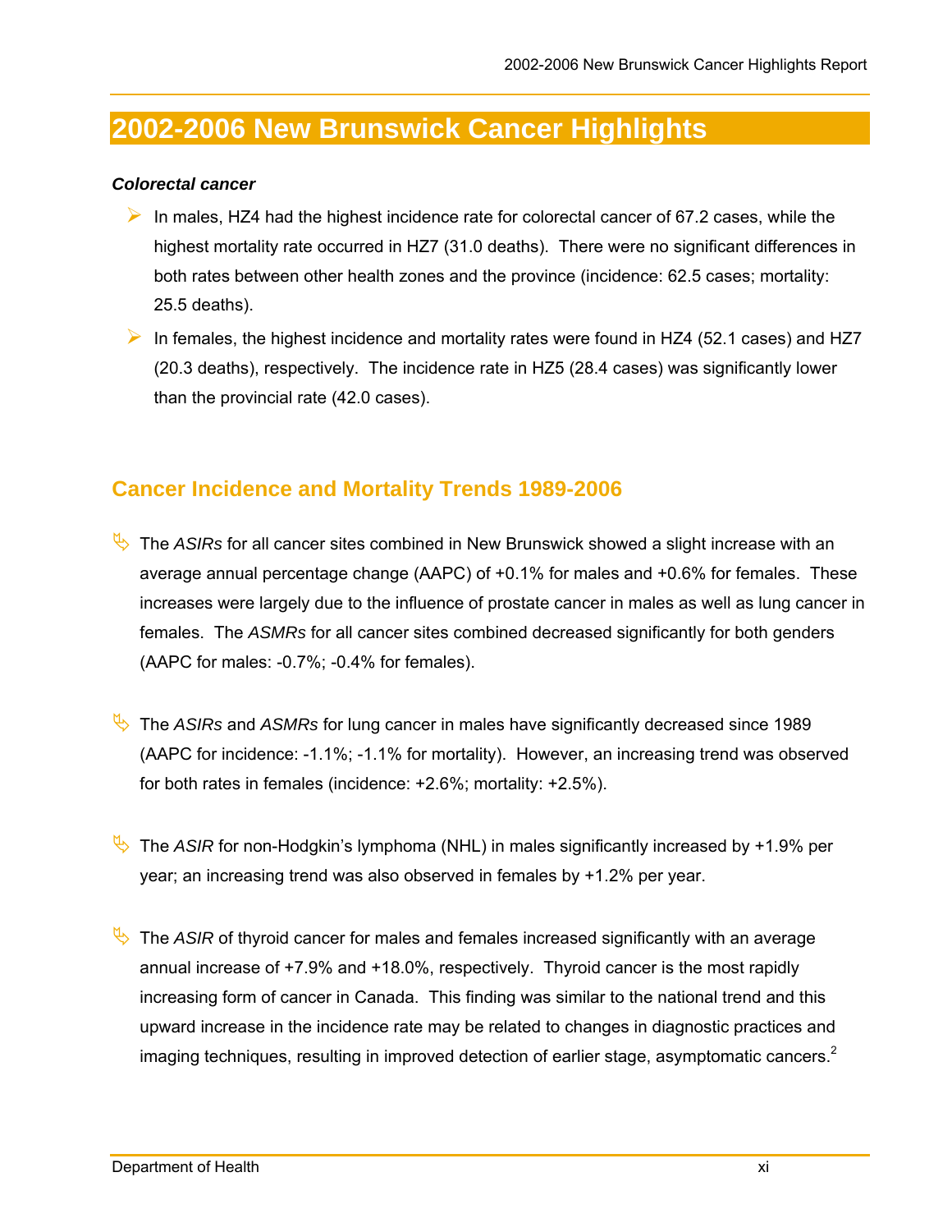# 2002-2006 New Brunswick Cancer Highlights

***Colorectal cancer***

- In males, HZ4 had the highest incidence rate for colorectal cancer of 67.2 cases, while the highest mortality rate occurred in HZ7 (31.0 deaths). There were no significant differences in both rates between other health zones and the province (incidence: 62.5 cases; mortality: 25.5 deaths).
- In females, the highest incidence and mortality rates were found in HZ4 (52.1 cases) and HZ7 (20.3 deaths), respectively. The incidence rate in HZ5 (28.4 cases) was significantly lower than the provincial rate (42.0 cases).

## Cancer Incidence and Mortality Trends 1989-2006

- The *ASIRs* for all cancer sites combined in New Brunswick showed a slight increase with an average annual percentage change (AAPC) of +0.1% for males and +0.6% for females. These increases were largely due to the influence of prostate cancer in males as well as lung cancer in females. The *ASMRs* for all cancer sites combined decreased significantly for both genders (AAPC for males: -0.7%; -0.4% for females).

- The *ASIRs* and *ASMRs* for lung cancer in males have significantly decreased since 1989 (AAPC for incidence: -1.1%; -1.1% for mortality). However, an increasing trend was observed for both rates in females (incidence: +2.6%; mortality: +2.5%).

- The *ASIR* for non-Hodgkin's lymphoma (NHL) in males significantly increased by +1.9% per year; an increasing trend was also observed in females by +1.2% per year.

- The *ASIR* of thyroid cancer for males and females increased significantly with an average annual increase of +7.9% and +18.0%, respectively. Thyroid cancer is the most rapidly increasing form of cancer in Canada. This finding was similar to the national trend and this upward increase in the incidence rate may be related to changes in diagnostic practices and imaging techniques, resulting in improved detection of earlier stage, asymptomatic cancers.[2]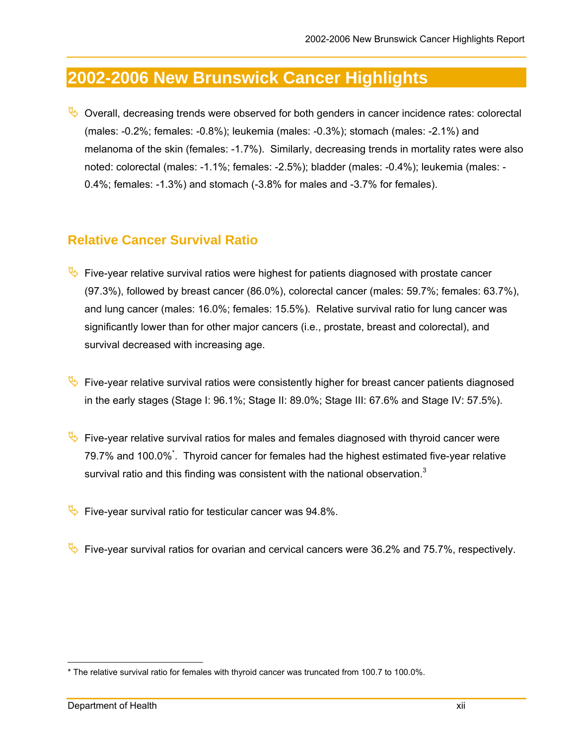# 2002-2006 New Brunswick Cancer Highlights

- Overall, decreasing trends were observed for both genders in cancer incidence rates: colorectal (males: -0.2%; females: -0.8%); leukemia (males: -0.3%); stomach (males: -2.1%) and melanoma of the skin (females: -1.7%). Similarly, decreasing trends in mortality rates were also noted: colorectal (males: -1.1%; females: -2.5%); bladder (males: -0.4%); leukemia (males: -0.4%; females: -1.3%) and stomach (-3.8% for males and -3.7% for females).

## Relative Cancer Survival Ratio

- Five-year relative survival ratios were highest for patients diagnosed with prostate cancer (97.3%), followed by breast cancer (86.0%), colorectal cancer (males: 59.7%; females: 63.7%), and lung cancer (males: 16.0%; females: 15.5%). Relative survival ratio for lung cancer was significantly lower than for other major cancers (i.e., prostate, breast and colorectal), and survival decreased with increasing age.

- Five-year relative survival ratios were consistently higher for breast cancer patients diagnosed in the early stages (Stage I: 96.1%; Stage II: 89.0%; Stage III: 67.6% and Stage IV: 57.5%).

- Five-year relative survival ratios for males and females diagnosed with thyroid cancer were 79.7% and 100.0%*. Thyroid cancer for females had the highest estimated five-year relative survival ratio and this finding was consistent with the national observation.[3]

- Five-year survival ratio for testicular cancer was 94.8%.

- Five-year survival ratios for ovarian and cervical cancers were 36.2% and 75.7%, respectively.

* The relative survival ratio for females with thyroid cancer was truncated from 100.7 to 100.0%.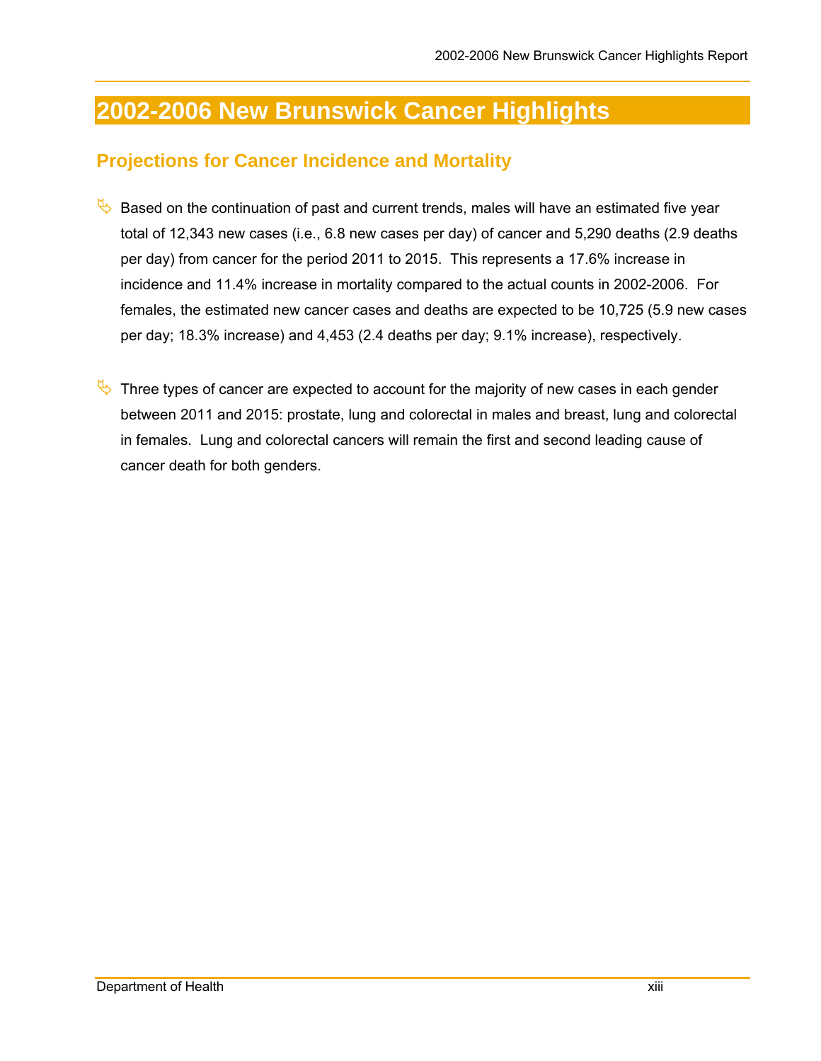# 2002-2006 New Brunswick Cancer Highlights

## Projections for Cancer Incidence and Mortality

- Based on the continuation of past and current trends, males will have an estimated five year total of 12,343 new cases (i.e., 6.8 new cases per day) of cancer and 5,290 deaths (2.9 deaths per day) from cancer for the period 2011 to 2015. This represents a 17.6% increase in incidence and 11.4% increase in mortality compared to the actual counts in 2002-2006. For females, the estimated new cancer cases and deaths are expected to be 10,725 (5.9 new cases per day; 18.3% increase) and 4,453 (2.4 deaths per day; 9.1% increase), respectively.

- Three types of cancer are expected to account for the majority of new cases in each gender between 2011 and 2015: prostate, lung and colorectal in males and breast, lung and colorectal in females. Lung and colorectal cancers will remain the first and second leading cause of cancer death for both genders.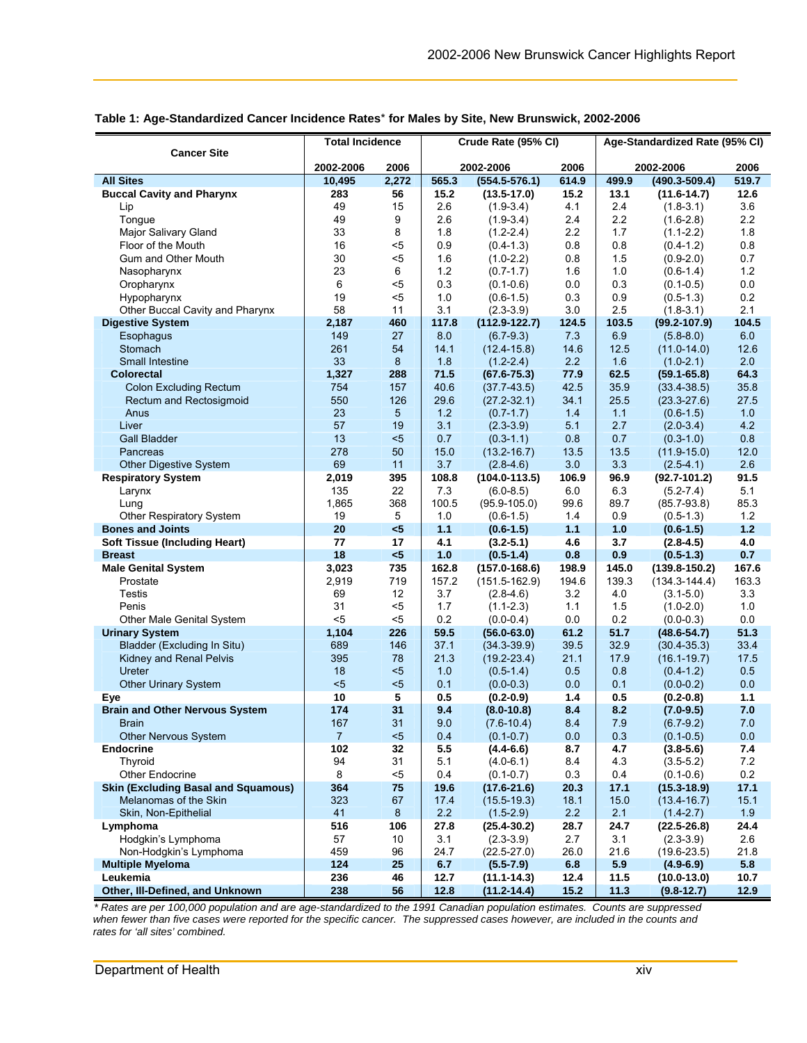**Table 1: Age-Standardized Cancer Incidence Rates* for Males by Site, New Brunswick, 2002-2006**

| Cancer Site | Total Incidence | | Crude Rate (95% CI) | | | Age-Standardized Rate (95% CI) | | |
|---|---|---|---|---|---|---|---|---|
| | 2002-2006 | 2006 | 2002-2006 | | 2006 | 2002-2006 | | 2006 |
| **All Sites** | **10,495** | **2,272** | **565.3** | **(554.5-576.1)** | **614.9** | **499.9** | **(490.3-509.4)** | **519.7** |
| **Buccal Cavity and Pharynx** | **283** | **56** | **15.2** | **(13.5-17.0)** | **15.2** | **13.1** | **(11.6-14.7)** | **12.6** |
| Lip | 49 | 15 | 2.6 | (1.9-3.4) | 4.1 | 2.4 | (1.8-3.1) | 3.6 |
| Tongue | 49 | 9 | 2.6 | (1.9-3.4) | 2.4 | 2.2 | (1.6-2.8) | 2.2 |
| Major Salivary Gland | 33 | 8 | 1.8 | (1.2-2.4) | 2.2 | 1.7 | (1.1-2.2) | 1.8 |
| Floor of the Mouth | 16 | <5 | 0.9 | (0.4-1.3) | 0.8 | 0.8 | (0.4-1.2) | 0.8 |
| Gum and Other Mouth | 30 | <5 | 1.6 | (1.0-2.2) | 0.8 | 1.5 | (0.9-2.0) | 0.7 |
| Nasopharynx | 23 | 6 | 1.2 | (0.7-1.7) | 1.6 | 1.0 | (0.6-1.4) | 1.2 |
| Oropharynx | 6 | <5 | 0.3 | (0.1-0.6) | 0.0 | 0.3 | (0.1-0.5) | 0.0 |
| Hypopharynx | 19 | <5 | 1.0 | (0.6-1.5) | 0.3 | 0.9 | (0.5-1.3) | 0.2 |
| Other Buccal Cavity and Pharynx | 58 | 11 | 3.1 | (2.3-3.9) | 3.0 | 2.5 | (1.8-3.1) | 2.1 |
| **Digestive System** | **2,187** | **460** | **117.8** | **(112.9-122.7)** | **124.5** | **103.5** | **(99.2-107.9)** | **104.5** |
| Esophagus | 149 | 27 | 8.0 | (6.7-9.3) | 7.3 | 6.9 | (5.8-8.0) | 6.0 |
| Stomach | 261 | 54 | 14.1 | (12.4-15.8) | 14.6 | 12.5 | (11.0-14.0) | 12.6 |
| Small Intestine | 33 | 8 | 1.8 | (1.2-2.4) | 2.2 | 1.6 | (1.0-2.1) | 2.0 |
| **Colorectal** | **1,327** | **288** | **71.5** | **(67.6-75.3)** | **77.9** | **62.5** | **(59.1-65.8)** | **64.3** |
| Colon Excluding Rectum | 754 | 157 | 40.6 | (37.7-43.5) | 42.5 | 35.9 | (33.4-38.5) | 35.8 |
| Rectum and Rectosigmoid | 550 | 126 | 29.6 | (27.2-32.1) | 34.1 | 25.5 | (23.3-27.6) | 27.5 |
| Anus | 23 | 5 | 1.2 | (0.7-1.7) | 1.4 | 1.1 | (0.6-1.5) | 1.0 |
| Liver | 57 | 19 | 3.1 | (2.3-3.9) | 5.1 | 2.7 | (2.0-3.4) | 4.2 |
| Gall Bladder | 13 | <5 | 0.7 | (0.3-1.1) | 0.8 | 0.7 | (0.3-1.0) | 0.8 |
| Pancreas | 278 | 50 | 15.0 | (13.2-16.7) | 13.5 | 13.5 | (11.9-15.0) | 12.0 |
| Other Digestive System | 69 | 11 | 3.7 | (2.8-4.6) | 3.0 | 3.3 | (2.5-4.1) | 2.6 |
| **Respiratory System** | **2,019** | **395** | **108.8** | **(104.0-113.5)** | **106.9** | **96.9** | **(92.7-101.2)** | **91.5** |
| Larynx | 135 | 22 | 7.3 | (6.0-8.5) | 6.0 | 6.3 | (5.2-7.4) | 5.1 |
| Lung | 1,865 | 368 | 100.5 | (95.9-105.0) | 99.6 | 89.7 | (85.7-93.8) | 85.3 |
| Other Respiratory System | 19 | 5 | 1.0 | (0.6-1.5) | 1.4 | 0.9 | (0.5-1.3) | 1.2 |
| **Bones and Joints** | **20** | **<5** | **1.1** | **(0.6-1.5)** | **1.1** | **1.0** | **(0.6-1.5)** | **1.2** |
| **Soft Tissue (Including Heart)** | **77** | **17** | **4.1** | **(3.2-5.1)** | **4.6** | **3.7** | **(2.8-4.5)** | **4.0** |
| **Breast** | **18** | **<5** | **1.0** | **(0.5-1.4)** | **0.8** | **0.9** | **(0.5-1.3)** | **0.7** |
| **Male Genital System** | **3,023** | **735** | **162.8** | **(157.0-168.6)** | **198.9** | **145.0** | **(139.8-150.2)** | **167.6** |
| Prostate | 2,919 | 719 | 157.2 | (151.5-162.9) | 194.6 | 139.3 | (134.3-144.4) | 163.3 |
| Testis | 69 | 12 | 3.7 | (2.8-4.6) | 3.2 | 4.0 | (3.1-5.0) | 3.3 |
| Penis | 31 | <5 | 1.7 | (1.1-2.3) | 1.1 | 1.5 | (1.0-2.0) | 1.0 |
| Other Male Genital System | <5 | <5 | 0.2 | (0.0-0.4) | 0.0 | 0.2 | (0.0-0.3) | 0.0 |
| **Urinary System** | **1,104** | **226** | **59.5** | **(56.0-63.0)** | **61.2** | **51.7** | **(48.6-54.7)** | **51.3** |
| Bladder (Excluding In Situ) | 689 | 146 | 37.1 | (34.3-39.9) | 39.5 | 32.9 | (30.4-35.3) | 33.4 |
| Kidney and Renal Pelvis | 395 | 78 | 21.3 | (19.2-23.4) | 21.1 | 17.9 | (16.1-19.7) | 17.5 |
| Ureter | 18 | <5 | 1.0 | (0.5-1.4) | 0.5 | 0.8 | (0.4-1.2) | 0.5 |
| Other Urinary System | <5 | <5 | 0.1 | (0.0-0.3) | 0.0 | 0.1 | (0.0-0.2) | 0.0 |
| **Eye** | **10** | **5** | **0.5** | **(0.2-0.9)** | **1.4** | **0.5** | **(0.2-0.8)** | **1.1** |
| **Brain and Other Nervous System** | **174** | **31** | **9.4** | **(8.0-10.8)** | **8.4** | **8.2** | **(7.0-9.5)** | **7.0** |
| Brain | 167 | 31 | 9.0 | (7.6-10.4) | 8.4 | 7.9 | (6.7-9.2) | 7.0 |
| Other Nervous System | 7 | <5 | 0.4 | (0.1-0.7) | 0.0 | 0.3 | (0.1-0.5) | 0.0 |
| **Endocrine** | **102** | **32** | **5.5** | **(4.4-6.6)** | **8.7** | **4.7** | **(3.8-5.6)** | **7.4** |
| Thyroid | 94 | 31 | 5.1 | (4.0-6.1) | 8.4 | 4.3 | (3.5-5.2) | 7.2 |
| Other Endocrine | 8 | <5 | 0.4 | (0.1-0.7) | 0.3 | 0.4 | (0.1-0.6) | 0.2 |
| **Skin (Excluding Basal and Squamous)** | **364** | **75** | **19.6** | **(17.6-21.6)** | **20.3** | **17.1** | **(15.3-18.9)** | **17.1** |
| Melanomas of the Skin | 323 | 67 | 17.4 | (15.5-19.3) | 18.1 | 15.0 | (13.4-16.7) | 15.1 |
| Skin, Non-Epithelial | 41 | 8 | 2.2 | (1.5-2.9) | 2.2 | 2.1 | (1.4-2.7) | 1.9 |
| **Lymphoma** | **516** | **106** | **27.8** | **(25.4-30.2)** | **28.7** | **24.7** | **(22.5-26.8)** | **24.4** |
| Hodgkin's Lymphoma | 57 | 10 | 3.1 | (2.3-3.9) | 2.7 | 3.1 | (2.3-3.9) | 2.6 |
| Non-Hodgkin's Lymphoma | 459 | 96 | 24.7 | (22.5-27.0) | 26.0 | 21.6 | (19.6-23.5) | 21.8 |
| **Multiple Myeloma** | **124** | **25** | **6.7** | **(5.5-7.9)** | **6.8** | **5.9** | **(4.9-6.9)** | **5.8** |
| **Leukemia** | **236** | **46** | **12.7** | **(11.1-14.3)** | **12.4** | **11.5** | **(10.0-13.0)** | **10.7** |
| **Other, Ill-Defined, and Unknown** | **238** | **56** | **12.8** | **(11.2-14.4)** | **15.2** | **11.3** | **(9.8-12.7)** | **12.9** |

*\* Rates are per 100,000 population and are age-standardized to the 1991 Canadian population estimates. Counts are suppressed when fewer than five cases were reported for the specific cancer. The suppressed cases however, are included in the counts and rates for 'all sites' combined.*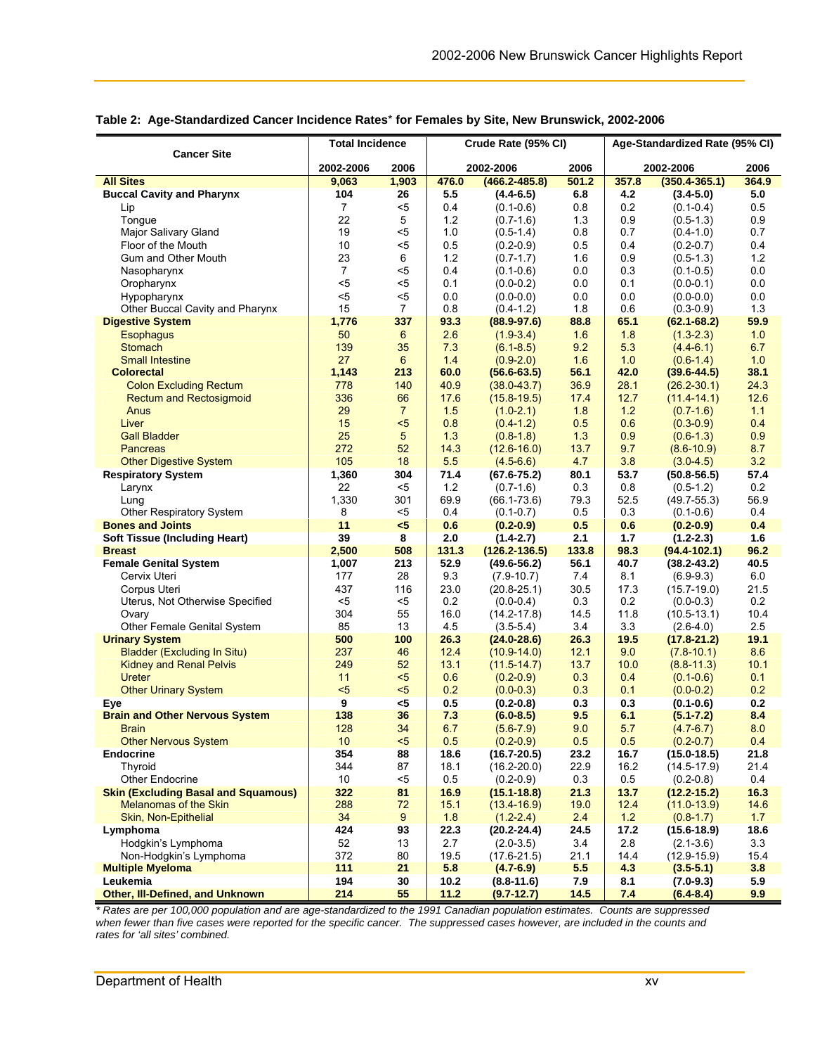**Table 2: Age-Standardized Cancer Incidence Rates* for Females by Site, New Brunswick, 2002-2006**

| Cancer Site | Total Incidence | | Crude Rate (95% CI) | | | Age-Standardized Rate (95% CI) | | |
|---|---|---|---|---|---|---|---|---|
| | 2002-2006 | 2006 | 2002-2006 | | 2006 | 2002-2006 | | 2006 |
| **All Sites** | **9,063** | **1,903** | **476.0** | **(466.2-485.8)** | **501.2** | **357.8** | **(350.4-365.1)** | **364.9** |
| **Buccal Cavity and Pharynx** | **104** | **26** | **5.5** | **(4.4-6.5)** | **6.8** | **4.2** | **(3.4-5.0)** | **5.0** |
| Lip | 7 | <5 | 0.4 | (0.1-0.6) | 0.8 | 0.2 | (0.1-0.4) | 0.5 |
| Tongue | 22 | 5 | 1.2 | (0.7-1.6) | 1.3 | 0.9 | (0.5-1.3) | 0.9 |
| Major Salivary Gland | 19 | <5 | 1.0 | (0.5-1.4) | 0.8 | 0.7 | (0.4-1.0) | 0.7 |
| Floor of the Mouth | 10 | <5 | 0.5 | (0.2-0.9) | 0.5 | 0.4 | (0.2-0.7) | 0.4 |
| Gum and Other Mouth | 23 | 6 | 1.2 | (0.7-1.7) | 1.6 | 0.9 | (0.5-1.3) | 1.2 |
| Nasopharynx | 7 | <5 | 0.4 | (0.1-0.6) | 0.0 | 0.3 | (0.1-0.5) | 0.0 |
| Oropharynx | <5 | <5 | 0.1 | (0.0-0.2) | 0.0 | 0.1 | (0.0-0.1) | 0.0 |
| Hypopharynx | <5 | <5 | 0.0 | (0.0-0.0) | 0.0 | 0.0 | (0.0-0.0) | 0.0 |
| Other Buccal Cavity and Pharynx | 15 | 7 | 0.8 | (0.4-1.2) | 1.8 | 0.6 | (0.3-0.9) | 1.3 |
| **Digestive System** | **1,776** | **337** | **93.3** | **(88.9-97.6)** | **88.8** | **65.1** | **(62.1-68.2)** | **59.9** |
| Esophagus | 50 | 6 | 2.6 | (1.9-3.4) | 1.6 | 1.8 | (1.3-2.3) | 1.0 |
| Stomach | 139 | 35 | 7.3 | (6.1-8.5) | 9.2 | 5.3 | (4.4-6.1) | 6.7 |
| Small Intestine | 27 | 6 | 1.4 | (0.9-2.0) | 1.6 | 1.0 | (0.6-1.4) | 1.0 |
| **Colorectal** | **1,143** | **213** | **60.0** | **(56.6-63.5)** | **56.1** | **42.0** | **(39.6-44.5)** | **38.1** |
| Colon Excluding Rectum | 778 | 140 | 40.9 | (38.0-43.7) | 36.9 | 28.1 | (26.2-30.1) | 24.3 |
| Rectum and Rectosigmoid | 336 | 66 | 17.6 | (15.8-19.5) | 17.4 | 12.7 | (11.4-14.1) | 12.6 |
| Anus | 29 | 7 | 1.5 | (1.0-2.1) | 1.8 | 1.2 | (0.7-1.6) | 1.1 |
| Liver | 15 | <5 | 0.8 | (0.4-1.2) | 0.5 | 0.6 | (0.3-0.9) | 0.4 |
| Gall Bladder | 25 | 5 | 1.3 | (0.8-1.8) | 1.3 | 0.9 | (0.6-1.3) | 0.9 |
| Pancreas | 272 | 52 | 14.3 | (12.6-16.0) | 13.7 | 9.7 | (8.6-10.9) | 8.7 |
| Other Digestive System | 105 | 18 | 5.5 | (4.5-6.6) | 4.7 | 3.8 | (3.0-4.5) | 3.2 |
| **Respiratory System** | **1,360** | **304** | **71.4** | **(67.6-75.2)** | **80.1** | **53.7** | **(50.8-56.5)** | **57.4** |
| Larynx | 22 | <5 | 1.2 | (0.7-1.6) | 0.3 | 0.8 | (0.5-1.2) | 0.2 |
| Lung | 1,330 | 301 | 69.9 | (66.1-73.6) | 79.3 | 52.5 | (49.7-55.3) | 56.9 |
| Other Respiratory System | 8 | <5 | 0.4 | (0.1-0.7) | 0.5 | 0.3 | (0.1-0.6) | 0.4 |
| **Bones and Joints** | **11** | **<5** | **0.6** | **(0.2-0.9)** | **0.5** | **0.6** | **(0.2-0.9)** | **0.4** |
| **Soft Tissue (Including Heart)** | **39** | **8** | **2.0** | **(1.4-2.7)** | **2.1** | **1.7** | **(1.2-2.3)** | **1.6** |
| **Breast** | **2,500** | **508** | **131.3** | **(126.2-136.5)** | **133.8** | **98.3** | **(94.4-102.1)** | **96.2** |
| **Female Genital System** | **1,007** | **213** | **52.9** | **(49.6-56.2)** | **56.1** | **40.7** | **(38.2-43.2)** | **40.5** |
| Cervix Uteri | 177 | 28 | 9.3 | (7.9-10.7) | 7.4 | 8.1 | (6.9-9.3) | 6.0 |
| Corpus Uteri | 437 | 116 | 23.0 | (20.8-25.1) | 30.5 | 17.3 | (15.7-19.0) | 21.5 |
| Uterus, Not Otherwise Specified | <5 | <5 | 0.2 | (0.0-0.4) | 0.3 | 0.2 | (0.0-0.3) | 0.2 |
| Ovary | 304 | 55 | 16.0 | (14.2-17.8) | 14.5 | 11.8 | (10.5-13.1) | 10.4 |
| Other Female Genital System | 85 | 13 | 4.5 | (3.5-5.4) | 3.4 | 3.3 | (2.6-4.0) | 2.5 |
| **Urinary System** | **500** | **100** | **26.3** | **(24.0-28.6)** | **26.3** | **19.5** | **(17.8-21.2)** | **19.1** |
| Bladder (Excluding In Situ) | 237 | 46 | 12.4 | (10.9-14.0) | 12.1 | 9.0 | (7.8-10.1) | 8.6 |
| Kidney and Renal Pelvis | 249 | 52 | 13.1 | (11.5-14.7) | 13.7 | 10.0 | (8.8-11.3) | 10.1 |
| Ureter | 11 | <5 | 0.6 | (0.2-0.9) | 0.3 | 0.4 | (0.1-0.6) | 0.1 |
| Other Urinary System | <5 | <5 | 0.2 | (0.0-0.3) | 0.3 | 0.1 | (0.0-0.2) | 0.2 |
| **Eye** | **9** | **<5** | **0.5** | **(0.2-0.8)** | **0.3** | **0.3** | **(0.1-0.6)** | **0.2** |
| **Brain and Other Nervous System** | **138** | **36** | **7.3** | **(6.0-8.5)** | **9.5** | **6.1** | **(5.1-7.2)** | **8.4** |
| Brain | 128 | 34 | 6.7 | (5.6-7.9) | 9.0 | 5.7 | (4.7-6.7) | 8.0 |
| Other Nervous System | 10 | <5 | 0.5 | (0.2-0.9) | 0.5 | 0.5 | (0.2-0.7) | 0.4 |
| **Endocrine** | **354** | **88** | **18.6** | **(16.7-20.5)** | **23.2** | **16.7** | **(15.0-18.5)** | **21.8** |
| Thyroid | 344 | 87 | 18.1 | (16.2-20.0) | 22.9 | 16.2 | (14.5-17.9) | 21.4 |
| Other Endocrine | 10 | <5 | 0.5 | (0.2-0.9) | 0.3 | 0.5 | (0.2-0.8) | 0.4 |
| **Skin (Excluding Basal and Squamous)** | **322** | **81** | **16.9** | **(15.1-18.8)** | **21.3** | **13.7** | **(12.2-15.2)** | **16.3** |
| Melanomas of the Skin | 288 | 72 | 15.1 | (13.4-16.9) | 19.0 | 12.4 | (11.0-13.9) | 14.6 |
| Skin, Non-Epithelial | 34 | 9 | 1.8 | (1.2-2.4) | 2.4 | 1.2 | (0.8-1.7) | 1.7 |
| **Lymphoma** | **424** | **93** | **22.3** | **(20.2-24.4)** | **24.5** | **17.2** | **(15.6-18.9)** | **18.6** |
| Hodgkin's Lymphoma | 52 | 13 | 2.7 | (2.0-3.5) | 3.4 | 2.8 | (2.1-3.6) | 3.3 |
| Non-Hodgkin's Lymphoma | 372 | 80 | 19.5 | (17.6-21.5) | 21.1 | 14.4 | (12.9-15.9) | 15.4 |
| **Multiple Myeloma** | **111** | **21** | **5.8** | **(4.7-6.9)** | **5.5** | **4.3** | **(3.5-5.1)** | **3.8** |
| **Leukemia** | **194** | **30** | **10.2** | **(8.8-11.6)** | **7.9** | **8.1** | **(7.0-9.3)** | **5.9** |
| **Other, Ill-Defined, and Unknown** | **214** | **55** | **11.2** | **(9.7-12.7)** | **14.5** | **7.4** | **(6.4-8.4)** | **9.9** |

*\* Rates are per 100,000 population and are age-standardized to the 1991 Canadian population estimates. Counts are suppressed when fewer than five cases were reported for the specific cancer. The suppressed cases however, are included in the counts and rates for 'all sites' combined.*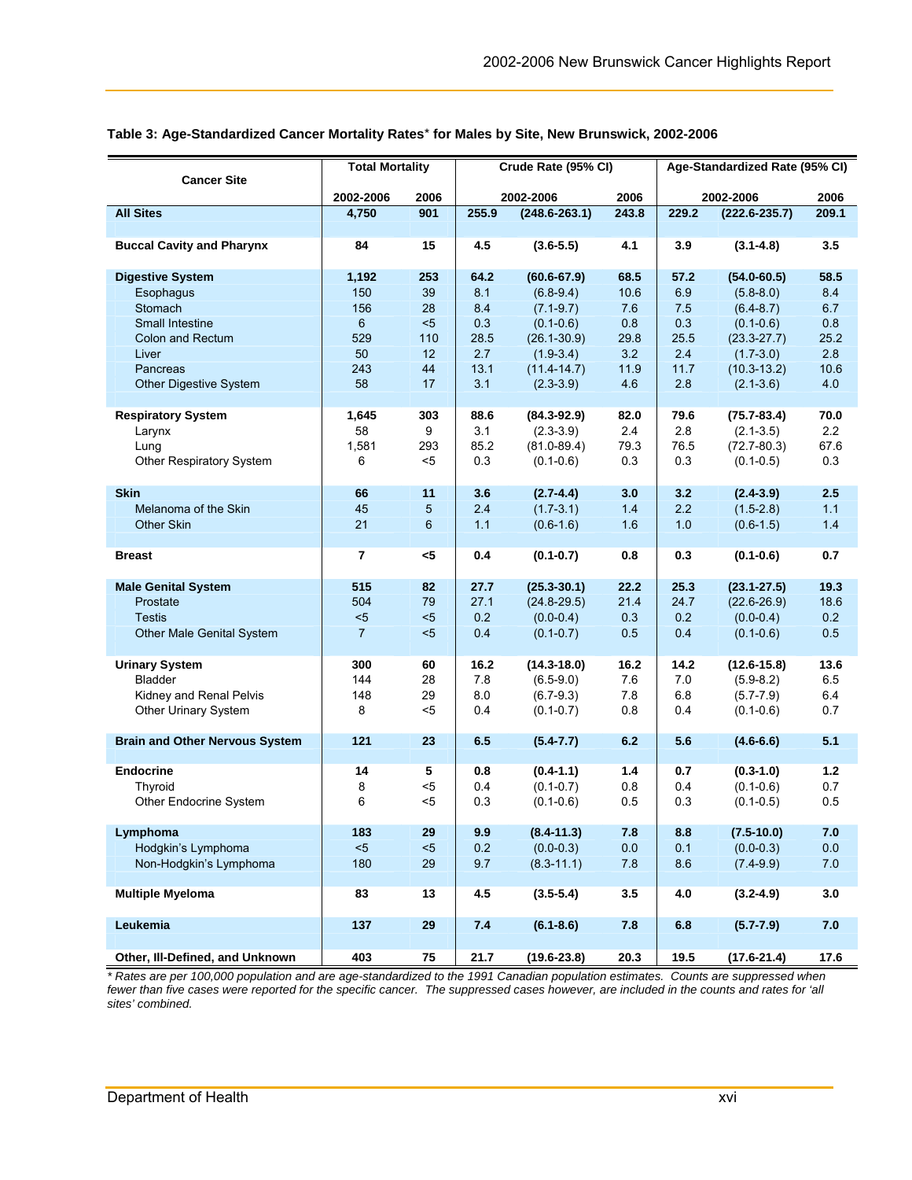**Table 3: Age-Standardized Cancer Mortality Rates* for Males by Site, New Brunswick, 2002-2006**

| Cancer Site | Total Mortality | | Crude Rate (95% CI) | | | Age-Standardized Rate (95% CI) | | |
|---|---|---|---|---|---|---|---|---|
| | 2002-2006 | 2006 | 2002-2006 | | 2006 | 2002-2006 | | 2006 |
| **All Sites** | **4,750** | **901** | **255.9** | **(248.6-263.1)** | **243.8** | **229.2** | **(222.6-235.7)** | **209.1** |
| **Buccal Cavity and Pharynx** | **84** | **15** | **4.5** | **(3.6-5.5)** | **4.1** | **3.9** | **(3.1-4.8)** | **3.5** |
| **Digestive System** | **1,192** | **253** | **64.2** | **(60.6-67.9)** | **68.5** | **57.2** | **(54.0-60.5)** | **58.5** |
| Esophagus | 150 | 39 | 8.1 | (6.8-9.4) | 10.6 | 6.9 | (5.8-8.0) | 8.4 |
| Stomach | 156 | 28 | 8.4 | (7.1-9.7) | 7.6 | 7.5 | (6.4-8.7) | 6.7 |
| Small Intestine | 6 | <5 | 0.3 | (0.1-0.6) | 0.8 | 0.3 | (0.1-0.6) | 0.8 |
| Colon and Rectum | 529 | 110 | 28.5 | (26.1-30.9) | 29.8 | 25.5 | (23.3-27.7) | 25.2 |
| Liver | 50 | 12 | 2.7 | (1.9-3.4) | 3.2 | 2.4 | (1.7-3.0) | 2.8 |
| Pancreas | 243 | 44 | 13.1 | (11.4-14.7) | 11.9 | 11.7 | (10.3-13.2) | 10.6 |
| Other Digestive System | 58 | 17 | 3.1 | (2.3-3.9) | 4.6 | 2.8 | (2.1-3.6) | 4.0 |
| **Respiratory System** | **1,645** | **303** | **88.6** | **(84.3-92.9)** | **82.0** | **79.6** | **(75.7-83.4)** | **70.0** |
| Larynx | 58 | 9 | 3.1 | (2.3-3.9) | 2.4 | 2.8 | (2.1-3.5) | 2.2 |
| Lung | 1,581 | 293 | 85.2 | (81.0-89.4) | 79.3 | 76.5 | (72.7-80.3) | 67.6 |
| Other Respiratory System | 6 | <5 | 0.3 | (0.1-0.6) | 0.3 | 0.3 | (0.1-0.5) | 0.3 |
| **Skin** | **66** | **11** | **3.6** | **(2.7-4.4)** | **3.0** | **3.2** | **(2.4-3.9)** | **2.5** |
| Melanoma of the Skin | 45 | 5 | 2.4 | (1.7-3.1) | 1.4 | 2.2 | (1.5-2.8) | 1.1 |
| Other Skin | 21 | 6 | 1.1 | (0.6-1.6) | 1.6 | 1.0 | (0.6-1.5) | 1.4 |
| **Breast** | **7** | **<5** | **0.4** | **(0.1-0.7)** | **0.8** | **0.3** | **(0.1-0.6)** | **0.7** |
| **Male Genital System** | **515** | **82** | **27.7** | **(25.3-30.1)** | **22.2** | **25.3** | **(23.1-27.5)** | **19.3** |
| Prostate | 504 | 79 | 27.1 | (24.8-29.5) | 21.4 | 24.7 | (22.6-26.9) | 18.6 |
| Testis | <5 | <5 | 0.2 | (0.0-0.4) | 0.3 | 0.2 | (0.0-0.4) | 0.2 |
| Other Male Genital System | 7 | <5 | 0.4 | (0.1-0.7) | 0.5 | 0.4 | (0.1-0.6) | 0.5 |
| **Urinary System** | **300** | **60** | **16.2** | **(14.3-18.0)** | **16.2** | **14.2** | **(12.6-15.8)** | **13.6** |
| Bladder | 144 | 28 | 7.8 | (6.5-9.0) | 7.6 | 7.0 | (5.9-8.2) | 6.5 |
| Kidney and Renal Pelvis | 148 | 29 | 8.0 | (6.7-9.3) | 7.8 | 6.8 | (5.7-7.9) | 6.4 |
| Other Urinary System | 8 | <5 | 0.4 | (0.1-0.7) | 0.8 | 0.4 | (0.1-0.6) | 0.7 |
| **Brain and Other Nervous System** | **121** | **23** | **6.5** | **(5.4-7.7)** | **6.2** | **5.6** | **(4.6-6.6)** | **5.1** |
| **Endocrine** | **14** | **5** | **0.8** | **(0.4-1.1)** | **1.4** | **0.7** | **(0.3-1.0)** | **1.2** |
| Thyroid | 8 | <5 | 0.4 | (0.1-0.7) | 0.8 | 0.4 | (0.1-0.6) | 0.7 |
| Other Endocrine System | 6 | <5 | 0.3 | (0.1-0.6) | 0.5 | 0.3 | (0.1-0.5) | 0.5 |
| **Lymphoma** | **183** | **29** | **9.9** | **(8.4-11.3)** | **7.8** | **8.8** | **(7.5-10.0)** | **7.0** |
| Hodgkin's Lymphoma | <5 | <5 | 0.2 | (0.0-0.3) | 0.0 | 0.1 | (0.0-0.3) | 0.0 |
| Non-Hodgkin's Lymphoma | 180 | 29 | 9.7 | (8.3-11.1) | 7.8 | 8.6 | (7.4-9.9) | 7.0 |
| **Multiple Myeloma** | **83** | **13** | **4.5** | **(3.5-5.4)** | **3.5** | **4.0** | **(3.2-4.9)** | **3.0** |
| **Leukemia** | **137** | **29** | **7.4** | **(6.1-8.6)** | **7.8** | **6.8** | **(5.7-7.9)** | **7.0** |
| **Other, Ill-Defined, and Unknown** | **403** | **75** | **21.7** | **(19.6-23.8)** | **20.3** | **19.5** | **(17.6-21.4)** | **17.6** |

*\* Rates are per 100,000 population and are age-standardized to the 1991 Canadian population estimates. Counts are suppressed when fewer than five cases were reported for the specific cancer. The suppressed cases however, are included in the counts and rates for 'all sites' combined.*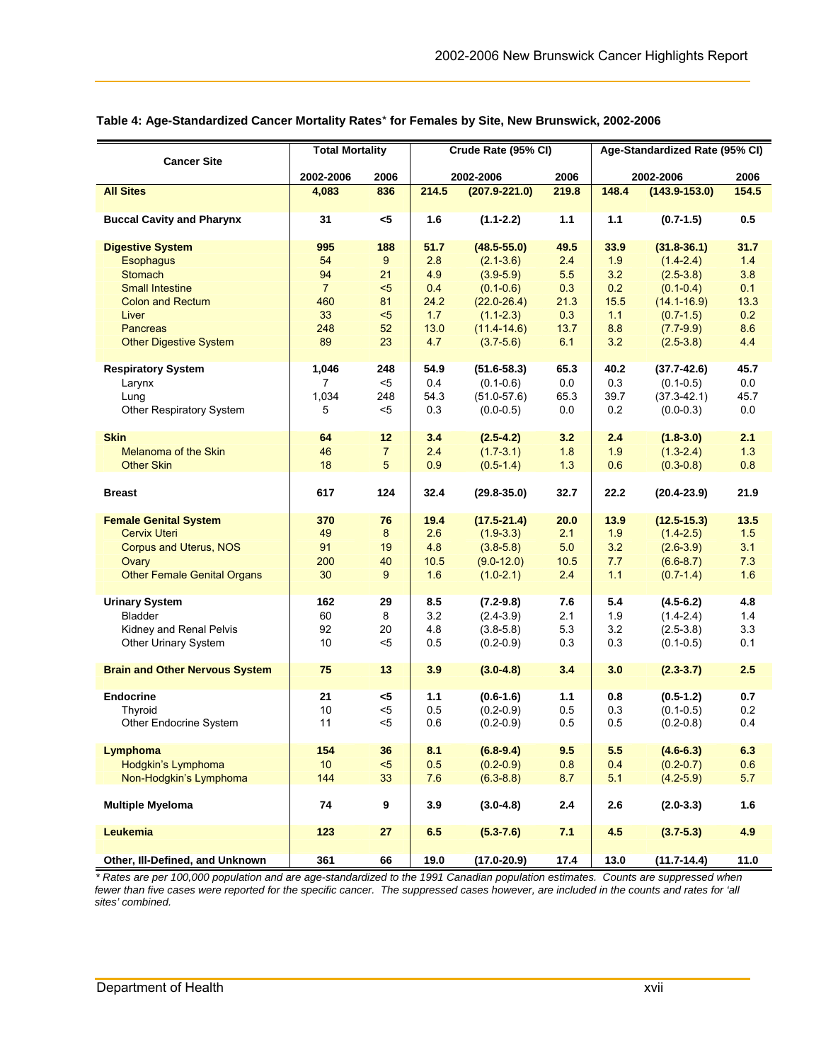**Table 4: Age-Standardized Cancer Mortality Rates* for Females by Site, New Brunswick, 2002-2006**

| Cancer Site | Total Mortality | | Crude Rate (95% CI) | | | Age-Standardized Rate (95% CI) | | |
|---|---|---|---|---|---|---|---|---|
| | 2002-2006 | 2006 | 2002-2006 | | 2006 | 2002-2006 | | 2006 |
| **All Sites** | **4,083** | **836** | **214.5** | **(207.9-221.0)** | **219.8** | **148.4** | **(143.9-153.0)** | **154.5** |
| **Buccal Cavity and Pharynx** | **31** | **<5** | **1.6** | **(1.1-2.2)** | **1.1** | **1.1** | **(0.7-1.5)** | **0.5** |
| **Digestive System** | **995** | **188** | **51.7** | **(48.5-55.0)** | **49.5** | **33.9** | **(31.8-36.1)** | **31.7** |
| Esophagus | 54 | 9 | 2.8 | (2.1-3.6) | 2.4 | 1.9 | (1.4-2.4) | 1.4 |
| Stomach | 94 | 21 | 4.9 | (3.9-5.9) | 5.5 | 3.2 | (2.5-3.8) | 3.8 |
| Small Intestine | 7 | <5 | 0.4 | (0.1-0.6) | 0.3 | 0.2 | (0.1-0.4) | 0.1 |
| Colon and Rectum | 460 | 81 | 24.2 | (22.0-26.4) | 21.3 | 15.5 | (14.1-16.9) | 13.3 |
| Liver | 33 | <5 | 1.7 | (1.1-2.3) | 0.3 | 1.1 | (0.7-1.5) | 0.2 |
| Pancreas | 248 | 52 | 13.0 | (11.4-14.6) | 13.7 | 8.8 | (7.7-9.9) | 8.6 |
| Other Digestive System | 89 | 23 | 4.7 | (3.7-5.6) | 6.1 | 3.2 | (2.5-3.8) | 4.4 |
| **Respiratory System** | **1,046** | **248** | **54.9** | **(51.6-58.3)** | **65.3** | **40.2** | **(37.7-42.6)** | **45.7** |
| Larynx | 7 | <5 | 0.4 | (0.1-0.6) | 0.0 | 0.3 | (0.1-0.5) | 0.0 |
| Lung | 1,034 | 248 | 54.3 | (51.0-57.6) | 65.3 | 39.7 | (37.3-42.1) | 45.7 |
| Other Respiratory System | 5 | <5 | 0.3 | (0.0-0.5) | 0.0 | 0.2 | (0.0-0.3) | 0.0 |
| **Skin** | **64** | **12** | **3.4** | **(2.5-4.2)** | **3.2** | **2.4** | **(1.8-3.0)** | **2.1** |
| Melanoma of the Skin | 46 | 7 | 2.4 | (1.7-3.1) | 1.8 | 1.9 | (1.3-2.4) | 1.3 |
| Other Skin | 18 | 5 | 0.9 | (0.5-1.4) | 1.3 | 0.6 | (0.3-0.8) | 0.8 |
| **Breast** | **617** | **124** | **32.4** | **(29.8-35.0)** | **32.7** | **22.2** | **(20.4-23.9)** | **21.9** |
| **Female Genital System** | **370** | **76** | **19.4** | **(17.5-21.4)** | **20.0** | **13.9** | **(12.5-15.3)** | **13.5** |
| Cervix Uteri | 49 | 8 | 2.6 | (1.9-3.3) | 2.1 | 1.9 | (1.4-2.5) | 1.5 |
| Corpus and Uterus, NOS | 91 | 19 | 4.8 | (3.8-5.8) | 5.0 | 3.2 | (2.6-3.9) | 3.1 |
| Ovary | 200 | 40 | 10.5 | (9.0-12.0) | 10.5 | 7.7 | (6.6-8.7) | 7.3 |
| Other Female Genital Organs | 30 | 9 | 1.6 | (1.0-2.1) | 2.4 | 1.1 | (0.7-1.4) | 1.6 |
| **Urinary System** | **162** | **29** | **8.5** | **(7.2-9.8)** | **7.6** | **5.4** | **(4.5-6.2)** | **4.8** |
| Bladder | 60 | 8 | 3.2 | (2.4-3.9) | 2.1 | 1.9 | (1.4-2.4) | 1.4 |
| Kidney and Renal Pelvis | 92 | 20 | 4.8 | (3.8-5.8) | 5.3 | 3.2 | (2.5-3.8) | 3.3 |
| Other Urinary System | 10 | <5 | 0.5 | (0.2-0.9) | 0.3 | 0.3 | (0.1-0.5) | 0.1 |
| **Brain and Other Nervous System** | **75** | **13** | **3.9** | **(3.0-4.8)** | **3.4** | **3.0** | **(2.3-3.7)** | **2.5** |
| **Endocrine** | **21** | **<5** | **1.1** | **(0.6-1.6)** | **1.1** | **0.8** | **(0.5-1.2)** | **0.7** |
| Thyroid | 10 | <5 | 0.5 | (0.2-0.9) | 0.5 | 0.3 | (0.1-0.5) | 0.2 |
| Other Endocrine System | 11 | <5 | 0.6 | (0.2-0.9) | 0.5 | 0.5 | (0.2-0.8) | 0.4 |
| **Lymphoma** | **154** | **36** | **8.1** | **(6.8-9.4)** | **9.5** | **5.5** | **(4.6-6.3)** | **6.3** |
| Hodgkin's Lymphoma | 10 | <5 | 0.5 | (0.2-0.9) | 0.8 | 0.4 | (0.2-0.7) | 0.6 |
| Non-Hodgkin's Lymphoma | 144 | 33 | 7.6 | (6.3-8.8) | 8.7 | 5.1 | (4.2-5.9) | 5.7 |
| **Multiple Myeloma** | **74** | **9** | **3.9** | **(3.0-4.8)** | **2.4** | **2.6** | **(2.0-3.3)** | **1.6** |
| **Leukemia** | **123** | **27** | **6.5** | **(5.3-7.6)** | **7.1** | **4.5** | **(3.7-5.3)** | **4.9** |
| **Other, Ill-Defined, and Unknown** | **361** | **66** | **19.0** | **(17.0-20.9)** | **17.4** | **13.0** | **(11.7-14.4)** | **11.0** |

*\* Rates are per 100,000 population and are age-standardized to the 1991 Canadian population estimates. Counts are suppressed when fewer than five cases were reported for the specific cancer. The suppressed cases however, are included in the counts and rates for 'all sites' combined.*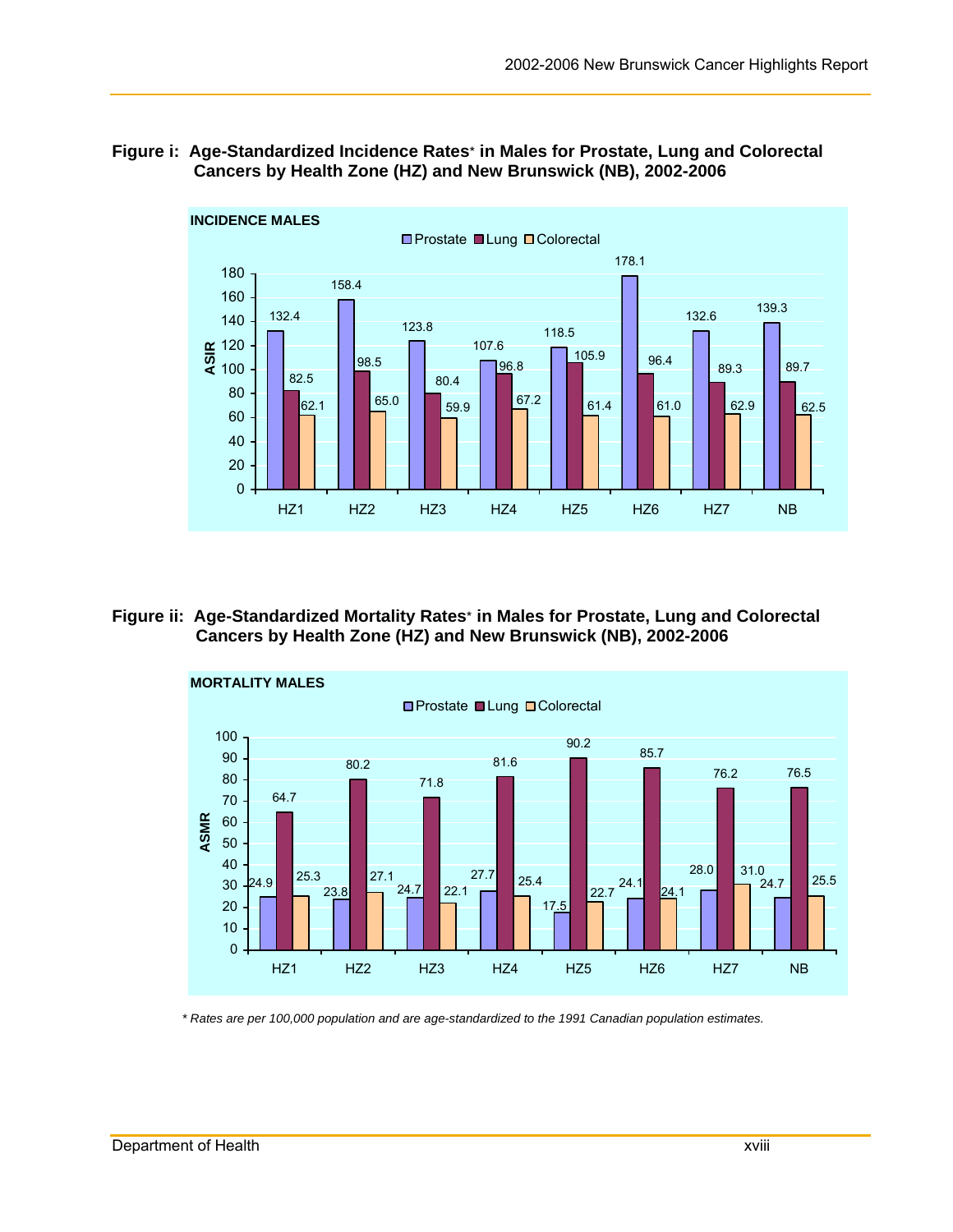**Figure i: Age-Standardized Incidence Rates* in Males for Prostate, Lung and Colorectal Cancers by Health Zone (HZ) and New Brunswick (NB), 2002-2006**

INCIDENCE MALES

| | Prostate | Lung | Colorectal |
|---|---|---|---|
| HZ1 | 132.4 | 82.5 | 62.1 |
| HZ2 | 158.4 | 98.5 | 65.0 |
| HZ3 | 123.8 | 80.4 | 59.9 |
| HZ4 | 107.6 | 96.8 | 67.2 |
| HZ5 | 118.5 | 105.9 | 61.4 |
| HZ6 | 178.1 | 96.4 | 61.0 |
| HZ7 | 132.6 | 89.3 | 62.9 |
| NB | 139.3 | 89.7 | 62.5 |

**Figure ii: Age-Standardized Mortality Rates* in Males for Prostate, Lung and Colorectal Cancers by Health Zone (HZ) and New Brunswick (NB), 2002-2006**

MORTALITY MALES

| | Prostate | Lung | Colorectal |
|---|---|---|---|
| HZ1 | 24.9 | 64.7 | 25.3 |
| HZ2 | 23.8 | 80.2 | 27.1 |
| HZ3 | 24.7 | 71.8 | 22.1 |
| HZ4 | 27.7 | 81.6 | 25.4 |
| HZ5 | 17.5 | 90.2 | 22.7 |
| HZ6 | 24.1 | 85.7 | 24.1 |
| HZ7 | 28.0 | 76.2 | 31.0 |
| NB | 24.7 | 76.5 | 25.5 |

*\* Rates are per 100,000 population and are age-standardized to the 1991 Canadian population estimates.*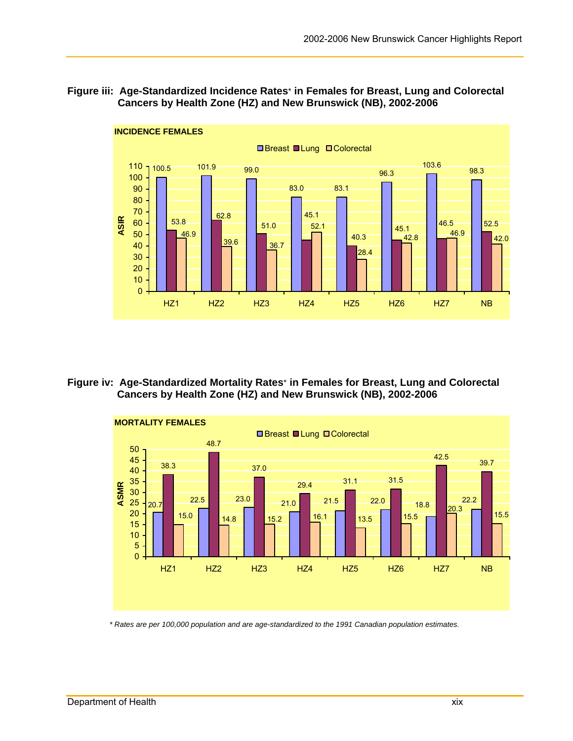**Figure iii: Age-Standardized Incidence Rates* in Females for Breast, Lung and Colorectal Cancers by Health Zone (HZ) and New Brunswick (NB), 2002-2006**

INCIDENCE FEMALES

| | Breast | Lung | Colorectal |
|---|---|---|---|
| HZ1 | 100.5 | 53.8 | 46.9 |
| HZ2 | 101.9 | 62.8 | 39.6 |
| HZ3 | 99.0 | 51.0 | 36.7 |
| HZ4 | 83.0 | 45.1 | 52.1 |
| HZ5 | 83.1 | 40.3 | 28.4 |
| HZ6 | 96.3 | 45.1 | 42.8 |
| HZ7 | 103.6 | 46.5 | 46.9 |
| NB | 98.3 | 52.5 | 42.0 |

**Figure iv: Age-Standardized Mortality Rates* in Females for Breast, Lung and Colorectal Cancers by Health Zone (HZ) and New Brunswick (NB), 2002-2006**

MORTALITY FEMALES

| | Breast | Lung | Colorectal |
|---|---|---|---|
| HZ1 | 20.7 | 38.3 | 15.0 |
| HZ2 | 22.5 | 48.7 | 14.8 |
| HZ3 | 23.0 | 37.0 | 15.2 |
| HZ4 | 21.0 | 29.4 | 16.1 |
| HZ5 | 21.5 | 31.1 | 13.5 |
| HZ6 | 22.0 | 31.5 | 15.5 |
| HZ7 | 18.8 | 42.5 | 20.3 |
| NB | 22.2 | 39.7 | 15.5 |

*\* Rates are per 100,000 population and are age-standardized to the 1991 Canadian population estimates.*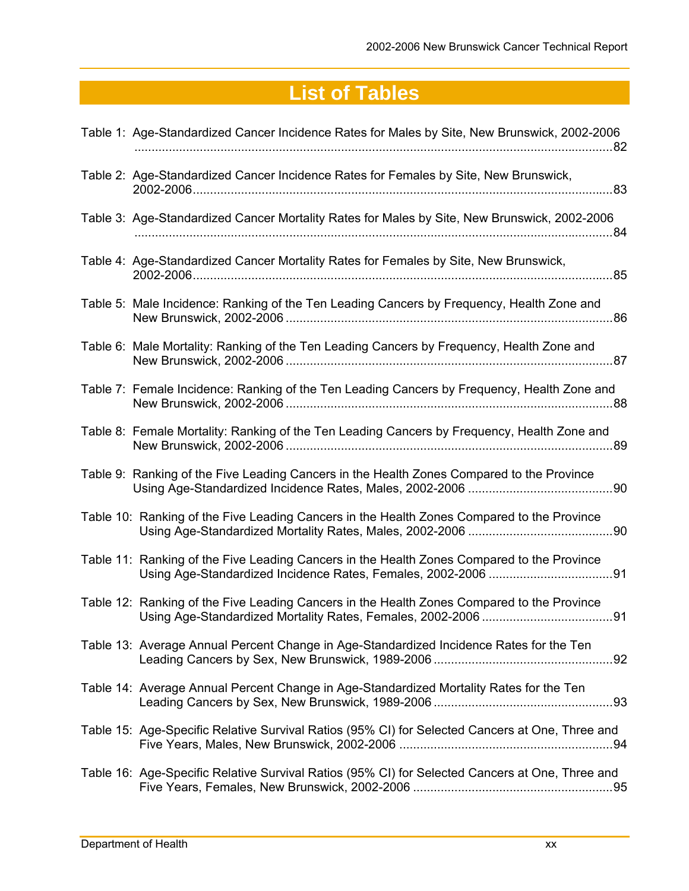# List of Tables

Table 1: Age-Standardized Cancer Incidence Rates for Males by Site, New Brunswick, 2002-2006 ....82

Table 2: Age-Standardized Cancer Incidence Rates for Females by Site, New Brunswick, 2002-2006 ....83

Table 3: Age-Standardized Cancer Mortality Rates for Males by Site, New Brunswick, 2002-2006 ....84

Table 4: Age-Standardized Cancer Mortality Rates for Females by Site, New Brunswick, 2002-2006 ....85

Table 5: Male Incidence: Ranking of the Ten Leading Cancers by Frequency, Health Zone and New Brunswick, 2002-2006 ....86

Table 6: Male Mortality: Ranking of the Ten Leading Cancers by Frequency, Health Zone and New Brunswick, 2002-2006 ....87

Table 7: Female Incidence: Ranking of the Ten Leading Cancers by Frequency, Health Zone and New Brunswick, 2002-2006 ....88

Table 8: Female Mortality: Ranking of the Ten Leading Cancers by Frequency, Health Zone and New Brunswick, 2002-2006 ....89

Table 9: Ranking of the Five Leading Cancers in the Health Zones Compared to the Province Using Age-Standardized Incidence Rates, Males, 2002-2006 ....90

Table 10: Ranking of the Five Leading Cancers in the Health Zones Compared to the Province Using Age-Standardized Mortality Rates, Males, 2002-2006 ....90

Table 11: Ranking of the Five Leading Cancers in the Health Zones Compared to the Province Using Age-Standardized Incidence Rates, Females, 2002-2006 ....91

Table 12: Ranking of the Five Leading Cancers in the Health Zones Compared to the Province Using Age-Standardized Mortality Rates, Females, 2002-2006 ....91

Table 13: Average Annual Percent Change in Age-Standardized Incidence Rates for the Ten Leading Cancers by Sex, New Brunswick, 1989-2006 ....92

Table 14: Average Annual Percent Change in Age-Standardized Mortality Rates for the Ten Leading Cancers by Sex, New Brunswick, 1989-2006 ....93

Table 15: Age-Specific Relative Survival Ratios (95% CI) for Selected Cancers at One, Three and Five Years, Males, New Brunswick, 2002-2006 ....94

Table 16: Age-Specific Relative Survival Ratios (95% CI) for Selected Cancers at One, Three and Five Years, Females, New Brunswick, 2002-2006 ....95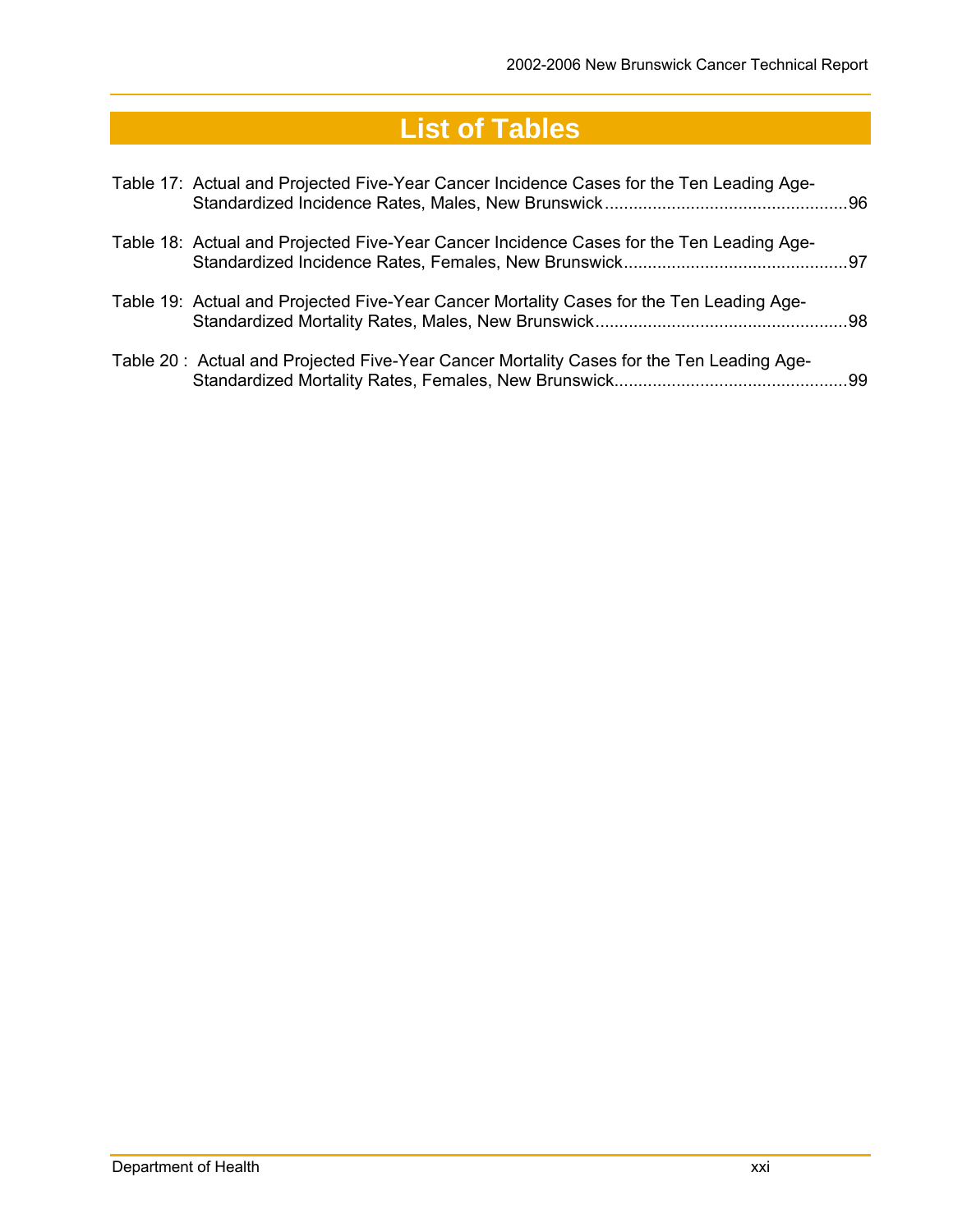# List of Tables

Table 17: Actual and Projected Five-Year Cancer Incidence Cases for the Ten Leading Age-Standardized Incidence Rates, Males, New Brunswick....................................................96

Table 18: Actual and Projected Five-Year Cancer Incidence Cases for the Ten Leading Age-Standardized Incidence Rates, Females, New Brunswick...............................................97

Table 19: Actual and Projected Five-Year Cancer Mortality Cases for the Ten Leading Age-Standardized Mortality Rates, Males, New Brunswick.....................................................98

Table 20 : Actual and Projected Five-Year Cancer Mortality Cases for the Ten Leading Age-Standardized Mortality Rates, Females, New Brunswick.................................................99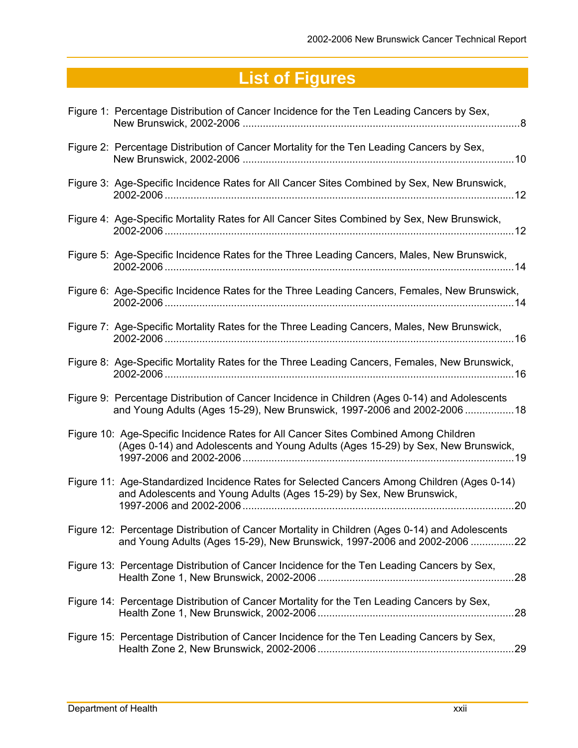# List of Figures

Figure 1: Percentage Distribution of Cancer Incidence for the Ten Leading Cancers by Sex, New Brunswick, 2002-2006 ....8

Figure 2: Percentage Distribution of Cancer Mortality for the Ten Leading Cancers by Sex, New Brunswick, 2002-2006 ....10

Figure 3: Age-Specific Incidence Rates for All Cancer Sites Combined by Sex, New Brunswick, 2002-2006 ....12

Figure 4: Age-Specific Mortality Rates for All Cancer Sites Combined by Sex, New Brunswick, 2002-2006 ....12

Figure 5: Age-Specific Incidence Rates for the Three Leading Cancers, Males, New Brunswick, 2002-2006 ....14

Figure 6: Age-Specific Incidence Rates for the Three Leading Cancers, Females, New Brunswick, 2002-2006 ....14

Figure 7: Age-Specific Mortality Rates for the Three Leading Cancers, Males, New Brunswick, 2002-2006 ....16

Figure 8: Age-Specific Mortality Rates for the Three Leading Cancers, Females, New Brunswick, 2002-2006 ....16

Figure 9: Percentage Distribution of Cancer Incidence in Children (Ages 0-14) and Adolescents and Young Adults (Ages 15-29), New Brunswick, 1997-2006 and 2002-2006 ....18

Figure 10: Age-Specific Incidence Rates for All Cancer Sites Combined Among Children (Ages 0-14) and Adolescents and Young Adults (Ages 15-29) by Sex, New Brunswick, 1997-2006 and 2002-2006 ....19

Figure 11: Age-Standardized Incidence Rates for Selected Cancers Among Children (Ages 0-14) and Adolescents and Young Adults (Ages 15-29) by Sex, New Brunswick, 1997-2006 and 2002-2006 ....20

Figure 12: Percentage Distribution of Cancer Mortality in Children (Ages 0-14) and Adolescents and Young Adults (Ages 15-29), New Brunswick, 1997-2006 and 2002-2006 ....22

Figure 13: Percentage Distribution of Cancer Incidence for the Ten Leading Cancers by Sex, Health Zone 1, New Brunswick, 2002-2006 ....28

Figure 14: Percentage Distribution of Cancer Mortality for the Ten Leading Cancers by Sex, Health Zone 1, New Brunswick, 2002-2006 ....28

Figure 15: Percentage Distribution of Cancer Incidence for the Ten Leading Cancers by Sex, Health Zone 2, New Brunswick, 2002-2006 ....29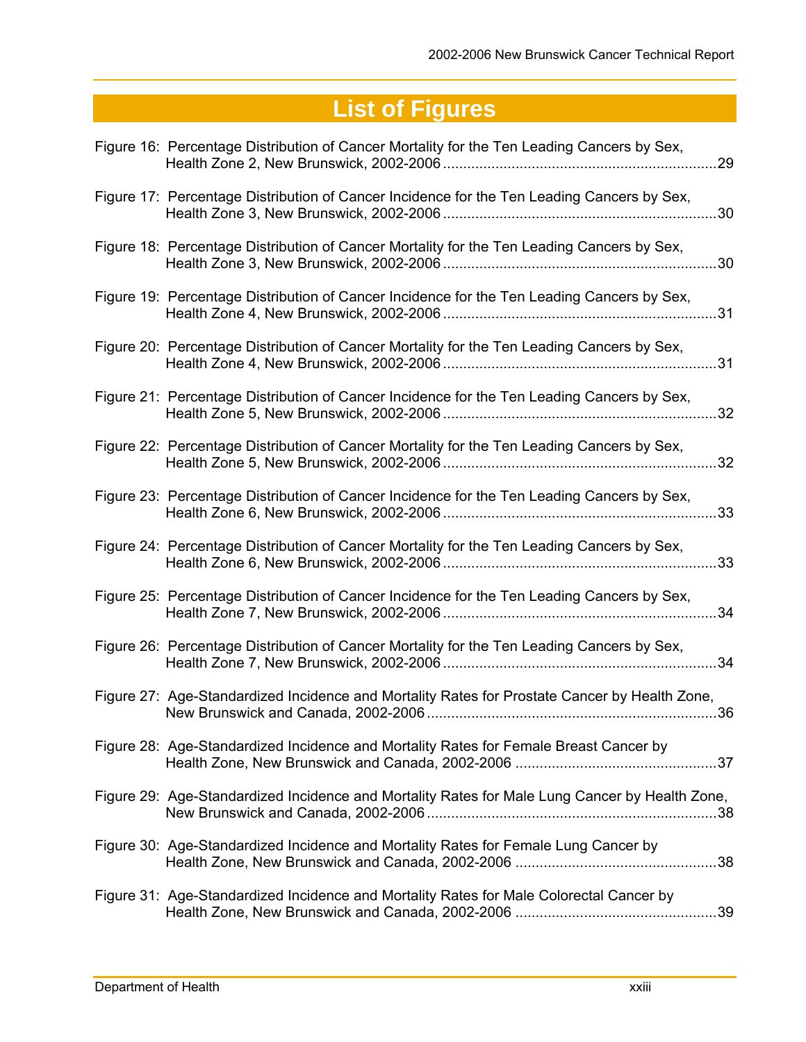# List of Figures

Figure 16: Percentage Distribution of Cancer Mortality for the Ten Leading Cancers by Sex, Health Zone 2, New Brunswick, 2002-2006 .......... 29

Figure 17: Percentage Distribution of Cancer Incidence for the Ten Leading Cancers by Sex, Health Zone 3, New Brunswick, 2002-2006 .......... 30

Figure 18: Percentage Distribution of Cancer Mortality for the Ten Leading Cancers by Sex, Health Zone 3, New Brunswick, 2002-2006 .......... 30

Figure 19: Percentage Distribution of Cancer Incidence for the Ten Leading Cancers by Sex, Health Zone 4, New Brunswick, 2002-2006 .......... 31

Figure 20: Percentage Distribution of Cancer Mortality for the Ten Leading Cancers by Sex, Health Zone 4, New Brunswick, 2002-2006 .......... 31

Figure 21: Percentage Distribution of Cancer Incidence for the Ten Leading Cancers by Sex, Health Zone 5, New Brunswick, 2002-2006 .......... 32

Figure 22: Percentage Distribution of Cancer Mortality for the Ten Leading Cancers by Sex, Health Zone 5, New Brunswick, 2002-2006 .......... 32

Figure 23: Percentage Distribution of Cancer Incidence for the Ten Leading Cancers by Sex, Health Zone 6, New Brunswick, 2002-2006 .......... 33

Figure 24: Percentage Distribution of Cancer Mortality for the Ten Leading Cancers by Sex, Health Zone 6, New Brunswick, 2002-2006 .......... 33

Figure 25: Percentage Distribution of Cancer Incidence for the Ten Leading Cancers by Sex, Health Zone 7, New Brunswick, 2002-2006 .......... 34

Figure 26: Percentage Distribution of Cancer Mortality for the Ten Leading Cancers by Sex, Health Zone 7, New Brunswick, 2002-2006 .......... 34

Figure 27: Age-Standardized Incidence and Mortality Rates for Prostate Cancer by Health Zone, New Brunswick and Canada, 2002-2006 .......... 36

Figure 28: Age-Standardized Incidence and Mortality Rates for Female Breast Cancer by Health Zone, New Brunswick and Canada, 2002-2006 .......... 37

Figure 29: Age-Standardized Incidence and Mortality Rates for Male Lung Cancer by Health Zone, New Brunswick and Canada, 2002-2006 .......... 38

Figure 30: Age-Standardized Incidence and Mortality Rates for Female Lung Cancer by Health Zone, New Brunswick and Canada, 2002-2006 .......... 38

Figure 31: Age-Standardized Incidence and Mortality Rates for Male Colorectal Cancer by Health Zone, New Brunswick and Canada, 2002-2006 .......... 39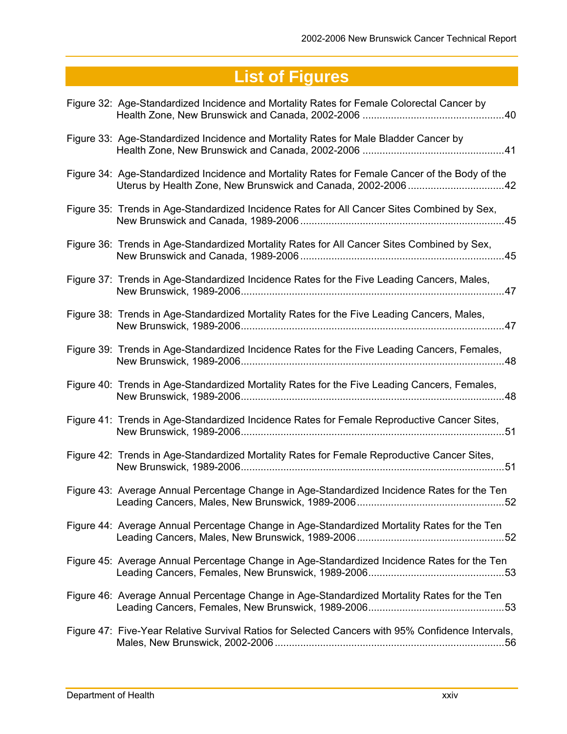# List of Figures

Figure 32: Age-Standardized Incidence and Mortality Rates for Female Colorectal Cancer by Health Zone, New Brunswick and Canada, 2002-2006 ....................................................40

Figure 33: Age-Standardized Incidence and Mortality Rates for Male Bladder Cancer by Health Zone, New Brunswick and Canada, 2002-2006 ....................................................41

Figure 34: Age-Standardized Incidence and Mortality Rates for Female Cancer of the Body of the Uterus by Health Zone, New Brunswick and Canada, 2002-2006 ....................................42

Figure 35: Trends in Age-Standardized Incidence Rates for All Cancer Sites Combined by Sex, New Brunswick and Canada, 1989-2006 ....................................................................45

Figure 36: Trends in Age-Standardized Mortality Rates for All Cancer Sites Combined by Sex, New Brunswick and Canada, 1989-2006 ....................................................................45

Figure 37: Trends in Age-Standardized Incidence Rates for the Five Leading Cancers, Males, New Brunswick, 1989-2006..........................................................................................47

Figure 38: Trends in Age-Standardized Mortality Rates for the Five Leading Cancers, Males, New Brunswick, 1989-2006..........................................................................................47

Figure 39: Trends in Age-Standardized Incidence Rates for the Five Leading Cancers, Females, New Brunswick, 1989-2006..........................................................................................48

Figure 40: Trends in Age-Standardized Mortality Rates for the Five Leading Cancers, Females, New Brunswick, 1989-2006..........................................................................................48

Figure 41: Trends in Age-Standardized Incidence Rates for Female Reproductive Cancer Sites, New Brunswick, 1989-2006..........................................................................................51

Figure 42: Trends in Age-Standardized Mortality Rates for Female Reproductive Cancer Sites, New Brunswick, 1989-2006..........................................................................................51

Figure 43: Average Annual Percentage Change in Age-Standardized Incidence Rates for the Ten Leading Cancers, Males, New Brunswick, 1989-2006....................................................52

Figure 44: Average Annual Percentage Change in Age-Standardized Mortality Rates for the Ten Leading Cancers, Males, New Brunswick, 1989-2006....................................................52

Figure 45: Average Annual Percentage Change in Age-Standardized Incidence Rates for the Ten Leading Cancers, Females, New Brunswick, 1989-2006................................................53

Figure 46: Average Annual Percentage Change in Age-Standardized Mortality Rates for the Ten Leading Cancers, Females, New Brunswick, 1989-2006................................................53

Figure 47: Five-Year Relative Survival Ratios for Selected Cancers with 95% Confidence Intervals, Males, New Brunswick, 2002-2006 ..................................................................................56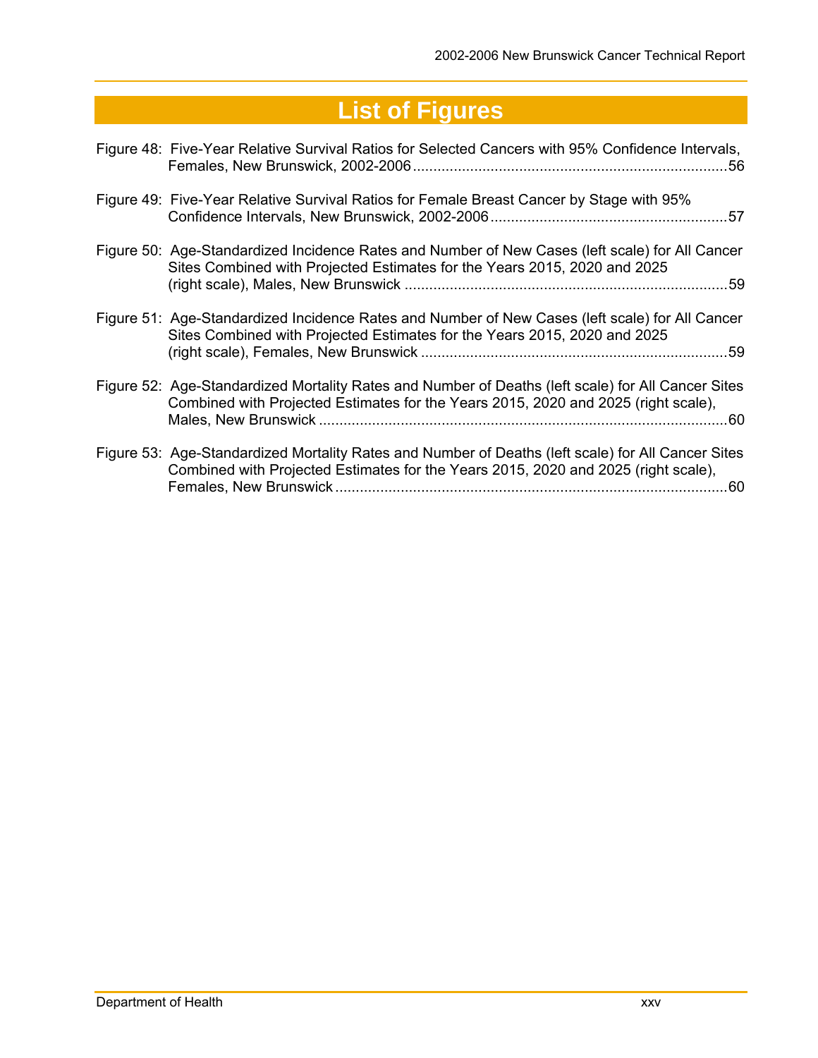# List of Figures

Figure 48: Five-Year Relative Survival Ratios for Selected Cancers with 95% Confidence Intervals, Females, New Brunswick, 2002-2006 ........................................................................... 56

Figure 49: Five-Year Relative Survival Ratios for Female Breast Cancer by Stage with 95% Confidence Intervals, New Brunswick, 2002-2006 ......................................................... 57

Figure 50: Age-Standardized Incidence Rates and Number of New Cases (left scale) for All Cancer Sites Combined with Projected Estimates for the Years 2015, 2020 and 2025 (right scale), Males, New Brunswick ............................................................................. 59

Figure 51: Age-Standardized Incidence Rates and Number of New Cases (left scale) for All Cancer Sites Combined with Projected Estimates for the Years 2015, 2020 and 2025 (right scale), Females, New Brunswick .......................................................................... 59

Figure 52: Age-Standardized Mortality Rates and Number of Deaths (left scale) for All Cancer Sites Combined with Projected Estimates for the Years 2015, 2020 and 2025 (right scale), Males, New Brunswick .................................................................................................. 60

Figure 53: Age-Standardized Mortality Rates and Number of Deaths (left scale) for All Cancer Sites Combined with Projected Estimates for the Years 2015, 2020 and 2025 (right scale), Females, New Brunswick .............................................................................................. 60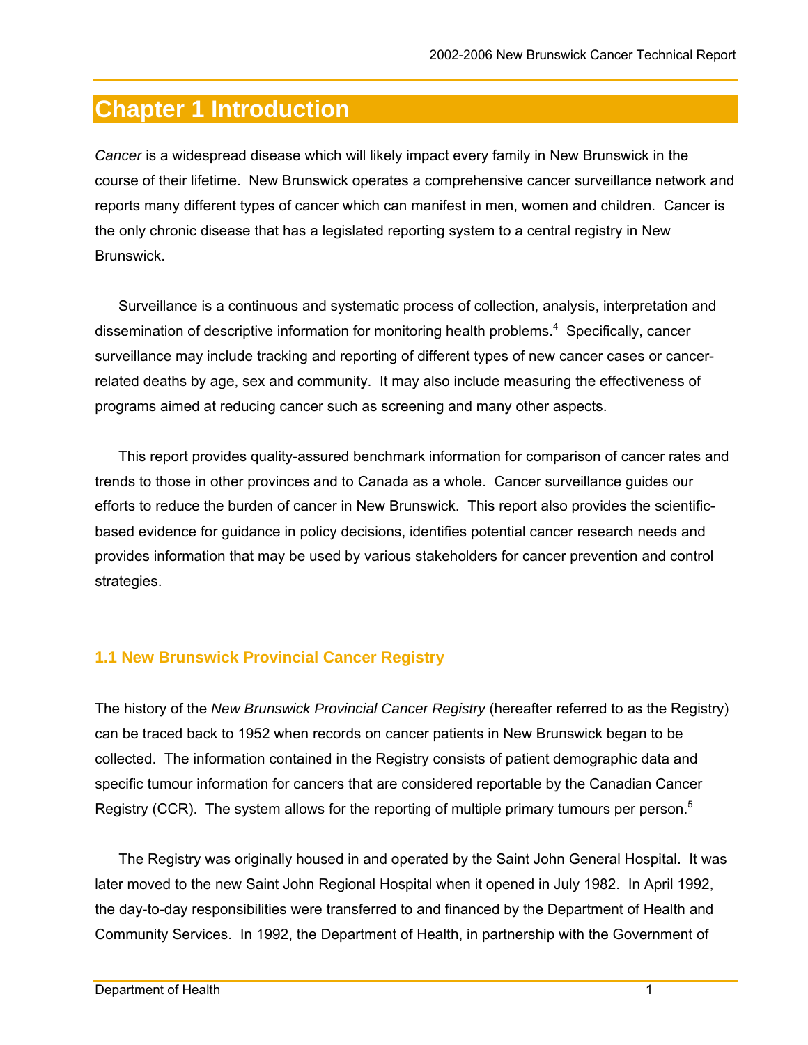# Chapter 1 Introduction

*Cancer* is a widespread disease which will likely impact every family in New Brunswick in the course of their lifetime. New Brunswick operates a comprehensive cancer surveillance network and reports many different types of cancer which can manifest in men, women and children. Cancer is the only chronic disease that has a legislated reporting system to a central registry in New Brunswick.

Surveillance is a continuous and systematic process of collection, analysis, interpretation and dissemination of descriptive information for monitoring health problems.[4] Specifically, cancer surveillance may include tracking and reporting of different types of new cancer cases or cancer-related deaths by age, sex and community. It may also include measuring the effectiveness of programs aimed at reducing cancer such as screening and many other aspects.

This report provides quality-assured benchmark information for comparison of cancer rates and trends to those in other provinces and to Canada as a whole. Cancer surveillance guides our efforts to reduce the burden of cancer in New Brunswick. This report also provides the scientific-based evidence for guidance in policy decisions, identifies potential cancer research needs and provides information that may be used by various stakeholders for cancer prevention and control strategies.

## 1.1 New Brunswick Provincial Cancer Registry

The history of the *New Brunswick Provincial Cancer Registry* (hereafter referred to as the Registry) can be traced back to 1952 when records on cancer patients in New Brunswick began to be collected. The information contained in the Registry consists of patient demographic data and specific tumour information for cancers that are considered reportable by the Canadian Cancer Registry (CCR). The system allows for the reporting of multiple primary tumours per person.[5]

The Registry was originally housed in and operated by the Saint John General Hospital. It was later moved to the new Saint John Regional Hospital when it opened in July 1982. In April 1992, the day-to-day responsibilities were transferred to and financed by the Department of Health and Community Services. In 1992, the Department of Health, in partnership with the Government of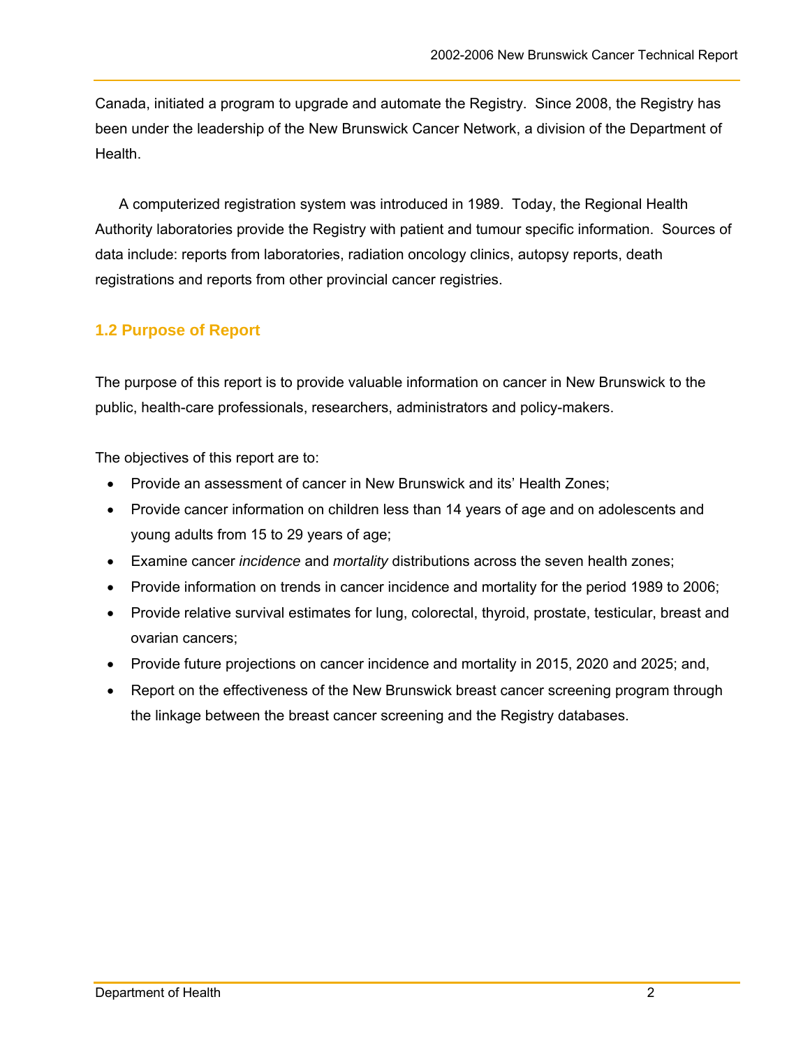Canada, initiated a program to upgrade and automate the Registry. Since 2008, the Registry has been under the leadership of the New Brunswick Cancer Network, a division of the Department of Health.

A computerized registration system was introduced in 1989. Today, the Regional Health Authority laboratories provide the Registry with patient and tumour specific information. Sources of data include: reports from laboratories, radiation oncology clinics, autopsy reports, death registrations and reports from other provincial cancer registries.

## 1.2 Purpose of Report

The purpose of this report is to provide valuable information on cancer in New Brunswick to the public, health-care professionals, researchers, administrators and policy-makers.

The objectives of this report are to:

- Provide an assessment of cancer in New Brunswick and its' Health Zones;
- Provide cancer information on children less than 14 years of age and on adolescents and young adults from 15 to 29 years of age;
- Examine cancer *incidence* and *mortality* distributions across the seven health zones;
- Provide information on trends in cancer incidence and mortality for the period 1989 to 2006;
- Provide relative survival estimates for lung, colorectal, thyroid, prostate, testicular, breast and ovarian cancers;
- Provide future projections on cancer incidence and mortality in 2015, 2020 and 2025; and,
- Report on the effectiveness of the New Brunswick breast cancer screening program through the linkage between the breast cancer screening and the Registry databases.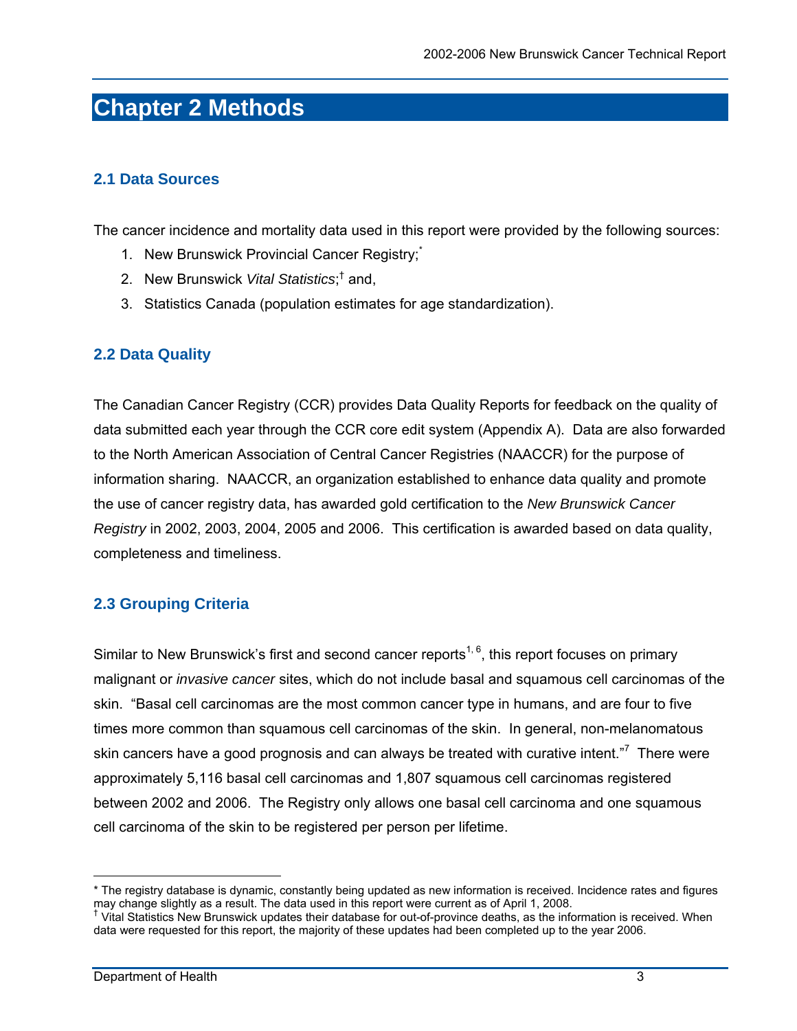# Chapter 2 Methods

## 2.1 Data Sources

The cancer incidence and mortality data used in this report were provided by the following sources:

1. New Brunswick Provincial Cancer Registry;[*]
2. New Brunswick *Vital Statistics*;[†] and,
3. Statistics Canada (population estimates for age standardization).

## 2.2 Data Quality

The Canadian Cancer Registry (CCR) provides Data Quality Reports for feedback on the quality of data submitted each year through the CCR core edit system (Appendix A). Data are also forwarded to the North American Association of Central Cancer Registries (NAACCR) for the purpose of information sharing. NAACCR, an organization established to enhance data quality and promote the use of cancer registry data, has awarded gold certification to the *New Brunswick Cancer Registry* in 2002, 2003, 2004, 2005 and 2006. This certification is awarded based on data quality, completeness and timeliness.

## 2.3 Grouping Criteria

Similar to New Brunswick's first and second cancer reports[1, 6], this report focuses on primary malignant or *invasive cancer* sites, which do not include basal and squamous cell carcinomas of the skin. "Basal cell carcinomas are the most common cancer type in humans, and are four to five times more common than squamous cell carcinomas of the skin. In general, non-melanomatous skin cancers have a good prognosis and can always be treated with curative intent."[7] There were approximately 5,116 basal cell carcinomas and 1,807 squamous cell carcinomas registered between 2002 and 2006. The Registry only allows one basal cell carcinoma and one squamous cell carcinoma of the skin to be registered per person per lifetime.

---

* The registry database is dynamic, constantly being updated as new information is received. Incidence rates and figures may change slightly as a result. The data used in this report were current as of April 1, 2008.

† Vital Statistics New Brunswick updates their database for out-of-province deaths, as the information is received. When data were requested for this report, the majority of these updates had been completed up to the year 2006.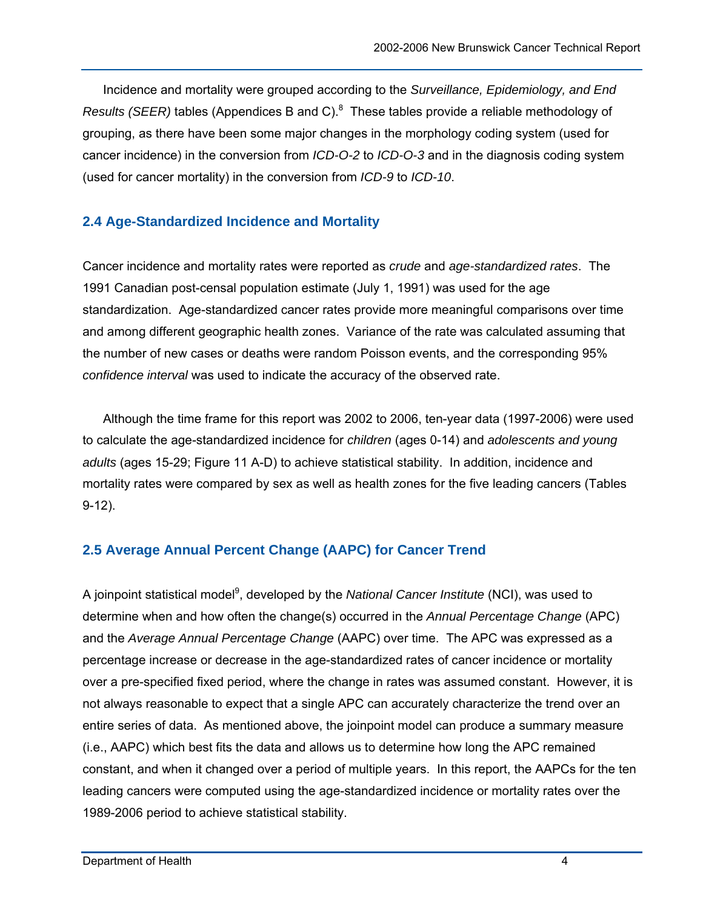Incidence and mortality were grouped according to the *Surveillance, Epidemiology, and End Results (SEER)* tables (Appendices B and C).[8] These tables provide a reliable methodology of grouping, as there have been some major changes in the morphology coding system (used for cancer incidence) in the conversion from *ICD-O-2* to *ICD-O-3* and in the diagnosis coding system (used for cancer mortality) in the conversion from *ICD-9* to *ICD-10*.

## 2.4 Age-Standardized Incidence and Mortality

Cancer incidence and mortality rates were reported as *crude* and *age-standardized rates*. The 1991 Canadian post-censal population estimate (July 1, 1991) was used for the age standardization. Age-standardized cancer rates provide more meaningful comparisons over time and among different geographic health zones. Variance of the rate was calculated assuming that the number of new cases or deaths were random Poisson events, and the corresponding 95% *confidence interval* was used to indicate the accuracy of the observed rate.

Although the time frame for this report was 2002 to 2006, ten-year data (1997-2006) were used to calculate the age-standardized incidence for *children* (ages 0-14) and *adolescents and young adults* (ages 15-29; Figure 11 A-D) to achieve statistical stability. In addition, incidence and mortality rates were compared by sex as well as health zones for the five leading cancers (Tables 9-12).

## 2.5 Average Annual Percent Change (AAPC) for Cancer Trend

A joinpoint statistical model[9], developed by the *National Cancer Institute* (NCI), was used to determine when and how often the change(s) occurred in the *Annual Percentage Change* (APC) and the *Average Annual Percentage Change* (AAPC) over time. The APC was expressed as a percentage increase or decrease in the age-standardized rates of cancer incidence or mortality over a pre-specified fixed period, where the change in rates was assumed constant. However, it is not always reasonable to expect that a single APC can accurately characterize the trend over an entire series of data. As mentioned above, the joinpoint model can produce a summary measure (i.e., AAPC) which best fits the data and allows us to determine how long the APC remained constant, and when it changed over a period of multiple years. In this report, the AAPCs for the ten leading cancers were computed using the age-standardized incidence or mortality rates over the 1989-2006 period to achieve statistical stability.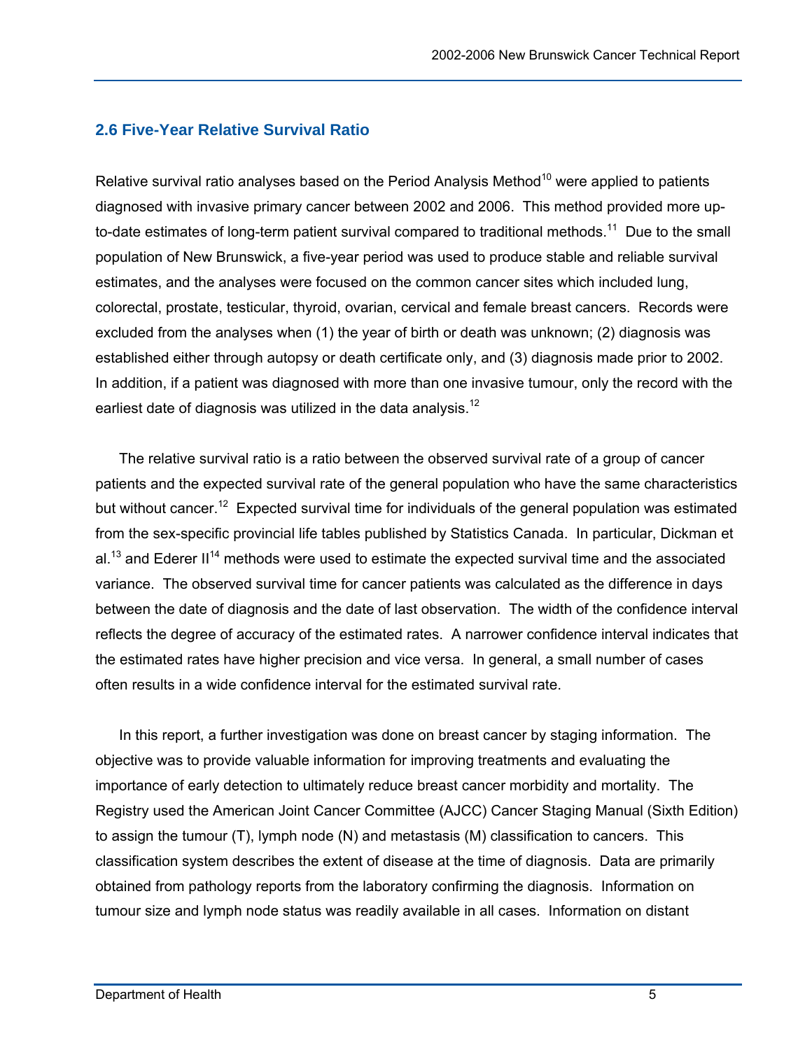## 2.6 Five-Year Relative Survival Ratio

Relative survival ratio analyses based on the Period Analysis Method[10] were applied to patients diagnosed with invasive primary cancer between 2002 and 2006. This method provided more up-to-date estimates of long-term patient survival compared to traditional methods.[11] Due to the small population of New Brunswick, a five-year period was used to produce stable and reliable survival estimates, and the analyses were focused on the common cancer sites which included lung, colorectal, prostate, testicular, thyroid, ovarian, cervical and female breast cancers. Records were excluded from the analyses when (1) the year of birth or death was unknown; (2) diagnosis was established either through autopsy or death certificate only, and (3) diagnosis made prior to 2002. In addition, if a patient was diagnosed with more than one invasive tumour, only the record with the earliest date of diagnosis was utilized in the data analysis.[12]

The relative survival ratio is a ratio between the observed survival rate of a group of cancer patients and the expected survival rate of the general population who have the same characteristics but without cancer.[12] Expected survival time for individuals of the general population was estimated from the sex-specific provincial life tables published by Statistics Canada. In particular, Dickman et al.[13] and Ederer II[14] methods were used to estimate the expected survival time and the associated variance. The observed survival time for cancer patients was calculated as the difference in days between the date of diagnosis and the date of last observation. The width of the confidence interval reflects the degree of accuracy of the estimated rates. A narrower confidence interval indicates that the estimated rates have higher precision and vice versa. In general, a small number of cases often results in a wide confidence interval for the estimated survival rate.

In this report, a further investigation was done on breast cancer by staging information. The objective was to provide valuable information for improving treatments and evaluating the importance of early detection to ultimately reduce breast cancer morbidity and mortality. The Registry used the American Joint Cancer Committee (AJCC) Cancer Staging Manual (Sixth Edition) to assign the tumour (T), lymph node (N) and metastasis (M) classification to cancers. This classification system describes the extent of disease at the time of diagnosis. Data are primarily obtained from pathology reports from the laboratory confirming the diagnosis. Information on tumour size and lymph node status was readily available in all cases. Information on distant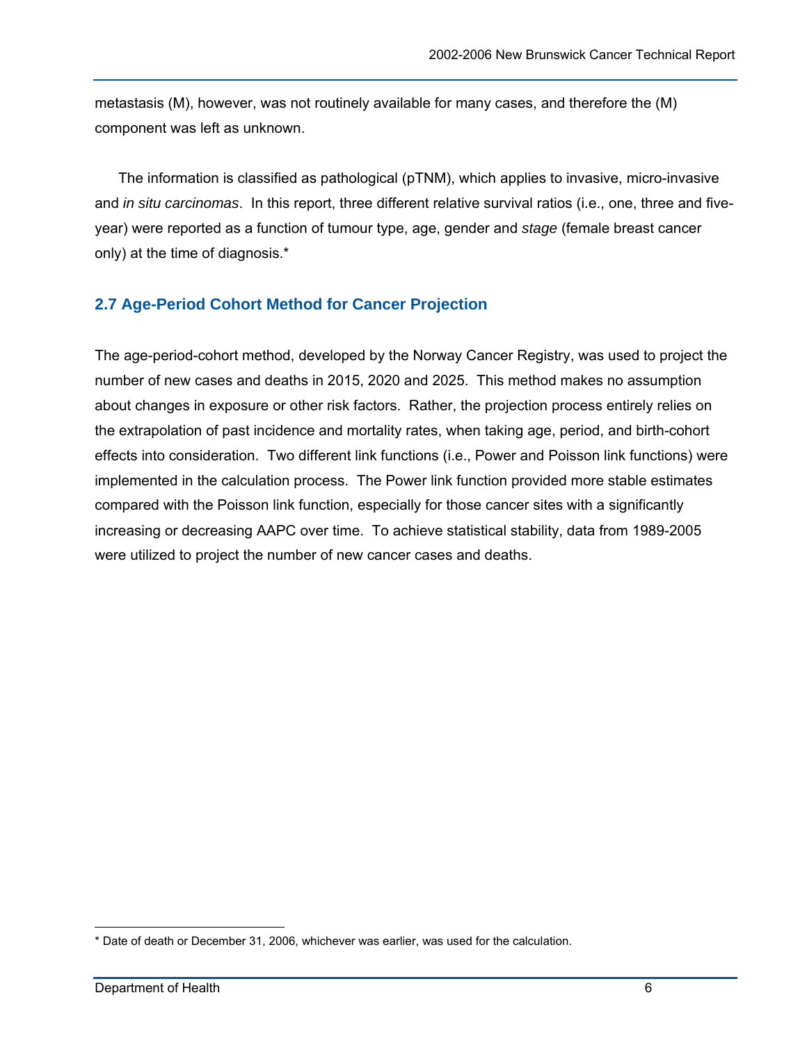metastasis (M), however, was not routinely available for many cases, and therefore the (M) component was left as unknown.

The information is classified as pathological (pTNM), which applies to invasive, micro-invasive and *in situ carcinomas*. In this report, three different relative survival ratios (i.e., one, three and five-year) were reported as a function of tumour type, age, gender and *stage* (female breast cancer only) at the time of diagnosis.*

## 2.7 Age-Period Cohort Method for Cancer Projection

The age-period-cohort method, developed by the Norway Cancer Registry, was used to project the number of new cases and deaths in 2015, 2020 and 2025. This method makes no assumption about changes in exposure or other risk factors. Rather, the projection process entirely relies on the extrapolation of past incidence and mortality rates, when taking age, period, and birth-cohort effects into consideration. Two different link functions (i.e., Power and Poisson link functions) were implemented in the calculation process. The Power link function provided more stable estimates compared with the Poisson link function, especially for those cancer sites with a significantly increasing or decreasing AAPC over time. To achieve statistical stability, data from 1989-2005 were utilized to project the number of new cancer cases and deaths.

---

* Date of death or December 31, 2006, whichever was earlier, was used for the calculation.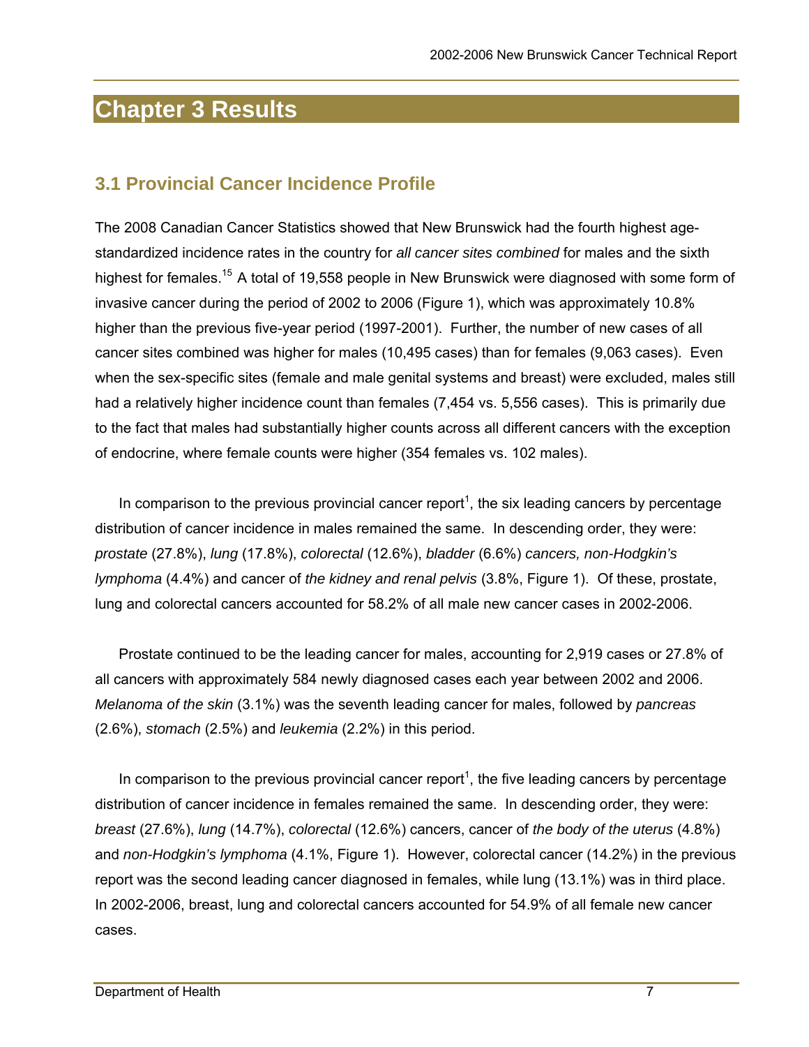# Chapter 3 Results

## 3.1 Provincial Cancer Incidence Profile

The 2008 Canadian Cancer Statistics showed that New Brunswick had the fourth highest age-standardized incidence rates in the country for *all cancer sites combined* for males and the sixth highest for females.[15] A total of 19,558 people in New Brunswick were diagnosed with some form of invasive cancer during the period of 2002 to 2006 (Figure 1), which was approximately 10.8% higher than the previous five-year period (1997-2001). Further, the number of new cases of all cancer sites combined was higher for males (10,495 cases) than for females (9,063 cases). Even when the sex-specific sites (female and male genital systems and breast) were excluded, males still had a relatively higher incidence count than females (7,454 vs. 5,556 cases). This is primarily due to the fact that males had substantially higher counts across all different cancers with the exception of endocrine, where female counts were higher (354 females vs. 102 males).

In comparison to the previous provincial cancer report[1], the six leading cancers by percentage distribution of cancer incidence in males remained the same. In descending order, they were: *prostate* (27.8%), *lung* (17.8%), *colorectal* (12.6%), *bladder* (6.6%) *cancers, non-Hodgkin's lymphoma* (4.4%) and cancer of *the kidney and renal pelvis* (3.8%, Figure 1). Of these, prostate, lung and colorectal cancers accounted for 58.2% of all male new cancer cases in 2002-2006.

Prostate continued to be the leading cancer for males, accounting for 2,919 cases or 27.8% of all cancers with approximately 584 newly diagnosed cases each year between 2002 and 2006. *Melanoma of the skin* (3.1%) was the seventh leading cancer for males, followed by *pancreas* (2.6%), *stomach* (2.5%) and *leukemia* (2.2%) in this period.

In comparison to the previous provincial cancer report[1], the five leading cancers by percentage distribution of cancer incidence in females remained the same. In descending order, they were: *breast* (27.6%), *lung* (14.7%), *colorectal* (12.6%) cancers, cancer of *the body of the uterus* (4.8%) and *non-Hodgkin's lymphoma* (4.1%, Figure 1). However, colorectal cancer (14.2%) in the previous report was the second leading cancer diagnosed in females, while lung (13.1%) was in third place. In 2002-2006, breast, lung and colorectal cancers accounted for 54.9% of all female new cancer cases.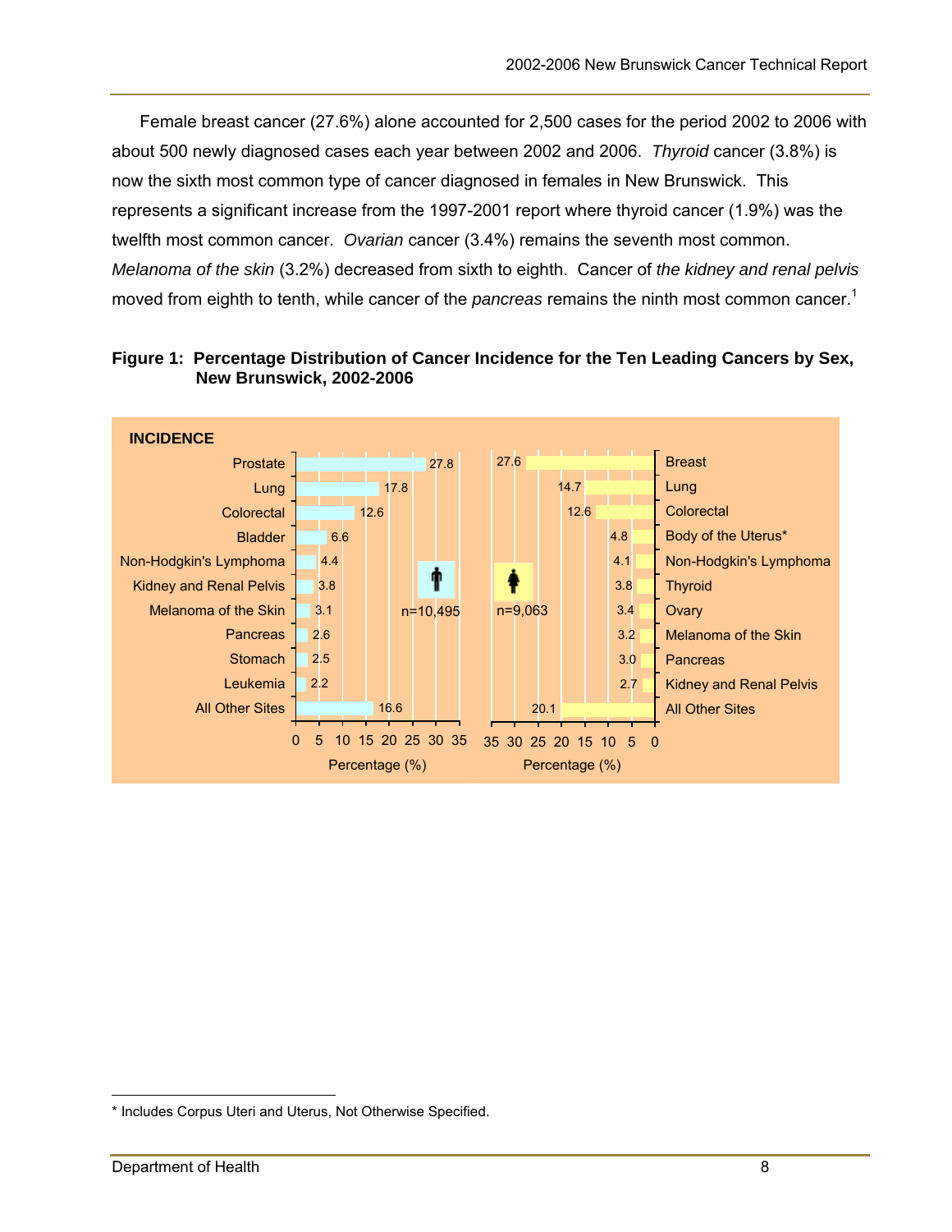Female breast cancer (27.6%) alone accounted for 2,500 cases for the period 2002 to 2006 with about 500 newly diagnosed cases each year between 2002 and 2006. *Thyroid* cancer (3.8%) is now the sixth most common type of cancer diagnosed in females in New Brunswick. This represents a significant increase from the 1997-2001 report where thyroid cancer (1.9%) was the twelfth most common cancer. *Ovarian* cancer (3.4%) remains the seventh most common. *Melanoma of the skin* (3.2%) decreased from sixth to eighth. Cancer of *the kidney and renal pelvis* moved from eighth to tenth, while cancer of the *pancreas* remains the ninth most common cancer.[1]

**Figure 1: Percentage Distribution of Cancer Incidence for the Ten Leading Cancers by Sex, New Brunswick, 2002-2006**

**INCIDENCE**

| Males (n=10,495) | % |
|---|---|
| Prostate | 27.8 |
| Lung | 17.8 |
| Colorectal | 12.6 |
| Bladder | 6.6 |
| Non-Hodgkin's Lymphoma | 4.4 |
| Kidney and Renal Pelvis | 3.8 |
| Melanoma of the Skin | 3.1 |
| Pancreas | 2.6 |
| Stomach | 2.5 |
| Leukemia | 2.2 |
| All Other Sites | 16.6 |

| Females (n=9,063) | % |
|---|---|
| Breast | 27.6 |
| Lung | 14.7 |
| Colorectal | 12.6 |
| Body of the Uterus* | 4.8 |
| Non-Hodgkin's Lymphoma | 4.1 |
| Thyroid | 3.8 |
| Ovary | 3.4 |
| Melanoma of the Skin | 3.2 |
| Pancreas | 3.0 |
| Kidney and Renal Pelvis | 2.7 |
| All Other Sites | 20.1 |

\* Includes Corpus Uteri and Uterus, Not Otherwise Specified.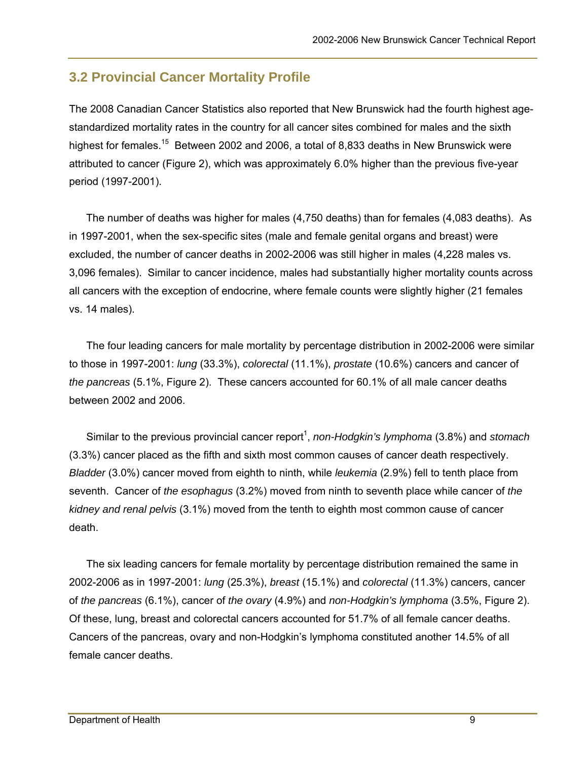## 3.2 Provincial Cancer Mortality Profile

The 2008 Canadian Cancer Statistics also reported that New Brunswick had the fourth highest age-standardized mortality rates in the country for all cancer sites combined for males and the sixth highest for females.[15] Between 2002 and 2006, a total of 8,833 deaths in New Brunswick were attributed to cancer (Figure 2), which was approximately 6.0% higher than the previous five-year period (1997-2001).

The number of deaths was higher for males (4,750 deaths) than for females (4,083 deaths). As in 1997-2001, when the sex-specific sites (male and female genital organs and breast) were excluded, the number of cancer deaths in 2002-2006 was still higher in males (4,228 males vs. 3,096 females). Similar to cancer incidence, males had substantially higher mortality counts across all cancers with the exception of endocrine, where female counts were slightly higher (21 females vs. 14 males).

The four leading cancers for male mortality by percentage distribution in 2002-2006 were similar to those in 1997-2001: *lung* (33.3%), *colorectal* (11.1%), *prostate* (10.6%) cancers and cancer of *the pancreas* (5.1%, Figure 2). These cancers accounted for 60.1% of all male cancer deaths between 2002 and 2006.

Similar to the previous provincial cancer report[1], *non-Hodgkin's lymphoma* (3.8%) and *stomach* (3.3%) cancer placed as the fifth and sixth most common causes of cancer death respectively. *Bladder* (3.0%) cancer moved from eighth to ninth, while *leukemia* (2.9%) fell to tenth place from seventh. Cancer of *the esophagus* (3.2%) moved from ninth to seventh place while cancer of *the kidney and renal pelvis* (3.1%) moved from the tenth to eighth most common cause of cancer death.

The six leading cancers for female mortality by percentage distribution remained the same in 2002-2006 as in 1997-2001: *lung* (25.3%), *breast* (15.1%) and *colorectal* (11.3%) cancers, cancer of *the pancreas* (6.1%), cancer of *the ovary* (4.9%) and *non-Hodgkin's lymphoma* (3.5%, Figure 2). Of these, lung, breast and colorectal cancers accounted for 51.7% of all female cancer deaths. Cancers of the pancreas, ovary and non-Hodgkin's lymphoma constituted another 14.5% of all female cancer deaths.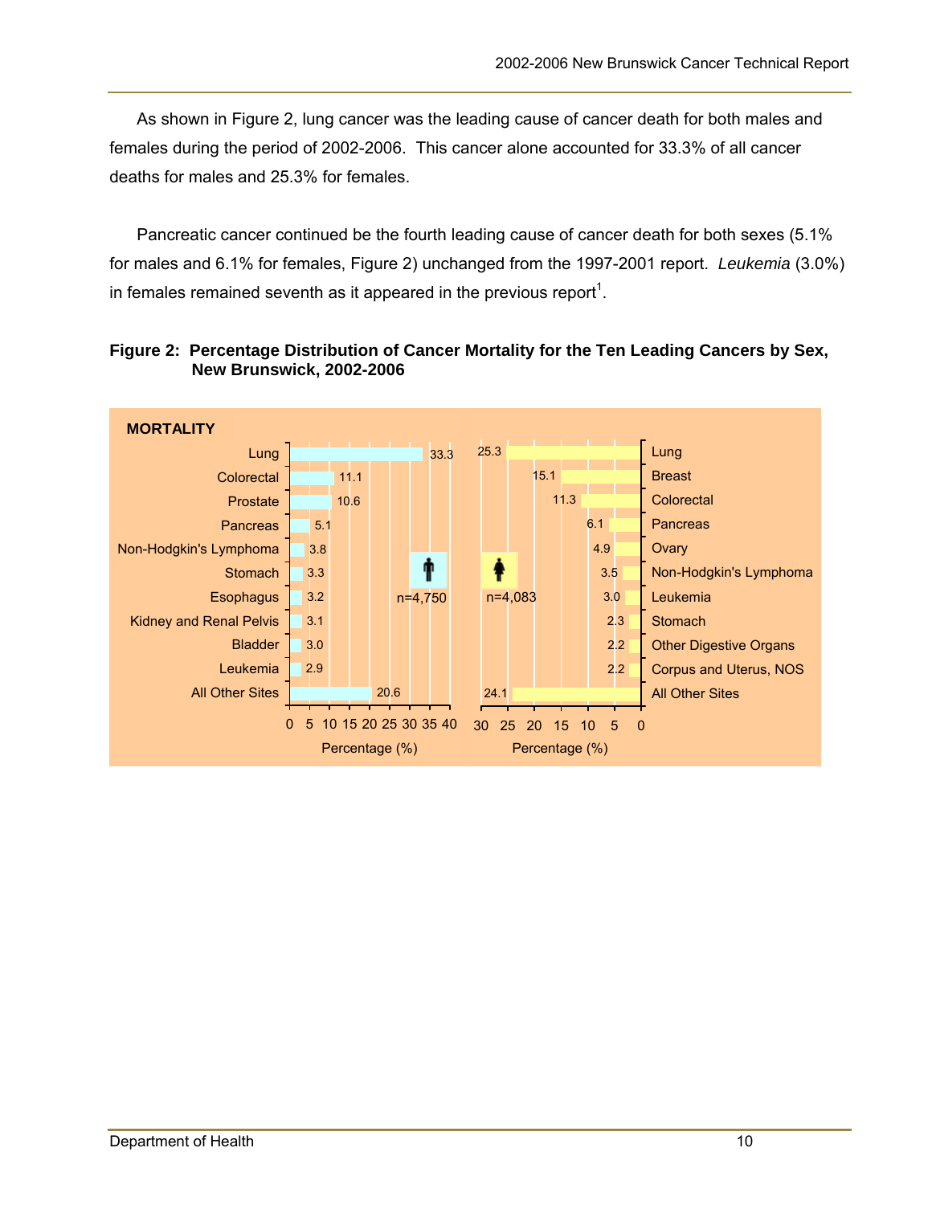As shown in Figure 2, lung cancer was the leading cause of cancer death for both males and females during the period of 2002-2006. This cancer alone accounted for 33.3% of all cancer deaths for males and 25.3% for females.

Pancreatic cancer continued be the fourth leading cause of cancer death for both sexes (5.1% for males and 6.1% for females, Figure 2) unchanged from the 1997-2001 report. *Leukemia* (3.0%) in females remained seventh as it appeared in the previous report[1].

**Figure 2: Percentage Distribution of Cancer Mortality for the Ten Leading Cancers by Sex, New Brunswick, 2002-2006**

**MORTALITY**

| Males (n=4,750) | Percentage (%) | Females (n=4,083) | Percentage (%) |
|---|---|---|---|
| Lung | 33.3 | Lung | 25.3 |
| Colorectal | 11.1 | Breast | 15.1 |
| Prostate | 10.6 | Colorectal | 11.3 |
| Pancreas | 5.1 | Pancreas | 6.1 |
| Non-Hodgkin's Lymphoma | 3.8 | Ovary | 4.9 |
| Stomach | 3.3 | Non-Hodgkin's Lymphoma | 3.5 |
| Esophagus | 3.2 | Leukemia | 3.0 |
| Kidney and Renal Pelvis | 3.1 | Stomach | 2.3 |
| Bladder | 3.0 | Other Digestive Organs | 2.2 |
| Leukemia | 2.9 | Corpus and Uterus, NOS | 2.2 |
| All Other Sites | 20.6 | All Other Sites | 24.1 |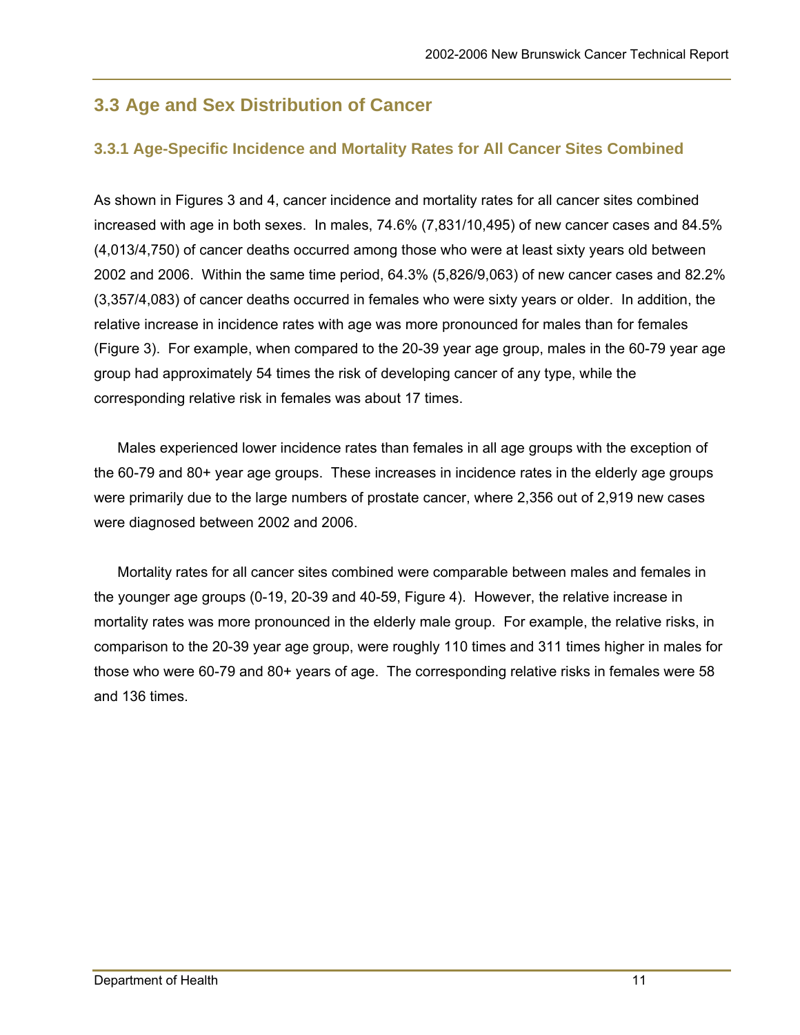## 3.3 Age and Sex Distribution of Cancer

### 3.3.1 Age-Specific Incidence and Mortality Rates for All Cancer Sites Combined

As shown in Figures 3 and 4, cancer incidence and mortality rates for all cancer sites combined increased with age in both sexes. In males, 74.6% (7,831/10,495) of new cancer cases and 84.5% (4,013/4,750) of cancer deaths occurred among those who were at least sixty years old between 2002 and 2006. Within the same time period, 64.3% (5,826/9,063) of new cancer cases and 82.2% (3,357/4,083) of cancer deaths occurred in females who were sixty years or older. In addition, the relative increase in incidence rates with age was more pronounced for males than for females (Figure 3). For example, when compared to the 20-39 year age group, males in the 60-79 year age group had approximately 54 times the risk of developing cancer of any type, while the corresponding relative risk in females was about 17 times.

Males experienced lower incidence rates than females in all age groups with the exception of the 60-79 and 80+ year age groups. These increases in incidence rates in the elderly age groups were primarily due to the large numbers of prostate cancer, where 2,356 out of 2,919 new cases were diagnosed between 2002 and 2006.

Mortality rates for all cancer sites combined were comparable between males and females in the younger age groups (0-19, 20-39 and 40-59, Figure 4). However, the relative increase in mortality rates was more pronounced in the elderly male group. For example, the relative risks, in comparison to the 20-39 year age group, were roughly 110 times and 311 times higher in males for those who were 60-79 and 80+ years of age. The corresponding relative risks in females were 58 and 136 times.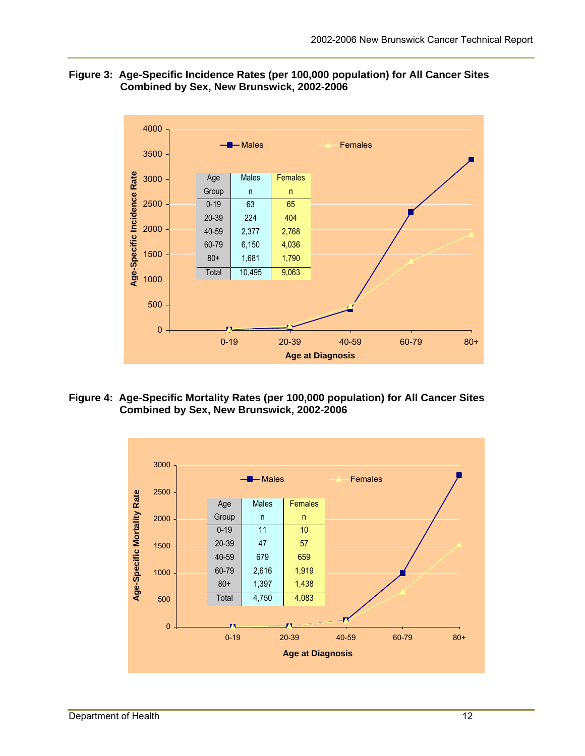**Figure 3: Age-Specific Incidence Rates (per 100,000 population) for All Cancer Sites Combined by Sex, New Brunswick, 2002-2006**

| Age Group | Males n | Females n |
|---|---|---|
| 0-19 | 63 | 65 |
| 20-39 | 224 | 404 |
| 40-59 | 2,377 | 2,768 |
| 60-79 | 6,150 | 4,036 |
| 80+ | 1,681 | 1,790 |
| Total | 10,495 | 9,063 |

**Figure 4: Age-Specific Mortality Rates (per 100,000 population) for All Cancer Sites Combined by Sex, New Brunswick, 2002-2006**

| Age Group | Males n | Females n |
|---|---|---|
| 0-19 | 11 | 10 |
| 20-39 | 47 | 57 |
| 40-59 | 679 | 659 |
| 60-79 | 2,616 | 1,919 |
| 80+ | 1,397 | 1,438 |
| Total | 4,750 | 4,083 |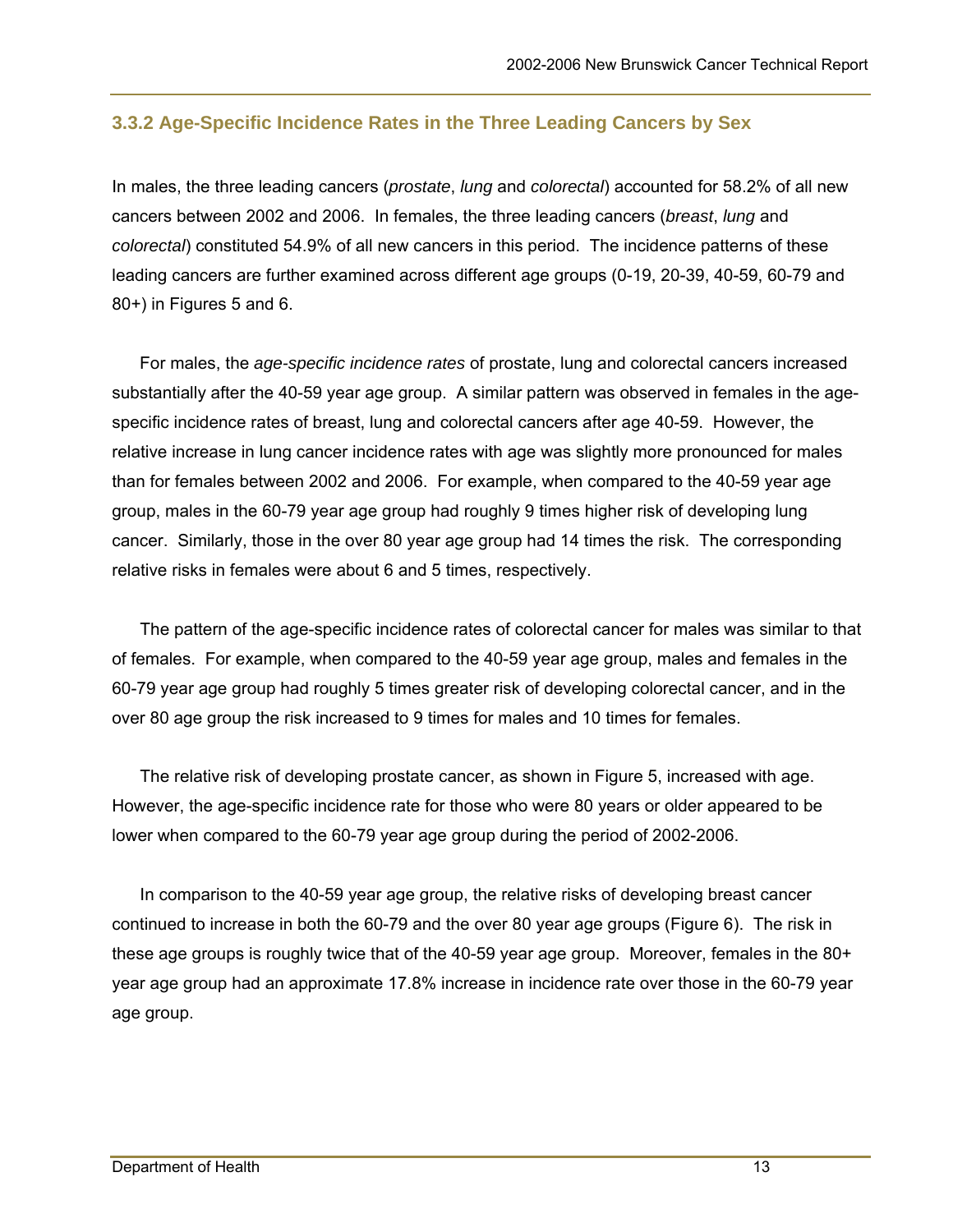### 3.3.2 Age-Specific Incidence Rates in the Three Leading Cancers by Sex

In males, the three leading cancers (*prostate*, *lung* and *colorectal*) accounted for 58.2% of all new cancers between 2002 and 2006. In females, the three leading cancers (*breast*, *lung* and *colorectal*) constituted 54.9% of all new cancers in this period. The incidence patterns of these leading cancers are further examined across different age groups (0-19, 20-39, 40-59, 60-79 and 80+) in Figures 5 and 6.

For males, the *age-specific incidence rates* of prostate, lung and colorectal cancers increased substantially after the 40-59 year age group. A similar pattern was observed in females in the age-specific incidence rates of breast, lung and colorectal cancers after age 40-59. However, the relative increase in lung cancer incidence rates with age was slightly more pronounced for males than for females between 2002 and 2006. For example, when compared to the 40-59 year age group, males in the 60-79 year age group had roughly 9 times higher risk of developing lung cancer. Similarly, those in the over 80 year age group had 14 times the risk. The corresponding relative risks in females were about 6 and 5 times, respectively.

The pattern of the age-specific incidence rates of colorectal cancer for males was similar to that of females. For example, when compared to the 40-59 year age group, males and females in the 60-79 year age group had roughly 5 times greater risk of developing colorectal cancer, and in the over 80 age group the risk increased to 9 times for males and 10 times for females.

The relative risk of developing prostate cancer, as shown in Figure 5, increased with age. However, the age-specific incidence rate for those who were 80 years or older appeared to be lower when compared to the 60-79 year age group during the period of 2002-2006.

In comparison to the 40-59 year age group, the relative risks of developing breast cancer continued to increase in both the 60-79 and the over 80 year age groups (Figure 6). The risk in these age groups is roughly twice that of the 40-59 year age group. Moreover, females in the 80+ year age group had an approximate 17.8% increase in incidence rate over those in the 60-79 year age group.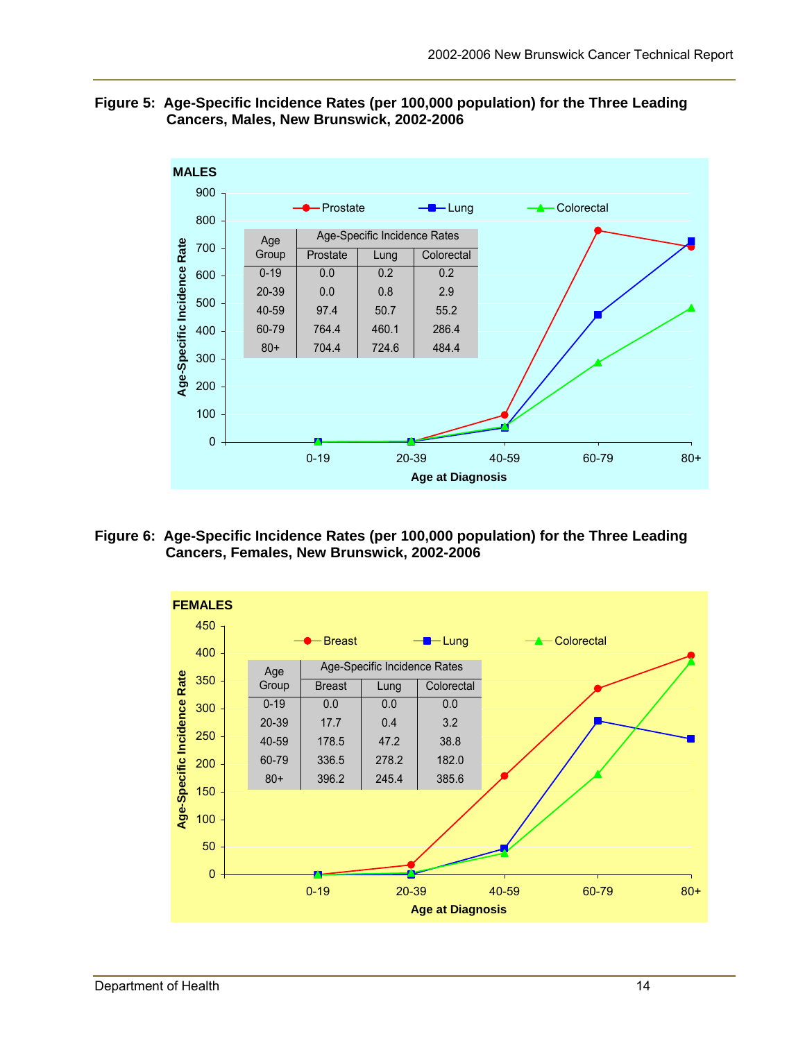**Figure 5: Age-Specific Incidence Rates (per 100,000 population) for the Three Leading Cancers, Males, New Brunswick, 2002-2006**

MALES

| Age Group | Age-Specific Incidence Rates | | |
|---|---|---|---|
| | Prostate | Lung | Colorectal |
| 0-19 | 0.0 | 0.2 | 0.2 |
| 20-39 | 0.0 | 0.8 | 2.9 |
| 40-59 | 97.4 | 50.7 | 55.2 |
| 60-79 | 764.4 | 460.1 | 286.4 |
| 80+ | 704.4 | 724.6 | 484.4 |

**Figure 6: Age-Specific Incidence Rates (per 100,000 population) for the Three Leading Cancers, Females, New Brunswick, 2002-2006**

FEMALES

| Age Group | Age-Specific Incidence Rates | | |
|---|---|---|---|
| | Breast | Lung | Colorectal |
| 0-19 | 0.0 | 0.0 | 0.0 |
| 20-39 | 17.7 | 0.4 | 3.2 |
| 40-59 | 178.5 | 47.2 | 38.8 |
| 60-79 | 336.5 | 278.2 | 182.0 |
| 80+ | 396.2 | 245.4 | 385.6 |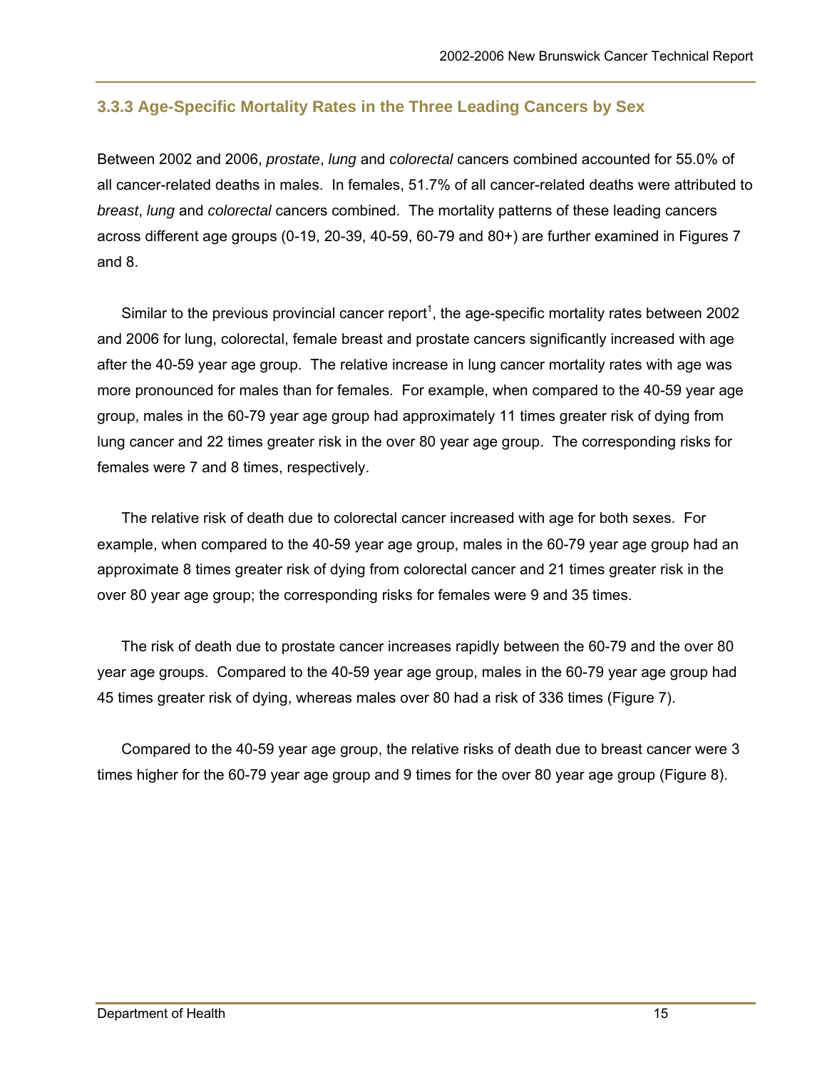### 3.3.3 Age-Specific Mortality Rates in the Three Leading Cancers by Sex

Between 2002 and 2006, *prostate*, *lung* and *colorectal* cancers combined accounted for 55.0% of all cancer-related deaths in males. In females, 51.7% of all cancer-related deaths were attributed to *breast*, *lung* and *colorectal* cancers combined. The mortality patterns of these leading cancers across different age groups (0-19, 20-39, 40-59, 60-79 and 80+) are further examined in Figures 7 and 8.

Similar to the previous provincial cancer report[1], the age-specific mortality rates between 2002 and 2006 for lung, colorectal, female breast and prostate cancers significantly increased with age after the 40-59 year age group. The relative increase in lung cancer mortality rates with age was more pronounced for males than for females. For example, when compared to the 40-59 year age group, males in the 60-79 year age group had approximately 11 times greater risk of dying from lung cancer and 22 times greater risk in the over 80 year age group. The corresponding risks for females were 7 and 8 times, respectively.

The relative risk of death due to colorectal cancer increased with age for both sexes. For example, when compared to the 40-59 year age group, males in the 60-79 year age group had an approximate 8 times greater risk of dying from colorectal cancer and 21 times greater risk in the over 80 year age group; the corresponding risks for females were 9 and 35 times.

The risk of death due to prostate cancer increases rapidly between the 60-79 and the over 80 year age groups. Compared to the 40-59 year age group, males in the 60-79 year age group had 45 times greater risk of dying, whereas males over 80 had a risk of 336 times (Figure 7).

Compared to the 40-59 year age group, the relative risks of death due to breast cancer were 3 times higher for the 60-79 year age group and 9 times for the over 80 year age group (Figure 8).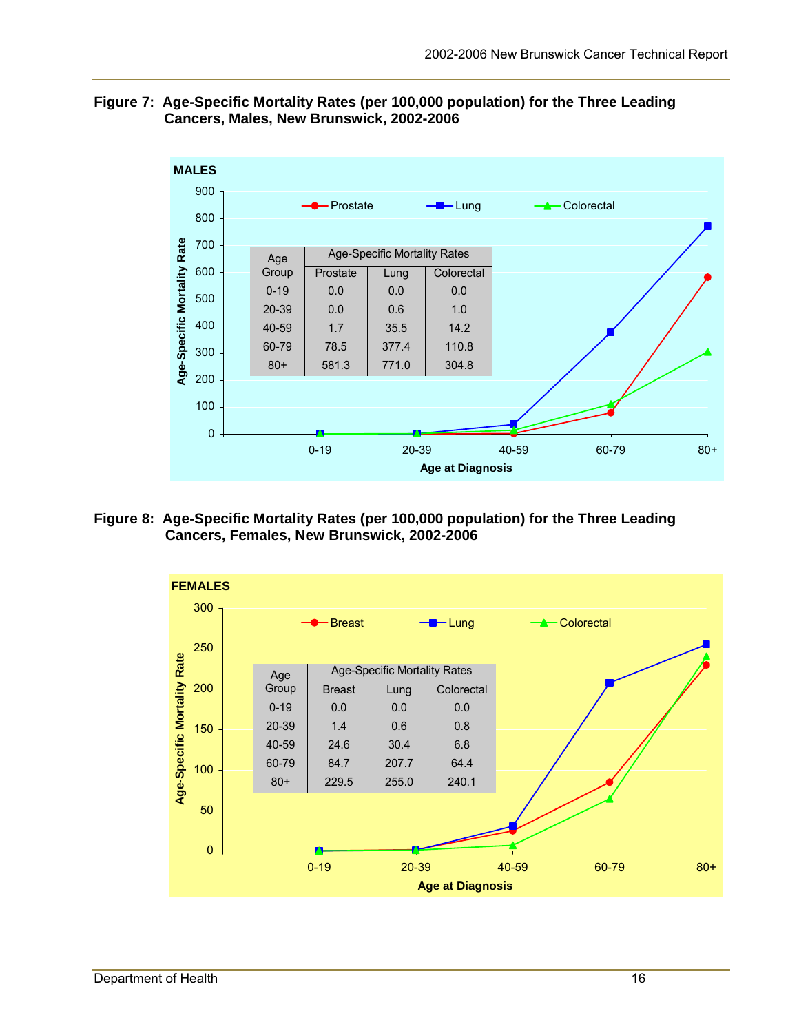**Figure 7: Age-Specific Mortality Rates (per 100,000 population) for the Three Leading Cancers, Males, New Brunswick, 2002-2006**

MALES

| Age Group | Age-Specific Mortality Rates | | |
|---|---|---|---|
| | Prostate | Lung | Colorectal |
| 0-19 | 0.0 | 0.0 | 0.0 |
| 20-39 | 0.0 | 0.6 | 1.0 |
| 40-59 | 1.7 | 35.5 | 14.2 |
| 60-79 | 78.5 | 377.4 | 110.8 |
| 80+ | 581.3 | 771.0 | 304.8 |

**Figure 8: Age-Specific Mortality Rates (per 100,000 population) for the Three Leading Cancers, Females, New Brunswick, 2002-2006**

FEMALES

| Age Group | Age-Specific Mortality Rates | | |
|---|---|---|---|
| | Breast | Lung | Colorectal |
| 0-19 | 0.0 | 0.0 | 0.0 |
| 20-39 | 1.4 | 0.6 | 0.8 |
| 40-59 | 24.6 | 30.4 | 6.8 |
| 60-79 | 84.7 | 207.7 | 64.4 |
| 80+ | 229.5 | 255.0 | 240.1 |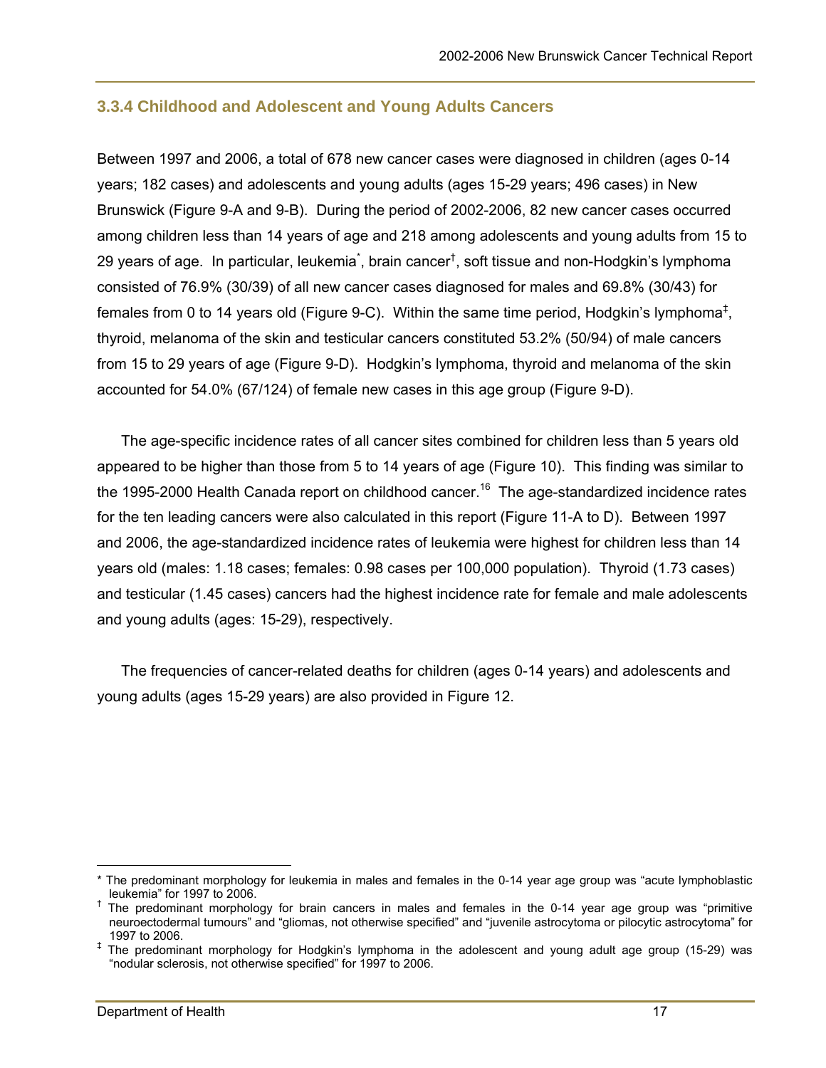### 3.3.4 Childhood and Adolescent and Young Adults Cancers

Between 1997 and 2006, a total of 678 new cancer cases were diagnosed in children (ages 0-14 years; 182 cases) and adolescents and young adults (ages 15-29 years; 496 cases) in New Brunswick (Figure 9-A and 9-B). During the period of 2002-2006, 82 new cancer cases occurred among children less than 14 years of age and 218 among adolescents and young adults from 15 to 29 years of age. In particular, leukemia[*], brain cancer[†], soft tissue and non-Hodgkin's lymphoma consisted of 76.9% (30/39) of all new cancer cases diagnosed for males and 69.8% (30/43) for females from 0 to 14 years old (Figure 9-C). Within the same time period, Hodgkin's lymphoma[‡], thyroid, melanoma of the skin and testicular cancers constituted 53.2% (50/94) of male cancers from 15 to 29 years of age (Figure 9-D). Hodgkin's lymphoma, thyroid and melanoma of the skin accounted for 54.0% (67/124) of female new cases in this age group (Figure 9-D).

The age-specific incidence rates of all cancer sites combined for children less than 5 years old appeared to be higher than those from 5 to 14 years of age (Figure 10). This finding was similar to the 1995-2000 Health Canada report on childhood cancer.[16] The age-standardized incidence rates for the ten leading cancers were also calculated in this report (Figure 11-A to D). Between 1997 and 2006, the age-standardized incidence rates of leukemia were highest for children less than 14 years old (males: 1.18 cases; females: 0.98 cases per 100,000 population). Thyroid (1.73 cases) and testicular (1.45 cases) cancers had the highest incidence rate for female and male adolescents and young adults (ages: 15-29), respectively.

The frequencies of cancer-related deaths for children (ages 0-14 years) and adolescents and young adults (ages 15-29 years) are also provided in Figure 12.

---

[*] The predominant morphology for leukemia in males and females in the 0-14 year age group was "acute lymphoblastic leukemia" for 1997 to 2006.

[†] The predominant morphology for brain cancers in males and females in the 0-14 year age group was "primitive neuroectodermal tumours" and "gliomas, not otherwise specified" and "juvenile astrocytoma or pilocytic astrocytoma" for 1997 to 2006.

[‡] The predominant morphology for Hodgkin's lymphoma in the adolescent and young adult age group (15-29) was "nodular sclerosis, not otherwise specified" for 1997 to 2006.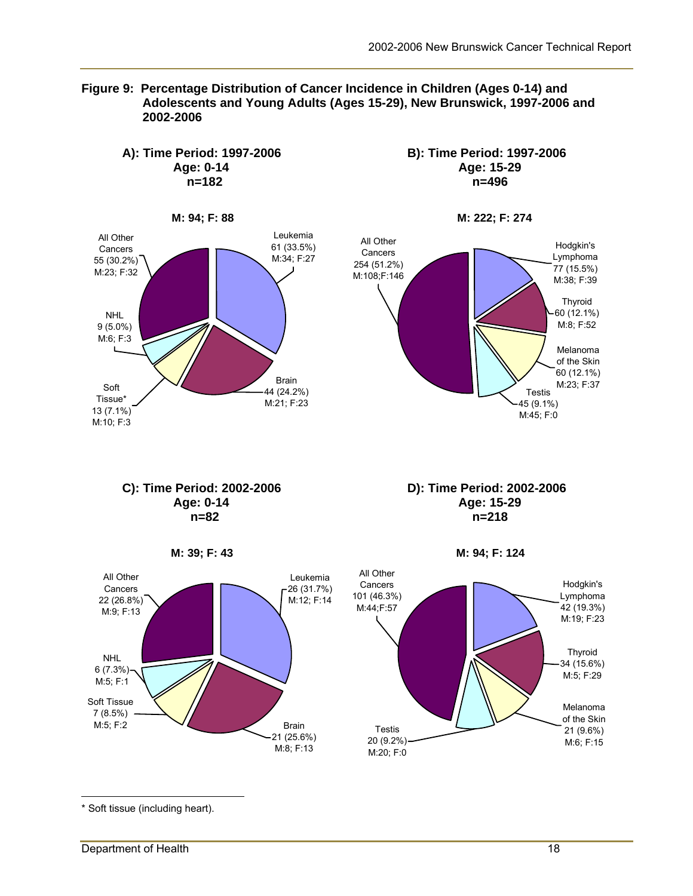**Figure 9: Percentage Distribution of Cancer Incidence in Children (Ages 0-14) and Adolescents and Young Adults (Ages 15-29), New Brunswick, 1997-2006 and 2002-2006**

**A): Time Period: 1997-2006**
**Age: 0-14**
**n=182**

**M: 94; F: 88**

- Leukemia 61 (33.5%) M:34; F:27
- Brain 44 (24.2%) M:21; F:23
- Soft Tissue* 13 (7.1%) M:10; F:3
- NHL 9 (5.0%) M:6; F:3
- All Other Cancers 55 (30.2%) M:23; F:32

**B): Time Period: 1997-2006**
**Age: 15-29**
**n=496**

**M: 222; F: 274**

- Hodgkin's Lymphoma 77 (15.5%) M:38; F:39
- Thyroid 60 (12.1%) M:8; F:52
- Melanoma of the Skin 60 (12.1%) M:23; F:37
- Testis 45 (9.1%) M:45; F:0
- All Other Cancers 254 (51.2%) M:108;F:146

**C): Time Period: 2002-2006**
**Age: 0-14**
**n=82**

**M: 39; F: 43**

- Leukemia 26 (31.7%) M:12; F:14
- Brain 21 (25.6%) M:8; F:13
- Soft Tissue 7 (8.5%) M:5; F:2
- NHL 6 (7.3%) M:5; F:1
- All Other Cancers 22 (26.8%) M:9; F:13

**D): Time Period: 2002-2006**
**Age: 15-29**
**n=218**

**M: 94; F: 124**

- Hodgkin's Lymphoma 42 (19.3%) M:19; F:23
- Thyroid 34 (15.6%) M:5; F:29
- Melanoma of the Skin 21 (9.6%) M:6; F:15
- Testis 20 (9.2%) M:20; F:0
- All Other Cancers 101 (46.3%) M:44;F:57

---

* Soft tissue (including heart).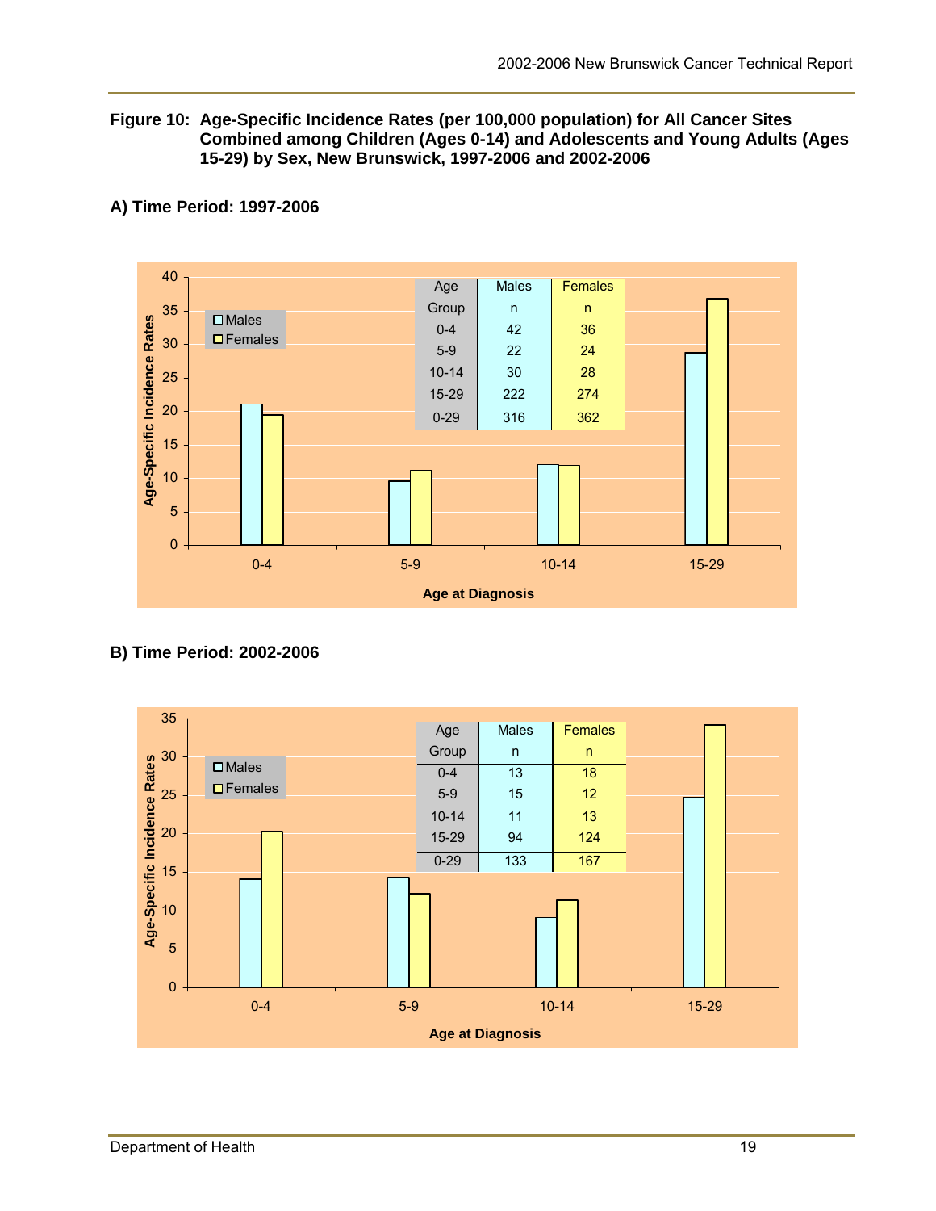**Figure 10: Age-Specific Incidence Rates (per 100,000 population) for All Cancer Sites Combined among Children (Ages 0-14) and Adolescents and Young Adults (Ages 15-29) by Sex, New Brunswick, 1997-2006 and 2002-2006**

**A) Time Period: 1997-2006**

| Age Group | Males n | Females n |
|---|---|---|
| 0-4 | 42 | 36 |
| 5-9 | 22 | 24 |
| 10-14 | 30 | 28 |
| 15-29 | 222 | 274 |
| 0-29 | 316 | 362 |

**B) Time Period: 2002-2006**

| Age Group | Males n | Females n |
|---|---|---|
| 0-4 | 13 | 18 |
| 5-9 | 15 | 12 |
| 10-14 | 11 | 13 |
| 15-29 | 94 | 124 |
| 0-29 | 133 | 167 |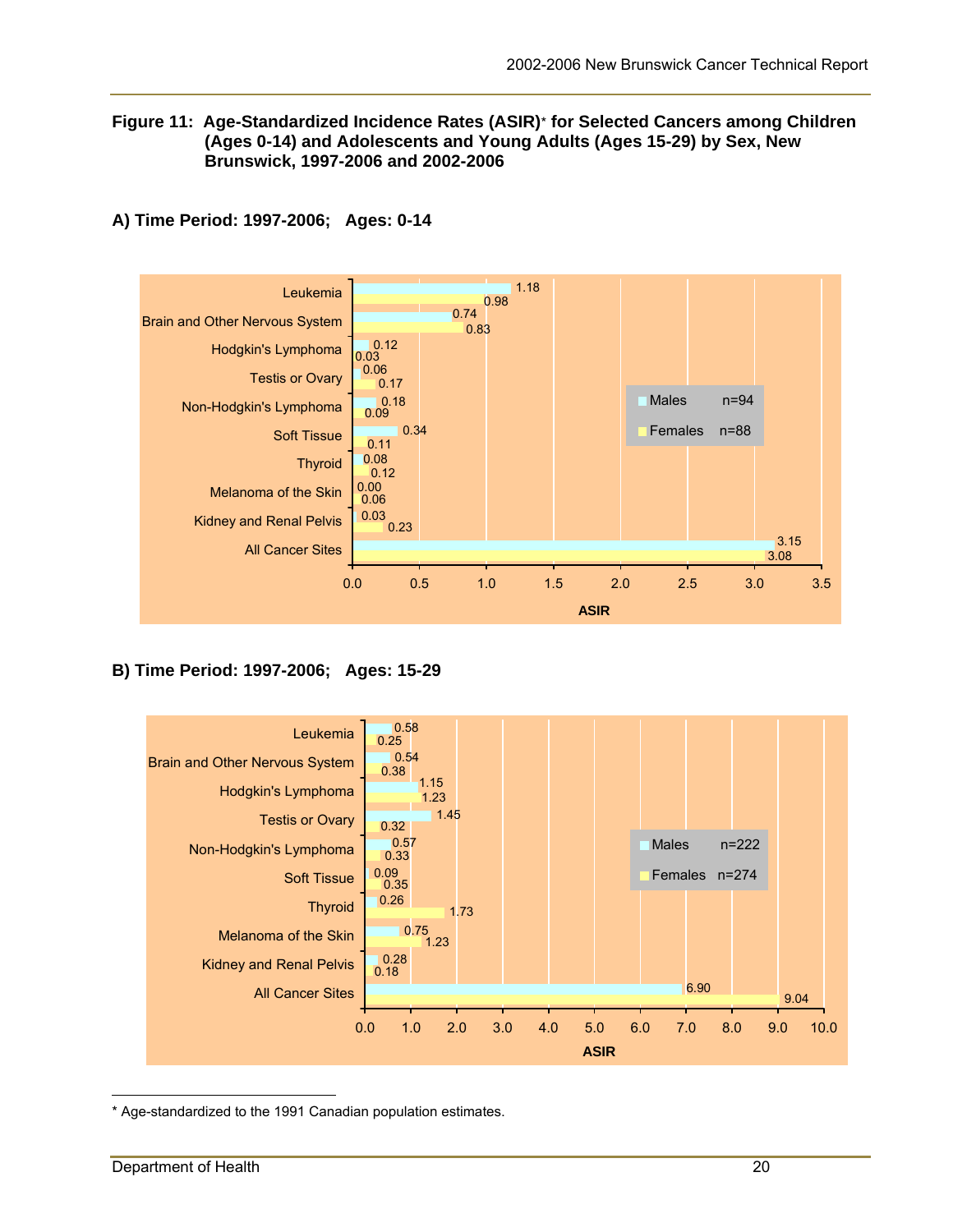**Figure 11: Age-Standardized Incidence Rates (ASIR)* for Selected Cancers among Children (Ages 0-14) and Adolescents and Young Adults (Ages 15-29) by Sex, New Brunswick, 1997-2006 and 2002-2006**

**A) Time Period: 1997-2006; Ages: 0-14**

| Cancer Site | Males (n=94) | Females (n=88) |
|---|---|---|
| Leukemia | 1.18 | 0.98 |
| Brain and Other Nervous System | 0.74 | 0.83 |
| Hodgkin's Lymphoma | 0.12 | 0.03 |
| Testis or Ovary | 0.06 | 0.17 |
| Non-Hodgkin's Lymphoma | 0.18 | 0.09 |
| Soft Tissue | 0.34 | 0.11 |
| Thyroid | 0.08 | 0.12 |
| Melanoma of the Skin | 0.00 | 0.06 |
| Kidney and Renal Pelvis | 0.03 | 0.23 |
| All Cancer Sites | 3.15 | 3.08 |

**B) Time Period: 1997-2006; Ages: 15-29**

| Cancer Site | Males (n=222) | Females (n=274) |
|---|---|---|
| Leukemia | 0.58 | 0.25 |
| Brain and Other Nervous System | 0.54 | 0.38 |
| Hodgkin's Lymphoma | 1.15 | 1.23 |
| Testis or Ovary | 1.45 | 0.32 |
| Non-Hodgkin's Lymphoma | 0.57 | 0.33 |
| Soft Tissue | 0.09 | 0.35 |
| Thyroid | 0.26 | 1.73 |
| Melanoma of the Skin | 0.75 | 1.23 |
| Kidney and Renal Pelvis | 0.28 | 0.18 |
| All Cancer Sites | 6.90 | 9.04 |

* Age-standardized to the 1991 Canadian population estimates.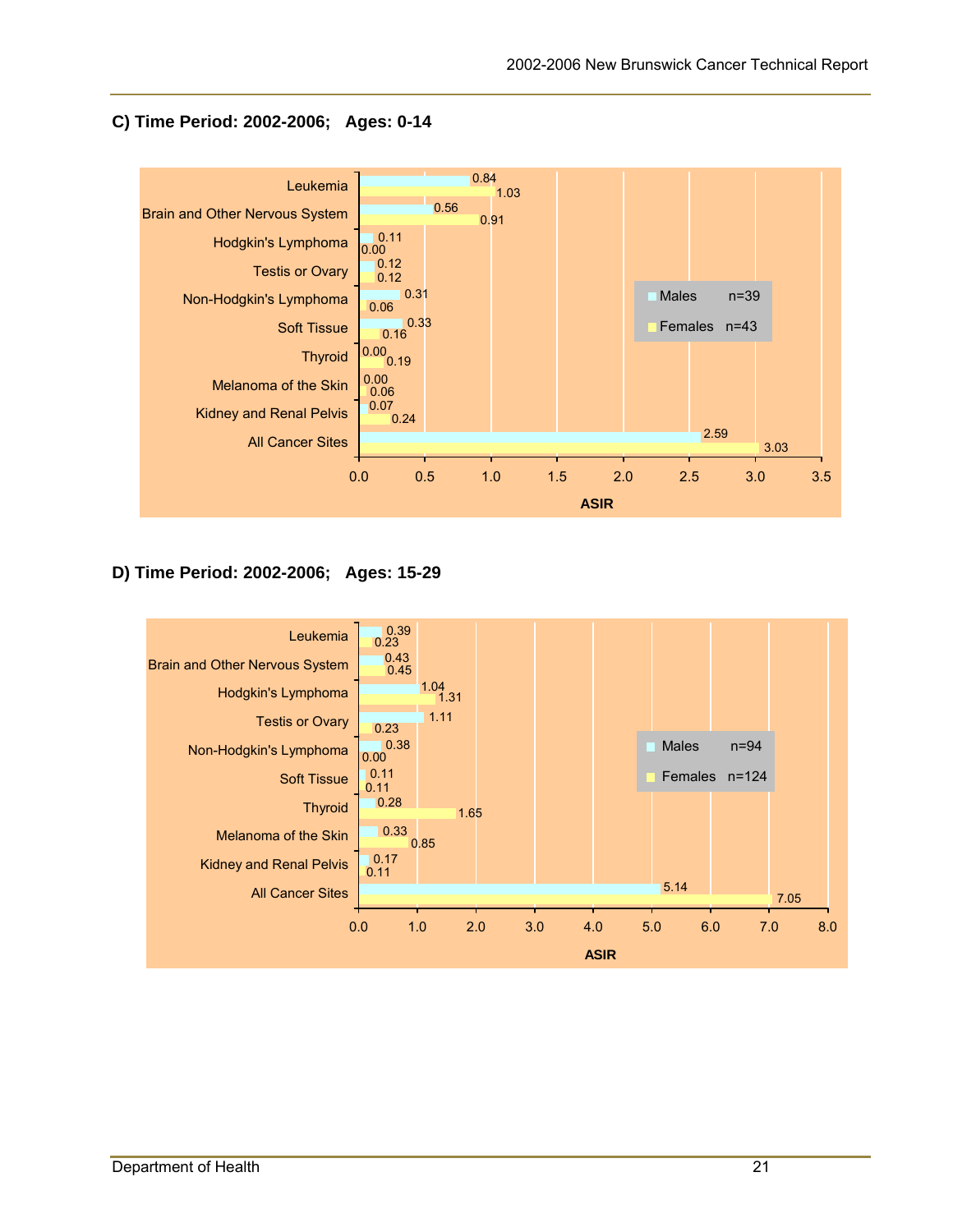**C) Time Period: 2002-2006; Ages: 0-14**

| Cancer Site | Males (n=39) | Females (n=43) |
|---|---|---|
| Leukemia | 0.84 | 1.03 |
| Brain and Other Nervous System | 0.56 | 0.91 |
| Hodgkin's Lymphoma | 0.11 | 0.00 |
| Testis or Ovary | 0.12 | 0.12 |
| Non-Hodgkin's Lymphoma | 0.31 | 0.06 |
| Soft Tissue | 0.33 | 0.16 |
| Thyroid | 0.00 | 0.19 |
| Melanoma of the Skin | 0.00 | 0.06 |
| Kidney and Renal Pelvis | 0.07 | 0.24 |
| All Cancer Sites | 2.59 | 3.03 |

ASIR

**D) Time Period: 2002-2006; Ages: 15-29**

| Cancer Site | Males (n=94) | Females (n=124) |
|---|---|---|
| Leukemia | 0.39 | 0.23 |
| Brain and Other Nervous System | 0.43 | 0.45 |
| Hodgkin's Lymphoma | 1.04 | 1.31 |
| Testis or Ovary | 1.11 | 0.23 |
| Non-Hodgkin's Lymphoma | 0.38 | 0.00 |
| Soft Tissue | 0.11 | 0.11 |
| Thyroid | 0.28 | 1.65 |
| Melanoma of the Skin | 0.33 | 0.85 |
| Kidney and Renal Pelvis | 0.17 | 0.11 |
| All Cancer Sites | 5.14 | 7.05 |

ASIR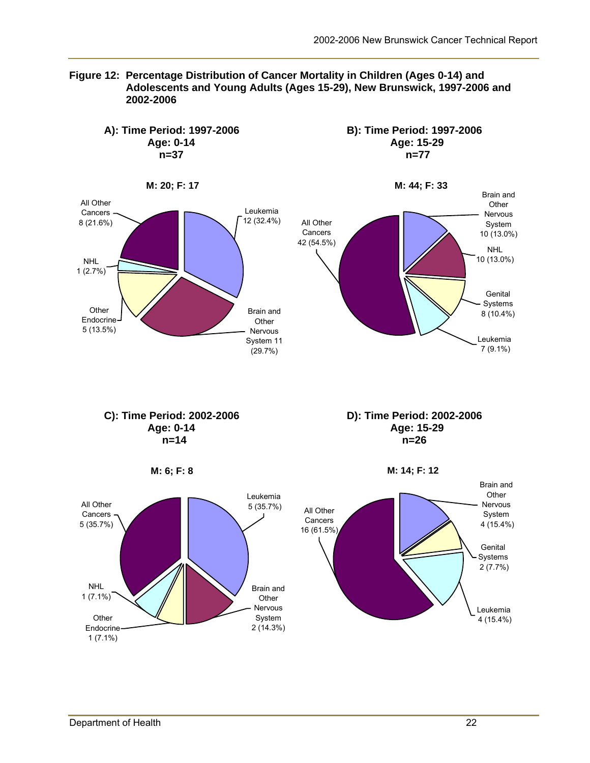**Figure 12: Percentage Distribution of Cancer Mortality in Children (Ages 0-14) and Adolescents and Young Adults (Ages 15-29), New Brunswick, 1997-2006 and 2002-2006**

**A): Time Period: 1997-2006**
**Age: 0-14**
**n=37**

**M: 20; F: 17**

- Leukemia 12 (32.4%)
- Brain and Other Nervous System 11 (29.7%)
- Other Endocrine 5 (13.5%)
- NHL 1 (2.7%)
- All Other Cancers 8 (21.6%)

**B): Time Period: 1997-2006**
**Age: 15-29**
**n=77**

**M: 44; F: 33**

- Brain and Other Nervous System 10 (13.0%)
- NHL 10 (13.0%)
- Genital Systems 8 (10.4%)
- Leukemia 7 (9.1%)
- All Other Cancers 42 (54.5%)

**C): Time Period: 2002-2006**
**Age: 0-14**
**n=14**

**M: 6; F: 8**

- Leukemia 5 (35.7%)
- Brain and Other Nervous System 2 (14.3%)
- Other Endocrine 1 (7.1%)
- NHL 1 (7.1%)
- All Other Cancers 5 (35.7%)

**D): Time Period: 2002-2006**
**Age: 15-29**
**n=26**

**M: 14; F: 12**

- Brain and Other Nervous System 4 (15.4%)
- Genital Systems 2 (7.7%)
- Leukemia 4 (15.4%)
- All Other Cancers 16 (61.5%)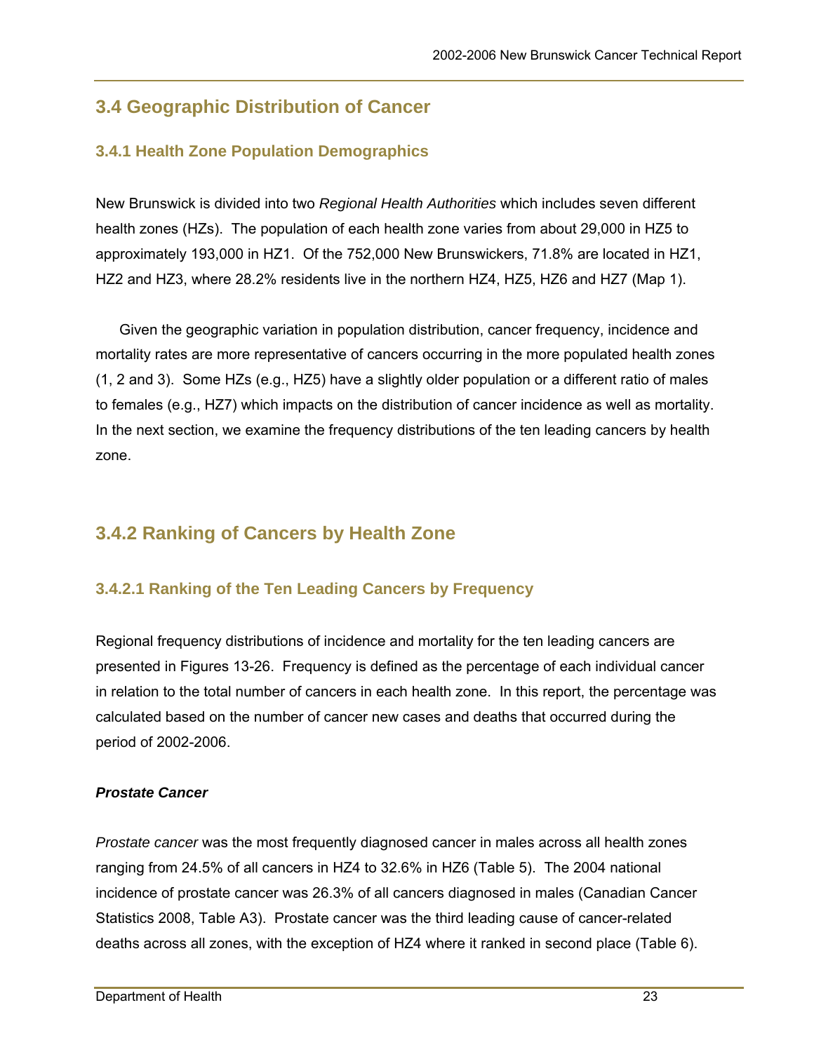## 3.4 Geographic Distribution of Cancer

### 3.4.1 Health Zone Population Demographics

New Brunswick is divided into two *Regional Health Authorities* which includes seven different health zones (HZs). The population of each health zone varies from about 29,000 in HZ5 to approximately 193,000 in HZ1. Of the 752,000 New Brunswickers, 71.8% are located in HZ1, HZ2 and HZ3, where 28.2% residents live in the northern HZ4, HZ5, HZ6 and HZ7 (Map 1).

Given the geographic variation in population distribution, cancer frequency, incidence and mortality rates are more representative of cancers occurring in the more populated health zones (1, 2 and 3). Some HZs (e.g., HZ5) have a slightly older population or a different ratio of males to females (e.g., HZ7) which impacts on the distribution of cancer incidence as well as mortality. In the next section, we examine the frequency distributions of the ten leading cancers by health zone.

## 3.4.2 Ranking of Cancers by Health Zone

### 3.4.2.1 Ranking of the Ten Leading Cancers by Frequency

Regional frequency distributions of incidence and mortality for the ten leading cancers are presented in Figures 13-26. Frequency is defined as the percentage of each individual cancer in relation to the total number of cancers in each health zone. In this report, the percentage was calculated based on the number of cancer new cases and deaths that occurred during the period of 2002-2006.

***Prostate Cancer***

*Prostate cancer* was the most frequently diagnosed cancer in males across all health zones ranging from 24.5% of all cancers in HZ4 to 32.6% in HZ6 (Table 5). The 2004 national incidence of prostate cancer was 26.3% of all cancers diagnosed in males (Canadian Cancer Statistics 2008, Table A3). Prostate cancer was the third leading cause of cancer-related deaths across all zones, with the exception of HZ4 where it ranked in second place (Table 6).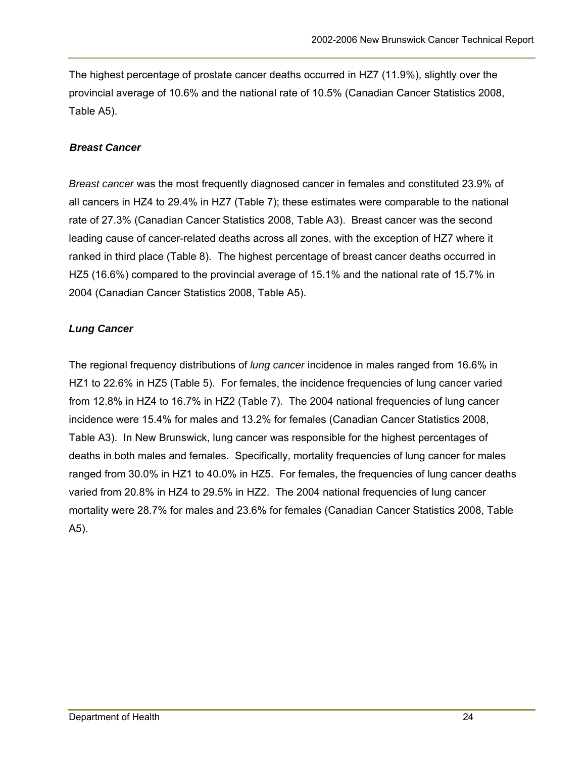The highest percentage of prostate cancer deaths occurred in HZ7 (11.9%), slightly over the provincial average of 10.6% and the national rate of 10.5% (Canadian Cancer Statistics 2008, Table A5).

### *Breast Cancer*

*Breast cancer* was the most frequently diagnosed cancer in females and constituted 23.9% of all cancers in HZ4 to 29.4% in HZ7 (Table 7); these estimates were comparable to the national rate of 27.3% (Canadian Cancer Statistics 2008, Table A3). Breast cancer was the second leading cause of cancer-related deaths across all zones, with the exception of HZ7 where it ranked in third place (Table 8). The highest percentage of breast cancer deaths occurred in HZ5 (16.6%) compared to the provincial average of 15.1% and the national rate of 15.7% in 2004 (Canadian Cancer Statistics 2008, Table A5).

### *Lung Cancer*

The regional frequency distributions of *lung cancer* incidence in males ranged from 16.6% in HZ1 to 22.6% in HZ5 (Table 5). For females, the incidence frequencies of lung cancer varied from 12.8% in HZ4 to 16.7% in HZ2 (Table 7). The 2004 national frequencies of lung cancer incidence were 15.4% for males and 13.2% for females (Canadian Cancer Statistics 2008, Table A3). In New Brunswick, lung cancer was responsible for the highest percentages of deaths in both males and females. Specifically, mortality frequencies of lung cancer for males ranged from 30.0% in HZ1 to 40.0% in HZ5. For females, the frequencies of lung cancer deaths varied from 20.8% in HZ4 to 29.5% in HZ2. The 2004 national frequencies of lung cancer mortality were 28.7% for males and 23.6% for females (Canadian Cancer Statistics 2008, Table A5).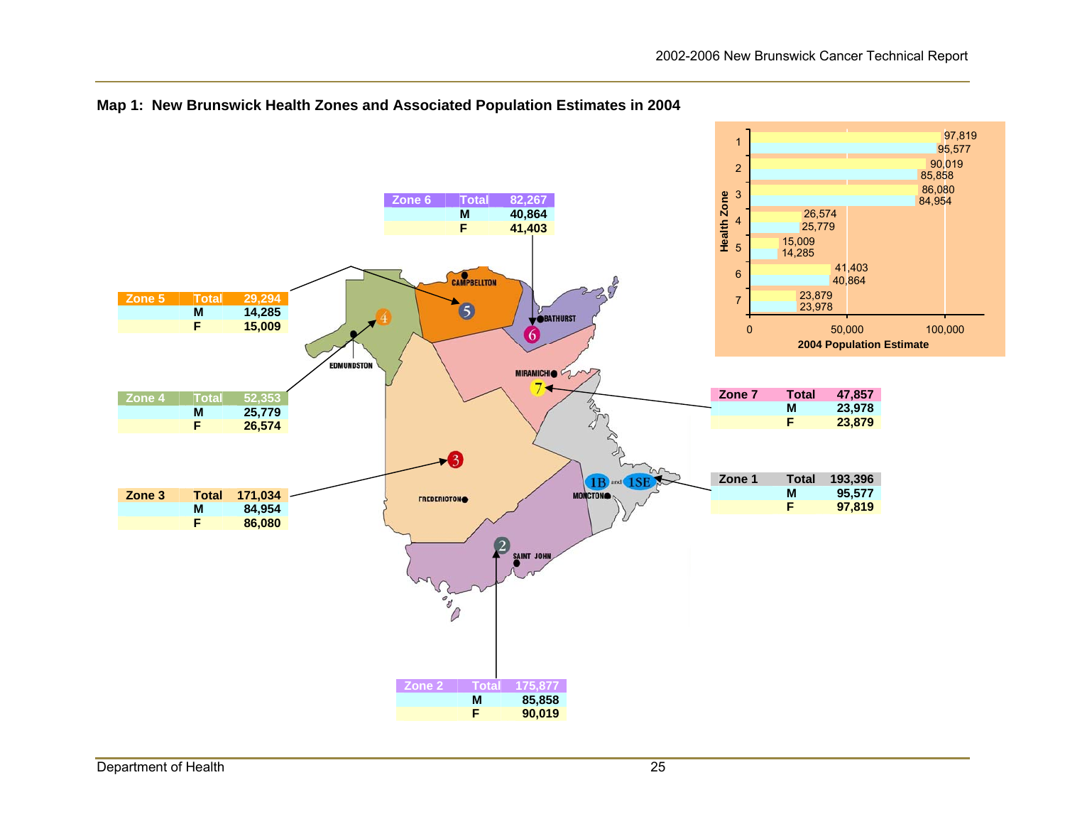## Map 1: New Brunswick Health Zones and Associated Population Estimates in 2004

| Zone | | Total |
|---|---|---|
| Zone 1 | Total | 193,396 |
| | M | 95,577 |
| | F | 97,819 |
| Zone 2 | Total | 175,877 |
| | M | 85,858 |
| | F | 90,019 |
| Zone 3 | Total | 171,034 |
| | M | 84,954 |
| | F | 86,080 |
| Zone 4 | Total | 52,353 |
| | M | 25,779 |
| | F | 26,574 |
| Zone 5 | Total | 29,294 |
| | M | 14,285 |
| | F | 15,009 |
| Zone 6 | Total | 82,267 |
| | M | 40,864 |
| | F | 41,403 |
| Zone 7 | Total | 47,857 |
| | M | 23,978 |
| | F | 23,879 |

Map labels: CAMPBELLTON, BATHURST, EDMUNDSTON, MIRAMICHI, FREDERICTON, MONCTON, SAINT JOHN, 1B and 1SE

Chart: Health Zone vs. 2004 Population Estimate (0, 50,000, 100,000)

| Health Zone | F | M |
|---|---|---|
| 1 | 97,819 | 95,577 |
| 2 | 90,019 | 85,858 |
| 3 | 86,080 | 84,954 |
| 4 | 26,574 | 25,779 |
| 5 | 15,009 | 14,285 |
| 6 | 41,403 | 40,864 |
| 7 | 23,879 | 23,978 |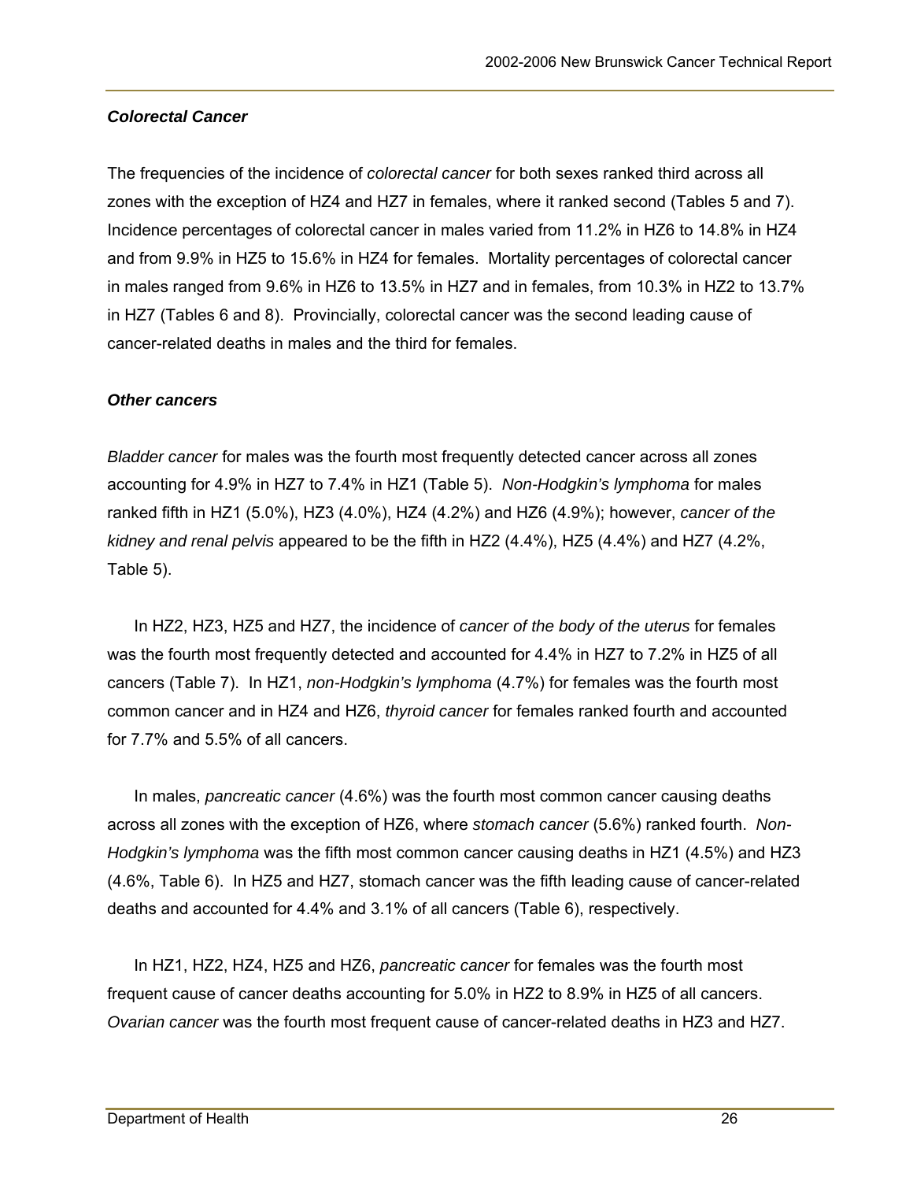### *Colorectal Cancer*

The frequencies of the incidence of *colorectal cancer* for both sexes ranked third across all zones with the exception of HZ4 and HZ7 in females, where it ranked second (Tables 5 and 7). Incidence percentages of colorectal cancer in males varied from 11.2% in HZ6 to 14.8% in HZ4 and from 9.9% in HZ5 to 15.6% in HZ4 for females. Mortality percentages of colorectal cancer in males ranged from 9.6% in HZ6 to 13.5% in HZ7 and in females, from 10.3% in HZ2 to 13.7% in HZ7 (Tables 6 and 8). Provincially, colorectal cancer was the second leading cause of cancer-related deaths in males and the third for females.

### *Other cancers*

*Bladder cancer* for males was the fourth most frequently detected cancer across all zones accounting for 4.9% in HZ7 to 7.4% in HZ1 (Table 5). *Non-Hodgkin's lymphoma* for males ranked fifth in HZ1 (5.0%), HZ3 (4.0%), HZ4 (4.2%) and HZ6 (4.9%); however, *cancer of the kidney and renal pelvis* appeared to be the fifth in HZ2 (4.4%), HZ5 (4.4%) and HZ7 (4.2%, Table 5).

In HZ2, HZ3, HZ5 and HZ7, the incidence of *cancer of the body of the uterus* for females was the fourth most frequently detected and accounted for 4.4% in HZ7 to 7.2% in HZ5 of all cancers (Table 7). In HZ1, *non-Hodgkin's lymphoma* (4.7%) for females was the fourth most common cancer and in HZ4 and HZ6, *thyroid cancer* for females ranked fourth and accounted for 7.7% and 5.5% of all cancers.

In males, *pancreatic cancer* (4.6%) was the fourth most common cancer causing deaths across all zones with the exception of HZ6, where *stomach cancer* (5.6%) ranked fourth. *Non-Hodgkin's lymphoma* was the fifth most common cancer causing deaths in HZ1 (4.5%) and HZ3 (4.6%, Table 6). In HZ5 and HZ7, stomach cancer was the fifth leading cause of cancer-related deaths and accounted for 4.4% and 3.1% of all cancers (Table 6), respectively.

In HZ1, HZ2, HZ4, HZ5 and HZ6, *pancreatic cancer* for females was the fourth most frequent cause of cancer deaths accounting for 5.0% in HZ2 to 8.9% in HZ5 of all cancers. *Ovarian cancer* was the fourth most frequent cause of cancer-related deaths in HZ3 and HZ7.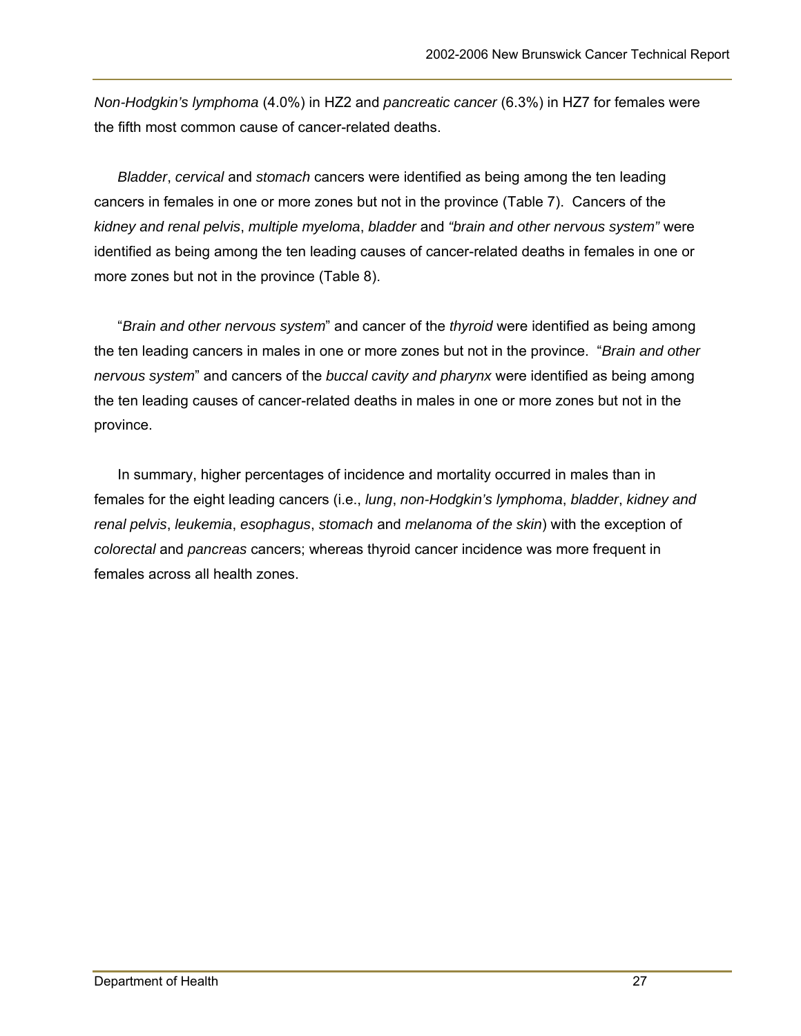*Non-Hodgkin's lymphoma* (4.0%) in HZ2 and *pancreatic cancer* (6.3%) in HZ7 for females were the fifth most common cause of cancer-related deaths.

*Bladder*, *cervical* and *stomach* cancers were identified as being among the ten leading cancers in females in one or more zones but not in the province (Table 7). Cancers of the *kidney and renal pelvis*, *multiple myeloma*, *bladder* and *"brain and other nervous system"* were identified as being among the ten leading causes of cancer-related deaths in females in one or more zones but not in the province (Table 8).

"*Brain and other nervous system*" and cancer of the *thyroid* were identified as being among the ten leading cancers in males in one or more zones but not in the province. "*Brain and other nervous system*" and cancers of the *buccal cavity and pharynx* were identified as being among the ten leading causes of cancer-related deaths in males in one or more zones but not in the province.

In summary, higher percentages of incidence and mortality occurred in males than in females for the eight leading cancers (i.e., *lung*, *non-Hodgkin's lymphoma*, *bladder*, *kidney and renal pelvis*, *leukemia*, *esophagus*, *stomach* and *melanoma of the skin*) with the exception of *colorectal* and *pancreas* cancers; whereas thyroid cancer incidence was more frequent in females across all health zones.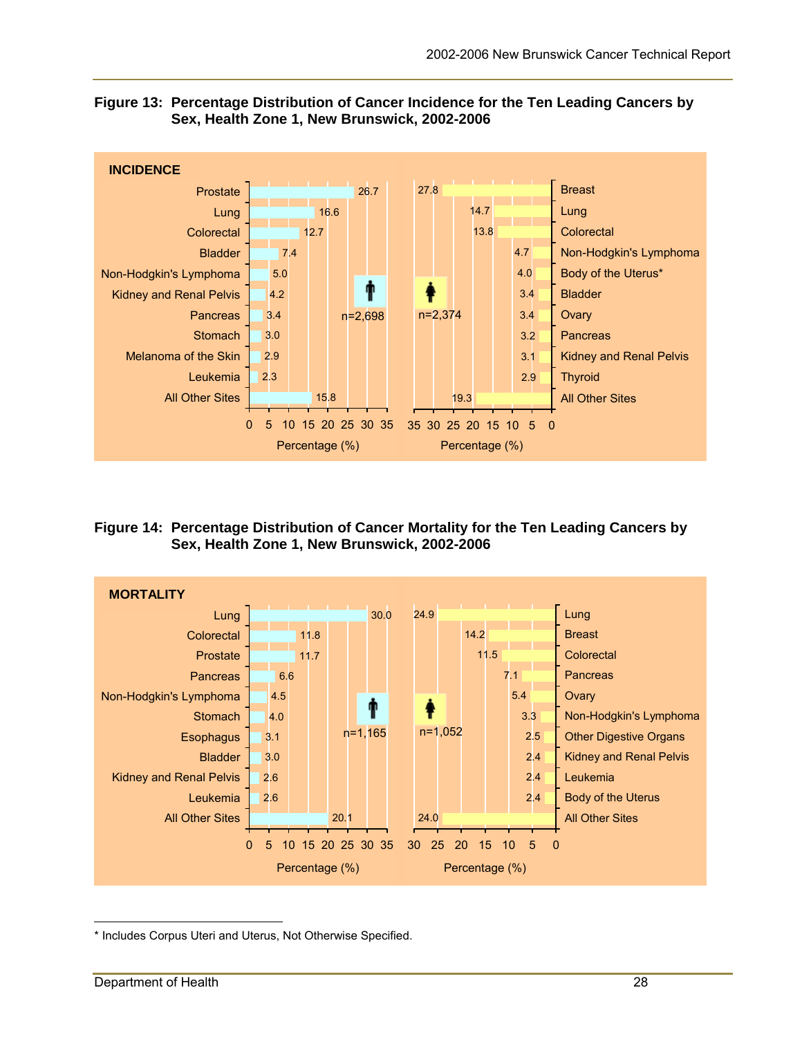**Figure 13: Percentage Distribution of Cancer Incidence for the Ten Leading Cancers by Sex, Health Zone 1, New Brunswick, 2002-2006**

INCIDENCE

| Males (n=2,698) | % | Females (n=2,374) | % |
|---|---|---|---|
| Prostate | 26.7 | Breast | 27.8 |
| Lung | 16.6 | Lung | 14.7 |
| Colorectal | 12.7 | Colorectal | 13.8 |
| Bladder | 7.4 | Non-Hodgkin's Lymphoma | 4.7 |
| Non-Hodgkin's Lymphoma | 5.0 | Body of the Uterus* | 4.0 |
| Kidney and Renal Pelvis | 4.2 | Bladder | 3.4 |
| Pancreas | 3.4 | Ovary | 3.4 |
| Stomach | 3.0 | Pancreas | 3.2 |
| Melanoma of the Skin | 2.9 | Kidney and Renal Pelvis | 3.1 |
| Leukemia | 2.3 | Thyroid | 2.9 |
| All Other Sites | 15.8 | All Other Sites | 19.3 |

**Figure 14: Percentage Distribution of Cancer Mortality for the Ten Leading Cancers by Sex, Health Zone 1, New Brunswick, 2002-2006**

MORTALITY

| Males (n=1,165) | % | Females (n=1,052) | % |
|---|---|---|---|
| Lung | 30.0 | Lung | 24.9 |
| Colorectal | 11.8 | Breast | 14.2 |
| Prostate | 11.7 | Colorectal | 11.5 |
| Pancreas | 6.6 | Pancreas | 7.1 |
| Non-Hodgkin's Lymphoma | 4.5 | Ovary | 5.4 |
| Stomach | 4.0 | Non-Hodgkin's Lymphoma | 3.3 |
| Esophagus | 3.1 | Other Digestive Organs | 2.5 |
| Bladder | 3.0 | Kidney and Renal Pelvis | 2.4 |
| Kidney and Renal Pelvis | 2.6 | Leukemia | 2.4 |
| Leukemia | 2.6 | Body of the Uterus | 2.4 |
| All Other Sites | 20.1 | All Other Sites | 24.0 |

\* Includes Corpus Uteri and Uterus, Not Otherwise Specified.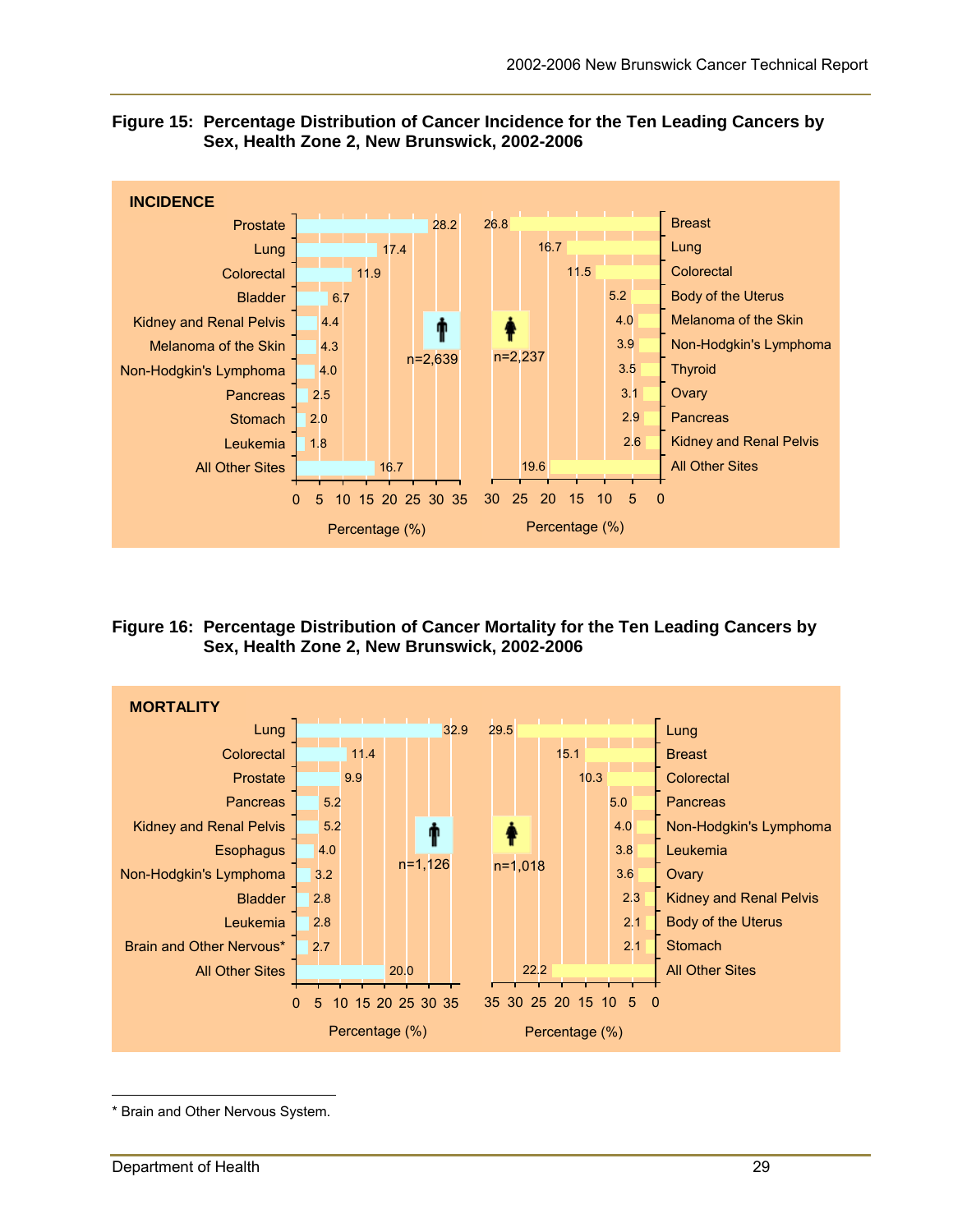**Figure 15: Percentage Distribution of Cancer Incidence for the Ten Leading Cancers by Sex, Health Zone 2, New Brunswick, 2002-2006**

INCIDENCE

| Males (n=2,639) | Percentage (%) |
|---|---|
| Prostate | 28.2 |
| Lung | 17.4 |
| Colorectal | 11.9 |
| Bladder | 6.7 |
| Kidney and Renal Pelvis | 4.4 |
| Melanoma of the Skin | 4.3 |
| Non-Hodgkin's Lymphoma | 4.0 |
| Pancreas | 2.5 |
| Stomach | 2.0 |
| Leukemia | 1.8 |
| All Other Sites | 16.7 |

| Females (n=2,237) | Percentage (%) |
|---|---|
| Breast | 26.8 |
| Lung | 16.7 |
| Colorectal | 11.5 |
| Body of the Uterus | 5.2 |
| Melanoma of the Skin | 4.0 |
| Non-Hodgkin's Lymphoma | 3.9 |
| Thyroid | 3.5 |
| Ovary | 3.1 |
| Pancreas | 2.9 |
| Kidney and Renal Pelvis | 2.6 |
| All Other Sites | 19.6 |

**Figure 16: Percentage Distribution of Cancer Mortality for the Ten Leading Cancers by Sex, Health Zone 2, New Brunswick, 2002-2006**

MORTALITY

| Males (n=1,126) | Percentage (%) |
|---|---|
| Lung | 32.9 |
| Colorectal | 11.4 |
| Prostate | 9.9 |
| Pancreas | 5.2 |
| Kidney and Renal Pelvis | 5.2 |
| Esophagus | 4.0 |
| Non-Hodgkin's Lymphoma | 3.2 |
| Bladder | 2.8 |
| Leukemia | 2.8 |
| Brain and Other Nervous* | 2.7 |
| All Other Sites | 20.0 |

| Females (n=1,018) | Percentage (%) |
|---|---|
| Lung | 29.5 |
| Breast | 15.1 |
| Colorectal | 10.3 |
| Pancreas | 5.0 |
| Non-Hodgkin's Lymphoma | 4.0 |
| Leukemia | 3.8 |
| Ovary | 3.6 |
| Kidney and Renal Pelvis | 2.3 |
| Body of the Uterus | 2.1 |
| Stomach | 2.1 |
| All Other Sites | 22.2 |

* Brain and Other Nervous System.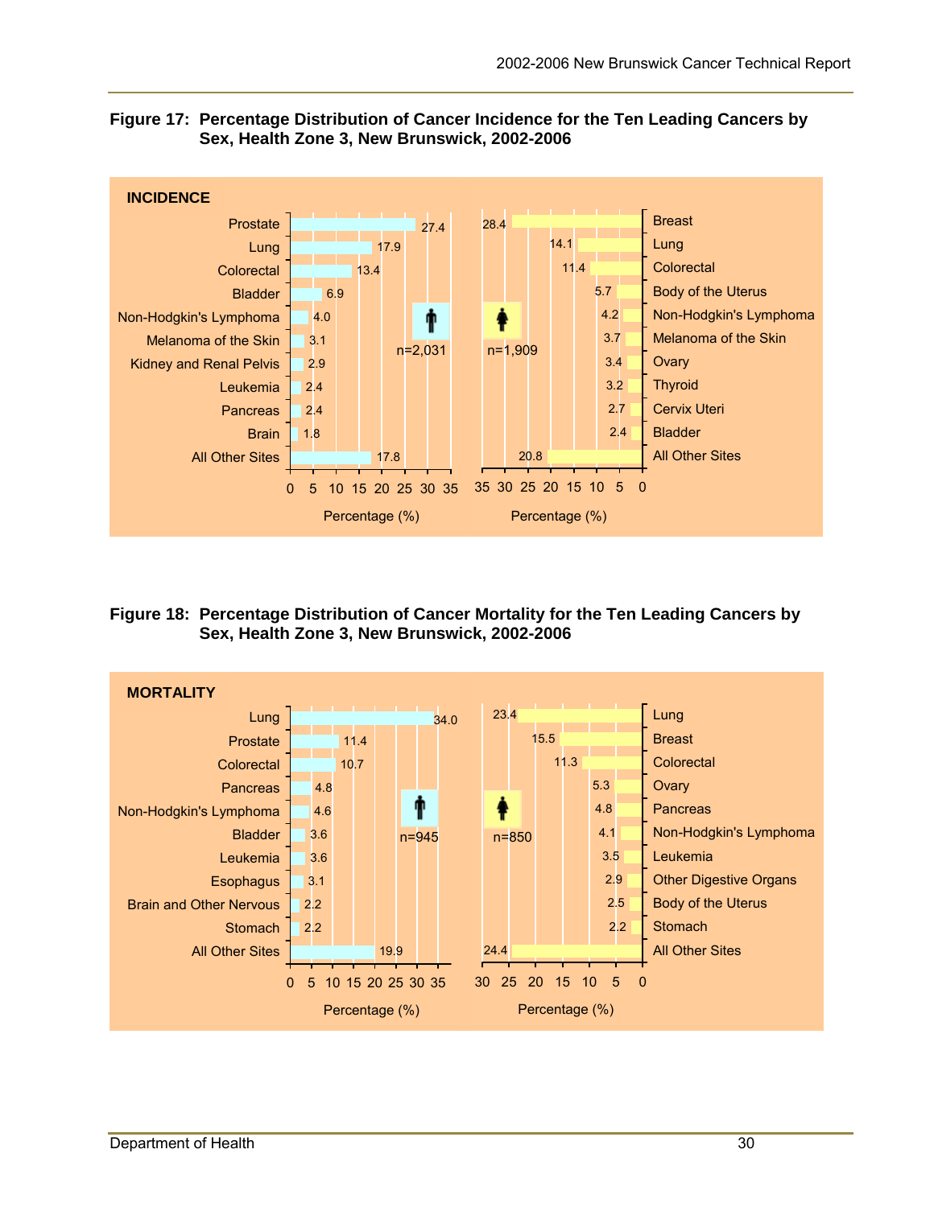**Figure 17: Percentage Distribution of Cancer Incidence for the Ten Leading Cancers by Sex, Health Zone 3, New Brunswick, 2002-2006**

INCIDENCE

| Males (n=2,031) | Percentage (%) |
|---|---|
| Prostate | 27.4 |
| Lung | 17.9 |
| Colorectal | 13.4 |
| Bladder | 6.9 |
| Non-Hodgkin's Lymphoma | 4.0 |
| Melanoma of the Skin | 3.1 |
| Kidney and Renal Pelvis | 2.9 |
| Leukemia | 2.4 |
| Pancreas | 2.4 |
| Brain | 1.8 |
| All Other Sites | 17.8 |

| Females (n=1,909) | Percentage (%) |
|---|---|
| Breast | 28.4 |
| Lung | 14.1 |
| Colorectal | 11.4 |
| Body of the Uterus | 5.7 |
| Non-Hodgkin's Lymphoma | 4.2 |
| Melanoma of the Skin | 3.7 |
| Ovary | 3.4 |
| Thyroid | 3.2 |
| Cervix Uteri | 2.7 |
| Bladder | 2.4 |
| All Other Sites | 20.8 |

**Figure 18: Percentage Distribution of Cancer Mortality for the Ten Leading Cancers by Sex, Health Zone 3, New Brunswick, 2002-2006**

MORTALITY

| Males (n=945) | Percentage (%) |
|---|---|
| Lung | 34.0 |
| Prostate | 11.4 |
| Colorectal | 10.7 |
| Pancreas | 4.8 |
| Non-Hodgkin's Lymphoma | 4.6 |
| Bladder | 3.6 |
| Leukemia | 3.6 |
| Esophagus | 3.1 |
| Brain and Other Nervous | 2.2 |
| Stomach | 2.2 |
| All Other Sites | 19.9 |

| Females (n=850) | Percentage (%) |
|---|---|
| Lung | 23.4 |
| Breast | 15.5 |
| Colorectal | 11.3 |
| Ovary | 5.3 |
| Pancreas | 4.8 |
| Non-Hodgkin's Lymphoma | 4.1 |
| Leukemia | 3.5 |
| Other Digestive Organs | 2.9 |
| Body of the Uterus | 2.5 |
| Stomach | 2.2 |
| All Other Sites | 24.4 |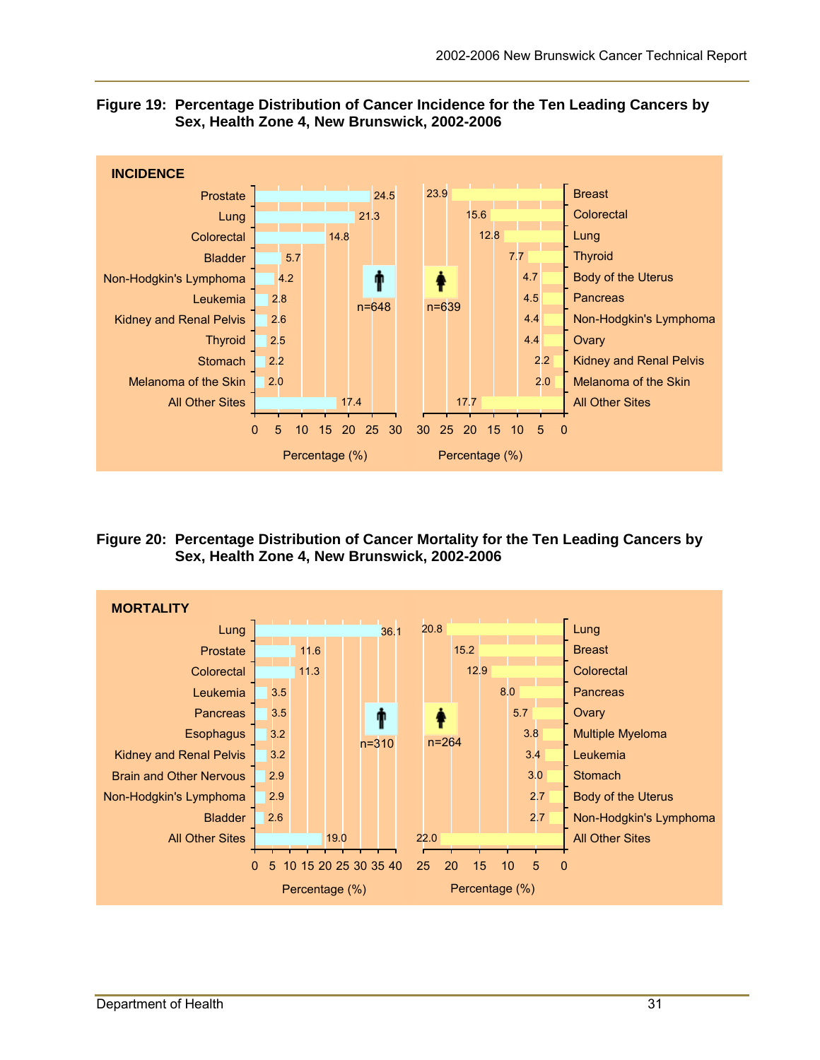**Figure 19: Percentage Distribution of Cancer Incidence for the Ten Leading Cancers by Sex, Health Zone 4, New Brunswick, 2002-2006**

INCIDENCE

| Males (n=648) | Percentage (%) |
|---|---|
| Prostate | 24.5 |
| Lung | 21.3 |
| Colorectal | 14.8 |
| Bladder | 5.7 |
| Non-Hodgkin's Lymphoma | 4.2 |
| Leukemia | 2.8 |
| Kidney and Renal Pelvis | 2.6 |
| Thyroid | 2.5 |
| Stomach | 2.2 |
| Melanoma of the Skin | 2.0 |
| All Other Sites | 17.4 |

| Females (n=639) | Percentage (%) |
|---|---|
| Breast | 23.9 |
| Colorectal | 15.6 |
| Lung | 12.8 |
| Thyroid | 7.7 |
| Body of the Uterus | 4.7 |
| Pancreas | 4.5 |
| Non-Hodgkin's Lymphoma | 4.4 |
| Ovary | 4.4 |
| Kidney and Renal Pelvis | 2.2 |
| Melanoma of the Skin | 2.0 |
| All Other Sites | 17.7 |

**Figure 20: Percentage Distribution of Cancer Mortality for the Ten Leading Cancers by Sex, Health Zone 4, New Brunswick, 2002-2006**

MORTALITY

| Males (n=310) | Percentage (%) |
|---|---|
| Lung | 36.1 |
| Prostate | 11.6 |
| Colorectal | 11.3 |
| Leukemia | 3.5 |
| Pancreas | 3.5 |
| Esophagus | 3.2 |
| Kidney and Renal Pelvis | 3.2 |
| Brain and Other Nervous | 2.9 |
| Non-Hodgkin's Lymphoma | 2.9 |
| Bladder | 2.6 |
| All Other Sites | 19.0 |

| Females (n=264) | Percentage (%) |
|---|---|
| Lung | 20.8 |
| Breast | 15.2 |
| Colorectal | 12.9 |
| Pancreas | 8.0 |
| Ovary | 5.7 |
| Multiple Myeloma | 3.8 |
| Leukemia | 3.4 |
| Stomach | 3.0 |
| Body of the Uterus | 2.7 |
| Non-Hodgkin's Lymphoma | 2.7 |
| All Other Sites | 22.0 |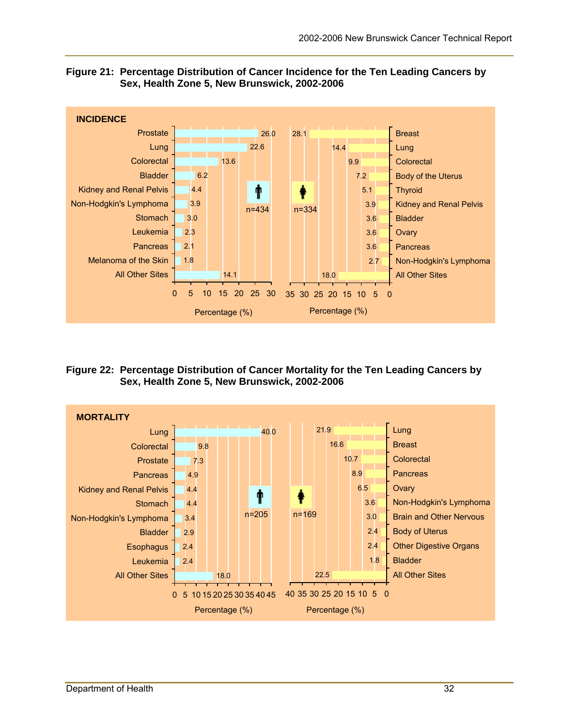**Figure 21: Percentage Distribution of Cancer Incidence for the Ten Leading Cancers by Sex, Health Zone 5, New Brunswick, 2002-2006**

INCIDENCE

| Males (n=434) | Percentage (%) |
|---|---|
| Prostate | 26.0 |
| Lung | 22.6 |
| Colorectal | 13.6 |
| Bladder | 6.2 |
| Kidney and Renal Pelvis | 4.4 |
| Non-Hodgkin's Lymphoma | 3.9 |
| Stomach | 3.0 |
| Leukemia | 2.3 |
| Pancreas | 2.1 |
| Melanoma of the Skin | 1.8 |
| All Other Sites | 14.1 |

| Females (n=334) | Percentage (%) |
|---|---|
| Breast | 28.1 |
| Lung | 14.4 |
| Colorectal | 9.9 |
| Body of the Uterus | 7.2 |
| Thyroid | 5.1 |
| Kidney and Renal Pelvis | 3.9 |
| Bladder | 3.6 |
| Ovary | 3.6 |
| Pancreas | 3.6 |
| Non-Hodgkin's Lymphoma | 2.7 |
| All Other Sites | 18.0 |

**Figure 22: Percentage Distribution of Cancer Mortality for the Ten Leading Cancers by Sex, Health Zone 5, New Brunswick, 2002-2006**

MORTALITY

| Males (n=205) | Percentage (%) |
|---|---|
| Lung | 40.0 |
| Colorectal | 9.8 |
| Prostate | 7.3 |
| Pancreas | 4.9 |
| Kidney and Renal Pelvis | 4.4 |
| Stomach | 4.4 |
| Non-Hodgkin's Lymphoma | 3.4 |
| Bladder | 2.9 |
| Esophagus | 2.4 |
| Leukemia | 2.4 |
| All Other Sites | 18.0 |

| Females (n=169) | Percentage (%) |
|---|---|
| Lung | 21.9 |
| Breast | 16.6 |
| Colorectal | 10.7 |
| Pancreas | 8.9 |
| Ovary | 6.5 |
| Non-Hodgkin's Lymphoma | 3.6 |
| Brain and Other Nervous | 3.0 |
| Body of Uterus | 2.4 |
| Other Digestive Organs | 2.4 |
| Bladder | 1.8 |
| All Other Sites | 22.5 |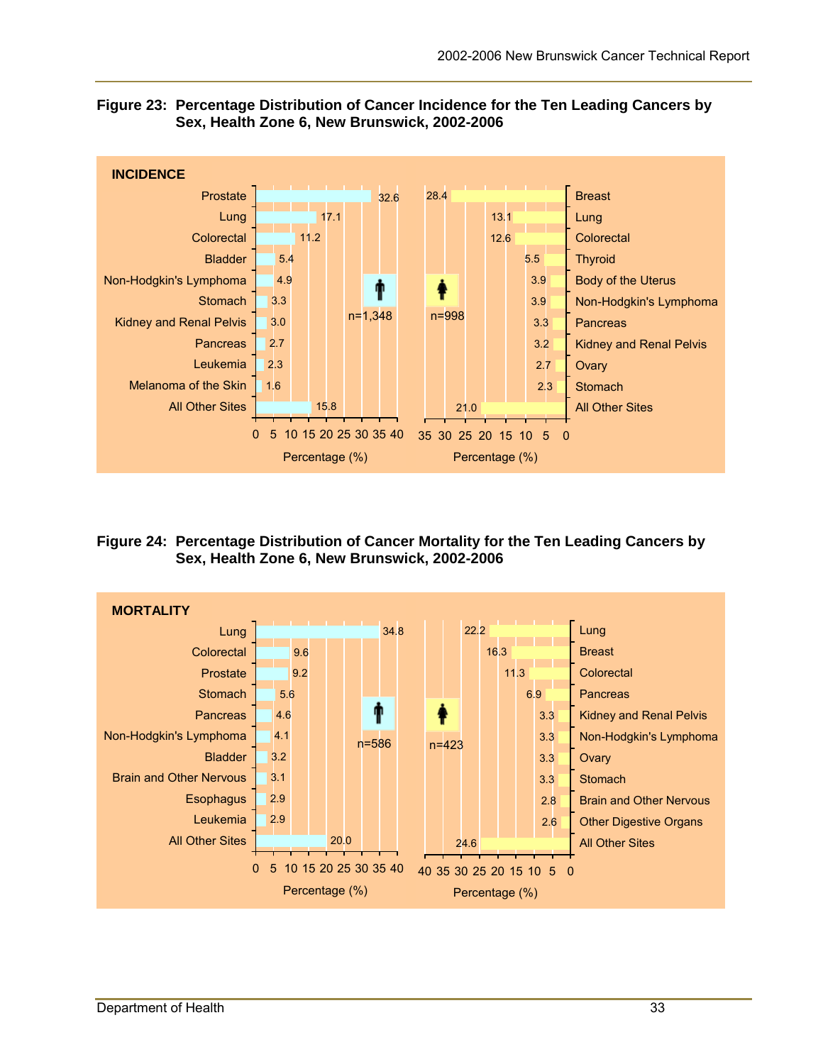**Figure 23: Percentage Distribution of Cancer Incidence for the Ten Leading Cancers by Sex, Health Zone 6, New Brunswick, 2002-2006**

**INCIDENCE**

Males (n=1,348)

| Cancer Site | Percentage (%) |
|---|---|
| Prostate | 32.6 |
| Lung | 17.1 |
| Colorectal | 11.2 |
| Bladder | 5.4 |
| Non-Hodgkin's Lymphoma | 4.9 |
| Stomach | 3.3 |
| Kidney and Renal Pelvis | 3.0 |
| Pancreas | 2.7 |
| Leukemia | 2.3 |
| Melanoma of the Skin | 1.6 |
| All Other Sites | 15.8 |

Females (n=998)

| Cancer Site | Percentage (%) |
|---|---|
| Breast | 28.4 |
| Lung | 13.1 |
| Colorectal | 12.6 |
| Thyroid | 5.5 |
| Body of the Uterus | 3.9 |
| Non-Hodgkin's Lymphoma | 3.9 |
| Pancreas | 3.3 |
| Kidney and Renal Pelvis | 3.2 |
| Ovary | 2.7 |
| Stomach | 2.3 |
| All Other Sites | 21.0 |

**Figure 24: Percentage Distribution of Cancer Mortality for the Ten Leading Cancers by Sex, Health Zone 6, New Brunswick, 2002-2006**

**MORTALITY**

Males (n=586)

| Cancer Site | Percentage (%) |
|---|---|
| Lung | 34.8 |
| Colorectal | 9.6 |
| Prostate | 9.2 |
| Stomach | 5.6 |
| Pancreas | 4.6 |
| Non-Hodgkin's Lymphoma | 4.1 |
| Bladder | 3.2 |
| Brain and Other Nervous | 3.1 |
| Esophagus | 2.9 |
| Leukemia | 2.9 |
| All Other Sites | 20.0 |

Females (n=423)

| Cancer Site | Percentage (%) |
|---|---|
| Lung | 22.2 |
| Breast | 16.3 |
| Colorectal | 11.3 |
| Pancreas | 6.9 |
| Kidney and Renal Pelvis | 3.3 |
| Non-Hodgkin's Lymphoma | 3.3 |
| Ovary | 3.3 |
| Stomach | 3.3 |
| Brain and Other Nervous | 2.8 |
| Other Digestive Organs | 2.6 |
| All Other Sites | 24.6 |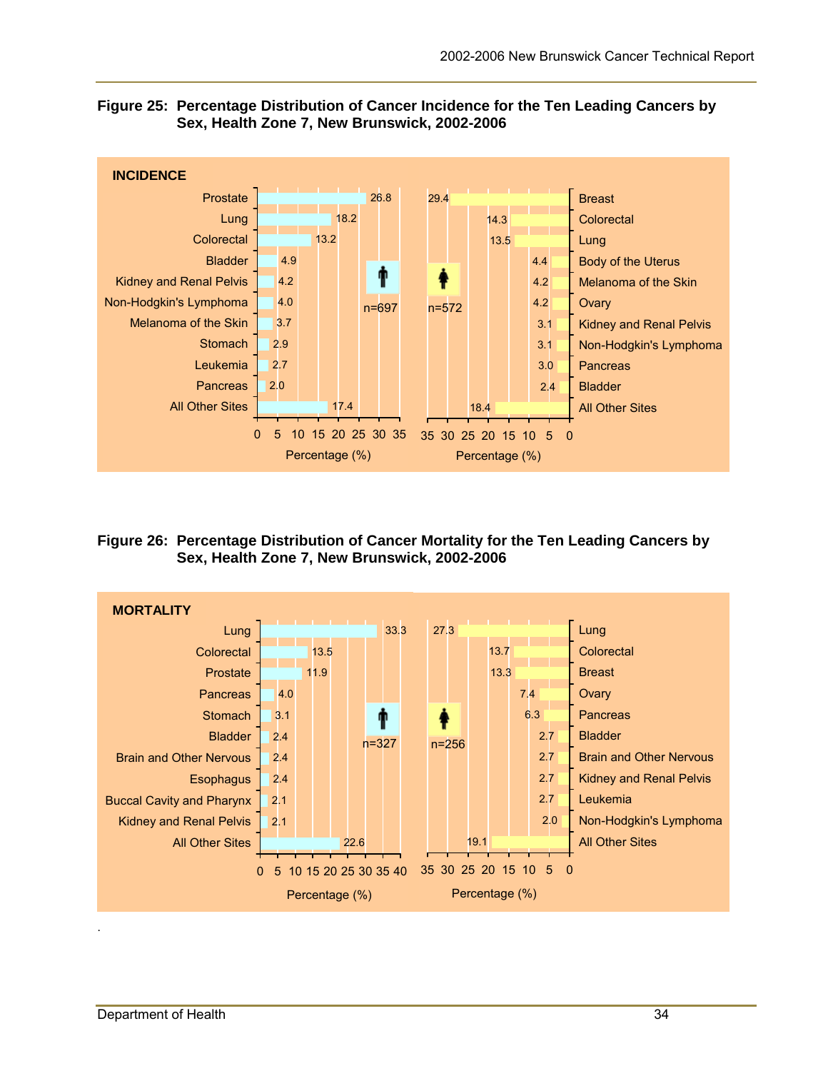**Figure 25: Percentage Distribution of Cancer Incidence for the Ten Leading Cancers by Sex, Health Zone 7, New Brunswick, 2002-2006**

INCIDENCE

| Males (n=697) | % | Females (n=572) | % |
|---|---|---|---|
| Prostate | 26.8 | Breast | 29.4 |
| Lung | 18.2 | Colorectal | 14.3 |
| Colorectal | 13.2 | Lung | 13.5 |
| Bladder | 4.9 | Body of the Uterus | 4.4 |
| Kidney and Renal Pelvis | 4.2 | Melanoma of the Skin | 4.2 |
| Non-Hodgkin's Lymphoma | 4.0 | Ovary | 4.2 |
| Melanoma of the Skin | 3.7 | Kidney and Renal Pelvis | 3.1 |
| Stomach | 2.9 | Non-Hodgkin's Lymphoma | 3.1 |
| Leukemia | 2.7 | Pancreas | 3.0 |
| Pancreas | 2.0 | Bladder | 2.4 |
| All Other Sites | 17.4 | All Other Sites | 18.4 |

Percentage (%)

**Figure 26: Percentage Distribution of Cancer Mortality for the Ten Leading Cancers by Sex, Health Zone 7, New Brunswick, 2002-2006**

MORTALITY

| Males (n=327) | % | Females (n=256) | % |
|---|---|---|---|
| Lung | 33.3 | Lung | 27.3 |
| Colorectal | 13.5 | Colorectal | 13.7 |
| Prostate | 11.9 | Breast | 13.3 |
| Pancreas | 4.0 | Ovary | 7.4 |
| Stomach | 3.1 | Pancreas | 6.3 |
| Bladder | 2.4 | Bladder | 2.7 |
| Brain and Other Nervous | 2.4 | Brain and Other Nervous | 2.7 |
| Esophagus | 2.4 | Kidney and Renal Pelvis | 2.7 |
| Buccal Cavity and Pharynx | 2.1 | Leukemia | 2.7 |
| Kidney and Renal Pelvis | 2.1 | Non-Hodgkin's Lymphoma | 2.0 |
| All Other Sites | 22.6 | All Other Sites | 19.1 |

Percentage (%)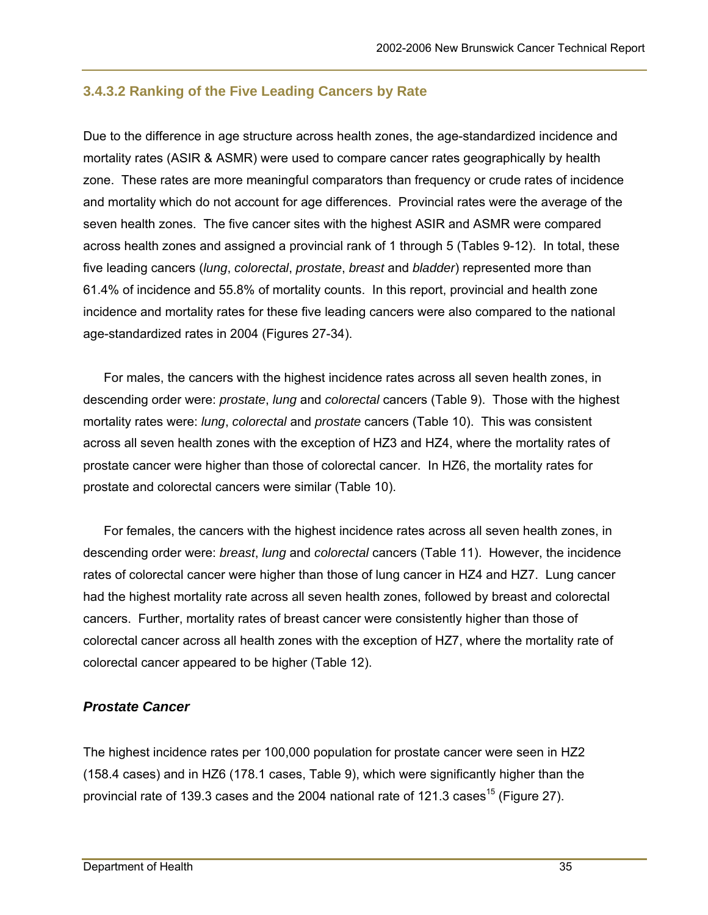### 3.4.3.2 Ranking of the Five Leading Cancers by Rate

Due to the difference in age structure across health zones, the age-standardized incidence and mortality rates (ASIR & ASMR) were used to compare cancer rates geographically by health zone. These rates are more meaningful comparators than frequency or crude rates of incidence and mortality which do not account for age differences. Provincial rates were the average of the seven health zones. The five cancer sites with the highest ASIR and ASMR were compared across health zones and assigned a provincial rank of 1 through 5 (Tables 9-12). In total, these five leading cancers (*lung*, *colorectal*, *prostate*, *breast* and *bladder*) represented more than 61.4% of incidence and 55.8% of mortality counts. In this report, provincial and health zone incidence and mortality rates for these five leading cancers were also compared to the national age-standardized rates in 2004 (Figures 27-34).

For males, the cancers with the highest incidence rates across all seven health zones, in descending order were: *prostate*, *lung* and *colorectal* cancers (Table 9). Those with the highest mortality rates were: *lung*, *colorectal* and *prostate* cancers (Table 10). This was consistent across all seven health zones with the exception of HZ3 and HZ4, where the mortality rates of prostate cancer were higher than those of colorectal cancer. In HZ6, the mortality rates for prostate and colorectal cancers were similar (Table 10).

For females, the cancers with the highest incidence rates across all seven health zones, in descending order were: *breast*, *lung* and *colorectal* cancers (Table 11). However, the incidence rates of colorectal cancer were higher than those of lung cancer in HZ4 and HZ7. Lung cancer had the highest mortality rate across all seven health zones, followed by breast and colorectal cancers. Further, mortality rates of breast cancer were consistently higher than those of colorectal cancer across all health zones with the exception of HZ7, where the mortality rate of colorectal cancer appeared to be higher (Table 12).

#### *Prostate Cancer*

The highest incidence rates per 100,000 population for prostate cancer were seen in HZ2 (158.4 cases) and in HZ6 (178.1 cases, Table 9), which were significantly higher than the provincial rate of 139.3 cases and the 2004 national rate of 121.3 cases[15] (Figure 27).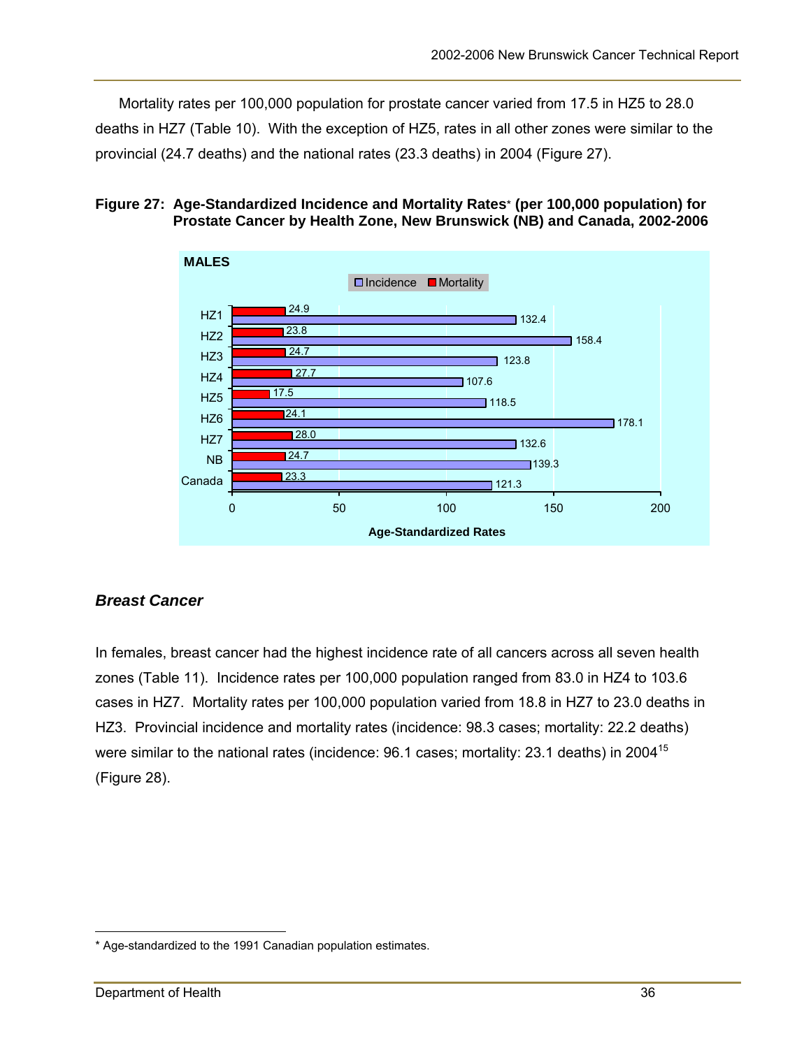Mortality rates per 100,000 population for prostate cancer varied from 17.5 in HZ5 to 28.0 deaths in HZ7 (Table 10). With the exception of HZ5, rates in all other zones were similar to the provincial (24.7 deaths) and the national rates (23.3 deaths) in 2004 (Figure 27).

**Figure 27: Age-Standardized Incidence and Mortality Rates* (per 100,000 population) for Prostate Cancer by Health Zone, New Brunswick (NB) and Canada, 2002-2006**

**MALES**

| | Incidence | Mortality |
|---|---|---|
| HZ1 | 132.4 | 24.9 |
| HZ2 | 158.4 | 23.8 |
| HZ3 | 123.8 | 24.7 |
| HZ4 | 107.6 | 27.7 |
| HZ5 | 118.5 | 17.5 |
| HZ6 | 178.1 | 24.1 |
| HZ7 | 132.6 | 28.0 |
| NB | 139.3 | 24.7 |
| Canada | 121.3 | 23.3 |

Age-Standardized Rates

### *Breast Cancer*

In females, breast cancer had the highest incidence rate of all cancers across all seven health zones (Table 11). Incidence rates per 100,000 population ranged from 83.0 in HZ4 to 103.6 cases in HZ7. Mortality rates per 100,000 population varied from 18.8 in HZ7 to 23.0 deaths in HZ3. Provincial incidence and mortality rates (incidence: 98.3 cases; mortality: 22.2 deaths) were similar to the national rates (incidence: 96.1 cases; mortality: 23.1 deaths) in 2004[15] (Figure 28).

---

* Age-standardized to the 1991 Canadian population estimates.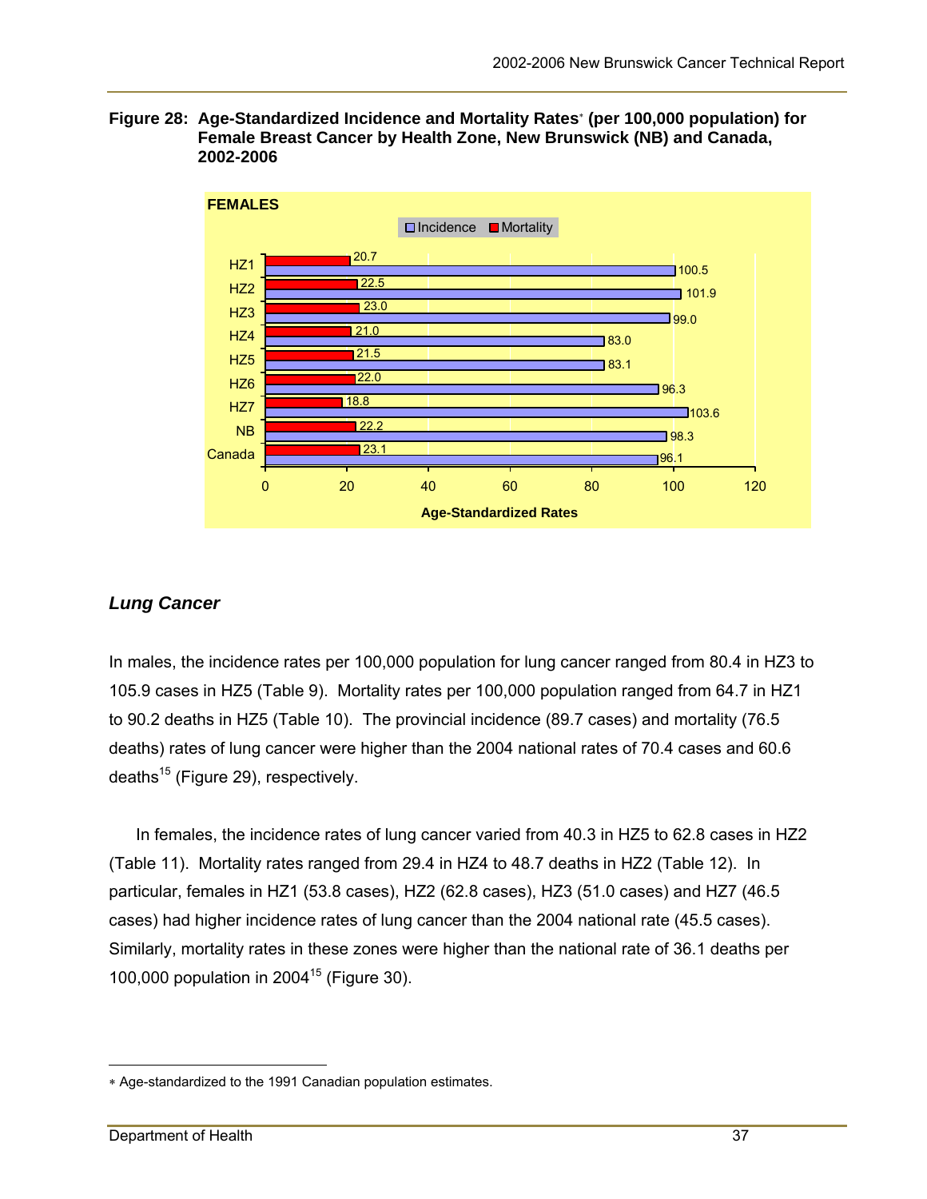**Figure 28: Age-Standardized Incidence and Mortality Rates* (per 100,000 population) for Female Breast Cancer by Health Zone, New Brunswick (NB) and Canada, 2002-2006**

FEMALES

| | Incidence | Mortality |
|---|---|---|
| HZ1 | 100.5 | 20.7 |
| HZ2 | 101.9 | 22.5 |
| HZ3 | 99.0 | 23.0 |
| HZ4 | 83.0 | 21.0 |
| HZ5 | 83.1 | 21.5 |
| HZ6 | 96.3 | 22.0 |
| HZ7 | 103.6 | 18.8 |
| NB | 98.3 | 22.2 |
| Canada | 96.1 | 23.1 |

Age-Standardized Rates

### *Lung Cancer*

In males, the incidence rates per 100,000 population for lung cancer ranged from 80.4 in HZ3 to 105.9 cases in HZ5 (Table 9). Mortality rates per 100,000 population ranged from 64.7 in HZ1 to 90.2 deaths in HZ5 (Table 10). The provincial incidence (89.7 cases) and mortality (76.5 deaths) rates of lung cancer were higher than the 2004 national rates of 70.4 cases and 60.6 deaths[15] (Figure 29), respectively.

In females, the incidence rates of lung cancer varied from 40.3 in HZ5 to 62.8 cases in HZ2 (Table 11). Mortality rates ranged from 29.4 in HZ4 to 48.7 deaths in HZ2 (Table 12). In particular, females in HZ1 (53.8 cases), HZ2 (62.8 cases), HZ3 (51.0 cases) and HZ7 (46.5 cases) had higher incidence rates of lung cancer than the 2004 national rate (45.5 cases). Similarly, mortality rates in these zones were higher than the national rate of 36.1 deaths per 100,000 population in 2004[15] (Figure 30).

---

* Age-standardized to the 1991 Canadian population estimates.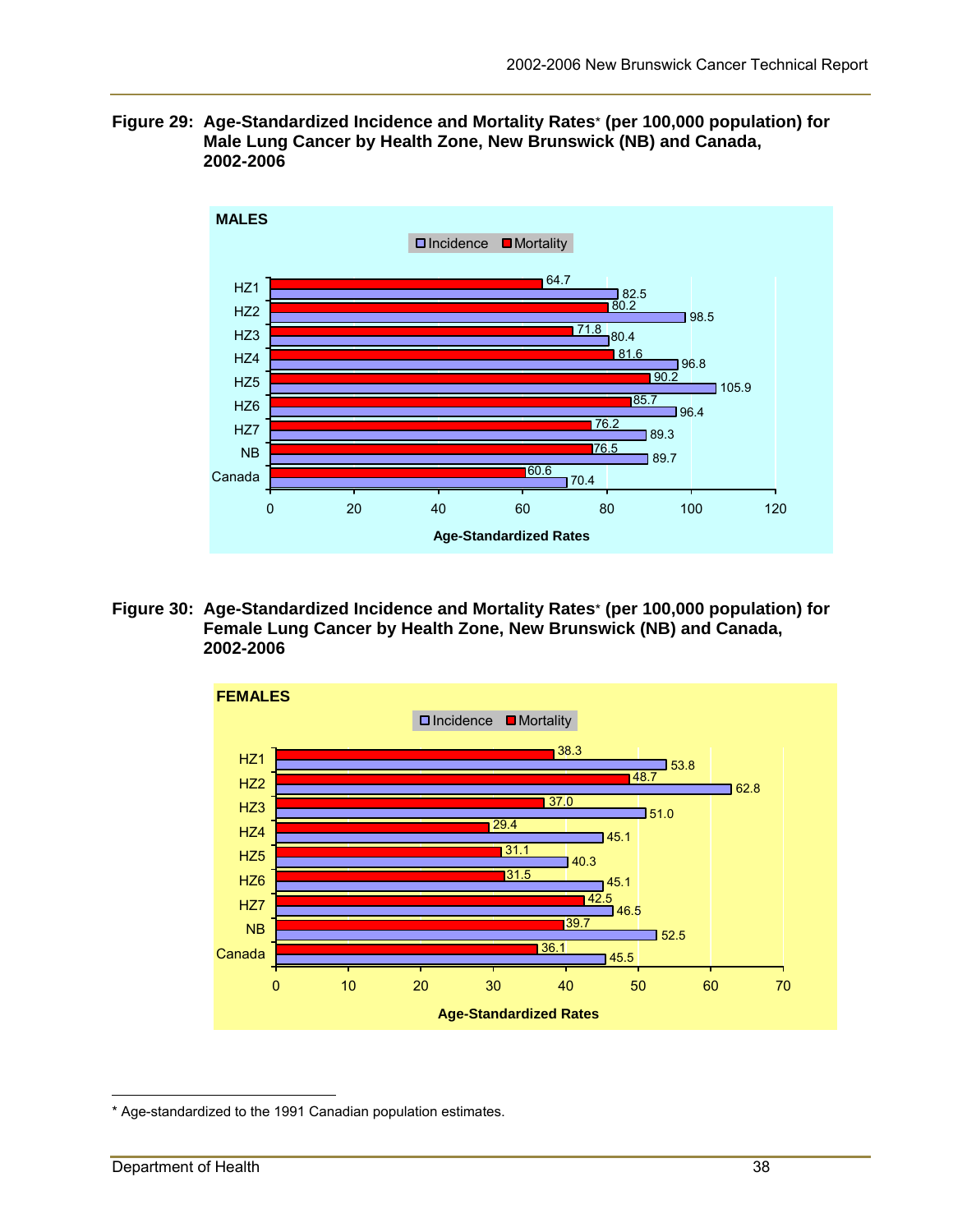**Figure 29: Age-Standardized Incidence and Mortality Rates* (per 100,000 population) for Male Lung Cancer by Health Zone, New Brunswick (NB) and Canada, 2002-2006**

MALES

| | Incidence | Mortality |
|---|---|---|
| HZ1 | 82.5 | 64.7 |
| HZ2 | 98.5 | 80.2 |
| HZ3 | 80.4 | 71.8 |
| HZ4 | 96.8 | 81.6 |
| HZ5 | 105.9 | 90.2 |
| HZ6 | 96.4 | 85.7 |
| HZ7 | 89.3 | 76.2 |
| NB | 89.7 | 76.5 |
| Canada | 70.4 | 60.6 |

Age-Standardized Rates

**Figure 30: Age-Standardized Incidence and Mortality Rates* (per 100,000 population) for Female Lung Cancer by Health Zone, New Brunswick (NB) and Canada, 2002-2006**

FEMALES

| | Incidence | Mortality |
|---|---|---|
| HZ1 | 53.8 | 38.3 |
| HZ2 | 62.8 | 48.7 |
| HZ3 | 51.0 | 37.0 |
| HZ4 | 45.1 | 29.4 |
| HZ5 | 40.3 | 31.1 |
| HZ6 | 45.1 | 31.5 |
| HZ7 | 46.5 | 42.5 |
| NB | 52.5 | 39.7 |
| Canada | 45.5 | 36.1 |

Age-Standardized Rates

* Age-standardized to the 1991 Canadian population estimates.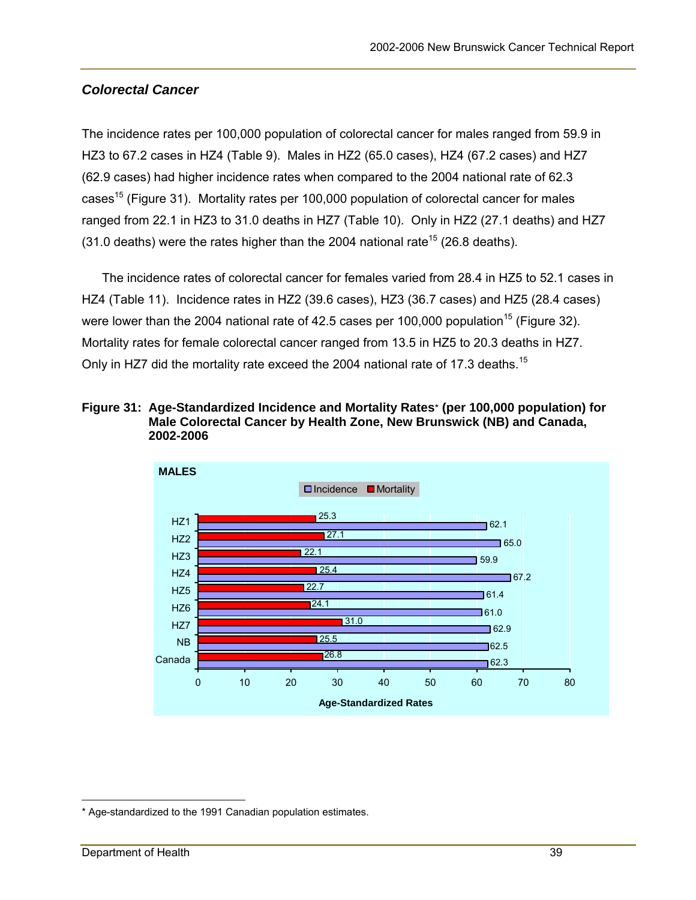### *Colorectal Cancer*

The incidence rates per 100,000 population of colorectal cancer for males ranged from 59.9 in HZ3 to 67.2 cases in HZ4 (Table 9). Males in HZ2 (65.0 cases), HZ4 (67.2 cases) and HZ7 (62.9 cases) had higher incidence rates when compared to the 2004 national rate of 62.3 cases[15] (Figure 31). Mortality rates per 100,000 population of colorectal cancer for males ranged from 22.1 in HZ3 to 31.0 deaths in HZ7 (Table 10). Only in HZ2 (27.1 deaths) and HZ7 (31.0 deaths) were the rates higher than the 2004 national rate[15] (26.8 deaths).

The incidence rates of colorectal cancer for females varied from 28.4 in HZ5 to 52.1 cases in HZ4 (Table 11). Incidence rates in HZ2 (39.6 cases), HZ3 (36.7 cases) and HZ5 (28.4 cases) were lower than the 2004 national rate of 42.5 cases per 100,000 population[15] (Figure 32). Mortality rates for female colorectal cancer ranged from 13.5 in HZ5 to 20.3 deaths in HZ7. Only in HZ7 did the mortality rate exceed the 2004 national rate of 17.3 deaths.[15]

**Figure 31: Age-Standardized Incidence and Mortality Rates\* (per 100,000 population) for Male Colorectal Cancer by Health Zone, New Brunswick (NB) and Canada, 2002-2006**

MALES

| | Incidence | Mortality |
|---|---|---|
| HZ1 | 62.1 | 25.3 |
| HZ2 | 65.0 | 27.1 |
| HZ3 | 59.9 | 22.1 |
| HZ4 | 67.2 | 25.4 |
| HZ5 | 61.4 | 22.7 |
| HZ6 | 61.0 | 24.1 |
| HZ7 | 62.9 | 31.0 |
| NB | 62.5 | 25.5 |
| Canada | 62.3 | 26.8 |

Age-Standardized Rates

\* Age-standardized to the 1991 Canadian population estimates.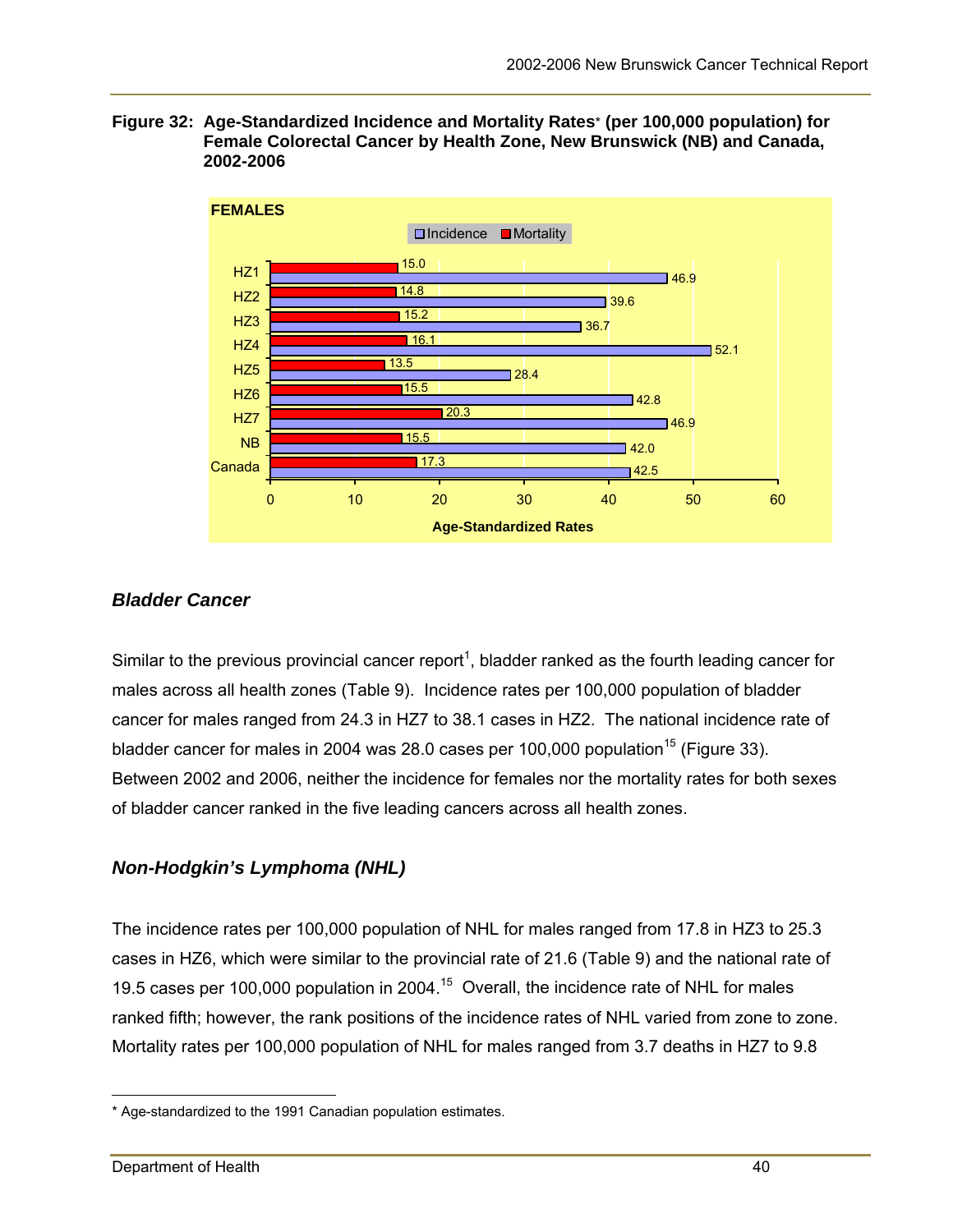**Figure 32: Age-Standardized Incidence and Mortality Rates* (per 100,000 population) for Female Colorectal Cancer by Health Zone, New Brunswick (NB) and Canada, 2002-2006**

FEMALES

| | Incidence | Mortality |
|---|---|---|
| HZ1 | 46.9 | 15.0 |
| HZ2 | 39.6 | 14.8 |
| HZ3 | 36.7 | 15.2 |
| HZ4 | 52.1 | 16.1 |
| HZ5 | 28.4 | 13.5 |
| HZ6 | 42.8 | 15.5 |
| HZ7 | 46.9 | 20.3 |
| NB | 42.0 | 15.5 |
| Canada | 42.5 | 17.3 |

Age-Standardized Rates

## *Bladder Cancer*

Similar to the previous provincial cancer report[1], bladder ranked as the fourth leading cancer for males across all health zones (Table 9). Incidence rates per 100,000 population of bladder cancer for males ranged from 24.3 in HZ7 to 38.1 cases in HZ2. The national incidence rate of bladder cancer for males in 2004 was 28.0 cases per 100,000 population[15] (Figure 33). Between 2002 and 2006, neither the incidence for females nor the mortality rates for both sexes of bladder cancer ranked in the five leading cancers across all health zones.

## *Non-Hodgkin's Lymphoma (NHL)*

The incidence rates per 100,000 population of NHL for males ranged from 17.8 in HZ3 to 25.3 cases in HZ6, which were similar to the provincial rate of 21.6 (Table 9) and the national rate of 19.5 cases per 100,000 population in 2004.[15] Overall, the incidence rate of NHL for males ranked fifth; however, the rank positions of the incidence rates of NHL varied from zone to zone. Mortality rates per 100,000 population of NHL for males ranged from 3.7 deaths in HZ7 to 9.8

* Age-standardized to the 1991 Canadian population estimates.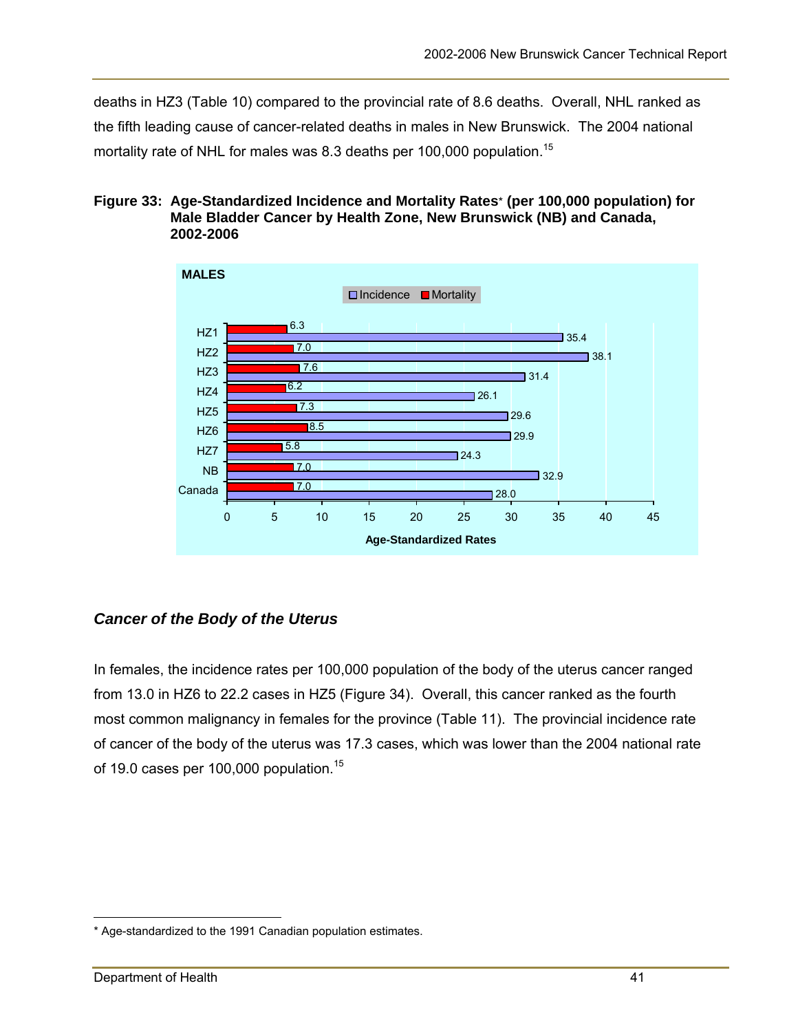deaths in HZ3 (Table 10) compared to the provincial rate of 8.6 deaths. Overall, NHL ranked as the fifth leading cause of cancer-related deaths in males in New Brunswick. The 2004 national mortality rate of NHL for males was 8.3 deaths per 100,000 population.[15]

**Figure 33: Age-Standardized Incidence and Mortality Rates* (per 100,000 population) for Male Bladder Cancer by Health Zone, New Brunswick (NB) and Canada, 2002-2006**

MALES

| | Incidence | Mortality |
|---|---|---|
| HZ1 | 35.4 | 6.3 |
| HZ2 | 38.1 | 7.0 |
| HZ3 | 31.4 | 7.6 |
| HZ4 | 26.1 | 6.2 |
| HZ5 | 29.6 | 7.3 |
| HZ6 | 29.9 | 8.5 |
| HZ7 | 24.3 | 5.8 |
| NB | 32.9 | 7.0 |
| Canada | 28.0 | 7.0 |

Age-Standardized Rates

### *Cancer of the Body of the Uterus*

In females, the incidence rates per 100,000 population of the body of the uterus cancer ranged from 13.0 in HZ6 to 22.2 cases in HZ5 (Figure 34). Overall, this cancer ranked as the fourth most common malignancy in females for the province (Table 11). The provincial incidence rate of cancer of the body of the uterus was 17.3 cases, which was lower than the 2004 national rate of 19.0 cases per 100,000 population.[15]

---

* Age-standardized to the 1991 Canadian population estimates.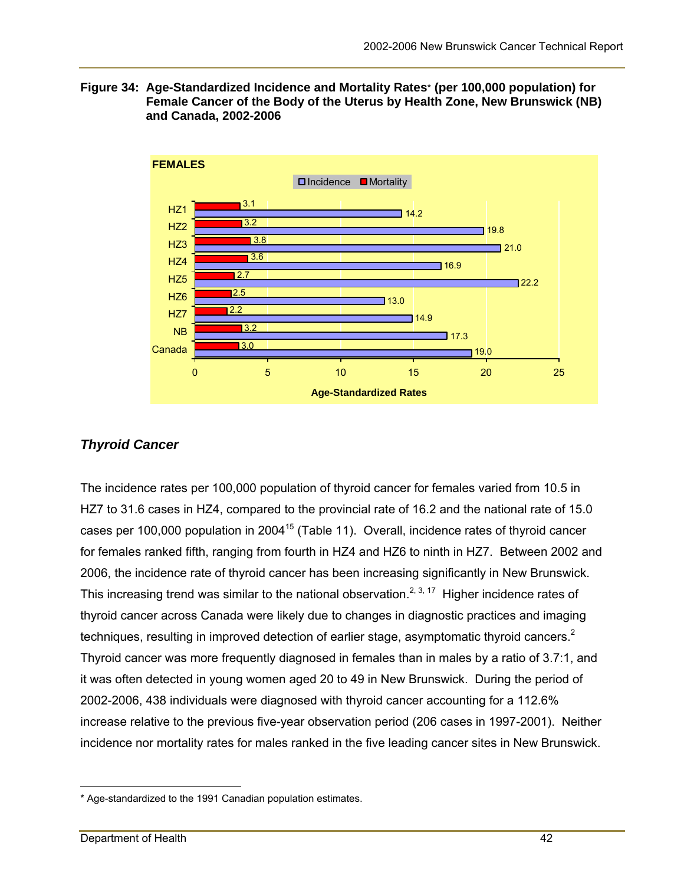**Figure 34: Age-Standardized Incidence and Mortality Rates* (per 100,000 population) for Female Cancer of the Body of the Uterus by Health Zone, New Brunswick (NB) and Canada, 2002-2006**

FEMALES

| | Incidence | Mortality |
|---|---|---|
| HZ1 | 14.2 | 3.1 |
| HZ2 | 19.8 | 3.2 |
| HZ3 | 21.0 | 3.8 |
| HZ4 | 16.9 | 3.6 |
| HZ5 | 22.2 | 2.7 |
| HZ6 | 13.0 | 2.5 |
| HZ7 | 14.9 | 2.2 |
| NB | 17.3 | 3.2 |
| Canada | 19.0 | 3.0 |

Age-Standardized Rates

## *Thyroid Cancer*

The incidence rates per 100,000 population of thyroid cancer for females varied from 10.5 in HZ7 to 31.6 cases in HZ4, compared to the provincial rate of 16.2 and the national rate of 15.0 cases per 100,000 population in 2004[15] (Table 11). Overall, incidence rates of thyroid cancer for females ranked fifth, ranging from fourth in HZ4 and HZ6 to ninth in HZ7. Between 2002 and 2006, the incidence rate of thyroid cancer has been increasing significantly in New Brunswick. This increasing trend was similar to the national observation.[2, 3, 17] Higher incidence rates of thyroid cancer across Canada were likely due to changes in diagnostic practices and imaging techniques, resulting in improved detection of earlier stage, asymptomatic thyroid cancers.[2] Thyroid cancer was more frequently diagnosed in females than in males by a ratio of 3.7:1, and it was often detected in young women aged 20 to 49 in New Brunswick. During the period of 2002-2006, 438 individuals were diagnosed with thyroid cancer accounting for a 112.6% increase relative to the previous five-year observation period (206 cases in 1997-2001). Neither incidence nor mortality rates for males ranked in the five leading cancer sites in New Brunswick.

---

* Age-standardized to the 1991 Canadian population estimates.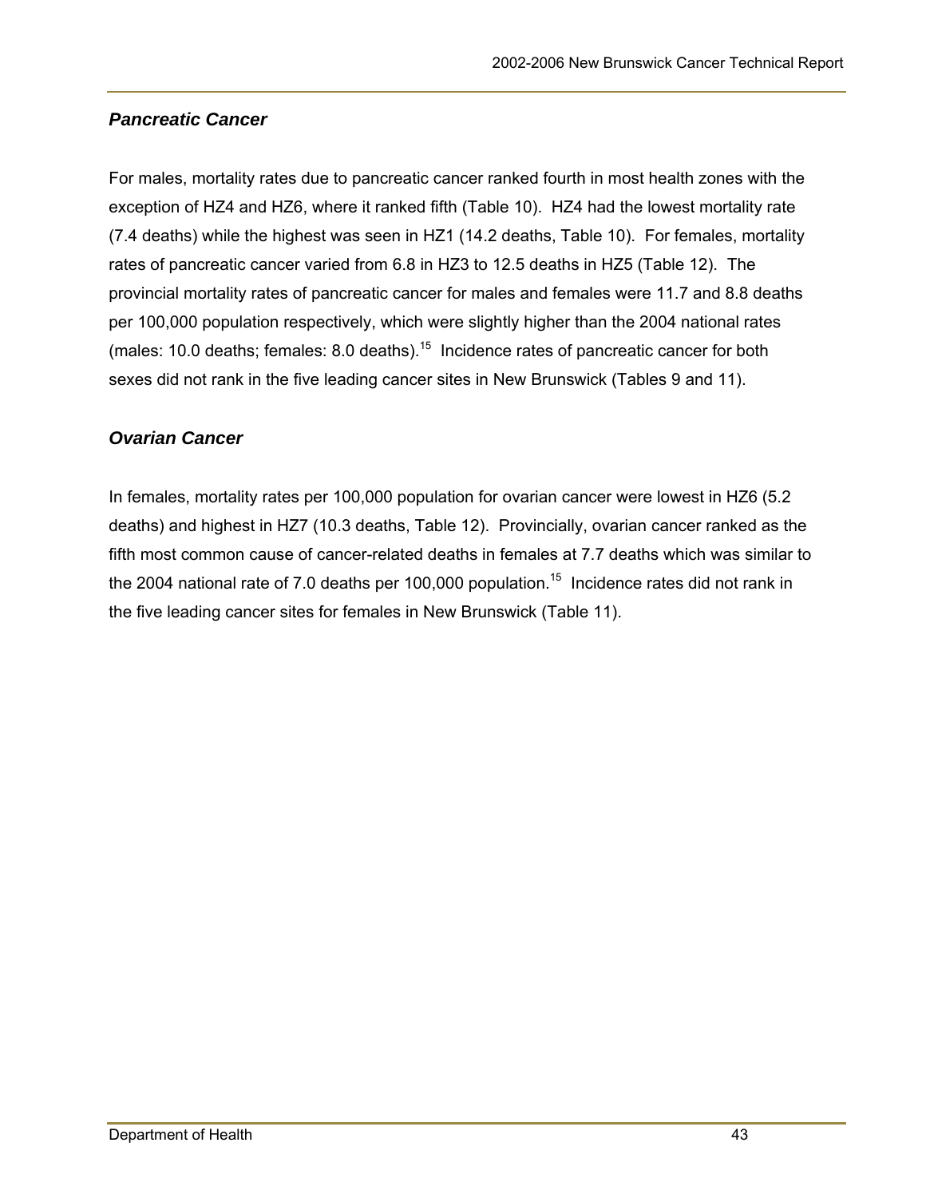### *Pancreatic Cancer*

For males, mortality rates due to pancreatic cancer ranked fourth in most health zones with the exception of HZ4 and HZ6, where it ranked fifth (Table 10). HZ4 had the lowest mortality rate (7.4 deaths) while the highest was seen in HZ1 (14.2 deaths, Table 10). For females, mortality rates of pancreatic cancer varied from 6.8 in HZ3 to 12.5 deaths in HZ5 (Table 12). The provincial mortality rates of pancreatic cancer for males and females were 11.7 and 8.8 deaths per 100,000 population respectively, which were slightly higher than the 2004 national rates (males: 10.0 deaths; females: 8.0 deaths).[15] Incidence rates of pancreatic cancer for both sexes did not rank in the five leading cancer sites in New Brunswick (Tables 9 and 11).

### *Ovarian Cancer*

In females, mortality rates per 100,000 population for ovarian cancer were lowest in HZ6 (5.2 deaths) and highest in HZ7 (10.3 deaths, Table 12). Provincially, ovarian cancer ranked as the fifth most common cause of cancer-related deaths in females at 7.7 deaths which was similar to the 2004 national rate of 7.0 deaths per 100,000 population.[15] Incidence rates did not rank in the five leading cancer sites for females in New Brunswick (Table 11).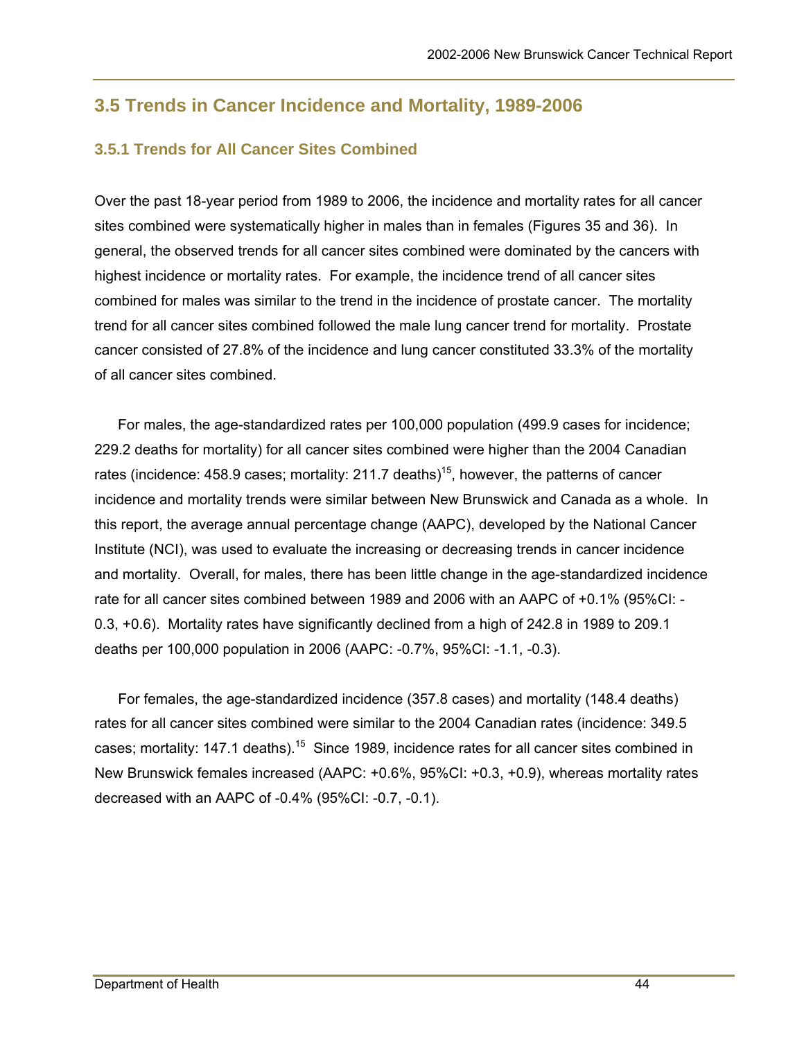## 3.5 Trends in Cancer Incidence and Mortality, 1989-2006

### 3.5.1 Trends for All Cancer Sites Combined

Over the past 18-year period from 1989 to 2006, the incidence and mortality rates for all cancer sites combined were systematically higher in males than in females (Figures 35 and 36). In general, the observed trends for all cancer sites combined were dominated by the cancers with highest incidence or mortality rates. For example, the incidence trend of all cancer sites combined for males was similar to the trend in the incidence of prostate cancer. The mortality trend for all cancer sites combined followed the male lung cancer trend for mortality. Prostate cancer consisted of 27.8% of the incidence and lung cancer constituted 33.3% of the mortality of all cancer sites combined.

For males, the age-standardized rates per 100,000 population (499.9 cases for incidence; 229.2 deaths for mortality) for all cancer sites combined were higher than the 2004 Canadian rates (incidence: 458.9 cases; mortality: 211.7 deaths)[15], however, the patterns of cancer incidence and mortality trends were similar between New Brunswick and Canada as a whole. In this report, the average annual percentage change (AAPC), developed by the National Cancer Institute (NCI), was used to evaluate the increasing or decreasing trends in cancer incidence and mortality. Overall, for males, there has been little change in the age-standardized incidence rate for all cancer sites combined between 1989 and 2006 with an AAPC of +0.1% (95%CI: -0.3, +0.6). Mortality rates have significantly declined from a high of 242.8 in 1989 to 209.1 deaths per 100,000 population in 2006 (AAPC: -0.7%, 95%CI: -1.1, -0.3).

For females, the age-standardized incidence (357.8 cases) and mortality (148.4 deaths) rates for all cancer sites combined were similar to the 2004 Canadian rates (incidence: 349.5 cases; mortality: 147.1 deaths).[15] Since 1989, incidence rates for all cancer sites combined in New Brunswick females increased (AAPC: +0.6%, 95%CI: +0.3, +0.9), whereas mortality rates decreased with an AAPC of -0.4% (95%CI: -0.7, -0.1).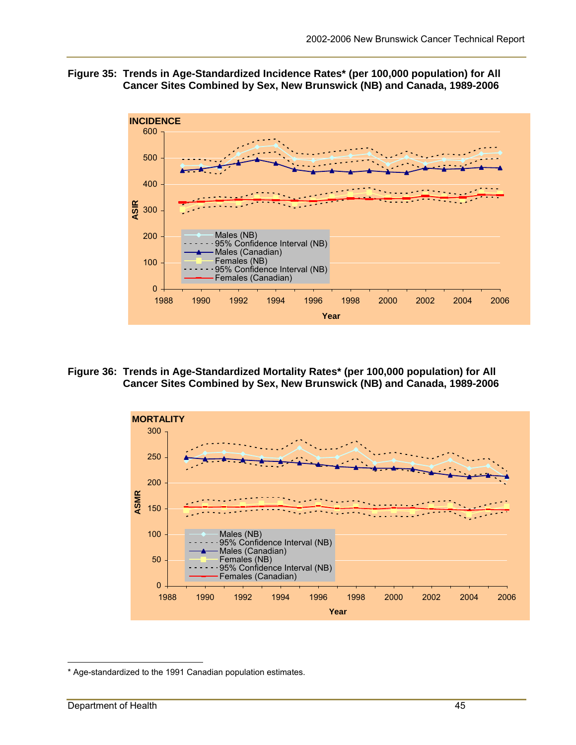**Figure 35: Trends in Age-Standardized Incidence Rates* (per 100,000 population) for All Cancer Sites Combined by Sex, New Brunswick (NB) and Canada, 1989-2006**

**Figure 36: Trends in Age-Standardized Mortality Rates* (per 100,000 population) for All Cancer Sites Combined by Sex, New Brunswick (NB) and Canada, 1989-2006**

* Age-standardized to the 1991 Canadian population estimates.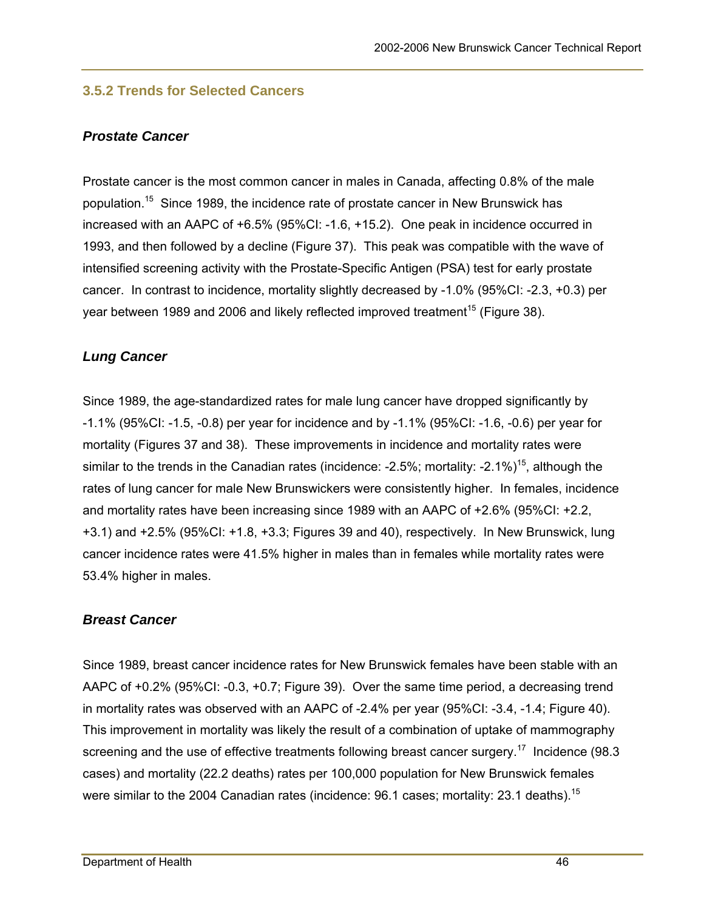### 3.5.2 Trends for Selected Cancers

#### *Prostate Cancer*

Prostate cancer is the most common cancer in males in Canada, affecting 0.8% of the male population.[15] Since 1989, the incidence rate of prostate cancer in New Brunswick has increased with an AAPC of +6.5% (95%CI: -1.6, +15.2). One peak in incidence occurred in 1993, and then followed by a decline (Figure 37). This peak was compatible with the wave of intensified screening activity with the Prostate-Specific Antigen (PSA) test for early prostate cancer. In contrast to incidence, mortality slightly decreased by -1.0% (95%CI: -2.3, +0.3) per year between 1989 and 2006 and likely reflected improved treatment[15] (Figure 38).

#### *Lung Cancer*

Since 1989, the age-standardized rates for male lung cancer have dropped significantly by -1.1% (95%CI: -1.5, -0.8) per year for incidence and by -1.1% (95%CI: -1.6, -0.6) per year for mortality (Figures 37 and 38). These improvements in incidence and mortality rates were similar to the trends in the Canadian rates (incidence: -2.5%; mortality: -2.1%)[15], although the rates of lung cancer for male New Brunswickers were consistently higher. In females, incidence and mortality rates have been increasing since 1989 with an AAPC of +2.6% (95%CI: +2.2, +3.1) and +2.5% (95%CI: +1.8, +3.3; Figures 39 and 40), respectively. In New Brunswick, lung cancer incidence rates were 41.5% higher in males than in females while mortality rates were 53.4% higher in males.

#### *Breast Cancer*

Since 1989, breast cancer incidence rates for New Brunswick females have been stable with an AAPC of +0.2% (95%CI: -0.3, +0.7; Figure 39). Over the same time period, a decreasing trend in mortality rates was observed with an AAPC of -2.4% per year (95%CI: -3.4, -1.4; Figure 40). This improvement in mortality was likely the result of a combination of uptake of mammography screening and the use of effective treatments following breast cancer surgery.[17] Incidence (98.3 cases) and mortality (22.2 deaths) rates per 100,000 population for New Brunswick females were similar to the 2004 Canadian rates (incidence: 96.1 cases; mortality: 23.1 deaths).[15]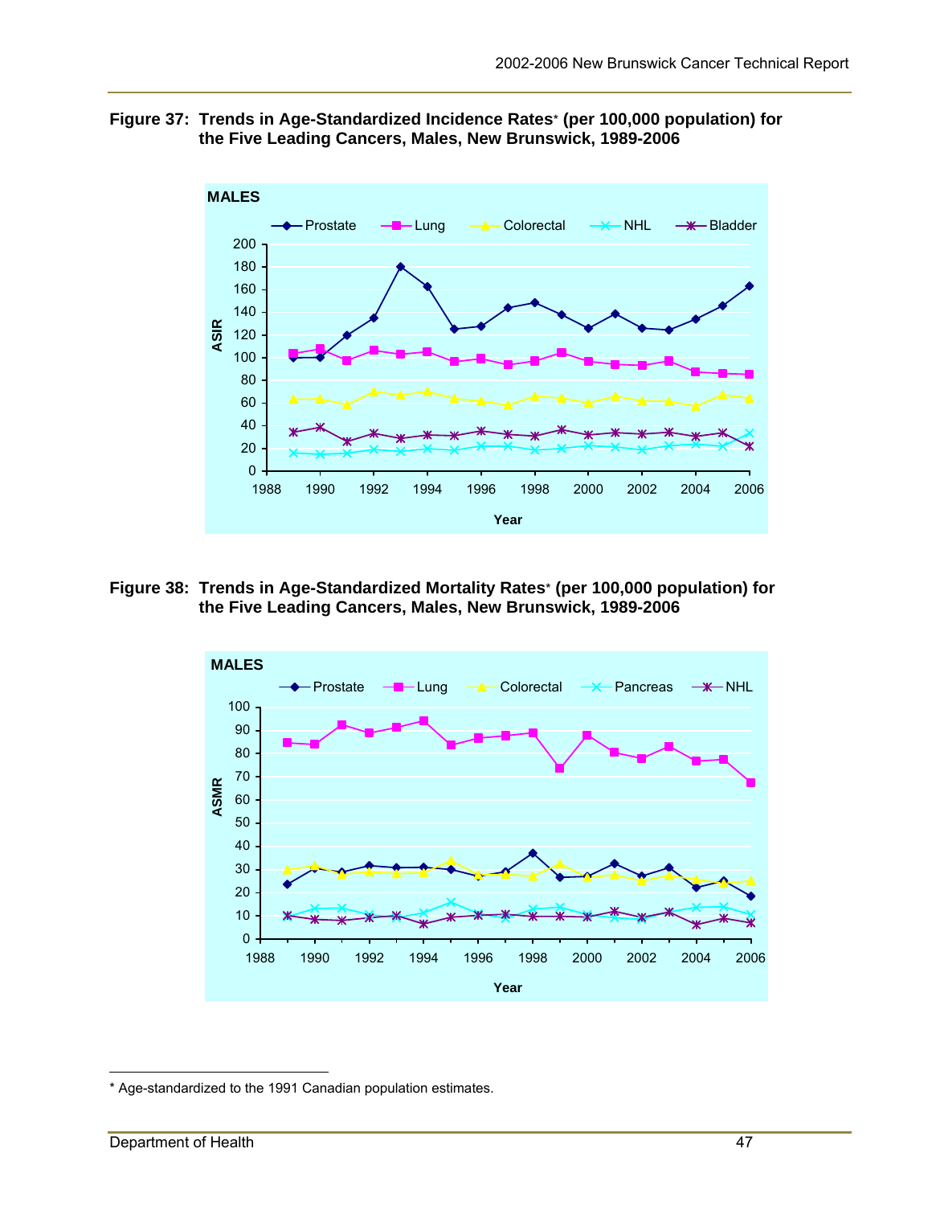**Figure 37: Trends in Age-Standardized Incidence Rates* (per 100,000 population) for the Five Leading Cancers, Males, New Brunswick, 1989-2006**

**Figure 38: Trends in Age-Standardized Mortality Rates* (per 100,000 population) for the Five Leading Cancers, Males, New Brunswick, 1989-2006**

* Age-standardized to the 1991 Canadian population estimates.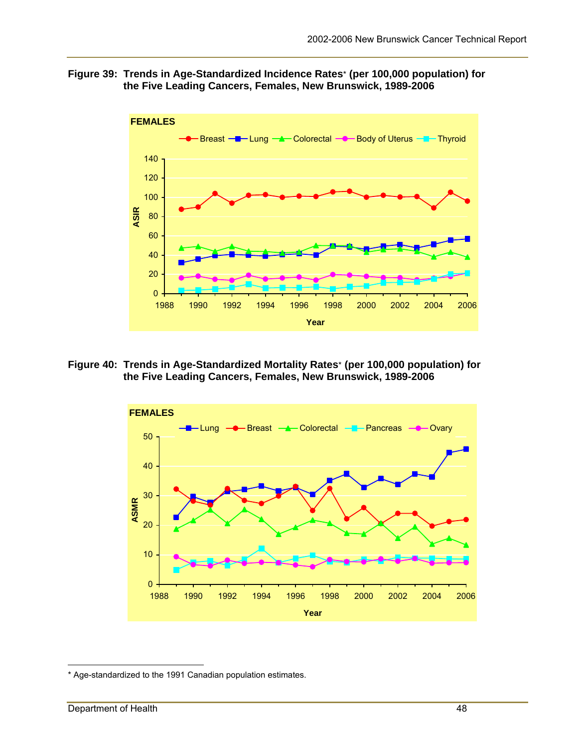**Figure 39: Trends in Age-Standardized Incidence Rates* (per 100,000 population) for the Five Leading Cancers, Females, New Brunswick, 1989-2006**

**Figure 40: Trends in Age-Standardized Mortality Rates* (per 100,000 population) for the Five Leading Cancers, Females, New Brunswick, 1989-2006**

* Age-standardized to the 1991 Canadian population estimates.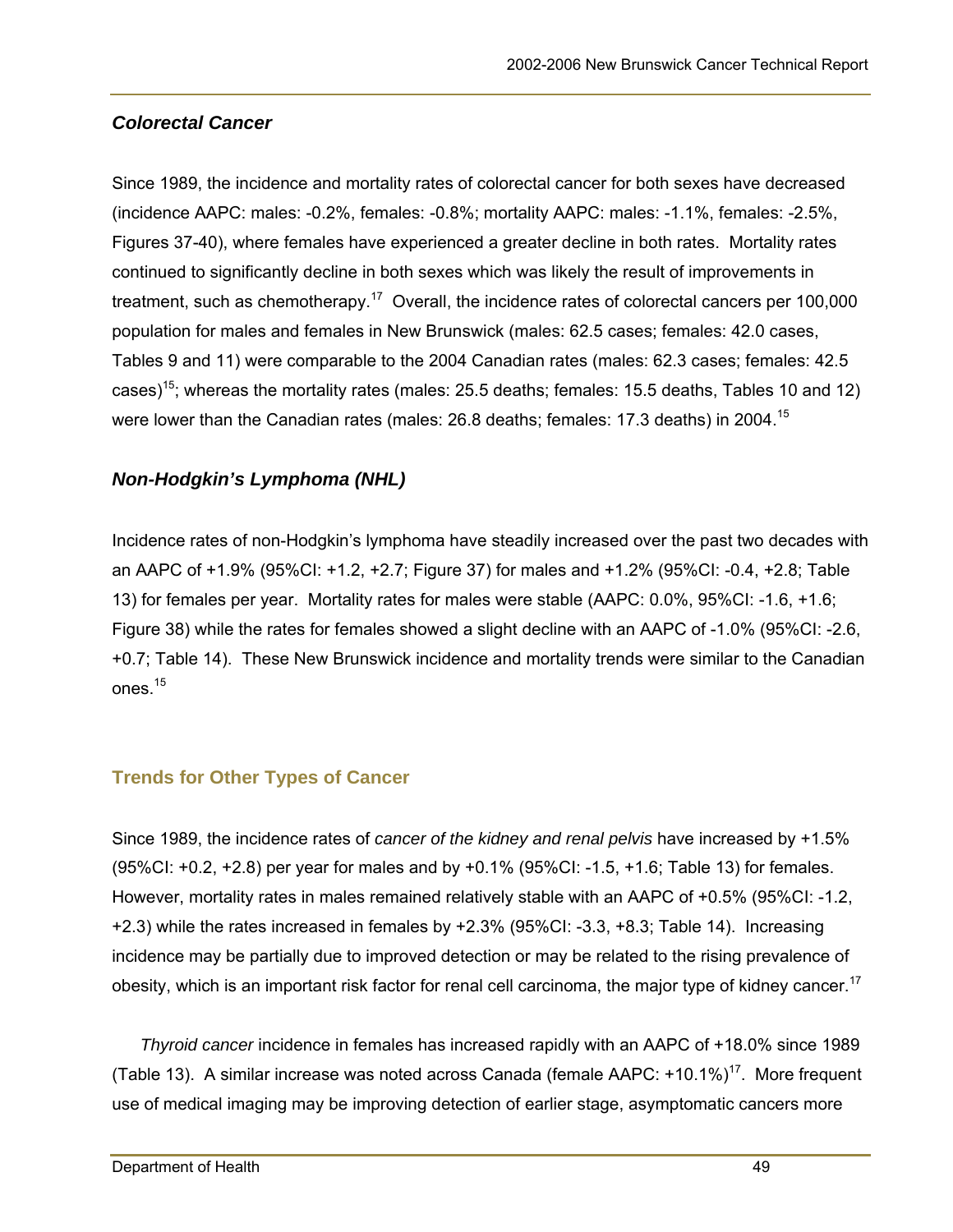### *Colorectal Cancer*

Since 1989, the incidence and mortality rates of colorectal cancer for both sexes have decreased (incidence AAPC: males: -0.2%, females: -0.8%; mortality AAPC: males: -1.1%, females: -2.5%, Figures 37-40), where females have experienced a greater decline in both rates. Mortality rates continued to significantly decline in both sexes which was likely the result of improvements in treatment, such as chemotherapy.[17] Overall, the incidence rates of colorectal cancers per 100,000 population for males and females in New Brunswick (males: 62.5 cases; females: 42.0 cases, Tables 9 and 11) were comparable to the 2004 Canadian rates (males: 62.3 cases; females: 42.5 cases)[15]; whereas the mortality rates (males: 25.5 deaths; females: 15.5 deaths, Tables 10 and 12) were lower than the Canadian rates (males: 26.8 deaths; females: 17.3 deaths) in 2004.[15]

### *Non-Hodgkin's Lymphoma (NHL)*

Incidence rates of non-Hodgkin's lymphoma have steadily increased over the past two decades with an AAPC of +1.9% (95%CI: +1.2, +2.7; Figure 37) for males and +1.2% (95%CI: -0.4, +2.8; Table 13) for females per year. Mortality rates for males were stable (AAPC: 0.0%, 95%CI: -1.6, +1.6; Figure 38) while the rates for females showed a slight decline with an AAPC of -1.0% (95%CI: -2.6, +0.7; Table 14). These New Brunswick incidence and mortality trends were similar to the Canadian ones.[15]

## Trends for Other Types of Cancer

Since 1989, the incidence rates of *cancer of the kidney and renal pelvis* have increased by +1.5% (95%CI: +0.2, +2.8) per year for males and by +0.1% (95%CI: -1.5, +1.6; Table 13) for females. However, mortality rates in males remained relatively stable with an AAPC of +0.5% (95%CI: -1.2, +2.3) while the rates increased in females by +2.3% (95%CI: -3.3, +8.3; Table 14). Increasing incidence may be partially due to improved detection or may be related to the rising prevalence of obesity, which is an important risk factor for renal cell carcinoma, the major type of kidney cancer.[17]

*Thyroid cancer* incidence in females has increased rapidly with an AAPC of +18.0% since 1989 (Table 13). A similar increase was noted across Canada (female AAPC: +10.1%)[17]. More frequent use of medical imaging may be improving detection of earlier stage, asymptomatic cancers more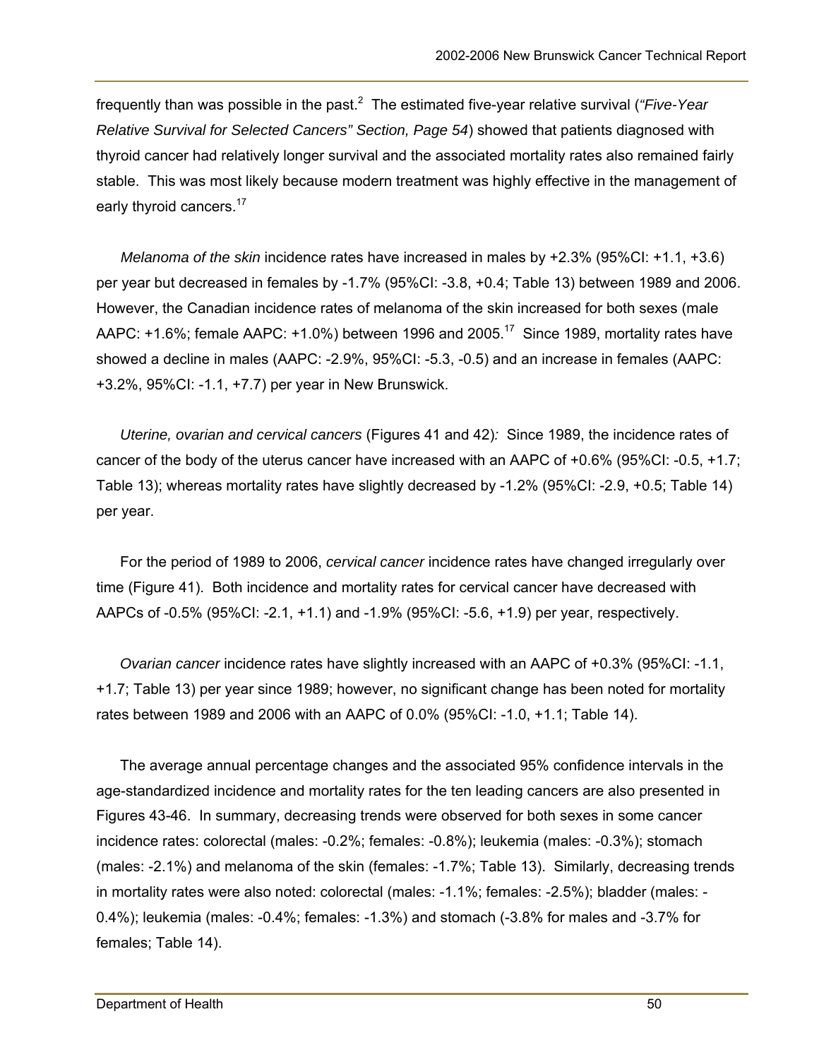frequently than was possible in the past.[2] The estimated five-year relative survival (*"Five-Year Relative Survival for Selected Cancers" Section, Page 54*) showed that patients diagnosed with thyroid cancer had relatively longer survival and the associated mortality rates also remained fairly stable. This was most likely because modern treatment was highly effective in the management of early thyroid cancers.[17]

*Melanoma of the skin* incidence rates have increased in males by +2.3% (95%CI: +1.1, +3.6) per year but decreased in females by -1.7% (95%CI: -3.8, +0.4; Table 13) between 1989 and 2006. However, the Canadian incidence rates of melanoma of the skin increased for both sexes (male AAPC: +1.6%; female AAPC: +1.0%) between 1996 and 2005.[17] Since 1989, mortality rates have showed a decline in males (AAPC: -2.9%, 95%CI: -5.3, -0.5) and an increase in females (AAPC: +3.2%, 95%CI: -1.1, +7.7) per year in New Brunswick.

*Uterine, ovarian and cervical cancers* (Figures 41 and 42)*:* Since 1989, the incidence rates of cancer of the body of the uterus cancer have increased with an AAPC of +0.6% (95%CI: -0.5, +1.7; Table 13); whereas mortality rates have slightly decreased by -1.2% (95%CI: -2.9, +0.5; Table 14) per year.

For the period of 1989 to 2006, *cervical cancer* incidence rates have changed irregularly over time (Figure 41). Both incidence and mortality rates for cervical cancer have decreased with AAPCs of -0.5% (95%CI: -2.1, +1.1) and -1.9% (95%CI: -5.6, +1.9) per year, respectively.

*Ovarian cancer* incidence rates have slightly increased with an AAPC of +0.3% (95%CI: -1.1, +1.7; Table 13) per year since 1989; however, no significant change has been noted for mortality rates between 1989 and 2006 with an AAPC of 0.0% (95%CI: -1.0, +1.1; Table 14).

The average annual percentage changes and the associated 95% confidence intervals in the age-standardized incidence and mortality rates for the ten leading cancers are also presented in Figures 43-46. In summary, decreasing trends were observed for both sexes in some cancer incidence rates: colorectal (males: -0.2%; females: -0.8%); leukemia (males: -0.3%); stomach (males: -2.1%) and melanoma of the skin (females: -1.7%; Table 13). Similarly, decreasing trends in mortality rates were also noted: colorectal (males: -1.1%; females: -2.5%); bladder (males: -0.4%); leukemia (males: -0.4%; females: -1.3%) and stomach (-3.8% for males and -3.7% for females; Table 14).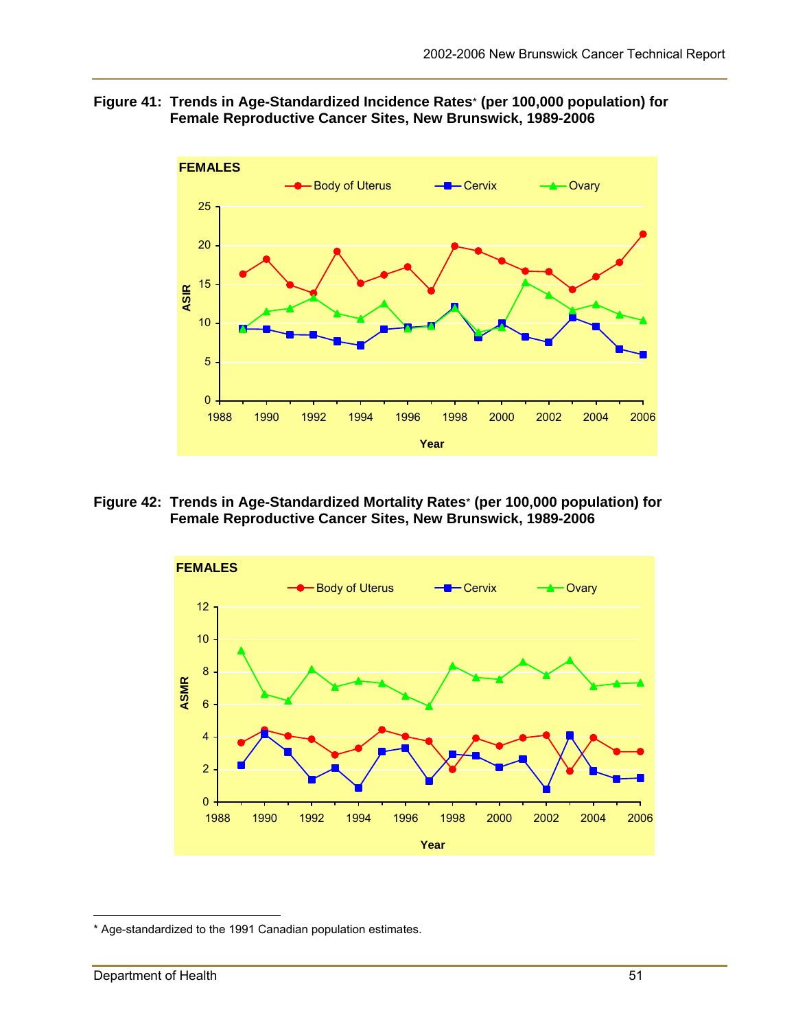**Figure 41: Trends in Age-Standardized Incidence Rates* (per 100,000 population) for Female Reproductive Cancer Sites, New Brunswick, 1989-2006**

**Figure 42: Trends in Age-Standardized Mortality Rates* (per 100,000 population) for Female Reproductive Cancer Sites, New Brunswick, 1989-2006**

* Age-standardized to the 1991 Canadian population estimates.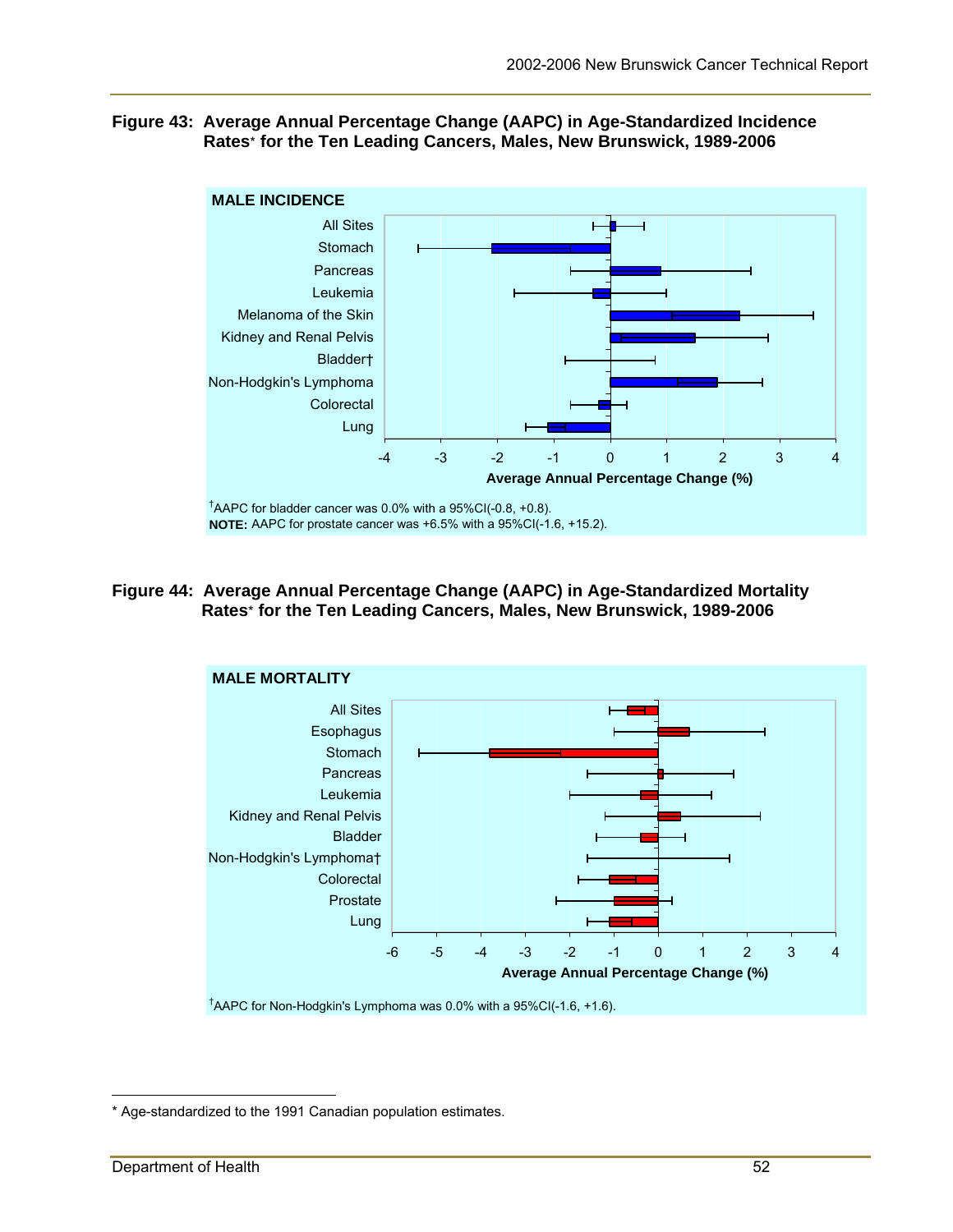**Figure 43: Average Annual Percentage Change (AAPC) in Age-Standardized Incidence Rates\* for the Ten Leading Cancers, Males, New Brunswick, 1989-2006**

MALE INCIDENCE

All Sites, Stomach, Pancreas, Leukemia, Melanoma of the Skin, Kidney and Renal Pelvis, Bladder†, Non-Hodgkin's Lymphoma, Colorectal, Lung

-4 -3 -2 -1 0 1 2 3 4

Average Annual Percentage Change (%)

†AAPC for bladder cancer was 0.0% with a 95%CI(-0.8, +0.8).

**NOTE:** AAPC for prostate cancer was +6.5% with a 95%CI(-1.6, +15.2).

**Figure 44: Average Annual Percentage Change (AAPC) in Age-Standardized Mortality Rates\* for the Ten Leading Cancers, Males, New Brunswick, 1989-2006**

MALE MORTALITY

All Sites, Esophagus, Stomach, Pancreas, Leukemia, Kidney and Renal Pelvis, Bladder, Non-Hodgkin's Lymphoma†, Colorectal, Prostate, Lung

-6 -5 -4 -3 -2 -1 0 1 2 3 4

Average Annual Percentage Change (%)

†AAPC for Non-Hodgkin's Lymphoma was 0.0% with a 95%CI(-1.6, +1.6).

---

\* Age-standardized to the 1991 Canadian population estimates.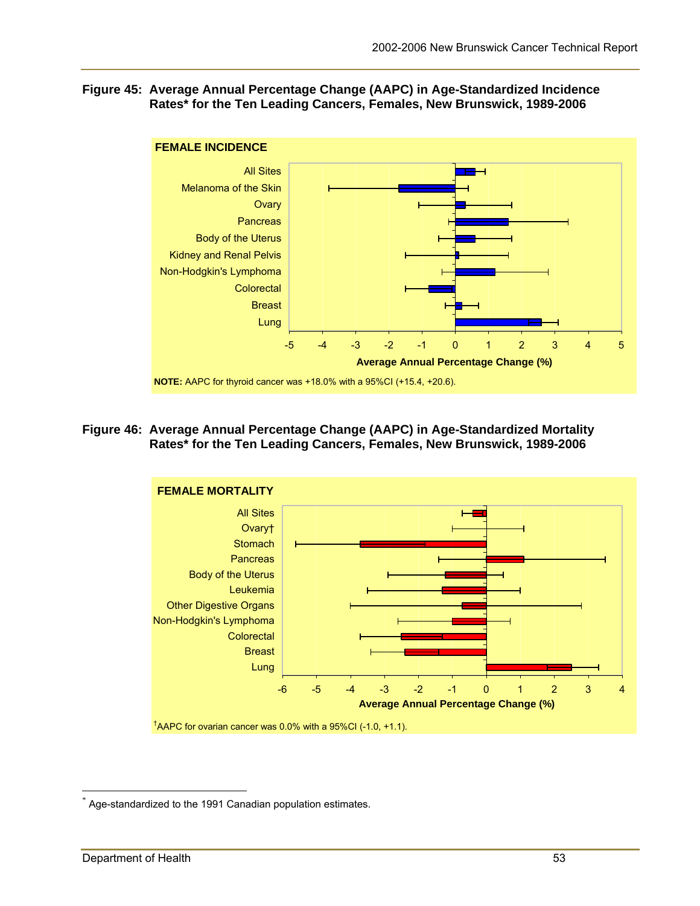**Figure 45: Average Annual Percentage Change (AAPC) in Age-Standardized Incidence Rates\* for the Ten Leading Cancers, Females, New Brunswick, 1989-2006**

FEMALE INCIDENCE

All Sites
Melanoma of the Skin
Ovary
Pancreas
Body of the Uterus
Kidney and Renal Pelvis
Non-Hodgkin's Lymphoma
Colorectal
Breast
Lung

-5 -4 -3 -2 -1 0 1 2 3 4 5

Average Annual Percentage Change (%)

**NOTE:** AAPC for thyroid cancer was +18.0% with a 95%CI (+15.4, +20.6).

**Figure 46: Average Annual Percentage Change (AAPC) in Age-Standardized Mortality Rates\* for the Ten Leading Cancers, Females, New Brunswick, 1989-2006**

FEMALE MORTALITY

All Sites
Ovary†
Stomach
Pancreas
Body of the Uterus
Leukemia
Other Digestive Organs
Non-Hodgkin's Lymphoma
Colorectal
Breast
Lung

-6 -5 -4 -3 -2 -1 0 1 2 3 4

Average Annual Percentage Change (%)

†AAPC for ovarian cancer was 0.0% with a 95%CI (-1.0, +1.1).

\* Age-standardized to the 1991 Canadian population estimates.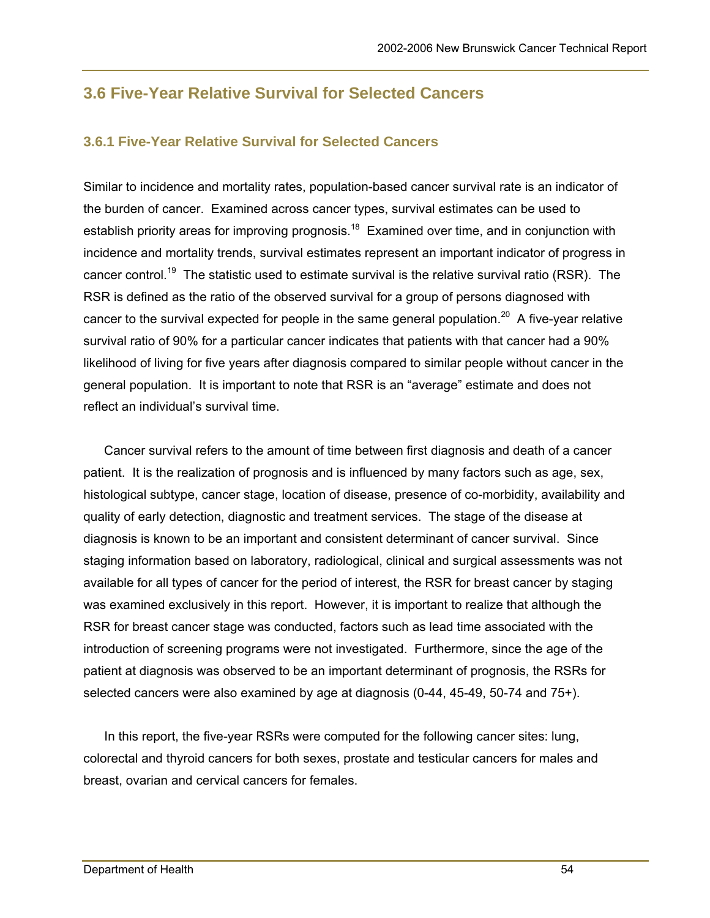## 3.6 Five-Year Relative Survival for Selected Cancers

### 3.6.1 Five-Year Relative Survival for Selected Cancers

Similar to incidence and mortality rates, population-based cancer survival rate is an indicator of the burden of cancer. Examined across cancer types, survival estimates can be used to establish priority areas for improving prognosis.[18] Examined over time, and in conjunction with incidence and mortality trends, survival estimates represent an important indicator of progress in cancer control.[19] The statistic used to estimate survival is the relative survival ratio (RSR). The RSR is defined as the ratio of the observed survival for a group of persons diagnosed with cancer to the survival expected for people in the same general population.[20] A five-year relative survival ratio of 90% for a particular cancer indicates that patients with that cancer had a 90% likelihood of living for five years after diagnosis compared to similar people without cancer in the general population. It is important to note that RSR is an "average" estimate and does not reflect an individual's survival time.

Cancer survival refers to the amount of time between first diagnosis and death of a cancer patient. It is the realization of prognosis and is influenced by many factors such as age, sex, histological subtype, cancer stage, location of disease, presence of co-morbidity, availability and quality of early detection, diagnostic and treatment services. The stage of the disease at diagnosis is known to be an important and consistent determinant of cancer survival. Since staging information based on laboratory, radiological, clinical and surgical assessments was not available for all types of cancer for the period of interest, the RSR for breast cancer by staging was examined exclusively in this report. However, it is important to realize that although the RSR for breast cancer stage was conducted, factors such as lead time associated with the introduction of screening programs were not investigated. Furthermore, since the age of the patient at diagnosis was observed to be an important determinant of prognosis, the RSRs for selected cancers were also examined by age at diagnosis (0-44, 45-49, 50-74 and 75+).

In this report, the five-year RSRs were computed for the following cancer sites: lung, colorectal and thyroid cancers for both sexes, prostate and testicular cancers for males and breast, ovarian and cervical cancers for females.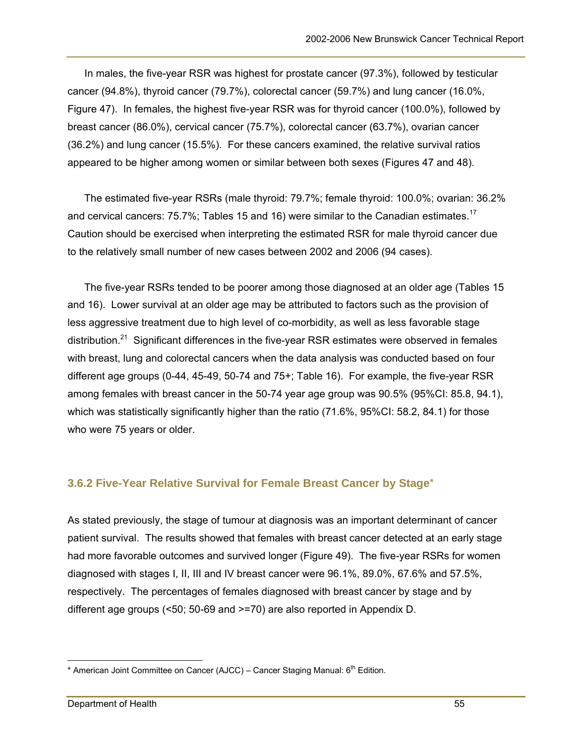In males, the five-year RSR was highest for prostate cancer (97.3%), followed by testicular cancer (94.8%), thyroid cancer (79.7%), colorectal cancer (59.7%) and lung cancer (16.0%, Figure 47). In females, the highest five-year RSR was for thyroid cancer (100.0%), followed by breast cancer (86.0%), cervical cancer (75.7%), colorectal cancer (63.7%), ovarian cancer (36.2%) and lung cancer (15.5%). For these cancers examined, the relative survival ratios appeared to be higher among women or similar between both sexes (Figures 47 and 48).

The estimated five-year RSRs (male thyroid: 79.7%; female thyroid: 100.0%; ovarian: 36.2% and cervical cancers: 75.7%; Tables 15 and 16) were similar to the Canadian estimates.[17] Caution should be exercised when interpreting the estimated RSR for male thyroid cancer due to the relatively small number of new cases between 2002 and 2006 (94 cases).

The five-year RSRs tended to be poorer among those diagnosed at an older age (Tables 15 and 16). Lower survival at an older age may be attributed to factors such as the provision of less aggressive treatment due to high level of co-morbidity, as well as less favorable stage distribution.[21] Significant differences in the five-year RSR estimates were observed in females with breast, lung and colorectal cancers when the data analysis was conducted based on four different age groups (0-44, 45-49, 50-74 and 75+; Table 16). For example, the five-year RSR among females with breast cancer in the 50-74 year age group was 90.5% (95%CI: 85.8, 94.1), which was statistically significantly higher than the ratio (71.6%, 95%CI: 58.2, 84.1) for those who were 75 years or older.

### 3.6.2 Five-Year Relative Survival for Female Breast Cancer by Stage*

As stated previously, the stage of tumour at diagnosis was an important determinant of cancer patient survival. The results showed that females with breast cancer detected at an early stage had more favorable outcomes and survived longer (Figure 49). The five-year RSRs for women diagnosed with stages I, II, III and IV breast cancer were 96.1%, 89.0%, 67.6% and 57.5%, respectively. The percentages of females diagnosed with breast cancer by stage and by different age groups (<50; 50-69 and >=70) are also reported in Appendix D.

---

* American Joint Committee on Cancer (AJCC) – Cancer Staging Manual: 6th Edition.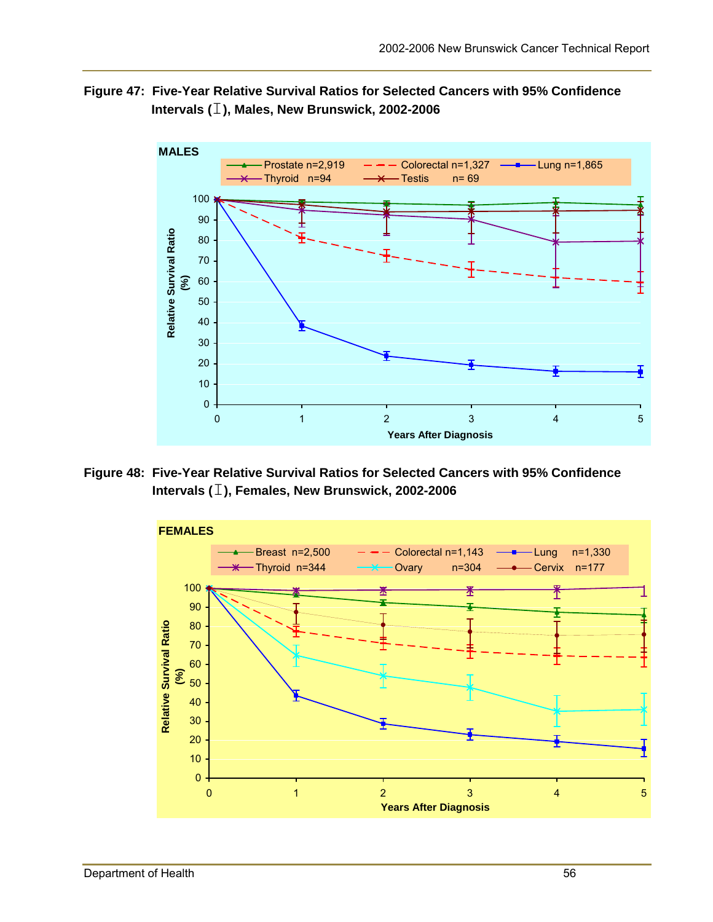**Figure 47: Five-Year Relative Survival Ratios for Selected Cancers with 95% Confidence Intervals (⌶), Males, New Brunswick, 2002-2006**

**MALES**

Prostate n=2,919 | Colorectal n=1,327 | Lung n=1,865 | Thyroid n=94 | Testis n= 69

Relative Survival Ratio (%)

Years After Diagnosis

**Figure 48: Five-Year Relative Survival Ratios for Selected Cancers with 95% Confidence Intervals (⌶), Females, New Brunswick, 2002-2006**

**FEMALES**

Breast n=2,500 | Colorectal n=1,143 | Lung n=1,330 | Thyroid n=344 | Ovary n=304 | Cervix n=177

Relative Survival Ratio (%)

Years After Diagnosis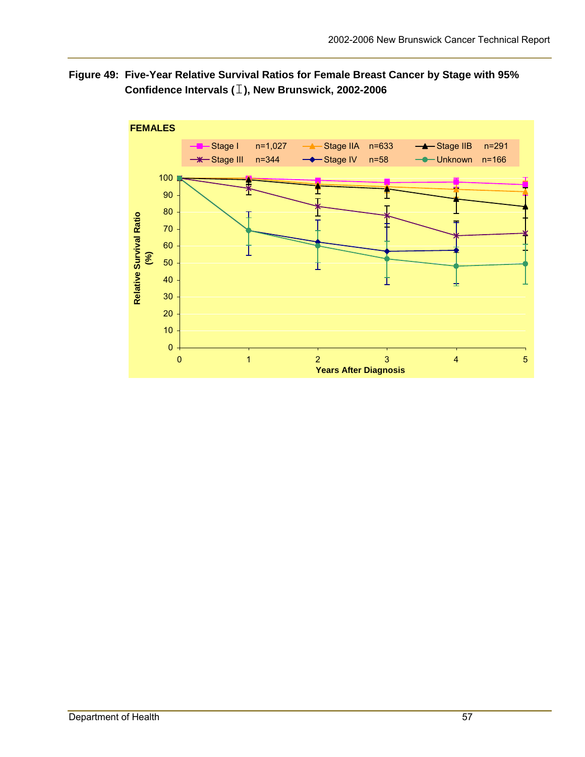**Figure 49: Five-Year Relative Survival Ratios for Female Breast Cancer by Stage with 95% Confidence Intervals (I), New Brunswick, 2002-2006**

FEMALES

| Stage | n |
|---|---|
| Stage I | n=1,027 |
| Stage IIA | n=633 |
| Stage IIB | n=291 |
| Stage III | n=344 |
| Stage IV | n=58 |
| Unknown | n=166 |

Relative Survival Ratio (%)

Years After Diagnosis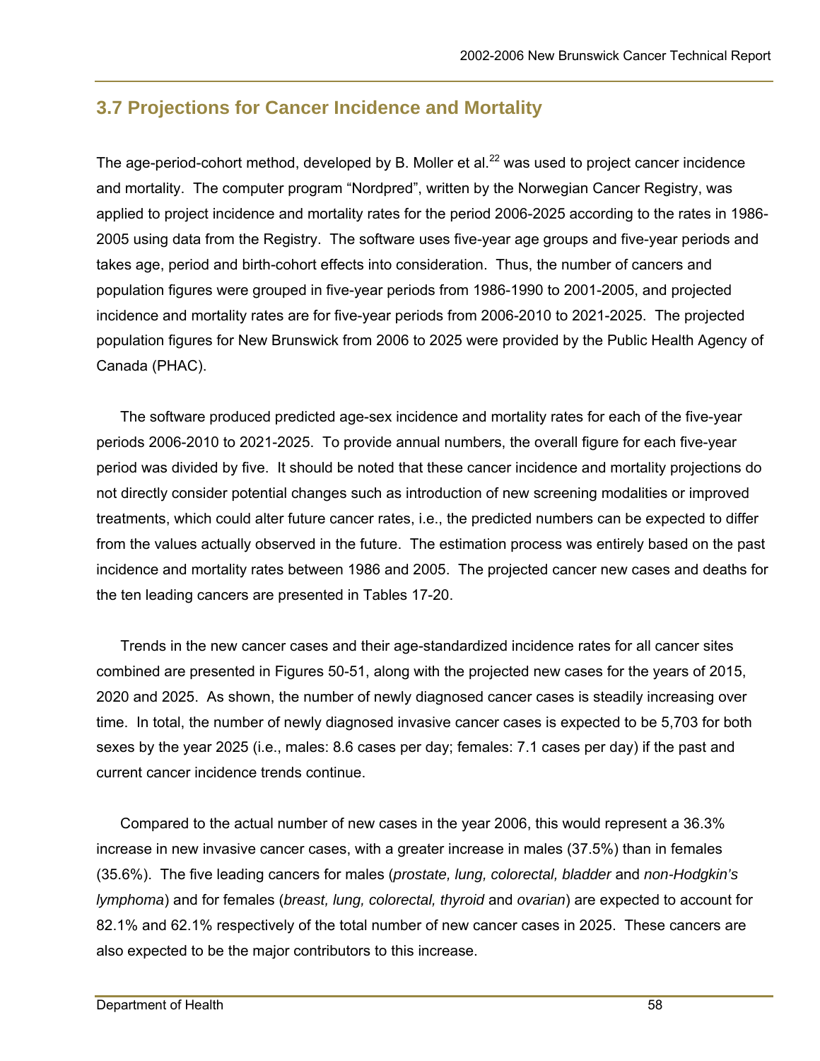## 3.7 Projections for Cancer Incidence and Mortality

The age-period-cohort method, developed by B. Moller et al.[22] was used to project cancer incidence and mortality. The computer program "Nordpred", written by the Norwegian Cancer Registry, was applied to project incidence and mortality rates for the period 2006-2025 according to the rates in 1986-2005 using data from the Registry. The software uses five-year age groups and five-year periods and takes age, period and birth-cohort effects into consideration. Thus, the number of cancers and population figures were grouped in five-year periods from 1986-1990 to 2001-2005, and projected incidence and mortality rates are for five-year periods from 2006-2010 to 2021-2025. The projected population figures for New Brunswick from 2006 to 2025 were provided by the Public Health Agency of Canada (PHAC).

The software produced predicted age-sex incidence and mortality rates for each of the five-year periods 2006-2010 to 2021-2025. To provide annual numbers, the overall figure for each five-year period was divided by five. It should be noted that these cancer incidence and mortality projections do not directly consider potential changes such as introduction of new screening modalities or improved treatments, which could alter future cancer rates, i.e., the predicted numbers can be expected to differ from the values actually observed in the future. The estimation process was entirely based on the past incidence and mortality rates between 1986 and 2005. The projected cancer new cases and deaths for the ten leading cancers are presented in Tables 17-20.

Trends in the new cancer cases and their age-standardized incidence rates for all cancer sites combined are presented in Figures 50-51, along with the projected new cases for the years of 2015, 2020 and 2025. As shown, the number of newly diagnosed cancer cases is steadily increasing over time. In total, the number of newly diagnosed invasive cancer cases is expected to be 5,703 for both sexes by the year 2025 (i.e., males: 8.6 cases per day; females: 7.1 cases per day) if the past and current cancer incidence trends continue.

Compared to the actual number of new cases in the year 2006, this would represent a 36.3% increase in new invasive cancer cases, with a greater increase in males (37.5%) than in females (35.6%). The five leading cancers for males (*prostate, lung, colorectal, bladder* and *non-Hodgkin's lymphoma*) and for females (*breast, lung, colorectal, thyroid* and *ovarian*) are expected to account for 82.1% and 62.1% respectively of the total number of new cancer cases in 2025. These cancers are also expected to be the major contributors to this increase.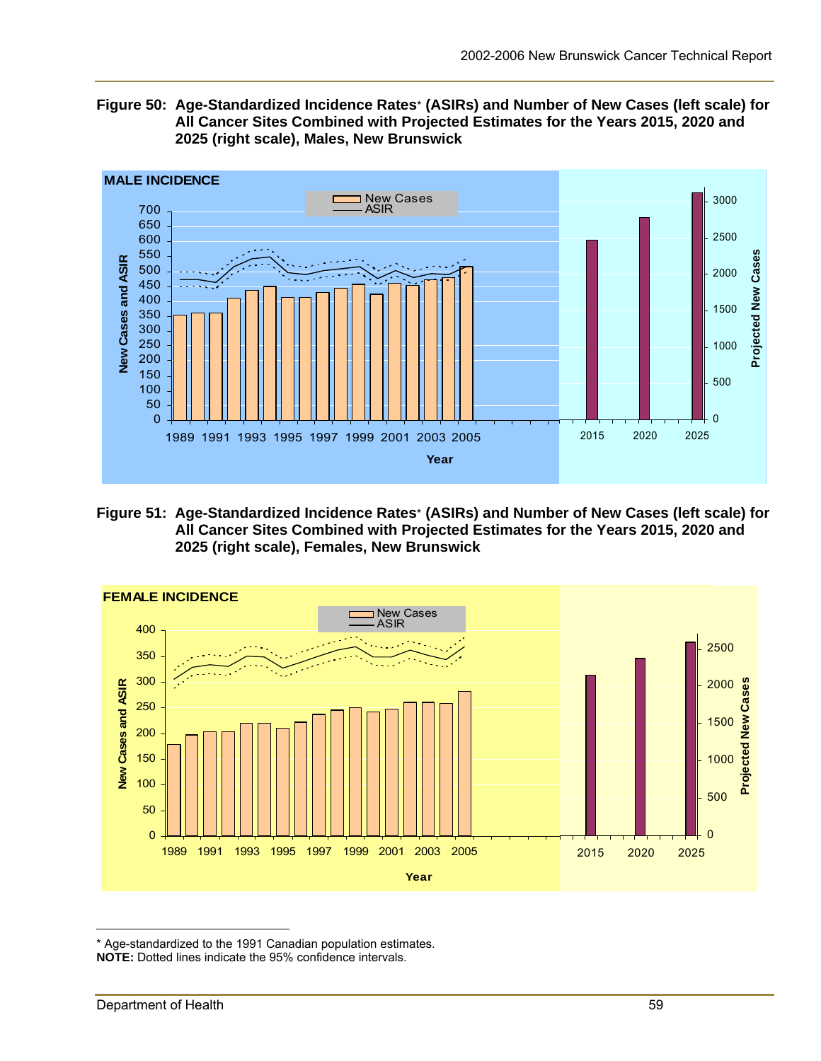**Figure 50: Age-Standardized Incidence Rates* (ASIRs) and Number of New Cases (left scale) for All Cancer Sites Combined with Projected Estimates for the Years 2015, 2020 and 2025 (right scale), Males, New Brunswick**

**Figure 51: Age-Standardized Incidence Rates* (ASIRs) and Number of New Cases (left scale) for All Cancer Sites Combined with Projected Estimates for the Years 2015, 2020 and 2025 (right scale), Females, New Brunswick**

* Age-standardized to the 1991 Canadian population estimates.

**NOTE:** Dotted lines indicate the 95% confidence intervals.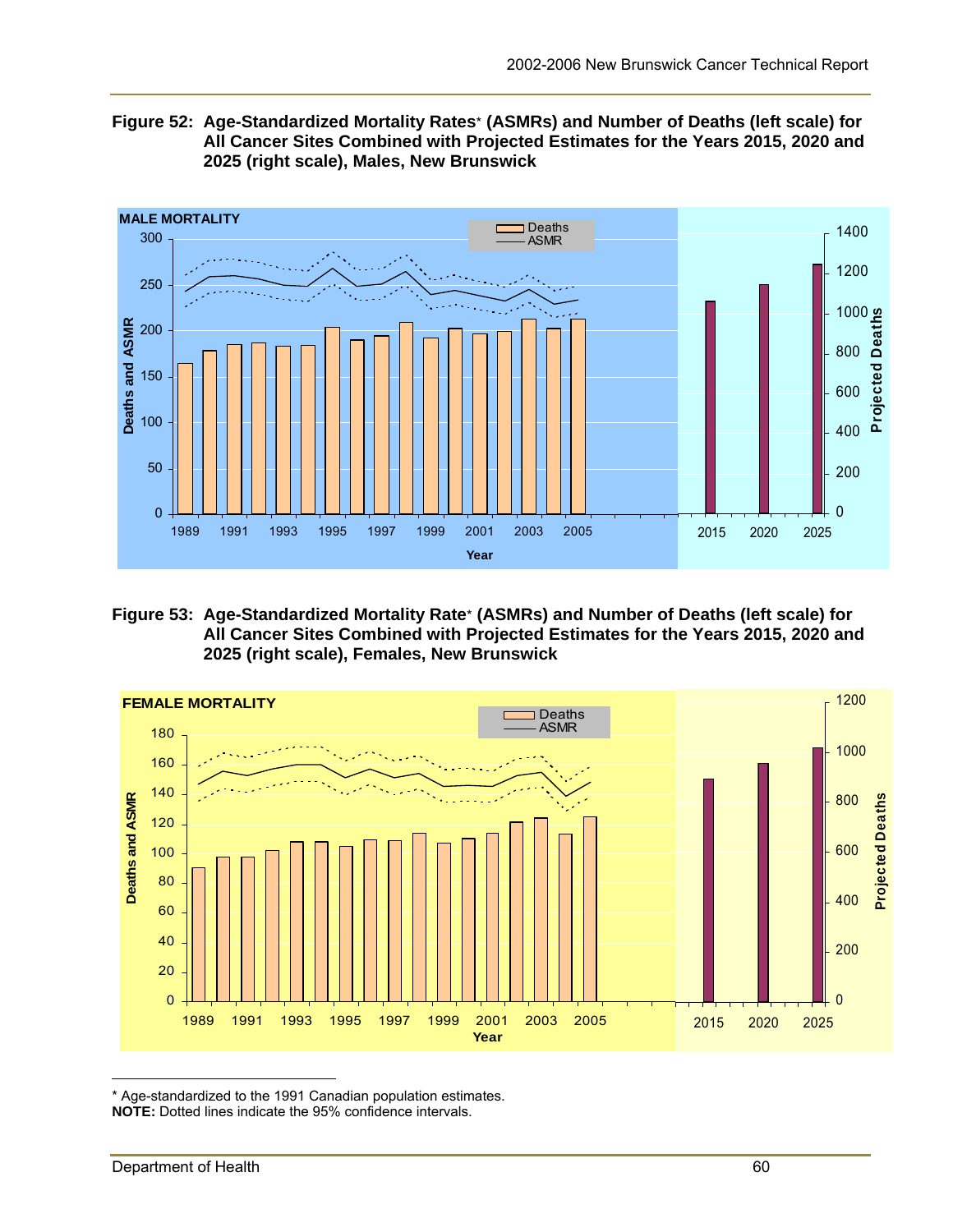**Figure 52: Age-Standardized Mortality Rates* (ASMRs) and Number of Deaths (left scale) for All Cancer Sites Combined with Projected Estimates for the Years 2015, 2020 and 2025 (right scale), Males, New Brunswick**

**Figure 53: Age-Standardized Mortality Rate* (ASMRs) and Number of Deaths (left scale) for All Cancer Sites Combined with Projected Estimates for the Years 2015, 2020 and 2025 (right scale), Females, New Brunswick**

* Age-standardized to the 1991 Canadian population estimates.

**NOTE:** Dotted lines indicate the 95% confidence intervals.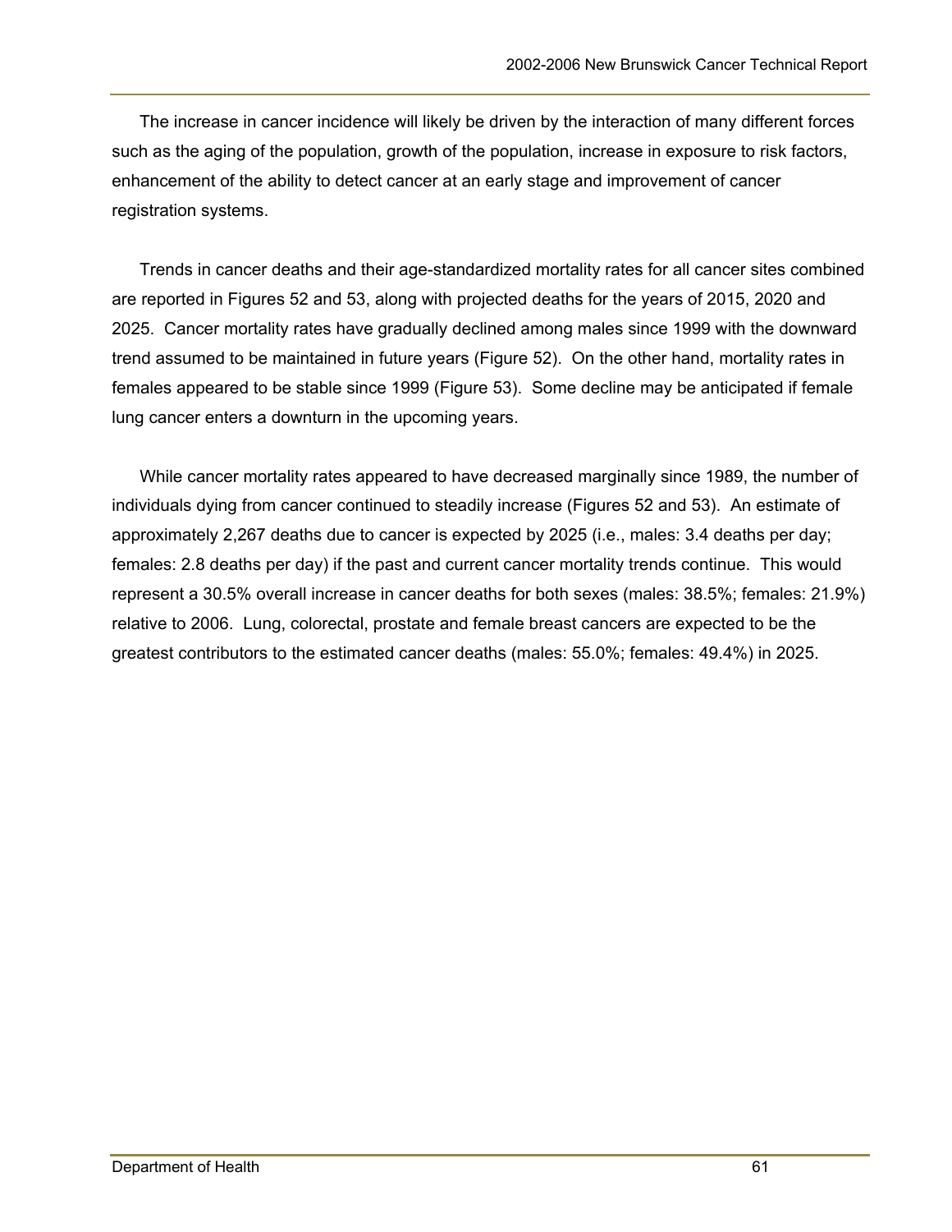The increase in cancer incidence will likely be driven by the interaction of many different forces such as the aging of the population, growth of the population, increase in exposure to risk factors, enhancement of the ability to detect cancer at an early stage and improvement of cancer registration systems.

Trends in cancer deaths and their age-standardized mortality rates for all cancer sites combined are reported in Figures 52 and 53, along with projected deaths for the years of 2015, 2020 and 2025. Cancer mortality rates have gradually declined among males since 1999 with the downward trend assumed to be maintained in future years (Figure 52). On the other hand, mortality rates in females appeared to be stable since 1999 (Figure 53). Some decline may be anticipated if female lung cancer enters a downturn in the upcoming years.

While cancer mortality rates appeared to have decreased marginally since 1989, the number of individuals dying from cancer continued to steadily increase (Figures 52 and 53). An estimate of approximately 2,267 deaths due to cancer is expected by 2025 (i.e., males: 3.4 deaths per day; females: 2.8 deaths per day) if the past and current cancer mortality trends continue. This would represent a 30.5% overall increase in cancer deaths for both sexes (males: 38.5%; females: 21.9%) relative to 2006. Lung, colorectal, prostate and female breast cancers are expected to be the greatest contributors to the estimated cancer deaths (males: 55.0%; females: 49.4%) in 2025.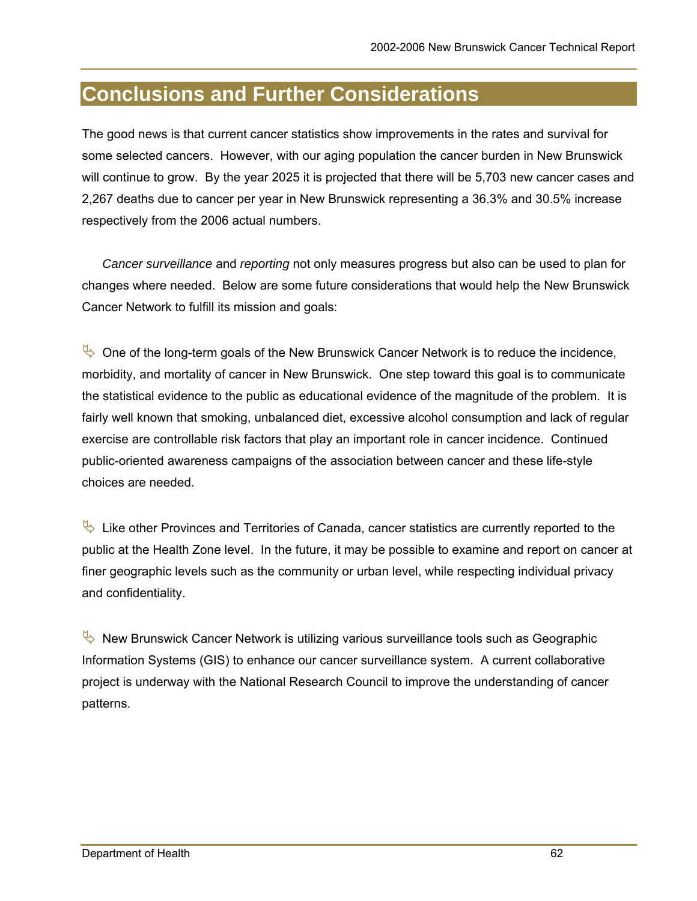# Conclusions and Further Considerations

The good news is that current cancer statistics show improvements in the rates and survival for some selected cancers. However, with our aging population the cancer burden in New Brunswick will continue to grow. By the year 2025 it is projected that there will be 5,703 new cancer cases and 2,267 deaths due to cancer per year in New Brunswick representing a 36.3% and 30.5% increase respectively from the 2006 actual numbers.

*Cancer surveillance* and *reporting* not only measures progress but also can be used to plan for changes where needed. Below are some future considerations that would help the New Brunswick Cancer Network to fulfill its mission and goals:

- One of the long-term goals of the New Brunswick Cancer Network is to reduce the incidence, morbidity, and mortality of cancer in New Brunswick. One step toward this goal is to communicate the statistical evidence to the public as educational evidence of the magnitude of the problem. It is fairly well known that smoking, unbalanced diet, excessive alcohol consumption and lack of regular exercise are controllable risk factors that play an important role in cancer incidence. Continued public-oriented awareness campaigns of the association between cancer and these life-style choices are needed.

- Like other Provinces and Territories of Canada, cancer statistics are currently reported to the public at the Health Zone level. In the future, it may be possible to examine and report on cancer at finer geographic levels such as the community or urban level, while respecting individual privacy and confidentiality.

- New Brunswick Cancer Network is utilizing various surveillance tools such as Geographic Information Systems (GIS) to enhance our cancer surveillance system. A current collaborative project is underway with the National Research Council to improve the understanding of cancer patterns.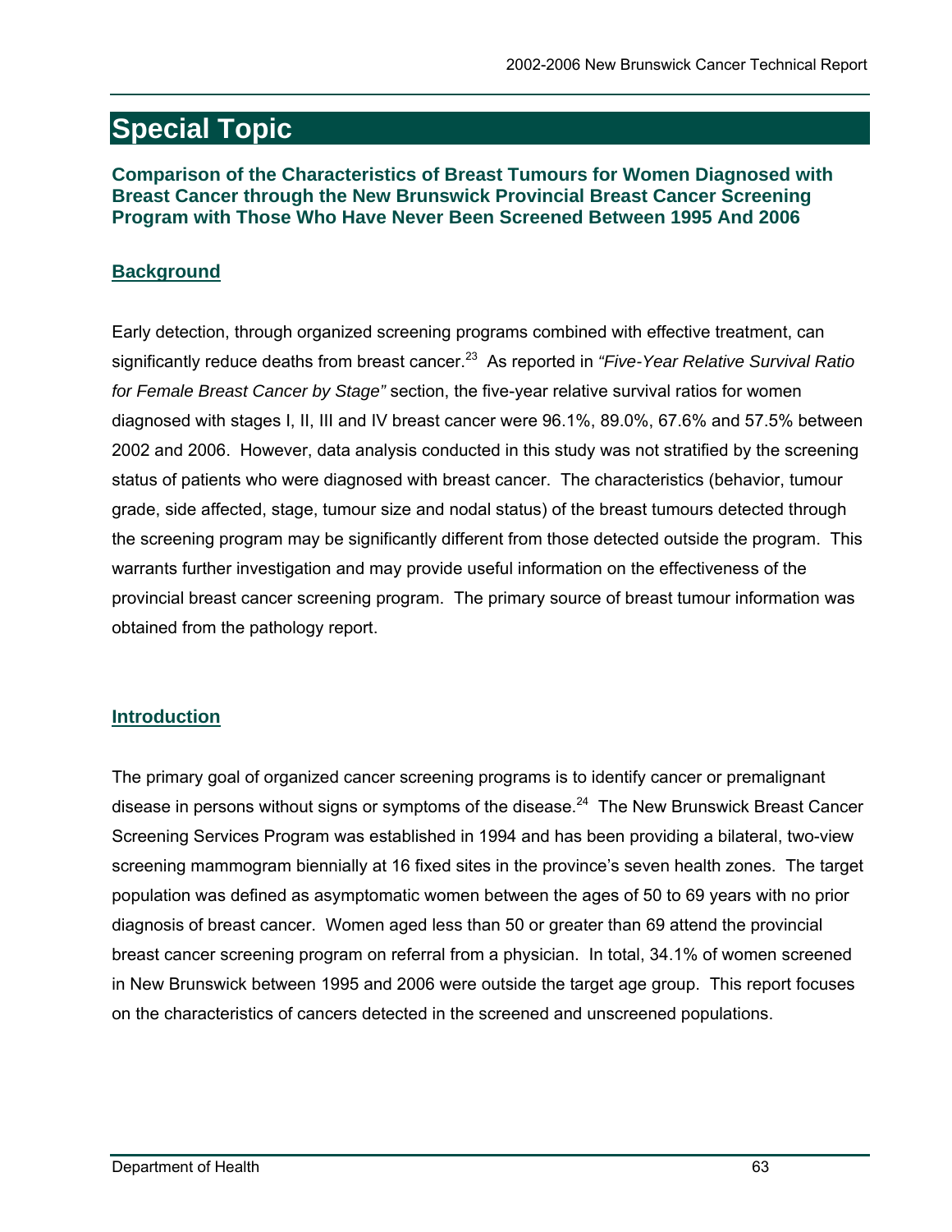# Special Topic

## Comparison of the Characteristics of Breast Tumours for Women Diagnosed with Breast Cancer through the New Brunswick Provincial Breast Cancer Screening Program with Those Who Have Never Been Screened Between 1995 And 2006

### Background

Early detection, through organized screening programs combined with effective treatment, can significantly reduce deaths from breast cancer.[23] As reported in *"Five-Year Relative Survival Ratio for Female Breast Cancer by Stage"* section, the five-year relative survival ratios for women diagnosed with stages I, II, III and IV breast cancer were 96.1%, 89.0%, 67.6% and 57.5% between 2002 and 2006. However, data analysis conducted in this study was not stratified by the screening status of patients who were diagnosed with breast cancer. The characteristics (behavior, tumour grade, side affected, stage, tumour size and nodal status) of the breast tumours detected through the screening program may be significantly different from those detected outside the program. This warrants further investigation and may provide useful information on the effectiveness of the provincial breast cancer screening program. The primary source of breast tumour information was obtained from the pathology report.

### Introduction

The primary goal of organized cancer screening programs is to identify cancer or premalignant disease in persons without signs or symptoms of the disease.[24] The New Brunswick Breast Cancer Screening Services Program was established in 1994 and has been providing a bilateral, two-view screening mammogram biennially at 16 fixed sites in the province's seven health zones. The target population was defined as asymptomatic women between the ages of 50 to 69 years with no prior diagnosis of breast cancer. Women aged less than 50 or greater than 69 attend the provincial breast cancer screening program on referral from a physician. In total, 34.1% of women screened in New Brunswick between 1995 and 2006 were outside the target age group. This report focuses on the characteristics of cancers detected in the screened and unscreened populations.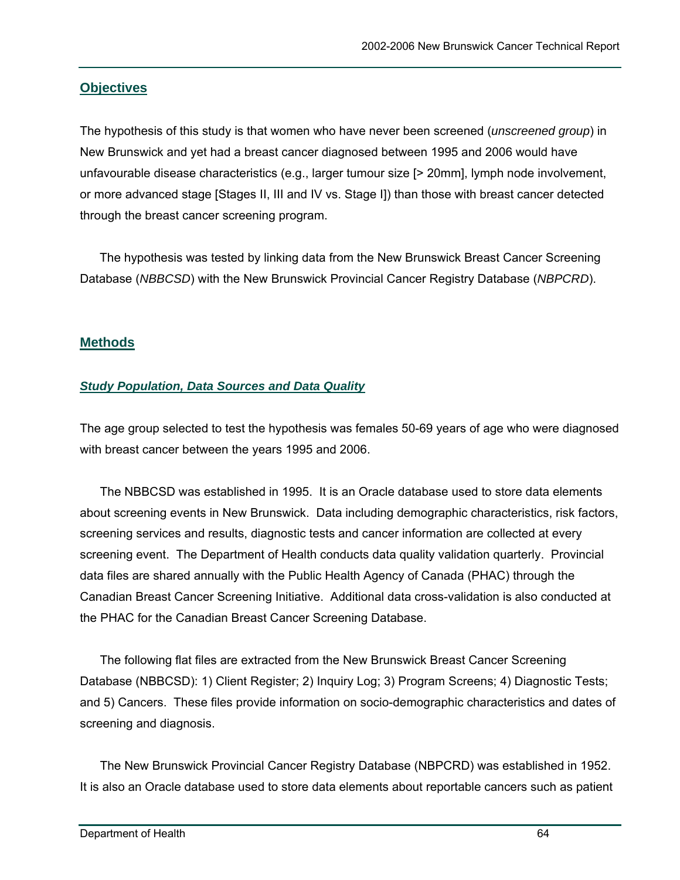## Objectives

The hypothesis of this study is that women who have never been screened (*unscreened group*) in New Brunswick and yet had a breast cancer diagnosed between 1995 and 2006 would have unfavourable disease characteristics (e.g., larger tumour size [> 20mm], lymph node involvement, or more advanced stage [Stages II, III and IV vs. Stage I]) than those with breast cancer detected through the breast cancer screening program.

The hypothesis was tested by linking data from the New Brunswick Breast Cancer Screening Database (*NBBCSD*) with the New Brunswick Provincial Cancer Registry Database (*NBPCRD*).

## Methods

### *Study Population, Data Sources and Data Quality*

The age group selected to test the hypothesis was females 50-69 years of age who were diagnosed with breast cancer between the years 1995 and 2006.

The NBBCSD was established in 1995. It is an Oracle database used to store data elements about screening events in New Brunswick. Data including demographic characteristics, risk factors, screening services and results, diagnostic tests and cancer information are collected at every screening event. The Department of Health conducts data quality validation quarterly. Provincial data files are shared annually with the Public Health Agency of Canada (PHAC) through the Canadian Breast Cancer Screening Initiative. Additional data cross-validation is also conducted at the PHAC for the Canadian Breast Cancer Screening Database.

The following flat files are extracted from the New Brunswick Breast Cancer Screening Database (NBBCSD): 1) Client Register; 2) Inquiry Log; 3) Program Screens; 4) Diagnostic Tests; and 5) Cancers. These files provide information on socio-demographic characteristics and dates of screening and diagnosis.

The New Brunswick Provincial Cancer Registry Database (NBPCRD) was established in 1952. It is also an Oracle database used to store data elements about reportable cancers such as patient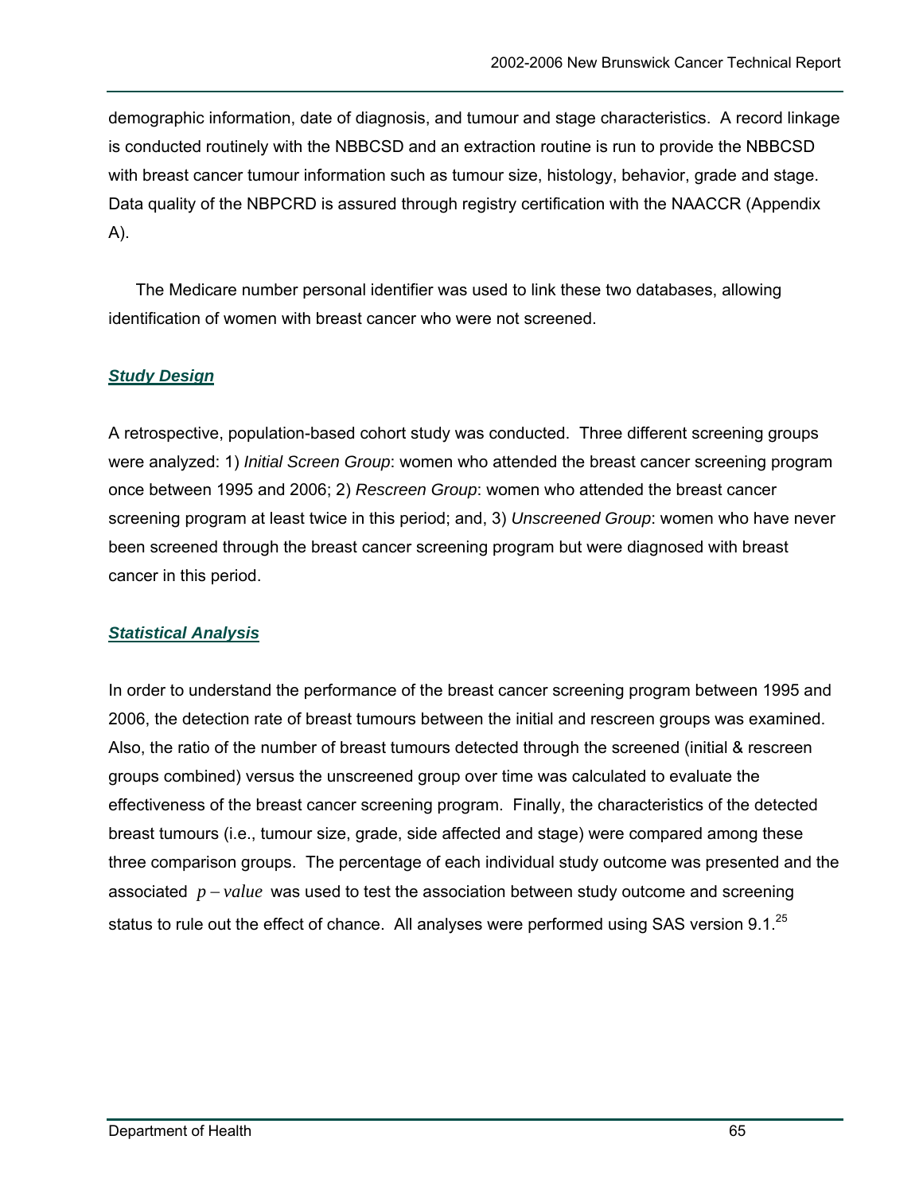demographic information, date of diagnosis, and tumour and stage characteristics. A record linkage is conducted routinely with the NBBCSD and an extraction routine is run to provide the NBBCSD with breast cancer tumour information such as tumour size, histology, behavior, grade and stage. Data quality of the NBPCRD is assured through registry certification with the NAACCR (Appendix A).

The Medicare number personal identifier was used to link these two databases, allowing identification of women with breast cancer who were not screened.

### *Study Design*

A retrospective, population-based cohort study was conducted. Three different screening groups were analyzed: 1) *Initial Screen Group*: women who attended the breast cancer screening program once between 1995 and 2006; 2) *Rescreen Group*: women who attended the breast cancer screening program at least twice in this period; and, 3) *Unscreened Group*: women who have never been screened through the breast cancer screening program but were diagnosed with breast cancer in this period.

### *Statistical Analysis*

In order to understand the performance of the breast cancer screening program between 1995 and 2006, the detection rate of breast tumours between the initial and rescreen groups was examined. Also, the ratio of the number of breast tumours detected through the screened (initial & rescreen groups combined) versus the unscreened group over time was calculated to evaluate the effectiveness of the breast cancer screening program. Finally, the characteristics of the detected breast tumours (i.e., tumour size, grade, side affected and stage) were compared among these three comparison groups. The percentage of each individual study outcome was presented and the associated $p-value$ was used to test the association between study outcome and screening status to rule out the effect of chance. All analyses were performed using SAS version 9.1.[25]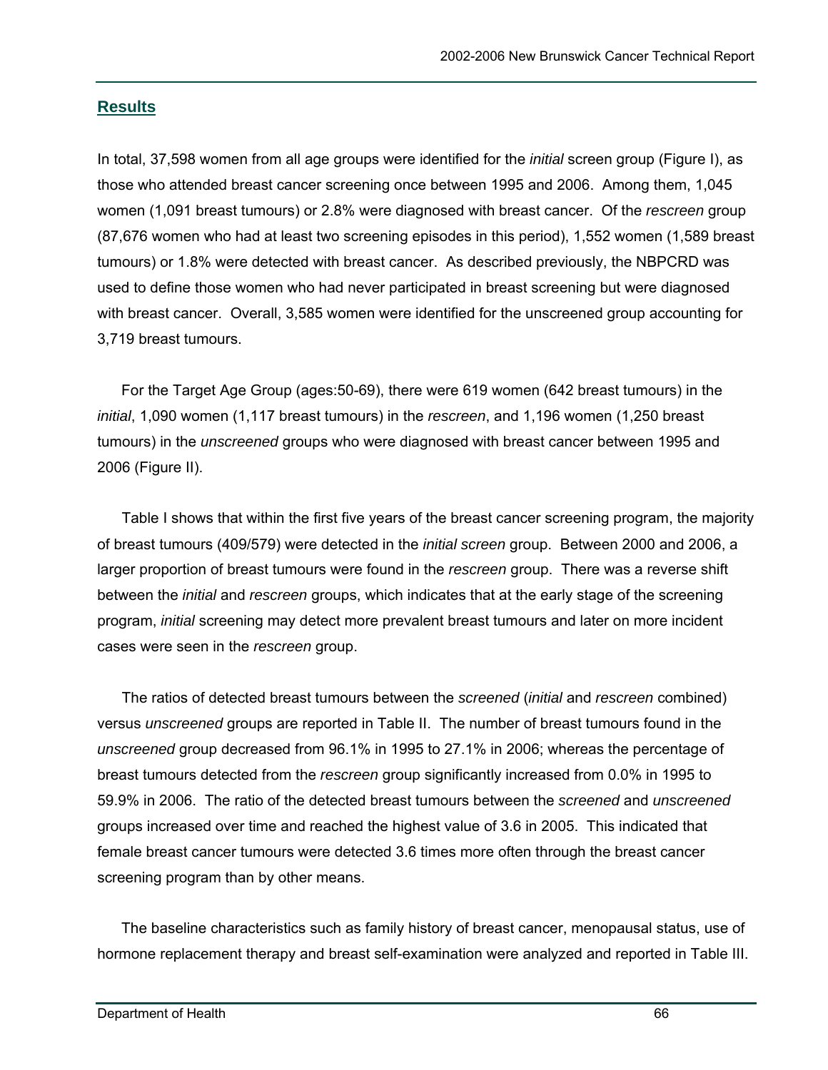## Results

In total, 37,598 women from all age groups were identified for the *initial* screen group (Figure I), as those who attended breast cancer screening once between 1995 and 2006. Among them, 1,045 women (1,091 breast tumours) or 2.8% were diagnosed with breast cancer. Of the *rescreen* group (87,676 women who had at least two screening episodes in this period), 1,552 women (1,589 breast tumours) or 1.8% were detected with breast cancer. As described previously, the NBPCRD was used to define those women who had never participated in breast screening but were diagnosed with breast cancer. Overall, 3,585 women were identified for the unscreened group accounting for 3,719 breast tumours.

For the Target Age Group (ages:50-69), there were 619 women (642 breast tumours) in the *initial*, 1,090 women (1,117 breast tumours) in the *rescreen*, and 1,196 women (1,250 breast tumours) in the *unscreened* groups who were diagnosed with breast cancer between 1995 and 2006 (Figure II).

Table I shows that within the first five years of the breast cancer screening program, the majority of breast tumours (409/579) were detected in the *initial screen* group. Between 2000 and 2006, a larger proportion of breast tumours were found in the *rescreen* group. There was a reverse shift between the *initial* and *rescreen* groups, which indicates that at the early stage of the screening program, *initial* screening may detect more prevalent breast tumours and later on more incident cases were seen in the *rescreen* group.

The ratios of detected breast tumours between the *screened* (*initial* and *rescreen* combined) versus *unscreened* groups are reported in Table II. The number of breast tumours found in the *unscreened* group decreased from 96.1% in 1995 to 27.1% in 2006; whereas the percentage of breast tumours detected from the *rescreen* group significantly increased from 0.0% in 1995 to 59.9% in 2006. The ratio of the detected breast tumours between the *screened* and *unscreened* groups increased over time and reached the highest value of 3.6 in 2005. This indicated that female breast cancer tumours were detected 3.6 times more often through the breast cancer screening program than by other means.

The baseline characteristics such as family history of breast cancer, menopausal status, use of hormone replacement therapy and breast self-examination were analyzed and reported in Table III.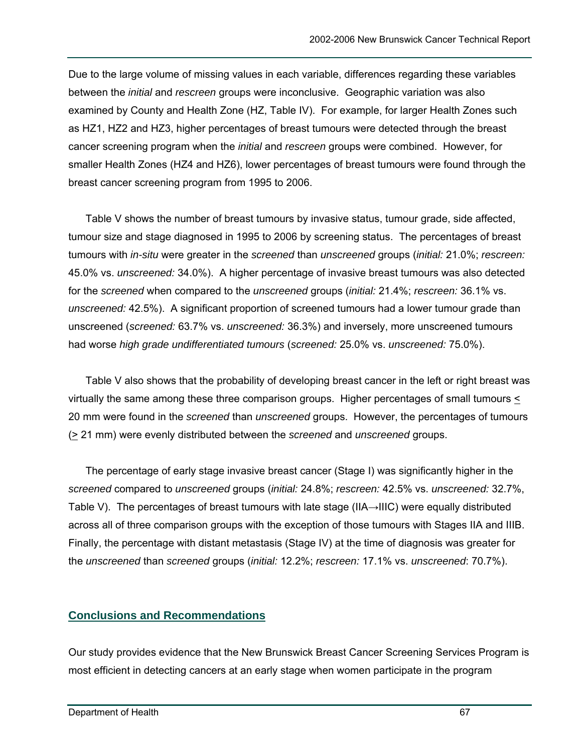Due to the large volume of missing values in each variable, differences regarding these variables between the *initial* and *rescreen* groups were inconclusive. Geographic variation was also examined by County and Health Zone (HZ, Table IV). For example, for larger Health Zones such as HZ1, HZ2 and HZ3, higher percentages of breast tumours were detected through the breast cancer screening program when the *initial* and *rescreen* groups were combined. However, for smaller Health Zones (HZ4 and HZ6), lower percentages of breast tumours were found through the breast cancer screening program from 1995 to 2006.

Table V shows the number of breast tumours by invasive status, tumour grade, side affected, tumour size and stage diagnosed in 1995 to 2006 by screening status. The percentages of breast tumours with *in-situ* were greater in the *screened* than *unscreened* groups (*initial:* 21.0%; *rescreen:* 45.0% vs. *unscreened:* 34.0%). A higher percentage of invasive breast tumours was also detected for the *screened* when compared to the *unscreened* groups (*initial:* 21.4%; *rescreen:* 36.1% vs. *unscreened:* 42.5%). A significant proportion of screened tumours had a lower tumour grade than unscreened (*screened:* 63.7% vs. *unscreened:* 36.3%) and inversely, more unscreened tumours had worse *high grade undifferentiated tumours* (*screened:* 25.0% vs. *unscreened:* 75.0%).

Table V also shows that the probability of developing breast cancer in the left or right breast was virtually the same among these three comparison groups. Higher percentages of small tumours ≤ 20 mm were found in the *screened* than *unscreened* groups. However, the percentages of tumours (≥ 21 mm) were evenly distributed between the *screened* and *unscreened* groups.

The percentage of early stage invasive breast cancer (Stage I) was significantly higher in the *screened* compared to *unscreened* groups (*initial:* 24.8%; *rescreen:* 42.5% vs. *unscreened:* 32.7%, Table V). The percentages of breast tumours with late stage (IIA→IIIC) were equally distributed across all of three comparison groups with the exception of those tumours with Stages IIA and IIIB. Finally, the percentage with distant metastasis (Stage IV) at the time of diagnosis was greater for the *unscreened* than *screened* groups (*initial:* 12.2%; *rescreen:* 17.1% vs. *unscreened*: 70.7%).

## Conclusions and Recommendations

Our study provides evidence that the New Brunswick Breast Cancer Screening Services Program is most efficient in detecting cancers at an early stage when women participate in the program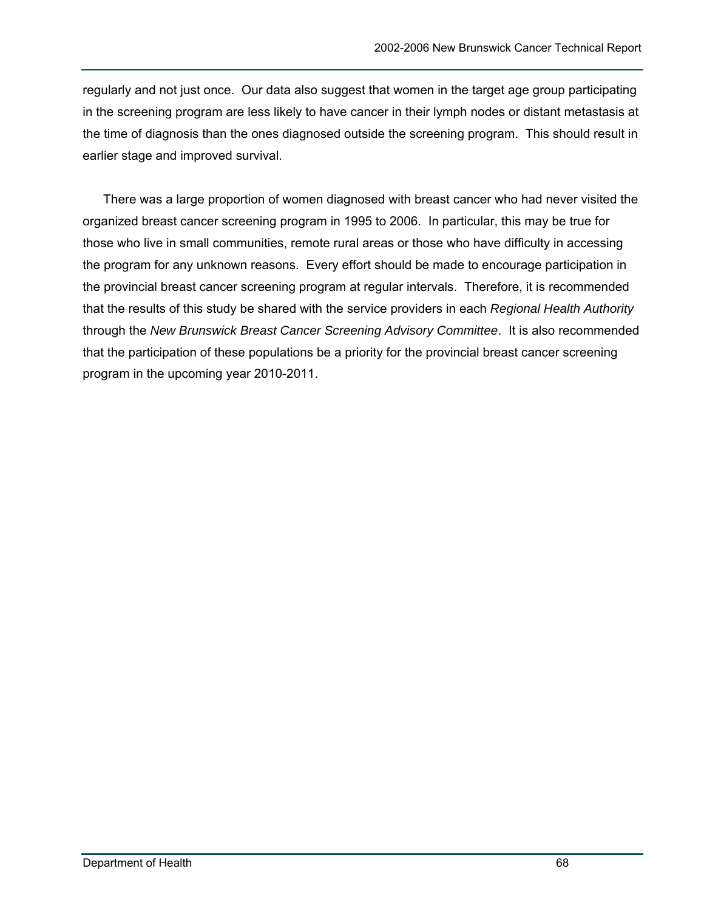regularly and not just once. Our data also suggest that women in the target age group participating in the screening program are less likely to have cancer in their lymph nodes or distant metastasis at the time of diagnosis than the ones diagnosed outside the screening program. This should result in earlier stage and improved survival.

There was a large proportion of women diagnosed with breast cancer who had never visited the organized breast cancer screening program in 1995 to 2006. In particular, this may be true for those who live in small communities, remote rural areas or those who have difficulty in accessing the program for any unknown reasons. Every effort should be made to encourage participation in the provincial breast cancer screening program at regular intervals. Therefore, it is recommended that the results of this study be shared with the service providers in each *Regional Health Authority* through the *New Brunswick Breast Cancer Screening Advisory Committee*. It is also recommended that the participation of these populations be a priority for the provincial breast cancer screening program in the upcoming year 2010-2011.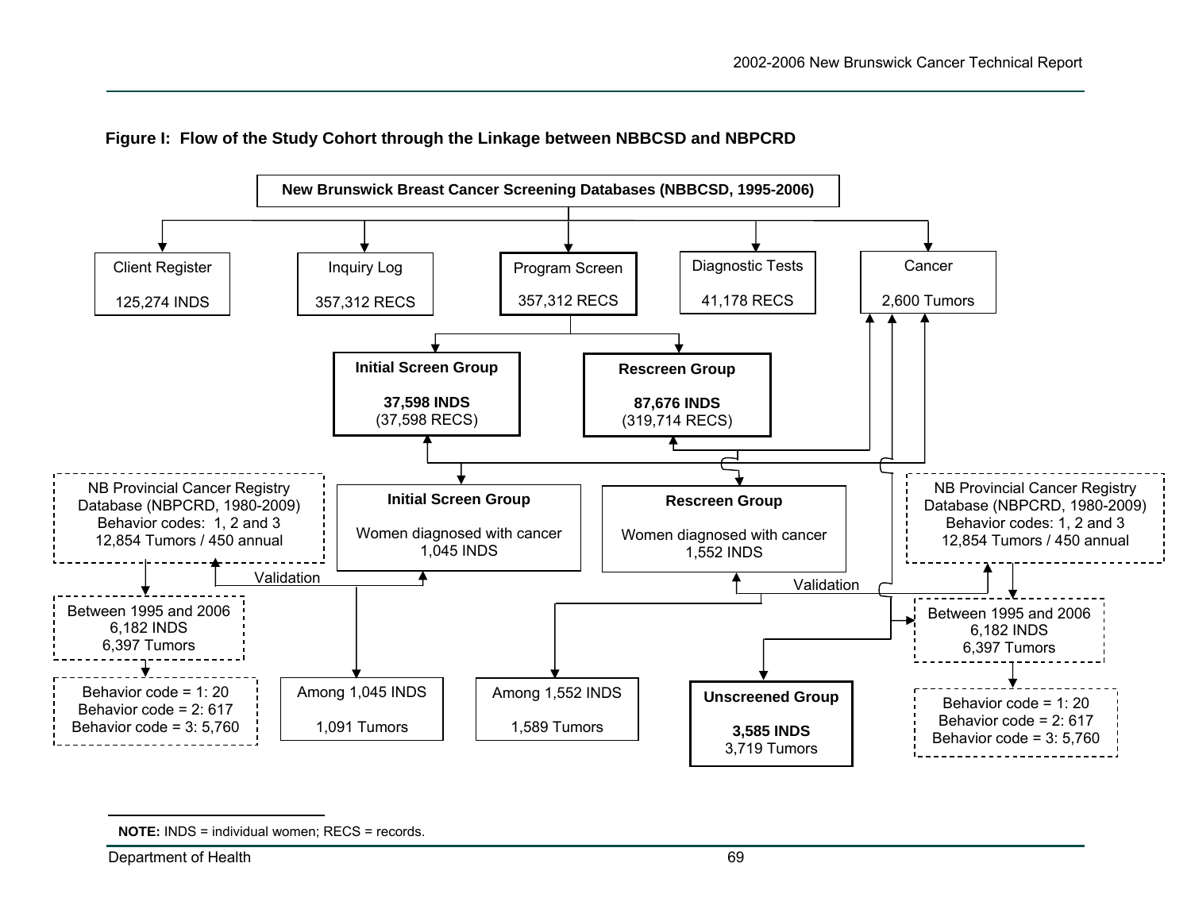**Figure I: Flow of the Study Cohort through the Linkage between NBBCSD and NBPCRD**

New Brunswick Breast Cancer Screening Databases (NBBCSD, 1995-2006)

Client Register
125,274 INDS

Inquiry Log
357,312 RECS

Program Screen
357,312 RECS

Diagnostic Tests
41,178 RECS

Cancer
2,600 Tumors

**Initial Screen Group**
**37,598 INDS**
(37,598 RECS)

**Rescreen Group**
**87,676 INDS**
(319,714 RECS)

NB Provincial Cancer Registry Database (NBPCRD, 1980-2009)
Behavior codes: 1, 2 and 3
12,854 Tumors / 450 annual

**Initial Screen Group**
Women diagnosed with cancer
1,045 INDS

**Rescreen Group**
Women diagnosed with cancer
1,552 INDS

NB Provincial Cancer Registry Database (NBPCRD, 1980-2009)
Behavior codes: 1, 2 and 3
12,854 Tumors / 450 annual

Validation

Validation

Between 1995 and 2006
6,182 INDS
6,397 Tumors

Between 1995 and 2006
6,182 INDS
6,397 Tumors

Behavior code = 1: 20
Behavior code = 2: 617
Behavior code = 3: 5,760

Among 1,045 INDS
1,091 Tumors

Among 1,552 INDS
1,589 Tumors

**Unscreened Group**
**3,585 INDS**
3,719 Tumors

Behavior code = 1: 20
Behavior code = 2: 617
Behavior code = 3: 5,760

**NOTE:** INDS = individual women; RECS = records.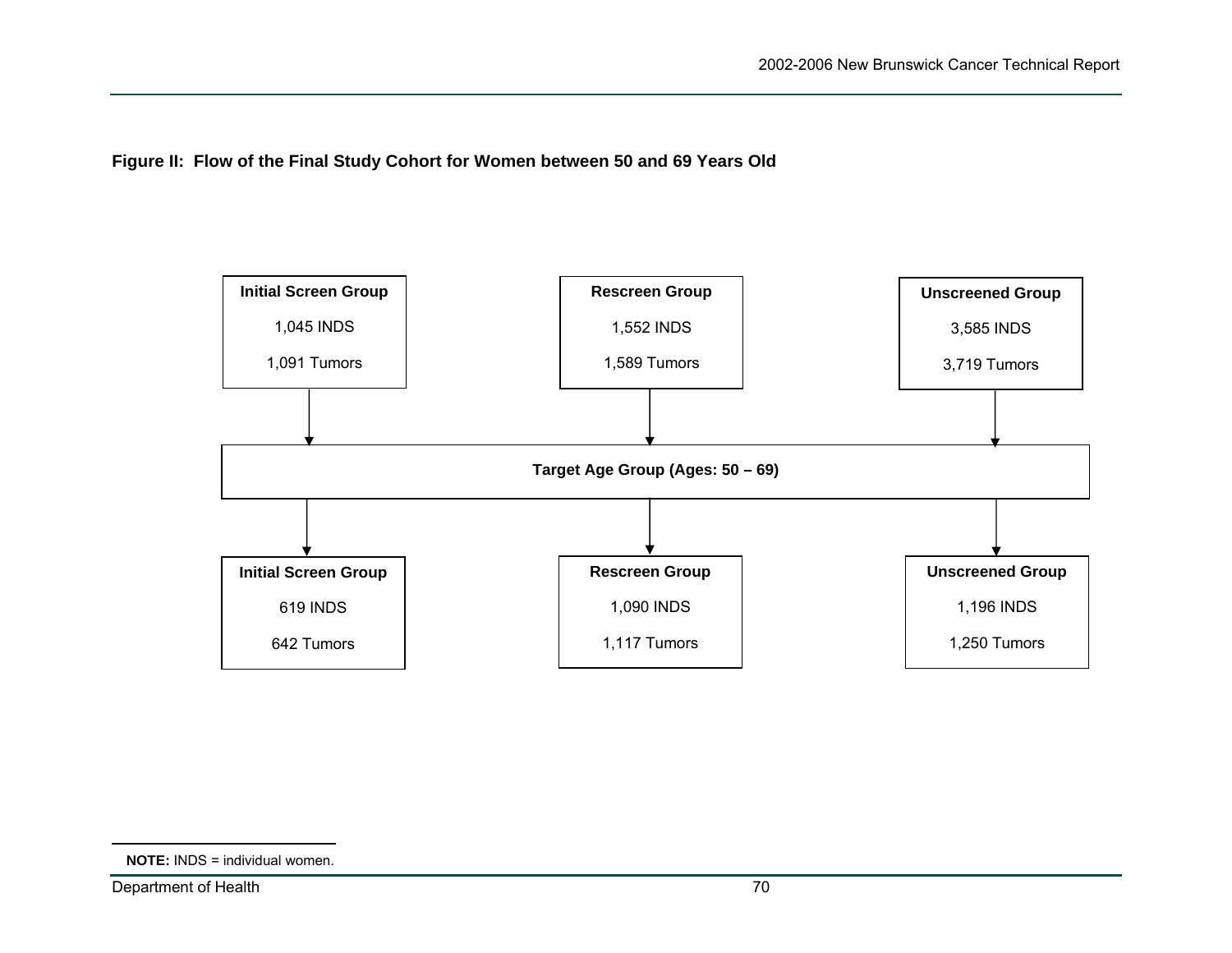**Figure II: Flow of the Final Study Cohort for Women between 50 and 69 Years Old**

**Initial Screen Group**
1,045 INDS
1,091 Tumors

**Rescreen Group**
1,552 INDS
1,589 Tumors

**Unscreened Group**
3,585 INDS
3,719 Tumors

↓

**Target Age Group (Ages: 50 – 69)**

↓

**Initial Screen Group**
619 INDS
642 Tumors

**Rescreen Group**
1,090 INDS
1,117 Tumors

**Unscreened Group**
1,196 INDS
1,250 Tumors

**NOTE:** INDS = individual women.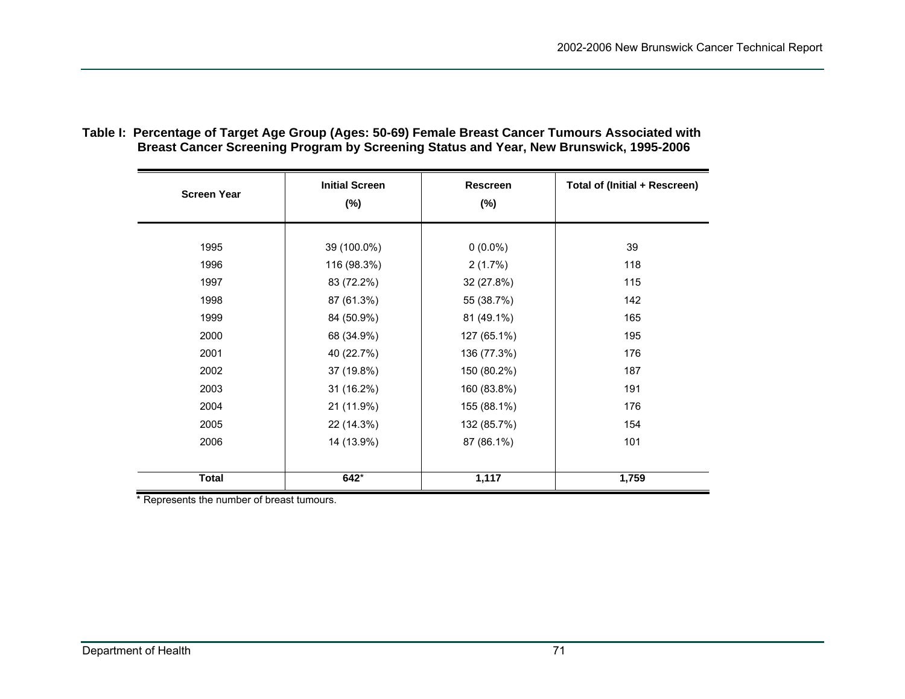**Table I: Percentage of Target Age Group (Ages: 50-69) Female Breast Cancer Tumours Associated with Breast Cancer Screening Program by Screening Status and Year, New Brunswick, 1995-2006**

| Screen Year | Initial Screen (%) | Rescreen (%) | Total of (Initial + Rescreen) |
|---|---|---|---|
| 1995 | 39 (100.0%) | 0 (0.0%) | 39 |
| 1996 | 116 (98.3%) | 2 (1.7%) | 118 |
| 1997 | 83 (72.2%) | 32 (27.8%) | 115 |
| 1998 | 87 (61.3%) | 55 (38.7%) | 142 |
| 1999 | 84 (50.9%) | 81 (49.1%) | 165 |
| 2000 | 68 (34.9%) | 127 (65.1%) | 195 |
| 2001 | 40 (22.7%) | 136 (77.3%) | 176 |
| 2002 | 37 (19.8%) | 150 (80.2%) | 187 |
| 2003 | 31 (16.2%) | 160 (83.8%) | 191 |
| 2004 | 21 (11.9%) | 155 (88.1%) | 176 |
| 2005 | 22 (14.3%) | 132 (85.7%) | 154 |
| 2006 | 14 (13.9%) | 87 (86.1%) | 101 |
| **Total** | **642*** | **1,117** | **1,759** |

* Represents the number of breast tumours.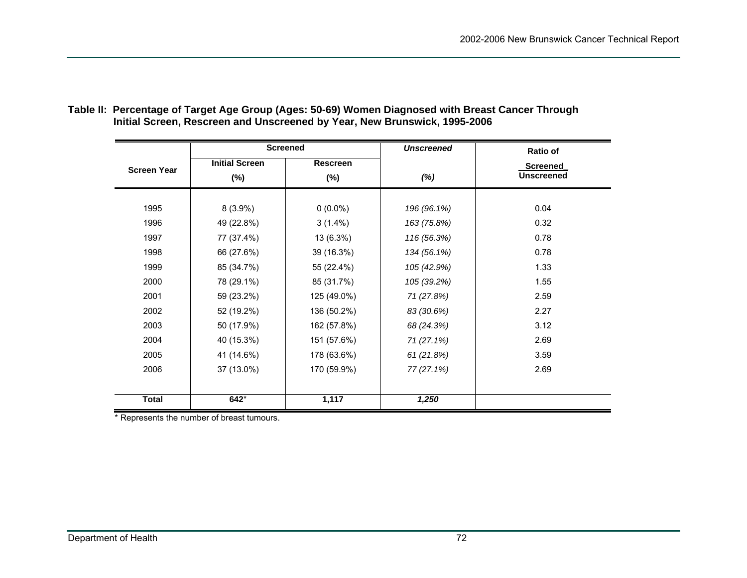**Table II: Percentage of Target Age Group (Ages: 50-69) Women Diagnosed with Breast Cancer Through Initial Screen, Rescreen and Unscreened by Year, New Brunswick, 1995-2006**

| Screen Year | Screened | | *Unscreened* | Ratio of |
|---|---|---|---|---|
| | Initial Screen (%) | Rescreen (%) | *(%)* | Screened / Unscreened |
| 1995 | 8 (3.9%) | 0 (0.0%) | *196 (96.1%)* | 0.04 |
| 1996 | 49 (22.8%) | 3 (1.4%) | *163 (75.8%)* | 0.32 |
| 1997 | 77 (37.4%) | 13 (6.3%) | *116 (56.3%)* | 0.78 |
| 1998 | 66 (27.6%) | 39 (16.3%) | *134 (56.1%)* | 0.78 |
| 1999 | 85 (34.7%) | 55 (22.4%) | *105 (42.9%)* | 1.33 |
| 2000 | 78 (29.1%) | 85 (31.7%) | *105 (39.2%)* | 1.55 |
| 2001 | 59 (23.2%) | 125 (49.0%) | *71 (27.8%)* | 2.59 |
| 2002 | 52 (19.2%) | 136 (50.2%) | *83 (30.6%)* | 2.27 |
| 2003 | 50 (17.9%) | 162 (57.8%) | *68 (24.3%)* | 3.12 |
| 2004 | 40 (15.3%) | 151 (57.6%) | *71 (27.1%)* | 2.69 |
| 2005 | 41 (14.6%) | 178 (63.6%) | *61 (21.8%)* | 3.59 |
| 2006 | 37 (13.0%) | 170 (59.9%) | *77 (27.1%)* | 2.69 |
| **Total** | **642*** | **1,117** | ***1,250*** | |

* Represents the number of breast tumours.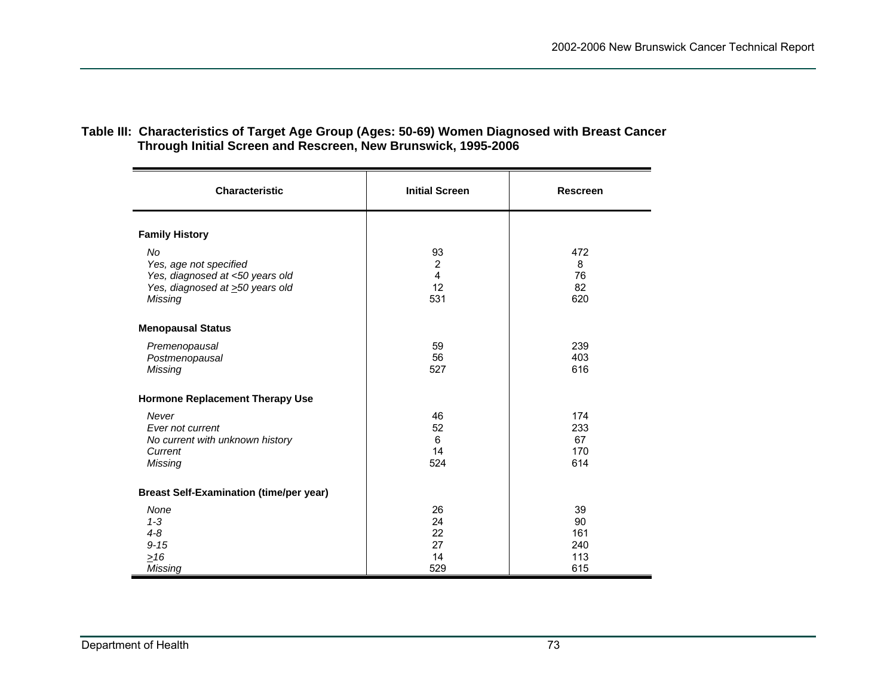**Table III: Characteristics of Target Age Group (Ages: 50-69) Women Diagnosed with Breast Cancer Through Initial Screen and Rescreen, New Brunswick, 1995-2006**

| Characteristic | Initial Screen | Rescreen |
|---|---|---|
| **Family History** | | |
| *No* | 93 | 472 |
| *Yes, age not specified* | 2 | 8 |
| *Yes, diagnosed at <50 years old* | 4 | 76 |
| *Yes, diagnosed at ≥50 years old* | 12 | 82 |
| *Missing* | 531 | 620 |
| **Menopausal Status** | | |
| *Premenopausal* | 59 | 239 |
| *Postmenopausal* | 56 | 403 |
| *Missing* | 527 | 616 |
| **Hormone Replacement Therapy Use** | | |
| *Never* | 46 | 174 |
| *Ever not current* | 52 | 233 |
| *No current with unknown history* | 6 | 67 |
| *Current* | 14 | 170 |
| *Missing* | 524 | 614 |
| **Breast Self-Examination (time/per year)** | | |
| *None* | 26 | 39 |
| *1-3* | 24 | 90 |
| *4-8* | 22 | 161 |
| *9-15* | 27 | 240 |
| *≥16* | 14 | 113 |
| *Missing* | 529 | 615 |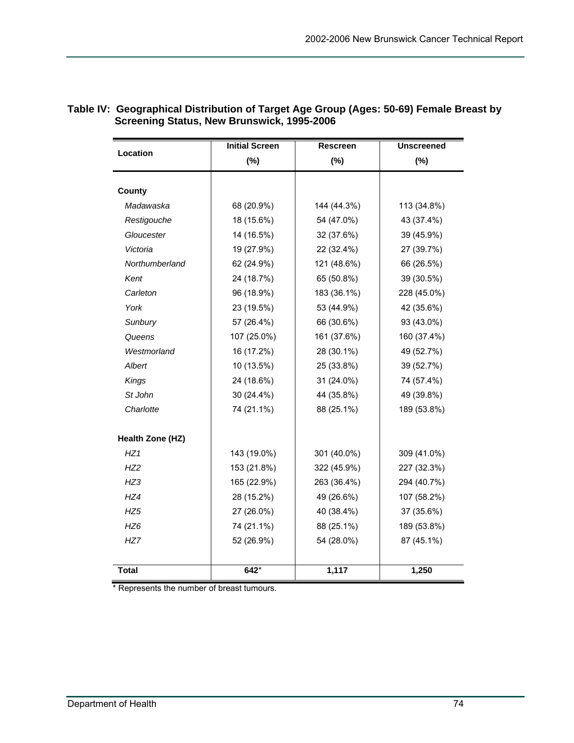**Table IV: Geographical Distribution of Target Age Group (Ages: 50-69) Female Breast by Screening Status, New Brunswick, 1995-2006**

| Location | Initial Screen (%) | Rescreen (%) | Unscreened (%) |
|---|---|---|---|
| **County** | | | |
| *Madawaska* | 68 (20.9%) | 144 (44.3%) | 113 (34.8%) |
| *Restigouche* | 18 (15.6%) | 54 (47.0%) | 43 (37.4%) |
| *Gloucester* | 14 (16.5%) | 32 (37.6%) | 39 (45.9%) |
| *Victoria* | 19 (27.9%) | 22 (32.4%) | 27 (39.7%) |
| *Northumberland* | 62 (24.9%) | 121 (48.6%) | 66 (26.5%) |
| *Kent* | 24 (18.7%) | 65 (50.8%) | 39 (30.5%) |
| *Carleton* | 96 (18.9%) | 183 (36.1%) | 228 (45.0%) |
| *York* | 23 (19.5%) | 53 (44.9%) | 42 (35.6%) |
| *Sunbury* | 57 (26.4%) | 66 (30.6%) | 93 (43.0%) |
| *Queens* | 107 (25.0%) | 161 (37.6%) | 160 (37.4%) |
| *Westmorland* | 16 (17.2%) | 28 (30.1%) | 49 (52.7%) |
| *Albert* | 10 (13.5%) | 25 (33.8%) | 39 (52.7%) |
| *Kings* | 24 (18.6%) | 31 (24.0%) | 74 (57.4%) |
| *St John* | 30 (24.4%) | 44 (35.8%) | 49 (39.8%) |
| *Charlotte* | 74 (21.1%) | 88 (25.1%) | 189 (53.8%) |
| **Health Zone (HZ)** | | | |
| *HZ1* | 143 (19.0%) | 301 (40.0%) | 309 (41.0%) |
| *HZ2* | 153 (21.8%) | 322 (45.9%) | 227 (32.3%) |
| *HZ3* | 165 (22.9%) | 263 (36.4%) | 294 (40.7%) |
| *HZ4* | 28 (15.2%) | 49 (26.6%) | 107 (58.2%) |
| *HZ5* | 27 (26.0%) | 40 (38.4%) | 37 (35.6%) |
| *HZ6* | 74 (21.1%) | 88 (25.1%) | 189 (53.8%) |
| *HZ7* | 52 (26.9%) | 54 (28.0%) | 87 (45.1%) |
| **Total** | **642*** | **1,117** | **1,250** |

* Represents the number of breast tumours.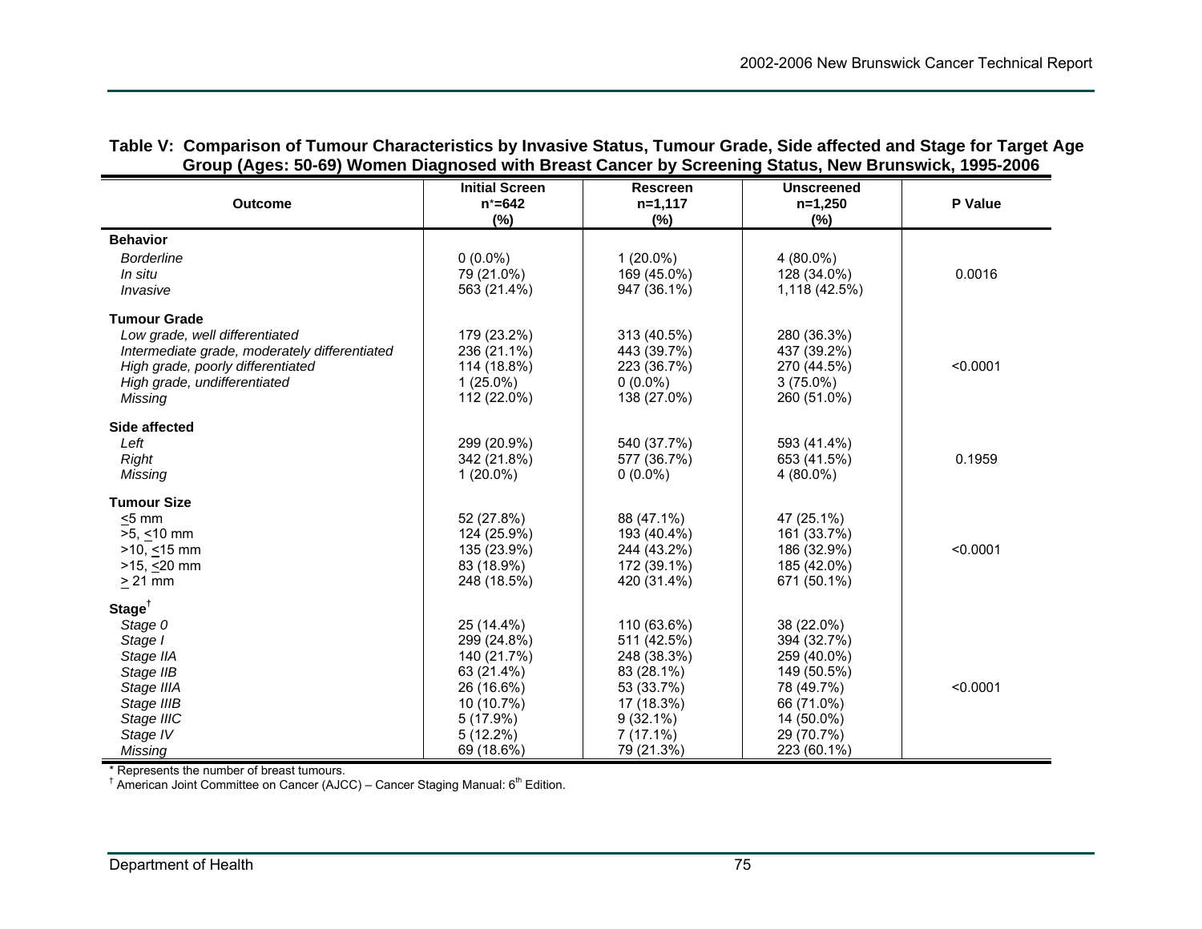**Table V: Comparison of Tumour Characteristics by Invasive Status, Tumour Grade, Side affected and Stage for Target Age Group (Ages: 50-69) Women Diagnosed with Breast Cancer by Screening Status, New Brunswick, 1995-2006**

| Outcome | Initial Screen n*=642 (%) | Rescreen n=1,117 (%) | Unscreened n=1,250 (%) | P Value |
|---|---|---|---|---|
| **Behavior** | | | | |
| *Borderline* | 0 (0.0%) | 1 (20.0%) | 4 (80.0%) | |
| *In situ* | 79 (21.0%) | 169 (45.0%) | 128 (34.0%) | 0.0016 |
| *Invasive* | 563 (21.4%) | 947 (36.1%) | 1,118 (42.5%) | |
| **Tumour Grade** | | | | |
| *Low grade, well differentiated* | 179 (23.2%) | 313 (40.5%) | 280 (36.3%) | |
| *Intermediate grade, moderately differentiated* | 236 (21.1%) | 443 (39.7%) | 437 (39.2%) | |
| *High grade, poorly differentiated* | 114 (18.8%) | 223 (36.7%) | 270 (44.5%) | <0.0001 |
| *High grade, undifferentiated* | 1 (25.0%) | 0 (0.0%) | 3 (75.0%) | |
| *Missing* | 112 (22.0%) | 138 (27.0%) | 260 (51.0%) | |
| **Side affected** | | | | |
| *Left* | 299 (20.9%) | 540 (37.7%) | 593 (41.4%) | |
| *Right* | 342 (21.8%) | 577 (36.7%) | 653 (41.5%) | 0.1959 |
| *Missing* | 1 (20.0%) | 0 (0.0%) | 4 (80.0%) | |
| **Tumour Size** | | | | |
| ≤5 mm | 52 (27.8%) | 88 (47.1%) | 47 (25.1%) | |
| >5, ≤10 mm | 124 (25.9%) | 193 (40.4%) | 161 (33.7%) | |
| >10, ≤15 mm | 135 (23.9%) | 244 (43.2%) | 186 (32.9%) | <0.0001 |
| >15, ≤20 mm | 83 (18.9%) | 172 (39.1%) | 185 (42.0%) | |
| ≥ 21 mm | 248 (18.5%) | 420 (31.4%) | 671 (50.1%) | |
| **Stage**† | | | | |
| *Stage 0* | 25 (14.4%) | 110 (63.6%) | 38 (22.0%) | |
| *Stage I* | 299 (24.8%) | 511 (42.5%) | 394 (32.7%) | |
| *Stage IIA* | 140 (21.7%) | 248 (38.3%) | 259 (40.0%) | |
| *Stage IIB* | 63 (21.4%) | 83 (28.1%) | 149 (50.5%) | |
| *Stage IIIA* | 26 (16.6%) | 53 (33.7%) | 78 (49.7%) | <0.0001 |
| *Stage IIIB* | 10 (10.7%) | 17 (18.3%) | 66 (71.0%) | |
| *Stage IIIC* | 5 (17.9%) | 9 (32.1%) | 14 (50.0%) | |
| *Stage IV* | 5 (12.2%) | 7 (17.1%) | 29 (70.7%) | |
| *Missing* | 69 (18.6%) | 79 (21.3%) | 223 (60.1%) | |

* Represents the number of breast tumours.
† American Joint Committee on Cancer (AJCC) – Cancer Staging Manual: 6th Edition.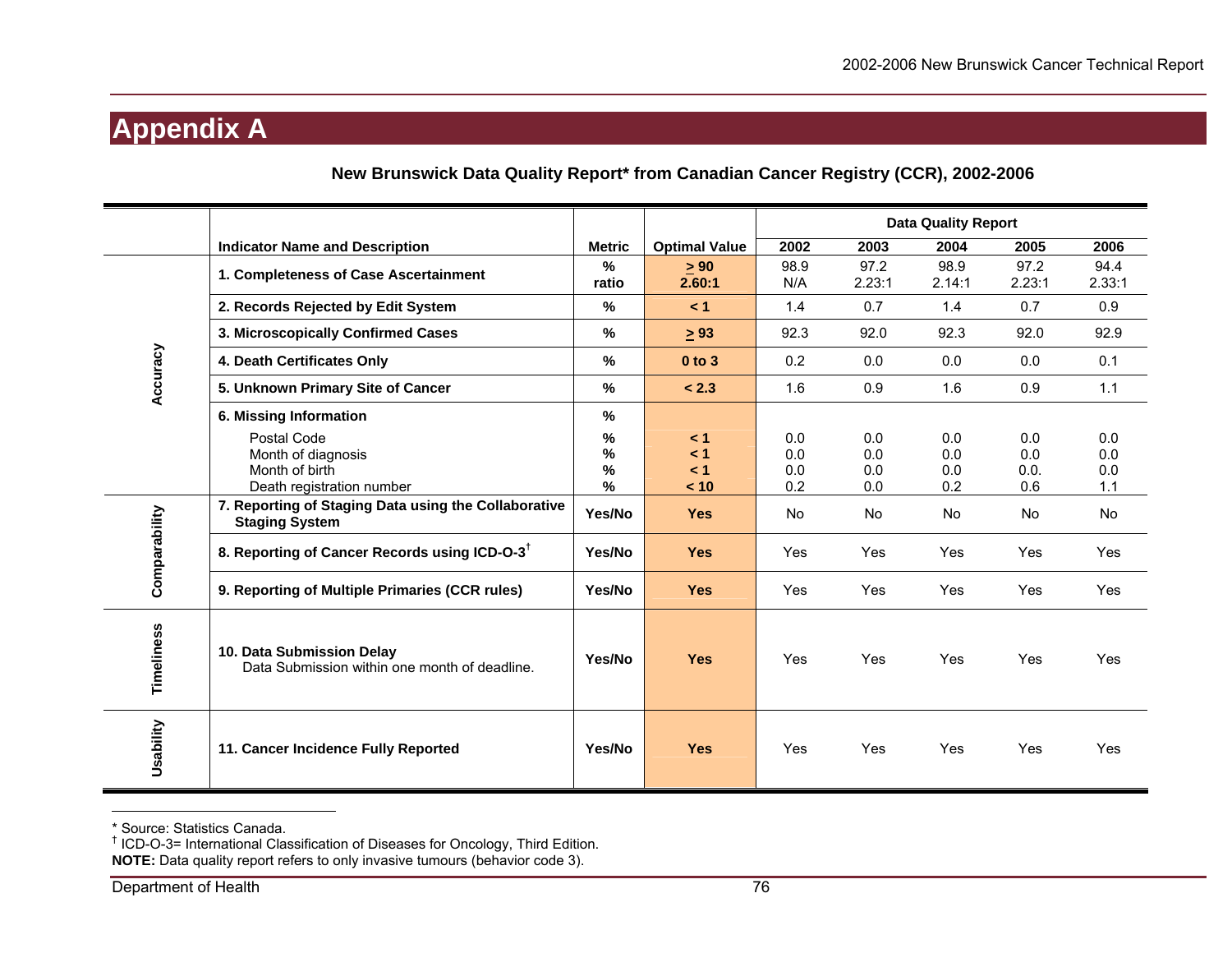# Appendix A

**New Brunswick Data Quality Report* from Canadian Cancer Registry (CCR), 2002-2006**

| | Indicator Name and Description | Metric | Optimal Value | Data Quality Report | | | | |
|---|---|---|---|---|---|---|---|---|
| | | | | 2002 | 2003 | 2004 | 2005 | 2006 |
| Accuracy | **1. Completeness of Case Ascertainment** | %<br>ratio | ≥ 90<br>2.60:1 | 98.9<br>N/A | 97.2<br>2.23:1 | 98.9<br>2.14:1 | 97.2<br>2.23:1 | 94.4<br>2.33:1 |
| | **2. Records Rejected by Edit System** | % | < 1 | 1.4 | 0.7 | 1.4 | 0.7 | 0.9 |
| | **3. Microscopically Confirmed Cases** | % | ≥ 93 | 92.3 | 92.0 | 92.3 | 92.0 | 92.9 |
| | **4. Death Certificates Only** | % | 0 to 3 | 0.2 | 0.0 | 0.0 | 0.0 | 0.1 |
| | **5. Unknown Primary Site of Cancer** | % | < 2.3 | 1.6 | 0.9 | 1.6 | 0.9 | 1.1 |
| | **6. Missing Information** | % | | | | | | |
| | Postal Code | % | < 1 | 0.0 | 0.0 | 0.0 | 0.0 | 0.0 |
| | Month of diagnosis | % | < 1 | 0.0 | 0.0 | 0.0 | 0.0 | 0.0 |
| | Month of birth | % | < 1 | 0.0 | 0.0 | 0.0 | 0.0. | 0.0 |
| | Death registration number | % | < 10 | 0.2 | 0.0 | 0.2 | 0.6 | 1.1 |
| Comparability | **7. Reporting of Staging Data using the Collaborative Staging System** | Yes/No | Yes | No | No | No | No | No |
| | **8. Reporting of Cancer Records using ICD-O-3**† | Yes/No | Yes | Yes | Yes | Yes | Yes | Yes |
| | **9. Reporting of Multiple Primaries (CCR rules)** | Yes/No | Yes | Yes | Yes | Yes | Yes | Yes |
| Timeliness | **10. Data Submission Delay** Data Submission within one month of deadline. | Yes/No | Yes | Yes | Yes | Yes | Yes | Yes |
| Usability | **11. Cancer Incidence Fully Reported** | Yes/No | Yes | Yes | Yes | Yes | Yes | Yes |

\* Source: Statistics Canada.
† ICD-O-3= International Classification of Diseases for Oncology, Third Edition.
**NOTE:** Data quality report refers to only invasive tumours (behavior code 3).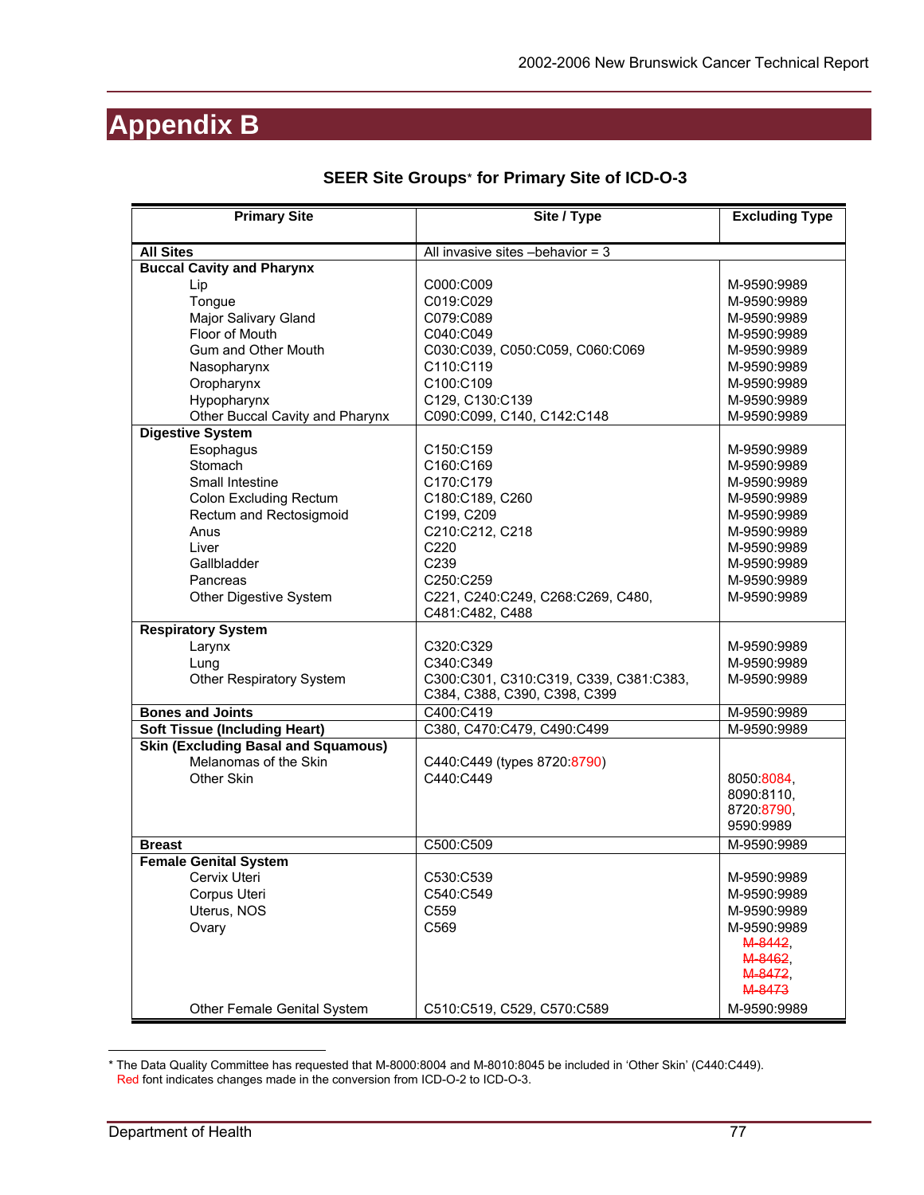# Appendix B

## SEER Site Groups* for Primary Site of ICD-O-3

| Primary Site | Site / Type | Excluding Type |
|---|---|---|
| **All Sites** | All invasive sites –behavior = 3 | |
| **Buccal Cavity and Pharynx** | | |
| Lip | C000:C009 | M-9590:9989 |
| Tongue | C019:C029 | M-9590:9989 |
| Major Salivary Gland | C079:C089 | M-9590:9989 |
| Floor of Mouth | C040:C049 | M-9590:9989 |
| Gum and Other Mouth | C030:C039, C050:C059, C060:C069 | M-9590:9989 |
| Nasopharynx | C110:C119 | M-9590:9989 |
| Oropharynx | C100:C109 | M-9590:9989 |
| Hypopharynx | C129, C130:C139 | M-9590:9989 |
| Other Buccal Cavity and Pharynx | C090:C099, C140, C142:C148 | M-9590:9989 |
| **Digestive System** | | |
| Esophagus | C150:C159 | M-9590:9989 |
| Stomach | C160:C169 | M-9590:9989 |
| Small Intestine | C170:C179 | M-9590:9989 |
| Colon Excluding Rectum | C180:C189, C260 | M-9590:9989 |
| Rectum and Rectosigmoid | C199, C209 | M-9590:9989 |
| Anus | C210:C212, C218 | M-9590:9989 |
| Liver | C220 | M-9590:9989 |
| Gallbladder | C239 | M-9590:9989 |
| Pancreas | C250:C259 | M-9590:9989 |
| Other Digestive System | C221, C240:C249, C268:C269, C480, C481:C482, C488 | M-9590:9989 |
| **Respiratory System** | | |
| Larynx | C320:C329 | M-9590:9989 |
| Lung | C340:C349 | M-9590:9989 |
| Other Respiratory System | C300:C301, C310:C319, C339, C381:C383, C384, C388, C390, C398, C399 | M-9590:9989 |
| **Bones and Joints** | C400:C419 | M-9590:9989 |
| **Soft Tissue (Including Heart)** | C380, C470:C479, C490:C499 | M-9590:9989 |
| **Skin (Excluding Basal and Squamous)** | | |
| Melanomas of the Skin | C440:C449 (types 8720:8790) | |
| Other Skin | C440:C449 | 8050:8084, 8090:8110, 8720:8790, 9590:9989 |
| **Breast** | C500:C509 | M-9590:9989 |
| **Female Genital System** | | |
| Cervix Uteri | C530:C539 | M-9590:9989 |
| Corpus Uteri | C540:C549 | M-9590:9989 |
| Uterus, NOS | C559 | M-9590:9989 |
| Ovary | C569 | M-9590:9989 ~~M-8442~~, ~~M-8462~~, ~~M-8472~~, ~~M-8473~~ |
| Other Female Genital System | C510:C519, C529, C570:C589 | M-9590:9989 |

* The Data Quality Committee has requested that M-8000:8004 and M-8010:8045 be included in 'Other Skin' (C440:C449).
Red font indicates changes made in the conversion from ICD-O-2 to ICD-O-3.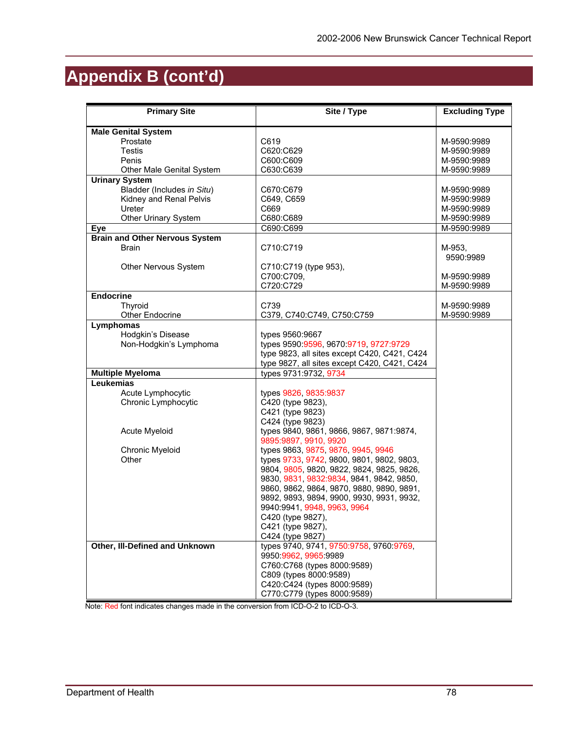# Appendix B (cont'd)

| Primary Site | Site / Type | Excluding Type |
|---|---|---|
| **Male Genital System** | | |
| Prostate | C619 | M-9590:9989 |
| Testis | C620:C629 | M-9590:9989 |
| Penis | C600:C609 | M-9590:9989 |
| Other Male Genital System | C630:C639 | M-9590:9989 |
| **Urinary System** | | |
| Bladder (Includes *in Situ*) | C670:C679 | M-9590:9989 |
| Kidney and Renal Pelvis | C649, C659 | M-9590:9989 |
| Ureter | C669 | M-9590:9989 |
| Other Urinary System | C680:C689 | M-9590:9989 |
| **Eye** | C690:C699 | M-9590:9989 |
| **Brain and Other Nervous System** | | |
| Brain | C710:C719 | M-953, 9590:9989 |
| Other Nervous System | C710:C719 (type 953), | |
| | C700:C709, | M-9590:9989 |
| | C720:C729 | M-9590:9989 |
| **Endocrine** | | |
| Thyroid | C739 | M-9590:9989 |
| Other Endocrine | C379, C740:C749, C750:C759 | M-9590:9989 |
| **Lymphomas** | | |
| Hodgkin's Disease | types 9560:9667 | |
| Non-Hodgkin's Lymphoma | types 9590:9596, 9670:9719, 9727:9729 | |
| | type 9823, all sites except C420, C421, C424 | |
| | type 9827, all sites except C420, C421, C424 | |
| **Multiple Myeloma** | types 9731:9732, 9734 | |
| **Leukemias** | | |
| Acute Lymphocytic | types 9826, 9835:9837 | |
| Chronic Lymphocytic | C420 (type 9823), C421 (type 9823), C424 (type 9823) | |
| Acute Myeloid | types 9840, 9861, 9866, 9867, 9871:9874, 9895:9897, 9910, 9920 | |
| Chronic Myeloid | types 9863, 9875, 9876, 9945, 9946 | |
| Other | types 9733, 9742, 9800, 9801, 9802, 9803, 9804, 9805, 9820, 9822, 9824, 9825, 9826, 9830, 9831, 9832:9834, 9841, 9842, 9850, 9860, 9862, 9864, 9870, 9880, 9890, 9891, 9892, 9893, 9894, 9900, 9930, 9931, 9932, 9940:9941, 9948, 9963, 9964 | |
| | C420 (type 9827), C421 (type 9827), C424 (type 9827) | |
| **Other, Ill-Defined and Unknown** | types 9740, 9741, 9750:9758, 9760:9769, 9950:9962, 9965:9989 | |
| | C760:C768 (types 8000:9589) | |
| | C809 (types 8000:9589) | |
| | C420:C424 (types 8000:9589) | |
| | C770:C779 (types 8000:9589) | |

Note: Red font indicates changes made in the conversion from ICD-O-2 to ICD-O-3.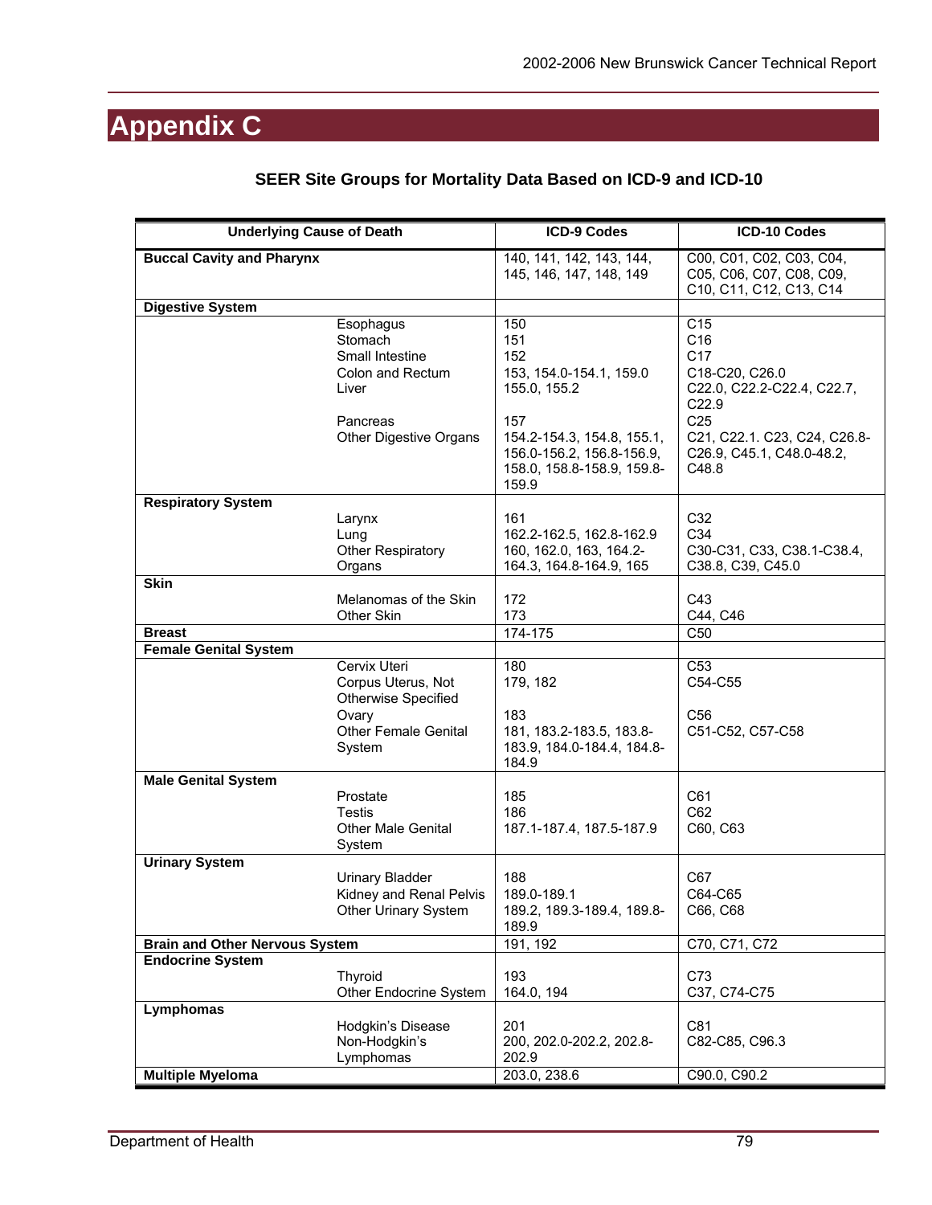# Appendix C

## SEER Site Groups for Mortality Data Based on ICD-9 and ICD-10

| Underlying Cause of Death | | ICD-9 Codes | ICD-10 Codes |
|---|---|---|---|
| **Buccal Cavity and Pharynx** | | 140, 141, 142, 143, 144, 145, 146, 147, 148, 149 | C00, C01, C02, C03, C04, C05, C06, C07, C08, C09, C10, C11, C12, C13, C14 |
| **Digestive System** | | | |
| | Esophagus | 150 | C15 |
| | Stomach | 151 | C16 |
| | Small Intestine | 152 | C17 |
| | Colon and Rectum | 153, 154.0-154.1, 159.0 | C18-C20, C26.0 |
| | Liver | 155.0, 155.2 | C22.0, C22.2-C22.4, C22.7, C22.9 |
| | Pancreas | 157 | C25 |
| | Other Digestive Organs | 154.2-154.3, 154.8, 155.1, 156.0-156.2, 156.8-156.9, 158.0, 158.8-158.9, 159.8-159.9 | C21, C22.1. C23, C24, C26.8-C26.9, C45.1, C48.0-48.2, C48.8 |
| **Respiratory System** | | | |
| | Larynx | 161 | C32 |
| | Lung | 162.2-162.5, 162.8-162.9 | C34 |
| | Other Respiratory Organs | 160, 162.0, 163, 164.2-164.3, 164.8-164.9, 165 | C30-C31, C33, C38.1-C38.4, C38.8, C39, C45.0 |
| **Skin** | | | |
| | Melanomas of the Skin | 172 | C43 |
| | Other Skin | 173 | C44, C46 |
| **Breast** | | 174-175 | C50 |
| **Female Genital System** | | | |
| | Cervix Uteri | 180 | C53 |
| | Corpus Uterus, Not Otherwise Specified | 179, 182 | C54-C55 |
| | Ovary | 183 | C56 |
| | Other Female Genital System | 181, 183.2-183.5, 183.8-183.9, 184.0-184.4, 184.8-184.9 | C51-C52, C57-C58 |
| **Male Genital System** | | | |
| | Prostate | 185 | C61 |
| | Testis | 186 | C62 |
| | Other Male Genital System | 187.1-187.4, 187.5-187.9 | C60, C63 |
| **Urinary System** | | | |
| | Urinary Bladder | 188 | C67 |
| | Kidney and Renal Pelvis | 189.0-189.1 | C64-C65 |
| | Other Urinary System | 189.2, 189.3-189.4, 189.8-189.9 | C66, C68 |
| **Brain and Other Nervous System** | | 191, 192 | C70, C71, C72 |
| **Endocrine System** | | | |
| | Thyroid | 193 | C73 |
| | Other Endocrine System | 164.0, 194 | C37, C74-C75 |
| **Lymphomas** | | | |
| | Hodgkin's Disease | 201 | C81 |
| | Non-Hodgkin's Lymphomas | 200, 202.0-202.2, 202.8-202.9 | C82-C85, C96.3 |
| **Multiple Myeloma** | | 203.0, 238.6 | C90.0, C90.2 |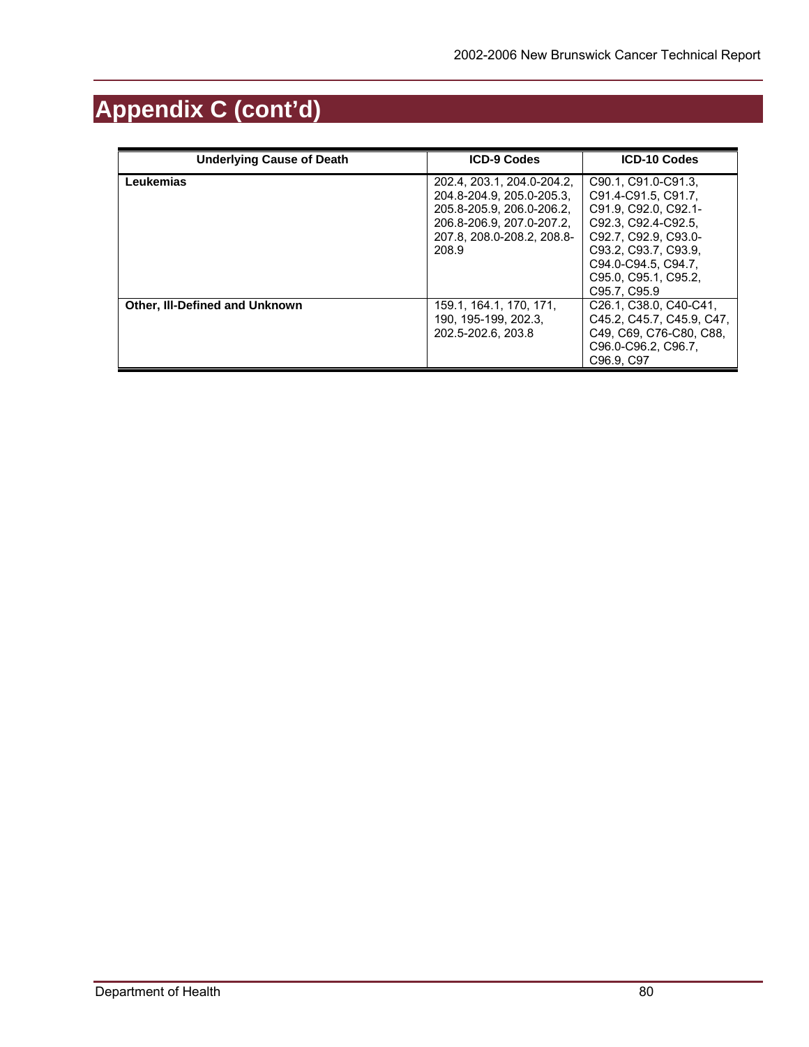# Appendix C (cont'd)

| Underlying Cause of Death | ICD-9 Codes | ICD-10 Codes |
|---|---|---|
| **Leukemias** | 202.4, 203.1, 204.0-204.2, 204.8-204.9, 205.0-205.3, 205.8-205.9, 206.0-206.2, 206.8-206.9, 207.0-207.2, 207.8, 208.0-208.2, 208.8-208.9 | C90.1, C91.0-C91.3, C91.4-C91.5, C91.7, C91.9, C92.0, C92.1-C92.3, C92.4-C92.5, C92.7, C92.9, C93.0-C93.2, C93.7, C93.9, C94.0-C94.5, C94.7, C95.0, C95.1, C95.2, C95.7, C95.9 |
| **Other, Ill-Defined and Unknown** | 159.1, 164.1, 170, 171, 190, 195-199, 202.3, 202.5-202.6, 203.8 | C26.1, C38.0, C40-C41, C45.2, C45.7, C45.9, C47, C49, C69, C76-C80, C88, C96.0-C96.2, C96.7, C96.9, C97 |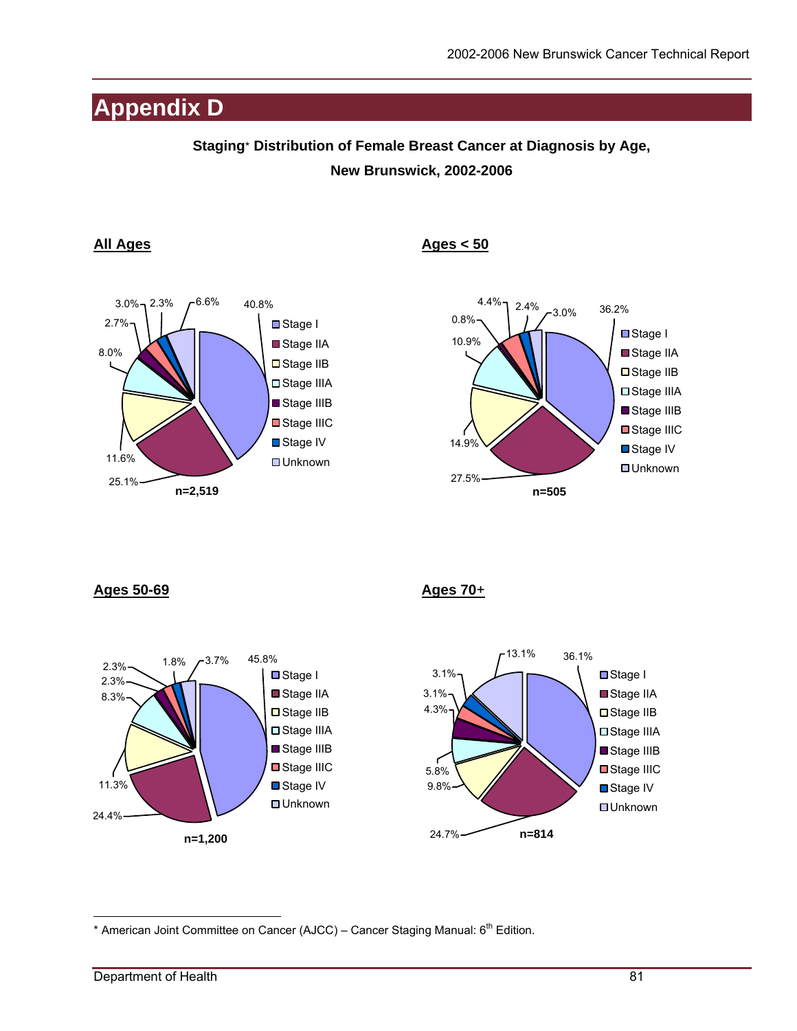# Appendix D

**Staging* Distribution of Female Breast Cancer at Diagnosis by Age, New Brunswick, 2002-2006**

## All Ages

| Stage | Percent |
|---|---|
| Stage I | 40.8% |
| Stage IIA | 25.1% |
| Stage IIB | 11.6% |
| Stage IIIA | 8.0% |
| Stage IIIB | 2.7% |
| Stage IIIC | 3.0% |
| Stage IV | 2.3% |
| Unknown | 6.6% |

**n=2,519**

## Ages < 50

| Stage | Percent |
|---|---|
| Stage I | 36.2% |
| Stage IIA | 27.5% |
| Stage IIB | 14.9% |
| Stage IIIA | 10.9% |
| Stage IIIB | 0.8% |
| Stage IIIC | 4.4% |
| Stage IV | 2.4% |
| Unknown | 3.0% |

**n=505**

## Ages 50-69

| Stage | Percent |
|---|---|
| Stage I | 45.8% |
| Stage IIA | 24.4% |
| Stage IIB | 11.3% |
| Stage IIIA | 8.3% |
| Stage IIIB | 2.3% |
| Stage IIIC | 2.3% |
| Stage IV | 1.8% |
| Unknown | 3.7% |

**n=1,200**

## Ages 70+

| Stage | Percent |
|---|---|
| Stage I | 36.1% |
| Stage IIA | 24.7% |
| Stage IIB | 9.8% |
| Stage IIIA | 5.8% |
| Stage IIIB | 4.3% |
| Stage IIIC | 3.1% |
| Stage IV | 3.1% |
| Unknown | 13.1% |

**n=814**

---

* American Joint Committee on Cancer (AJCC) – Cancer Staging Manual: 6th Edition.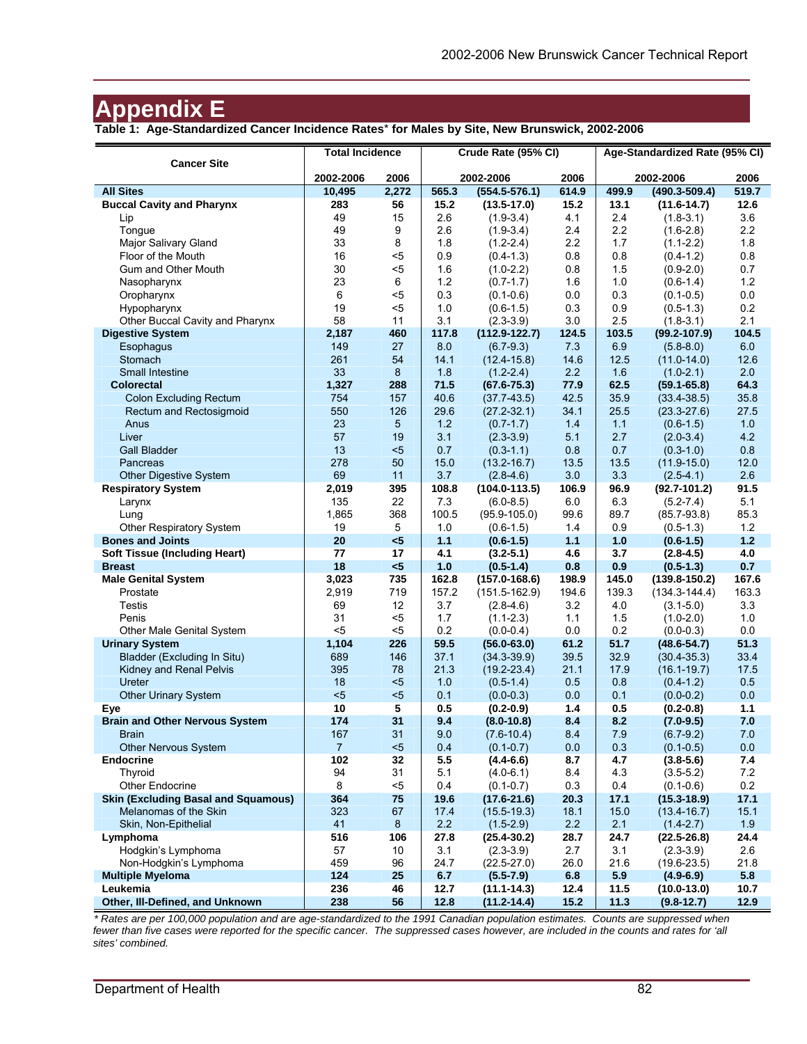# Appendix E

**Table 1: Age-Standardized Cancer Incidence Rates* for Males by Site, New Brunswick, 2002-2006**

| Cancer Site | Total Incidence | | Crude Rate (95% CI) | | | Age-Standardized Rate (95% CI) | | |
|---|---|---|---|---|---|---|---|---|
| | 2002-2006 | 2006 | 2002-2006 | | 2006 | 2002-2006 | | 2006 |
| **All Sites** | **10,495** | **2,272** | **565.3** | **(554.5-576.1)** | **614.9** | **499.9** | **(490.3-509.4)** | **519.7** |
| **Buccal Cavity and Pharynx** | **283** | **56** | **15.2** | **(13.5-17.0)** | **15.2** | **13.1** | **(11.6-14.7)** | **12.6** |
| Lip | 49 | 15 | 2.6 | (1.9-3.4) | 4.1 | 2.4 | (1.8-3.1) | 3.6 |
| Tongue | 49 | 9 | 2.6 | (1.9-3.4) | 2.4 | 2.2 | (1.6-2.8) | 2.2 |
| Major Salivary Gland | 33 | 8 | 1.8 | (1.2-2.4) | 2.2 | 1.7 | (1.1-2.2) | 1.8 |
| Floor of the Mouth | 16 | <5 | 0.9 | (0.4-1.3) | 0.8 | 0.8 | (0.4-1.2) | 0.8 |
| Gum and Other Mouth | 30 | <5 | 1.6 | (1.0-2.2) | 0.8 | 1.5 | (0.9-2.0) | 0.7 |
| Nasopharynx | 23 | 6 | 1.2 | (0.7-1.7) | 1.6 | 1.0 | (0.6-1.4) | 1.2 |
| Oropharynx | 6 | <5 | 0.3 | (0.1-0.6) | 0.0 | 0.3 | (0.1-0.5) | 0.0 |
| Hypopharynx | 19 | <5 | 1.0 | (0.6-1.5) | 0.3 | 0.9 | (0.5-1.3) | 0.2 |
| Other Buccal Cavity and Pharynx | 58 | 11 | 3.1 | (2.3-3.9) | 3.0 | 2.5 | (1.8-3.1) | 2.1 |
| **Digestive System** | **2,187** | **460** | **117.8** | **(112.9-122.7)** | **124.5** | **103.5** | **(99.2-107.9)** | **104.5** |
| Esophagus | 149 | 27 | 8.0 | (6.7-9.3) | 7.3 | 6.9 | (5.8-8.0) | 6.0 |
| Stomach | 261 | 54 | 14.1 | (12.4-15.8) | 14.6 | 12.5 | (11.0-14.0) | 12.6 |
| Small Intestine | 33 | 8 | 1.8 | (1.2-2.4) | 2.2 | 1.6 | (1.0-2.1) | 2.0 |
| **Colorectal** | **1,327** | **288** | **71.5** | **(67.6-75.3)** | **77.9** | **62.5** | **(59.1-65.8)** | **64.3** |
| Colon Excluding Rectum | 754 | 157 | 40.6 | (37.7-43.5) | 42.5 | 35.9 | (33.4-38.5) | 35.8 |
| Rectum and Rectosigmoid | 550 | 126 | 29.6 | (27.2-32.1) | 34.1 | 25.5 | (23.3-27.6) | 27.5 |
| Anus | 23 | 5 | 1.2 | (0.7-1.7) | 1.4 | 1.1 | (0.6-1.5) | 1.0 |
| Liver | 57 | 19 | 3.1 | (2.3-3.9) | 5.1 | 2.7 | (2.0-3.4) | 4.2 |
| Gall Bladder | 13 | <5 | 0.7 | (0.3-1.1) | 0.8 | 0.7 | (0.3-1.0) | 0.8 |
| Pancreas | 278 | 50 | 15.0 | (13.2-16.7) | 13.5 | 13.5 | (11.9-15.0) | 12.0 |
| Other Digestive System | 69 | 11 | 3.7 | (2.8-4.6) | 3.0 | 3.3 | (2.5-4.1) | 2.6 |
| **Respiratory System** | **2,019** | **395** | **108.8** | **(104.0-113.5)** | **106.9** | **96.9** | **(92.7-101.2)** | **91.5** |
| Larynx | 135 | 22 | 7.3 | (6.0-8.5) | 6.0 | 6.3 | (5.2-7.4) | 5.1 |
| Lung | 1,865 | 368 | 100.5 | (95.9-105.0) | 99.6 | 89.7 | (85.7-93.8) | 85.3 |
| Other Respiratory System | 19 | 5 | 1.0 | (0.6-1.5) | 1.4 | 0.9 | (0.5-1.3) | 1.2 |
| **Bones and Joints** | **20** | **<5** | **1.1** | **(0.6-1.5)** | **1.1** | **1.0** | **(0.6-1.5)** | **1.2** |
| **Soft Tissue (Including Heart)** | **77** | **17** | **4.1** | **(3.2-5.1)** | **4.6** | **3.7** | **(2.8-4.5)** | **4.0** |
| **Breast** | **18** | **<5** | **1.0** | **(0.5-1.4)** | **0.8** | **0.9** | **(0.5-1.3)** | **0.7** |
| **Male Genital System** | **3,023** | **735** | **162.8** | **(157.0-168.6)** | **198.9** | **145.0** | **(139.8-150.2)** | **167.6** |
| Prostate | 2,919 | 719 | 157.2 | (151.5-162.9) | 194.6 | 139.3 | (134.3-144.4) | 163.3 |
| Testis | 69 | 12 | 3.7 | (2.8-4.6) | 3.2 | 4.0 | (3.1-5.0) | 3.3 |
| Penis | 31 | <5 | 1.7 | (1.1-2.3) | 1.1 | 1.5 | (1.0-2.0) | 1.0 |
| Other Male Genital System | <5 | <5 | 0.2 | (0.0-0.4) | 0.0 | 0.2 | (0.0-0.3) | 0.0 |
| **Urinary System** | **1,104** | **226** | **59.5** | **(56.0-63.0)** | **61.2** | **51.7** | **(48.6-54.7)** | **51.3** |
| Bladder (Excluding In Situ) | 689 | 146 | 37.1 | (34.3-39.9) | 39.5 | 32.9 | (30.4-35.3) | 33.4 |
| Kidney and Renal Pelvis | 395 | 78 | 21.3 | (19.2-23.4) | 21.1 | 17.9 | (16.1-19.7) | 17.5 |
| Ureter | 18 | <5 | 1.0 | (0.5-1.4) | 0.5 | 0.8 | (0.4-1.2) | 0.5 |
| Other Urinary System | <5 | <5 | 0.1 | (0.0-0.3) | 0.0 | 0.1 | (0.0-0.2) | 0.0 |
| **Eye** | **10** | **5** | **0.5** | **(0.2-0.9)** | **1.4** | **0.5** | **(0.2-0.8)** | **1.1** |
| **Brain and Other Nervous System** | **174** | **31** | **9.4** | **(8.0-10.8)** | **8.4** | **8.2** | **(7.0-9.5)** | **7.0** |
| Brain | 167 | 31 | 9.0 | (7.6-10.4) | 8.4 | 7.9 | (6.7-9.2) | 7.0 |
| Other Nervous System | 7 | <5 | 0.4 | (0.1-0.7) | 0.0 | 0.3 | (0.1-0.5) | 0.0 |
| **Endocrine** | **102** | **32** | **5.5** | **(4.4-6.6)** | **8.7** | **4.7** | **(3.8-5.6)** | **7.4** |
| Thyroid | 94 | 31 | 5.1 | (4.0-6.1) | 8.4 | 4.3 | (3.5-5.2) | 7.2 |
| Other Endocrine | 8 | <5 | 0.4 | (0.1-0.7) | 0.3 | 0.4 | (0.1-0.6) | 0.2 |
| **Skin (Excluding Basal and Squamous)** | **364** | **75** | **19.6** | **(17.6-21.6)** | **20.3** | **17.1** | **(15.3-18.9)** | **17.1** |
| Melanomas of the Skin | 323 | 67 | 17.4 | (15.5-19.3) | 18.1 | 15.0 | (13.4-16.7) | 15.1 |
| Skin, Non-Epithelial | 41 | 8 | 2.2 | (1.5-2.9) | 2.2 | 2.1 | (1.4-2.7) | 1.9 |
| **Lymphoma** | **516** | **106** | **27.8** | **(25.4-30.2)** | **28.7** | **24.7** | **(22.5-26.8)** | **24.4** |
| Hodgkin's Lymphoma | 57 | 10 | 3.1 | (2.3-3.9) | 2.7 | 3.1 | (2.3-3.9) | 2.6 |
| Non-Hodgkin's Lymphoma | 459 | 96 | 24.7 | (22.5-27.0) | 26.0 | 21.6 | (19.6-23.5) | 21.8 |
| **Multiple Myeloma** | **124** | **25** | **6.7** | **(5.5-7.9)** | **6.8** | **5.9** | **(4.9-6.9)** | **5.8** |
| **Leukemia** | **236** | **46** | **12.7** | **(11.1-14.3)** | **12.4** | **11.5** | **(10.0-13.0)** | **10.7** |
| **Other, Ill-Defined, and Unknown** | **238** | **56** | **12.8** | **(11.2-14.4)** | **15.2** | **11.3** | **(9.8-12.7)** | **12.9** |

*\* Rates are per 100,000 population and are age-standardized to the 1991 Canadian population estimates. Counts are suppressed when fewer than five cases were reported for the specific cancer. The suppressed cases however, are included in the counts and rates for 'all sites' combined.*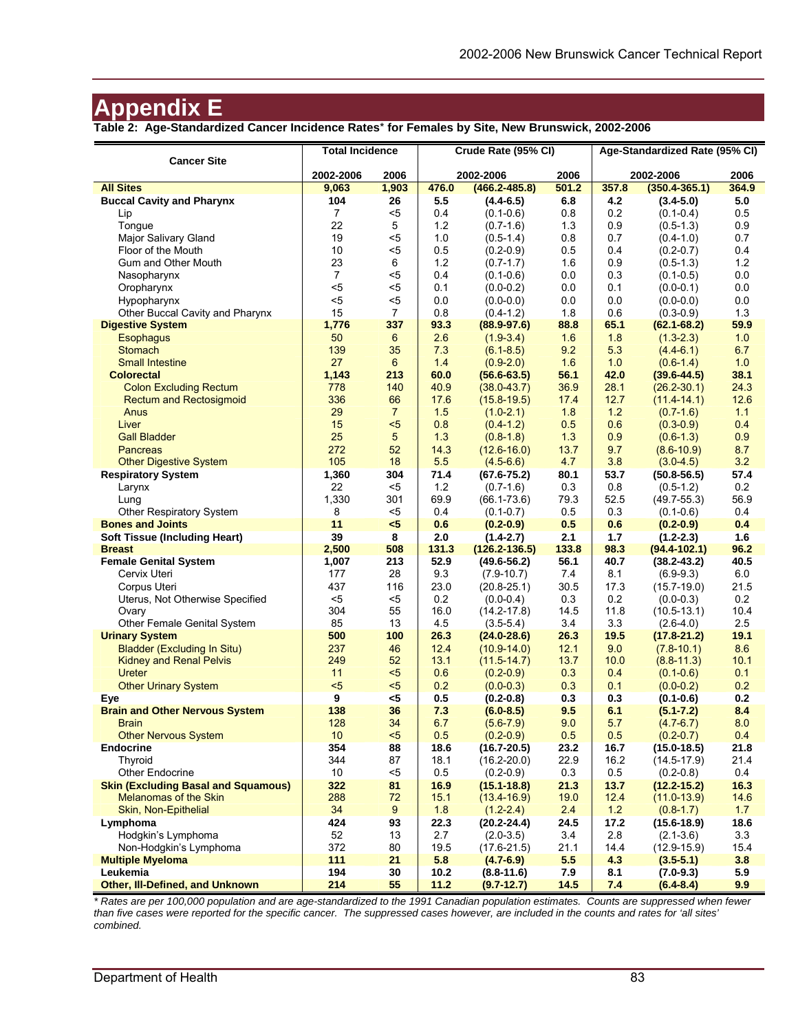# Appendix E

**Table 2: Age-Standardized Cancer Incidence Rates* for Females by Site, New Brunswick, 2002-2006**

| Cancer Site | Total Incidence | | Crude Rate (95% CI) | | | Age-Standardized Rate (95% CI) | | |
|---|---|---|---|---|---|---|---|---|
| | 2002-2006 | 2006 | 2002-2006 | | 2006 | 2002-2006 | | 2006 |
| **All Sites** | **9,063** | **1,903** | **476.0** | **(466.2-485.8)** | **501.2** | **357.8** | **(350.4-365.1)** | **364.9** |
| **Buccal Cavity and Pharynx** | **104** | **26** | **5.5** | **(4.4-6.5)** | **6.8** | **4.2** | **(3.4-5.0)** | **5.0** |
| Lip | 7 | <5 | 0.4 | (0.1-0.6) | 0.8 | 0.2 | (0.1-0.4) | 0.5 |
| Tongue | 22 | 5 | 1.2 | (0.7-1.6) | 1.3 | 0.9 | (0.5-1.3) | 0.9 |
| Major Salivary Gland | 19 | <5 | 1.0 | (0.5-1.4) | 0.8 | 0.7 | (0.4-1.0) | 0.7 |
| Floor of the Mouth | 10 | <5 | 0.5 | (0.2-0.9) | 0.5 | 0.4 | (0.2-0.7) | 0.4 |
| Gum and Other Mouth | 23 | 6 | 1.2 | (0.7-1.7) | 1.6 | 0.9 | (0.5-1.3) | 1.2 |
| Nasopharynx | 7 | <5 | 0.4 | (0.1-0.6) | 0.0 | 0.3 | (0.1-0.5) | 0.0 |
| Oropharynx | <5 | <5 | 0.1 | (0.0-0.2) | 0.0 | 0.1 | (0.0-0.1) | 0.0 |
| Hypopharynx | <5 | <5 | 0.0 | (0.0-0.0) | 0.0 | 0.0 | (0.0-0.0) | 0.0 |
| Other Buccal Cavity and Pharynx | 15 | 7 | 0.8 | (0.4-1.2) | 1.8 | 0.6 | (0.3-0.9) | 1.3 |
| **Digestive System** | **1,776** | **337** | **93.3** | **(88.9-97.6)** | **88.8** | **65.1** | **(62.1-68.2)** | **59.9** |
| Esophagus | 50 | 6 | 2.6 | (1.9-3.4) | 1.6 | 1.8 | (1.3-2.3) | 1.0 |
| Stomach | 139 | 35 | 7.3 | (6.1-8.5) | 9.2 | 5.3 | (4.4-6.1) | 6.7 |
| Small Intestine | 27 | 6 | 1.4 | (0.9-2.0) | 1.6 | 1.0 | (0.6-1.4) | 1.0 |
| **Colorectal** | **1,143** | **213** | **60.0** | **(56.6-63.5)** | **56.1** | **42.0** | **(39.6-44.5)** | **38.1** |
| Colon Excluding Rectum | 778 | 140 | 40.9 | (38.0-43.7) | 36.9 | 28.1 | (26.2-30.1) | 24.3 |
| Rectum and Rectosigmoid | 336 | 66 | 17.6 | (15.8-19.5) | 17.4 | 12.7 | (11.4-14.1) | 12.6 |
| Anus | 29 | 7 | 1.5 | (1.0-2.1) | 1.8 | 1.2 | (0.7-1.6) | 1.1 |
| Liver | 15 | <5 | 0.8 | (0.4-1.2) | 0.5 | 0.6 | (0.3-0.9) | 0.4 |
| Gall Bladder | 25 | 5 | 1.3 | (0.8-1.8) | 1.3 | 0.9 | (0.6-1.3) | 0.9 |
| Pancreas | 272 | 52 | 14.3 | (12.6-16.0) | 13.7 | 9.7 | (8.6-10.9) | 8.7 |
| Other Digestive System | 105 | 18 | 5.5 | (4.5-6.6) | 4.7 | 3.8 | (3.0-4.5) | 3.2 |
| **Respiratory System** | **1,360** | **304** | **71.4** | **(67.6-75.2)** | **80.1** | **53.7** | **(50.8-56.5)** | **57.4** |
| Larynx | 22 | <5 | 1.2 | (0.7-1.6) | 0.3 | 0.8 | (0.5-1.2) | 0.2 |
| Lung | 1,330 | 301 | 69.9 | (66.1-73.6) | 79.3 | 52.5 | (49.7-55.3) | 56.9 |
| Other Respiratory System | 8 | <5 | 0.4 | (0.1-0.7) | 0.5 | 0.3 | (0.1-0.6) | 0.4 |
| **Bones and Joints** | **11** | **<5** | **0.6** | **(0.2-0.9)** | **0.5** | **0.6** | **(0.2-0.9)** | **0.4** |
| **Soft Tissue (Including Heart)** | **39** | **8** | **2.0** | **(1.4-2.7)** | **2.1** | **1.7** | **(1.2-2.3)** | **1.6** |
| **Breast** | **2,500** | **508** | **131.3** | **(126.2-136.5)** | **133.8** | **98.3** | **(94.4-102.1)** | **96.2** |
| **Female Genital System** | **1,007** | **213** | **52.9** | **(49.6-56.2)** | **56.1** | **40.7** | **(38.2-43.2)** | **40.5** |
| Cervix Uteri | 177 | 28 | 9.3 | (7.9-10.7) | 7.4 | 8.1 | (6.9-9.3) | 6.0 |
| Corpus Uteri | 437 | 116 | 23.0 | (20.8-25.1) | 30.5 | 17.3 | (15.7-19.0) | 21.5 |
| Uterus, Not Otherwise Specified | <5 | <5 | 0.2 | (0.0-0.4) | 0.3 | 0.2 | (0.0-0.3) | 0.2 |
| Ovary | 304 | 55 | 16.0 | (14.2-17.8) | 14.5 | 11.8 | (10.5-13.1) | 10.4 |
| Other Female Genital System | 85 | 13 | 4.5 | (3.5-5.4) | 3.4 | 3.3 | (2.6-4.0) | 2.5 |
| **Urinary System** | **500** | **100** | **26.3** | **(24.0-28.6)** | **26.3** | **19.5** | **(17.8-21.2)** | **19.1** |
| Bladder (Excluding In Situ) | 237 | 46 | 12.4 | (10.9-14.0) | 12.1 | 9.0 | (7.8-10.1) | 8.6 |
| Kidney and Renal Pelvis | 249 | 52 | 13.1 | (11.5-14.7) | 13.7 | 10.0 | (8.8-11.3) | 10.1 |
| Ureter | 11 | <5 | 0.6 | (0.2-0.9) | 0.3 | 0.4 | (0.1-0.6) | 0.1 |
| Other Urinary System | <5 | <5 | 0.2 | (0.0-0.3) | 0.3 | 0.1 | (0.0-0.2) | 0.2 |
| **Eye** | **9** | **<5** | **0.5** | **(0.2-0.8)** | **0.3** | **0.3** | **(0.1-0.6)** | **0.2** |
| **Brain and Other Nervous System** | **138** | **36** | **7.3** | **(6.0-8.5)** | **9.5** | **6.1** | **(5.1-7.2)** | **8.4** |
| Brain | 128 | 34 | 6.7 | (5.6-7.9) | 9.0 | 5.7 | (4.7-6.7) | 8.0 |
| Other Nervous System | 10 | <5 | 0.5 | (0.2-0.9) | 0.5 | 0.5 | (0.2-0.7) | 0.4 |
| **Endocrine** | **354** | **88** | **18.6** | **(16.7-20.5)** | **23.2** | **16.7** | **(15.0-18.5)** | **21.8** |
| Thyroid | 344 | 87 | 18.1 | (16.2-20.0) | 22.9 | 16.2 | (14.5-17.9) | 21.4 |
| Other Endocrine | 10 | <5 | 0.5 | (0.2-0.9) | 0.3 | 0.5 | (0.2-0.8) | 0.4 |
| **Skin (Excluding Basal and Squamous)** | **322** | **81** | **16.9** | **(15.1-18.8)** | **21.3** | **13.7** | **(12.2-15.2)** | **16.3** |
| Melanomas of the Skin | 288 | 72 | 15.1 | (13.4-16.9) | 19.0 | 12.4 | (11.0-13.9) | 14.6 |
| Skin, Non-Epithelial | 34 | 9 | 1.8 | (1.2-2.4) | 2.4 | 1.2 | (0.8-1.7) | 1.7 |
| **Lymphoma** | **424** | **93** | **22.3** | **(20.2-24.4)** | **24.5** | **17.2** | **(15.6-18.9)** | **18.6** |
| Hodgkin's Lymphoma | 52 | 13 | 2.7 | (2.0-3.5) | 3.4 | 2.8 | (2.1-3.6) | 3.3 |
| Non-Hodgkin's Lymphoma | 372 | 80 | 19.5 | (17.6-21.5) | 21.1 | 14.4 | (12.9-15.9) | 15.4 |
| **Multiple Myeloma** | **111** | **21** | **5.8** | **(4.7-6.9)** | **5.5** | **4.3** | **(3.5-5.1)** | **3.8** |
| **Leukemia** | **194** | **30** | **10.2** | **(8.8-11.6)** | **7.9** | **8.1** | **(7.0-9.3)** | **5.9** |
| **Other, Ill-Defined, and Unknown** | **214** | **55** | **11.2** | **(9.7-12.7)** | **14.5** | **7.4** | **(6.4-8.4)** | **9.9** |

*\* Rates are per 100,000 population and are age-standardized to the 1991 Canadian population estimates. Counts are suppressed when fewer than five cases were reported for the specific cancer. The suppressed cases however, are included in the counts and rates for 'all sites' combined.*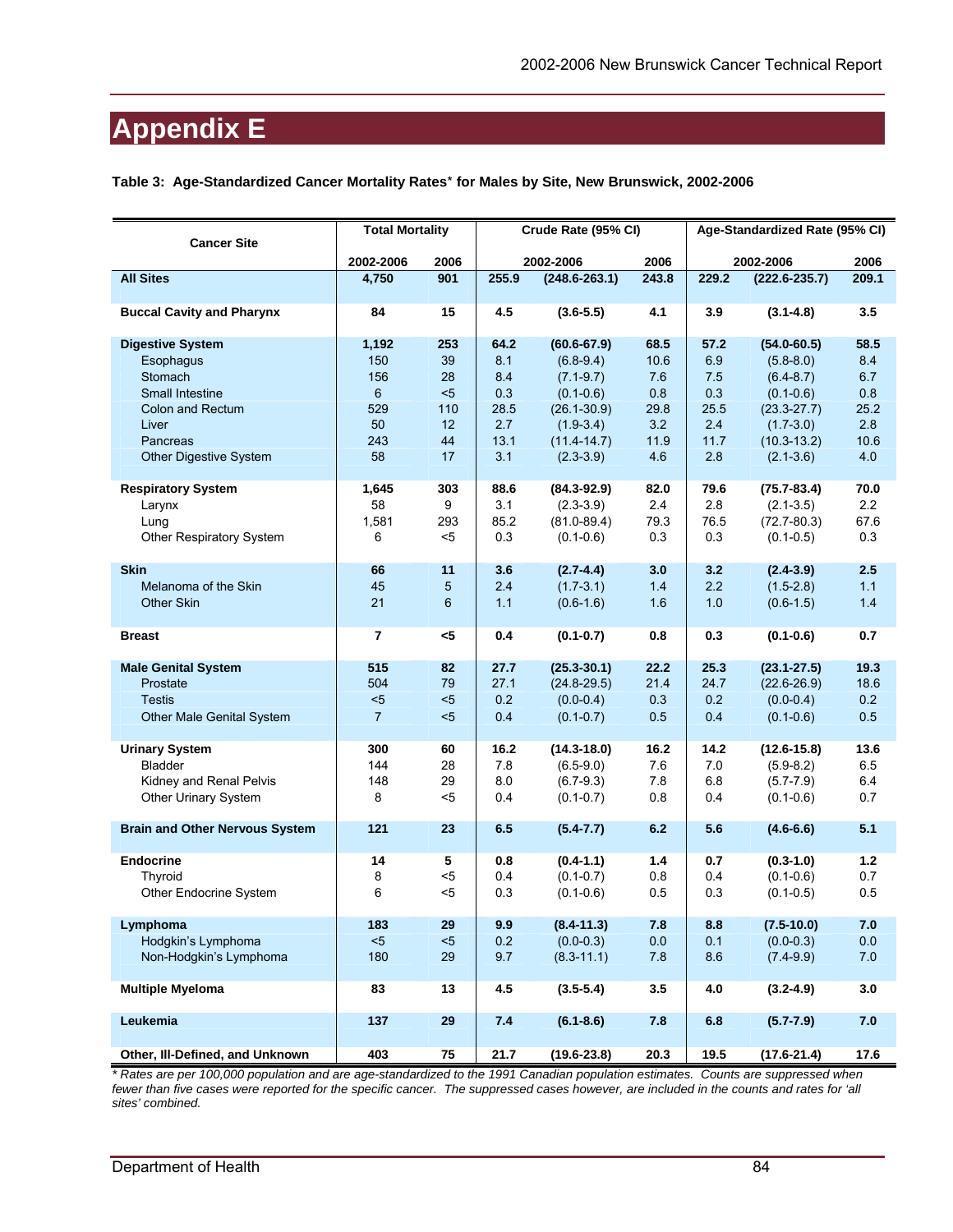# Appendix E

**Table 3: Age-Standardized Cancer Mortality Rates* for Males by Site, New Brunswick, 2002-2006**

| Cancer Site | Total Mortality | | Crude Rate (95% CI) | | | Age-Standardized Rate (95% CI) | | |
|---|---|---|---|---|---|---|---|---|
| | 2002-2006 | 2006 | 2002-2006 | | 2006 | 2002-2006 | | 2006 |
| **All Sites** | **4,750** | **901** | **255.9** | **(248.6-263.1)** | **243.8** | **229.2** | **(222.6-235.7)** | **209.1** |
| **Buccal Cavity and Pharynx** | **84** | **15** | **4.5** | **(3.6-5.5)** | **4.1** | **3.9** | **(3.1-4.8)** | **3.5** |
| **Digestive System** | **1,192** | **253** | **64.2** | **(60.6-67.9)** | **68.5** | **57.2** | **(54.0-60.5)** | **58.5** |
| Esophagus | 150 | 39 | 8.1 | (6.8-9.4) | 10.6 | 6.9 | (5.8-8.0) | 8.4 |
| Stomach | 156 | 28 | 8.4 | (7.1-9.7) | 7.6 | 7.5 | (6.4-8.7) | 6.7 |
| Small Intestine | 6 | <5 | 0.3 | (0.1-0.6) | 0.8 | 0.3 | (0.1-0.6) | 0.8 |
| Colon and Rectum | 529 | 110 | 28.5 | (26.1-30.9) | 29.8 | 25.5 | (23.3-27.7) | 25.2 |
| Liver | 50 | 12 | 2.7 | (1.9-3.4) | 3.2 | 2.4 | (1.7-3.0) | 2.8 |
| Pancreas | 243 | 44 | 13.1 | (11.4-14.7) | 11.9 | 11.7 | (10.3-13.2) | 10.6 |
| Other Digestive System | 58 | 17 | 3.1 | (2.3-3.9) | 4.6 | 2.8 | (2.1-3.6) | 4.0 |
| **Respiratory System** | **1,645** | **303** | **88.6** | **(84.3-92.9)** | **82.0** | **79.6** | **(75.7-83.4)** | **70.0** |
| Larynx | 58 | 9 | 3.1 | (2.3-3.9) | 2.4 | 2.8 | (2.1-3.5) | 2.2 |
| Lung | 1,581 | 293 | 85.2 | (81.0-89.4) | 79.3 | 76.5 | (72.7-80.3) | 67.6 |
| Other Respiratory System | 6 | <5 | 0.3 | (0.1-0.6) | 0.3 | 0.3 | (0.1-0.5) | 0.3 |
| **Skin** | **66** | **11** | **3.6** | **(2.7-4.4)** | **3.0** | **3.2** | **(2.4-3.9)** | **2.5** |
| Melanoma of the Skin | 45 | 5 | 2.4 | (1.7-3.1) | 1.4 | 2.2 | (1.5-2.8) | 1.1 |
| Other Skin | 21 | 6 | 1.1 | (0.6-1.6) | 1.6 | 1.0 | (0.6-1.5) | 1.4 |
| **Breast** | **7** | **<5** | **0.4** | **(0.1-0.7)** | **0.8** | **0.3** | **(0.1-0.6)** | **0.7** |
| **Male Genital System** | **515** | **82** | **27.7** | **(25.3-30.1)** | **22.2** | **25.3** | **(23.1-27.5)** | **19.3** |
| Prostate | 504 | 79 | 27.1 | (24.8-29.5) | 21.4 | 24.7 | (22.6-26.9) | 18.6 |
| Testis | <5 | <5 | 0.2 | (0.0-0.4) | 0.3 | 0.2 | (0.0-0.4) | 0.2 |
| Other Male Genital System | 7 | <5 | 0.4 | (0.1-0.7) | 0.5 | 0.4 | (0.1-0.6) | 0.5 |
| **Urinary System** | **300** | **60** | **16.2** | **(14.3-18.0)** | **16.2** | **14.2** | **(12.6-15.8)** | **13.6** |
| Bladder | 144 | 28 | 7.8 | (6.5-9.0) | 7.6 | 7.0 | (5.9-8.2) | 6.5 |
| Kidney and Renal Pelvis | 148 | 29 | 8.0 | (6.7-9.3) | 7.8 | 6.8 | (5.7-7.9) | 6.4 |
| Other Urinary System | 8 | <5 | 0.4 | (0.1-0.7) | 0.8 | 0.4 | (0.1-0.6) | 0.7 |
| **Brain and Other Nervous System** | **121** | **23** | **6.5** | **(5.4-7.7)** | **6.2** | **5.6** | **(4.6-6.6)** | **5.1** |
| **Endocrine** | **14** | **5** | **0.8** | **(0.4-1.1)** | **1.4** | **0.7** | **(0.3-1.0)** | **1.2** |
| Thyroid | 8 | <5 | 0.4 | (0.1-0.7) | 0.8 | 0.4 | (0.1-0.6) | 0.7 |
| Other Endocrine System | 6 | <5 | 0.3 | (0.1-0.6) | 0.5 | 0.3 | (0.1-0.5) | 0.5 |
| **Lymphoma** | **183** | **29** | **9.9** | **(8.4-11.3)** | **7.8** | **8.8** | **(7.5-10.0)** | **7.0** |
| Hodgkin's Lymphoma | <5 | <5 | 0.2 | (0.0-0.3) | 0.0 | 0.1 | (0.0-0.3) | 0.0 |
| Non-Hodgkin's Lymphoma | 180 | 29 | 9.7 | (8.3-11.1) | 7.8 | 8.6 | (7.4-9.9) | 7.0 |
| **Multiple Myeloma** | **83** | **13** | **4.5** | **(3.5-5.4)** | **3.5** | **4.0** | **(3.2-4.9)** | **3.0** |
| **Leukemia** | **137** | **29** | **7.4** | **(6.1-8.6)** | **7.8** | **6.8** | **(5.7-7.9)** | **7.0** |
| **Other, Ill-Defined, and Unknown** | **403** | **75** | **21.7** | **(19.6-23.8)** | **20.3** | **19.5** | **(17.6-21.4)** | **17.6** |

*\* Rates are per 100,000 population and are age-standardized to the 1991 Canadian population estimates. Counts are suppressed when fewer than five cases were reported for the specific cancer. The suppressed cases however, are included in the counts and rates for 'all sites' combined.*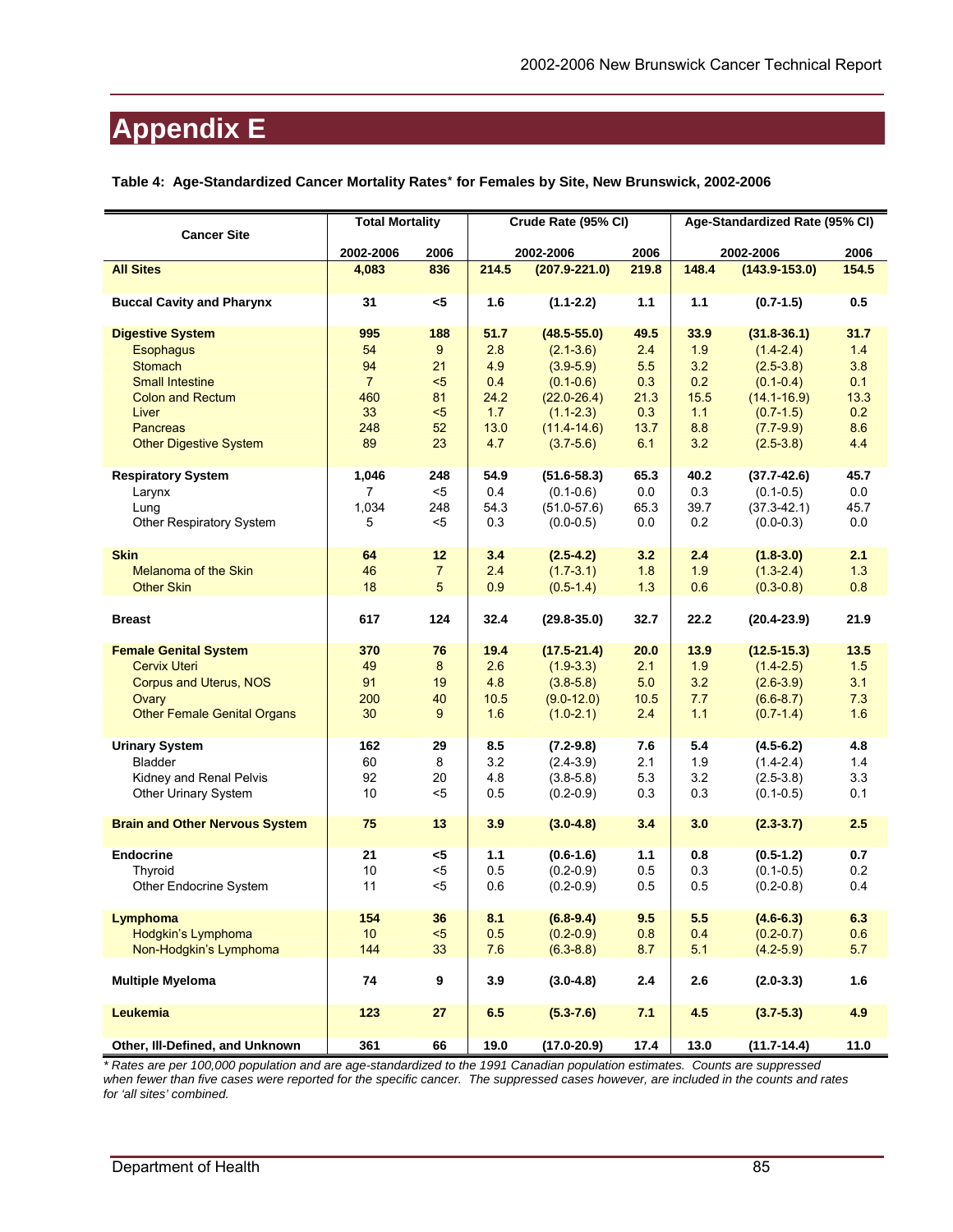# Appendix E

**Table 4: Age-Standardized Cancer Mortality Rates\* for Females by Site, New Brunswick, 2002-2006**

| Cancer Site | Total Mortality | | Crude Rate (95% CI) | | | Age-Standardized Rate (95% CI) | | |
|---|---|---|---|---|---|---|---|---|
| | 2002-2006 | 2006 | 2002-2006 | | 2006 | 2002-2006 | | 2006 |
| **All Sites** | **4,083** | **836** | **214.5** | **(207.9-221.0)** | **219.8** | **148.4** | **(143.9-153.0)** | **154.5** |
| **Buccal Cavity and Pharynx** | **31** | **<5** | **1.6** | **(1.1-2.2)** | **1.1** | **1.1** | **(0.7-1.5)** | **0.5** |
| **Digestive System** | **995** | **188** | **51.7** | **(48.5-55.0)** | **49.5** | **33.9** | **(31.8-36.1)** | **31.7** |
| Esophagus | 54 | 9 | 2.8 | (2.1-3.6) | 2.4 | 1.9 | (1.4-2.4) | 1.4 |
| Stomach | 94 | 21 | 4.9 | (3.9-5.9) | 5.5 | 3.2 | (2.5-3.8) | 3.8 |
| Small Intestine | 7 | <5 | 0.4 | (0.1-0.6) | 0.3 | 0.2 | (0.1-0.4) | 0.1 |
| Colon and Rectum | 460 | 81 | 24.2 | (22.0-26.4) | 21.3 | 15.5 | (14.1-16.9) | 13.3 |
| Liver | 33 | <5 | 1.7 | (1.1-2.3) | 0.3 | 1.1 | (0.7-1.5) | 0.2 |
| Pancreas | 248 | 52 | 13.0 | (11.4-14.6) | 13.7 | 8.8 | (7.7-9.9) | 8.6 |
| Other Digestive System | 89 | 23 | 4.7 | (3.7-5.6) | 6.1 | 3.2 | (2.5-3.8) | 4.4 |
| **Respiratory System** | **1,046** | **248** | **54.9** | **(51.6-58.3)** | **65.3** | **40.2** | **(37.7-42.6)** | **45.7** |
| Larynx | 7 | <5 | 0.4 | (0.1-0.6) | 0.0 | 0.3 | (0.1-0.5) | 0.0 |
| Lung | 1,034 | 248 | 54.3 | (51.0-57.6) | 65.3 | 39.7 | (37.3-42.1) | 45.7 |
| Other Respiratory System | 5 | <5 | 0.3 | (0.0-0.5) | 0.0 | 0.2 | (0.0-0.3) | 0.0 |
| **Skin** | **64** | **12** | **3.4** | **(2.5-4.2)** | **3.2** | **2.4** | **(1.8-3.0)** | **2.1** |
| Melanoma of the Skin | 46 | 7 | 2.4 | (1.7-3.1) | 1.8 | 1.9 | (1.3-2.4) | 1.3 |
| Other Skin | 18 | 5 | 0.9 | (0.5-1.4) | 1.3 | 0.6 | (0.3-0.8) | 0.8 |
| **Breast** | **617** | **124** | **32.4** | **(29.8-35.0)** | **32.7** | **22.2** | **(20.4-23.9)** | **21.9** |
| **Female Genital System** | **370** | **76** | **19.4** | **(17.5-21.4)** | **20.0** | **13.9** | **(12.5-15.3)** | **13.5** |
| Cervix Uteri | 49 | 8 | 2.6 | (1.9-3.3) | 2.1 | 1.9 | (1.4-2.5) | 1.5 |
| Corpus and Uterus, NOS | 91 | 19 | 4.8 | (3.8-5.8) | 5.0 | 3.2 | (2.6-3.9) | 3.1 |
| Ovary | 200 | 40 | 10.5 | (9.0-12.0) | 10.5 | 7.7 | (6.6-8.7) | 7.3 |
| Other Female Genital Organs | 30 | 9 | 1.6 | (1.0-2.1) | 2.4 | 1.1 | (0.7-1.4) | 1.6 |
| **Urinary System** | **162** | **29** | **8.5** | **(7.2-9.8)** | **7.6** | **5.4** | **(4.5-6.2)** | **4.8** |
| Bladder | 60 | 8 | 3.2 | (2.4-3.9) | 2.1 | 1.9 | (1.4-2.4) | 1.4 |
| Kidney and Renal Pelvis | 92 | 20 | 4.8 | (3.8-5.8) | 5.3 | 3.2 | (2.5-3.8) | 3.3 |
| Other Urinary System | 10 | <5 | 0.5 | (0.2-0.9) | 0.3 | 0.3 | (0.1-0.5) | 0.1 |
| **Brain and Other Nervous System** | **75** | **13** | **3.9** | **(3.0-4.8)** | **3.4** | **3.0** | **(2.3-3.7)** | **2.5** |
| **Endocrine** | **21** | **<5** | **1.1** | **(0.6-1.6)** | **1.1** | **0.8** | **(0.5-1.2)** | **0.7** |
| Thyroid | 10 | <5 | 0.5 | (0.2-0.9) | 0.5 | 0.3 | (0.1-0.5) | 0.2 |
| Other Endocrine System | 11 | <5 | 0.6 | (0.2-0.9) | 0.5 | 0.5 | (0.2-0.8) | 0.4 |
| **Lymphoma** | **154** | **36** | **8.1** | **(6.8-9.4)** | **9.5** | **5.5** | **(4.6-6.3)** | **6.3** |
| Hodgkin's Lymphoma | 10 | <5 | 0.5 | (0.2-0.9) | 0.8 | 0.4 | (0.2-0.7) | 0.6 |
| Non-Hodgkin's Lymphoma | 144 | 33 | 7.6 | (6.3-8.8) | 8.7 | 5.1 | (4.2-5.9) | 5.7 |
| **Multiple Myeloma** | **74** | **9** | **3.9** | **(3.0-4.8)** | **2.4** | **2.6** | **(2.0-3.3)** | **1.6** |
| **Leukemia** | **123** | **27** | **6.5** | **(5.3-7.6)** | **7.1** | **4.5** | **(3.7-5.3)** | **4.9** |
| **Other, Ill-Defined, and Unknown** | **361** | **66** | **19.0** | **(17.0-20.9)** | **17.4** | **13.0** | **(11.7-14.4)** | **11.0** |

*\* Rates are per 100,000 population and are age-standardized to the 1991 Canadian population estimates. Counts are suppressed when fewer than five cases were reported for the specific cancer. The suppressed cases however, are included in the counts and rates for 'all sites' combined.*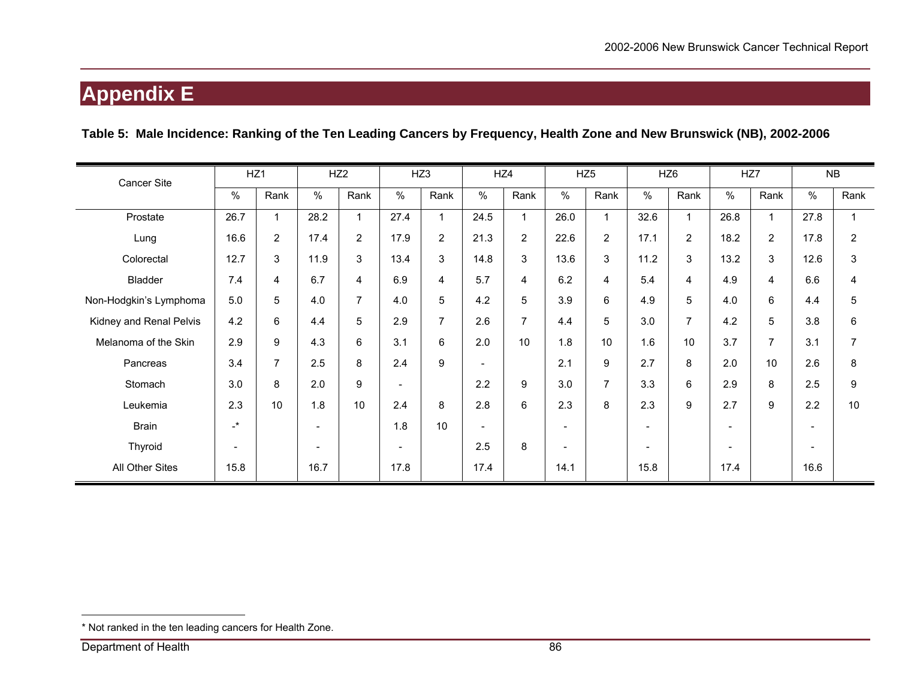# Appendix E

**Table 5: Male Incidence: Ranking of the Ten Leading Cancers by Frequency, Health Zone and New Brunswick (NB), 2002-2006**

| Cancer Site | HZ1 | | HZ2 | | HZ3 | | HZ4 | | HZ5 | | HZ6 | | HZ7 | | NB | |
|---|---|---|---|---|---|---|---|---|---|---|---|---|---|---|---|---|
| | % | Rank | % | Rank | % | Rank | % | Rank | % | Rank | % | Rank | % | Rank | % | Rank |
| Prostate | 26.7 | 1 | 28.2 | 1 | 27.4 | 1 | 24.5 | 1 | 26.0 | 1 | 32.6 | 1 | 26.8 | 1 | 27.8 | 1 |
| Lung | 16.6 | 2 | 17.4 | 2 | 17.9 | 2 | 21.3 | 2 | 22.6 | 2 | 17.1 | 2 | 18.2 | 2 | 17.8 | 2 |
| Colorectal | 12.7 | 3 | 11.9 | 3 | 13.4 | 3 | 14.8 | 3 | 13.6 | 3 | 11.2 | 3 | 13.2 | 3 | 12.6 | 3 |
| Bladder | 7.4 | 4 | 6.7 | 4 | 6.9 | 4 | 5.7 | 4 | 6.2 | 4 | 5.4 | 4 | 4.9 | 4 | 6.6 | 4 |
| Non-Hodgkin's Lymphoma | 5.0 | 5 | 4.0 | 7 | 4.0 | 5 | 4.2 | 5 | 3.9 | 6 | 4.9 | 5 | 4.0 | 6 | 4.4 | 5 |
| Kidney and Renal Pelvis | 4.2 | 6 | 4.4 | 5 | 2.9 | 7 | 2.6 | 7 | 4.4 | 5 | 3.0 | 7 | 4.2 | 5 | 3.8 | 6 |
| Melanoma of the Skin | 2.9 | 9 | 4.3 | 6 | 3.1 | 6 | 2.0 | 10 | 1.8 | 10 | 1.6 | 10 | 3.7 | 7 | 3.1 | 7 |
| Pancreas | 3.4 | 7 | 2.5 | 8 | 2.4 | 9 | - | | 2.1 | 9 | 2.7 | 8 | 2.0 | 10 | 2.6 | 8 |
| Stomach | 3.0 | 8 | 2.0 | 9 | - | | 2.2 | 9 | 3.0 | 7 | 3.3 | 6 | 2.9 | 8 | 2.5 | 9 |
| Leukemia | 2.3 | 10 | 1.8 | 10 | 2.4 | 8 | 2.8 | 6 | 2.3 | 8 | 2.3 | 9 | 2.7 | 9 | 2.2 | 10 |
| Brain | -* | | - | | 1.8 | 10 | - | | - | | - | | - | | - | |
| Thyroid | - | | - | | - | | 2.5 | 8 | - | | - | | - | | - | |
| All Other Sites | 15.8 | | 16.7 | | 17.8 | | 17.4 | | 14.1 | | 15.8 | | 17.4 | | 16.6 | |

* Not ranked in the ten leading cancers for Health Zone.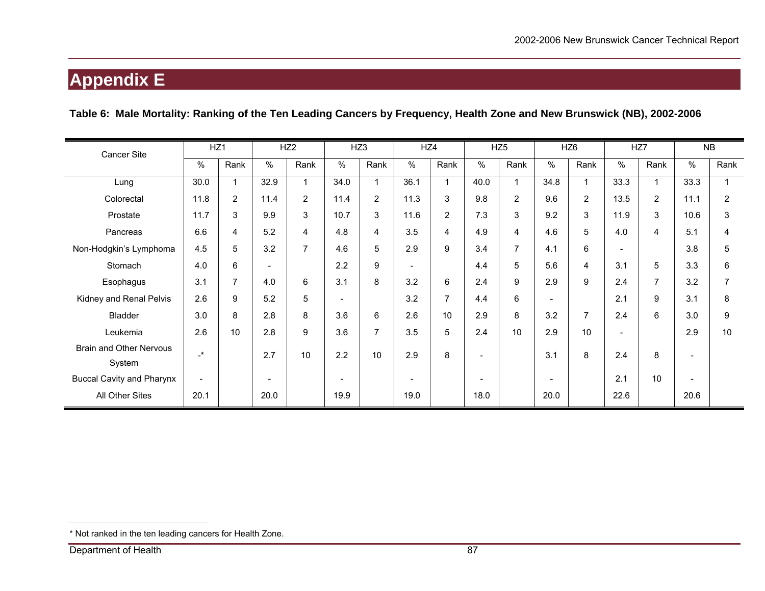# Appendix E

**Table 6: Male Mortality: Ranking of the Ten Leading Cancers by Frequency, Health Zone and New Brunswick (NB), 2002-2006**

| Cancer Site | HZ1 | | HZ2 | | HZ3 | | HZ4 | | HZ5 | | HZ6 | | HZ7 | | NB | |
|---|---|---|---|---|---|---|---|---|---|---|---|---|---|---|---|---|
| | % | Rank | % | Rank | % | Rank | % | Rank | % | Rank | % | Rank | % | Rank | % | Rank |
| Lung | 30.0 | 1 | 32.9 | 1 | 34.0 | 1 | 36.1 | 1 | 40.0 | 1 | 34.8 | 1 | 33.3 | 1 | 33.3 | 1 |
| Colorectal | 11.8 | 2 | 11.4 | 2 | 11.4 | 2 | 11.3 | 3 | 9.8 | 2 | 9.6 | 2 | 13.5 | 2 | 11.1 | 2 |
| Prostate | 11.7 | 3 | 9.9 | 3 | 10.7 | 3 | 11.6 | 2 | 7.3 | 3 | 9.2 | 3 | 11.9 | 3 | 10.6 | 3 |
| Pancreas | 6.6 | 4 | 5.2 | 4 | 4.8 | 4 | 3.5 | 4 | 4.9 | 4 | 4.6 | 5 | 4.0 | 4 | 5.1 | 4 |
| Non-Hodgkin's Lymphoma | 4.5 | 5 | 3.2 | 7 | 4.6 | 5 | 2.9 | 9 | 3.4 | 7 | 4.1 | 6 | - | | 3.8 | 5 |
| Stomach | 4.0 | 6 | - | | 2.2 | 9 | - | | 4.4 | 5 | 5.6 | 4 | 3.1 | 5 | 3.3 | 6 |
| Esophagus | 3.1 | 7 | 4.0 | 6 | 3.1 | 8 | 3.2 | 6 | 2.4 | 9 | 2.9 | 9 | 2.4 | 7 | 3.2 | 7 |
| Kidney and Renal Pelvis | 2.6 | 9 | 5.2 | 5 | - | | 3.2 | 7 | 4.4 | 6 | - | | 2.1 | 9 | 3.1 | 8 |
| Bladder | 3.0 | 8 | 2.8 | 8 | 3.6 | 6 | 2.6 | 10 | 2.9 | 8 | 3.2 | 7 | 2.4 | 6 | 3.0 | 9 |
| Leukemia | 2.6 | 10 | 2.8 | 9 | 3.6 | 7 | 3.5 | 5 | 2.4 | 10 | 2.9 | 10 | - | | 2.9 | 10 |
| Brain and Other Nervous System | -* | | 2.7 | 10 | 2.2 | 10 | 2.9 | 8 | - | | 3.1 | 8 | 2.4 | 8 | - | |
| Buccal Cavity and Pharynx | - | | - | | - | | - | | - | | - | | 2.1 | 10 | - | |
| All Other Sites | 20.1 | | 20.0 | | 19.9 | | 19.0 | | 18.0 | | 20.0 | | 22.6 | | 20.6 | |

\* Not ranked in the ten leading cancers for Health Zone.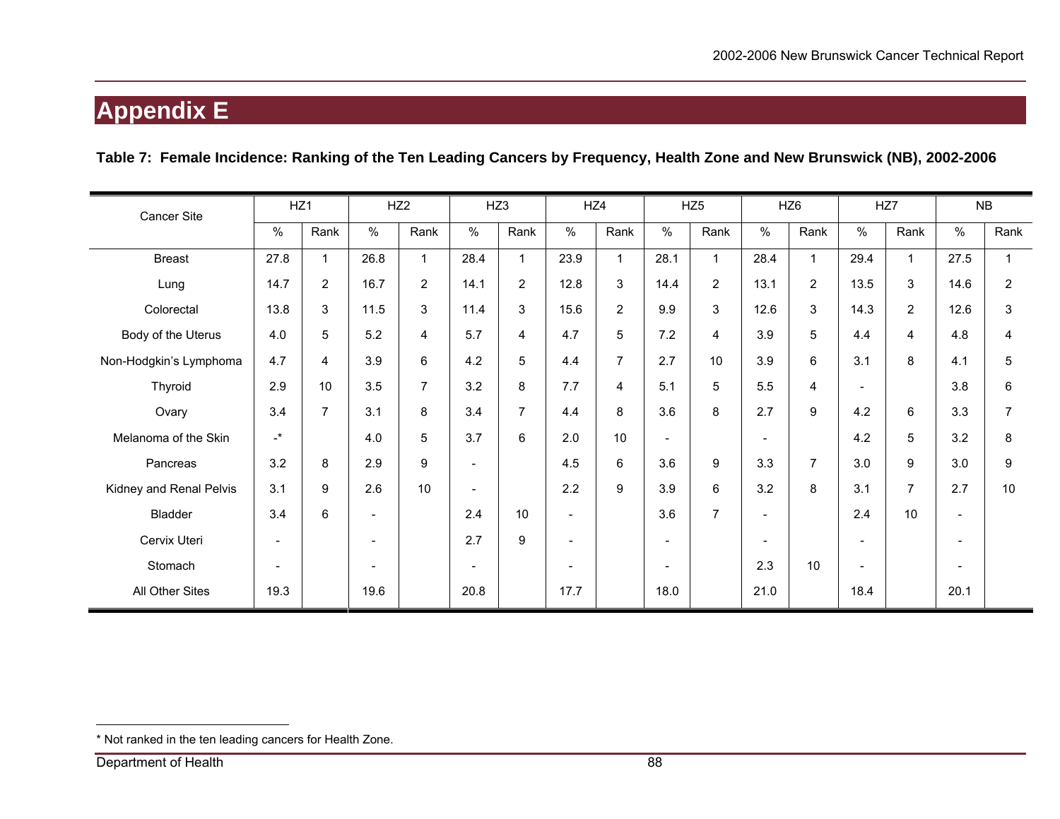# Appendix E

**Table 7: Female Incidence: Ranking of the Ten Leading Cancers by Frequency, Health Zone and New Brunswick (NB), 2002-2006**

| Cancer Site | HZ1 | | HZ2 | | HZ3 | | HZ4 | | HZ5 | | HZ6 | | HZ7 | | NB | |
|---|---|---|---|---|---|---|---|---|---|---|---|---|---|---|---|---|
| | % | Rank | % | Rank | % | Rank | % | Rank | % | Rank | % | Rank | % | Rank | % | Rank |
| Breast | 27.8 | 1 | 26.8 | 1 | 28.4 | 1 | 23.9 | 1 | 28.1 | 1 | 28.4 | 1 | 29.4 | 1 | 27.5 | 1 |
| Lung | 14.7 | 2 | 16.7 | 2 | 14.1 | 2 | 12.8 | 3 | 14.4 | 2 | 13.1 | 2 | 13.5 | 3 | 14.6 | 2 |
| Colorectal | 13.8 | 3 | 11.5 | 3 | 11.4 | 3 | 15.6 | 2 | 9.9 | 3 | 12.6 | 3 | 14.3 | 2 | 12.6 | 3 |
| Body of the Uterus | 4.0 | 5 | 5.2 | 4 | 5.7 | 4 | 4.7 | 5 | 7.2 | 4 | 3.9 | 5 | 4.4 | 4 | 4.8 | 4 |
| Non-Hodgkin's Lymphoma | 4.7 | 4 | 3.9 | 6 | 4.2 | 5 | 4.4 | 7 | 2.7 | 10 | 3.9 | 6 | 3.1 | 8 | 4.1 | 5 |
| Thyroid | 2.9 | 10 | 3.5 | 7 | 3.2 | 8 | 7.7 | 4 | 5.1 | 5 | 5.5 | 4 | - | | 3.8 | 6 |
| Ovary | 3.4 | 7 | 3.1 | 8 | 3.4 | 7 | 4.4 | 8 | 3.6 | 8 | 2.7 | 9 | 4.2 | 6 | 3.3 | 7 |
| Melanoma of the Skin | -* | | 4.0 | 5 | 3.7 | 6 | 2.0 | 10 | - | | - | | 4.2 | 5 | 3.2 | 8 |
| Pancreas | 3.2 | 8 | 2.9 | 9 | - | | 4.5 | 6 | 3.6 | 9 | 3.3 | 7 | 3.0 | 9 | 3.0 | 9 |
| Kidney and Renal Pelvis | 3.1 | 9 | 2.6 | 10 | - | | 2.2 | 9 | 3.9 | 6 | 3.2 | 8 | 3.1 | 7 | 2.7 | 10 |
| Bladder | 3.4 | 6 | - | | 2.4 | 10 | - | | 3.6 | 7 | - | | 2.4 | 10 | - | |
| Cervix Uteri | - | | - | | 2.7 | 9 | - | | - | | - | | - | | - | |
| Stomach | - | | - | | - | | - | | - | | 2.3 | 10 | - | | - | |
| All Other Sites | 19.3 | | 19.6 | | 20.8 | | 17.7 | | 18.0 | | 21.0 | | 18.4 | | 20.1 | |

* Not ranked in the ten leading cancers for Health Zone.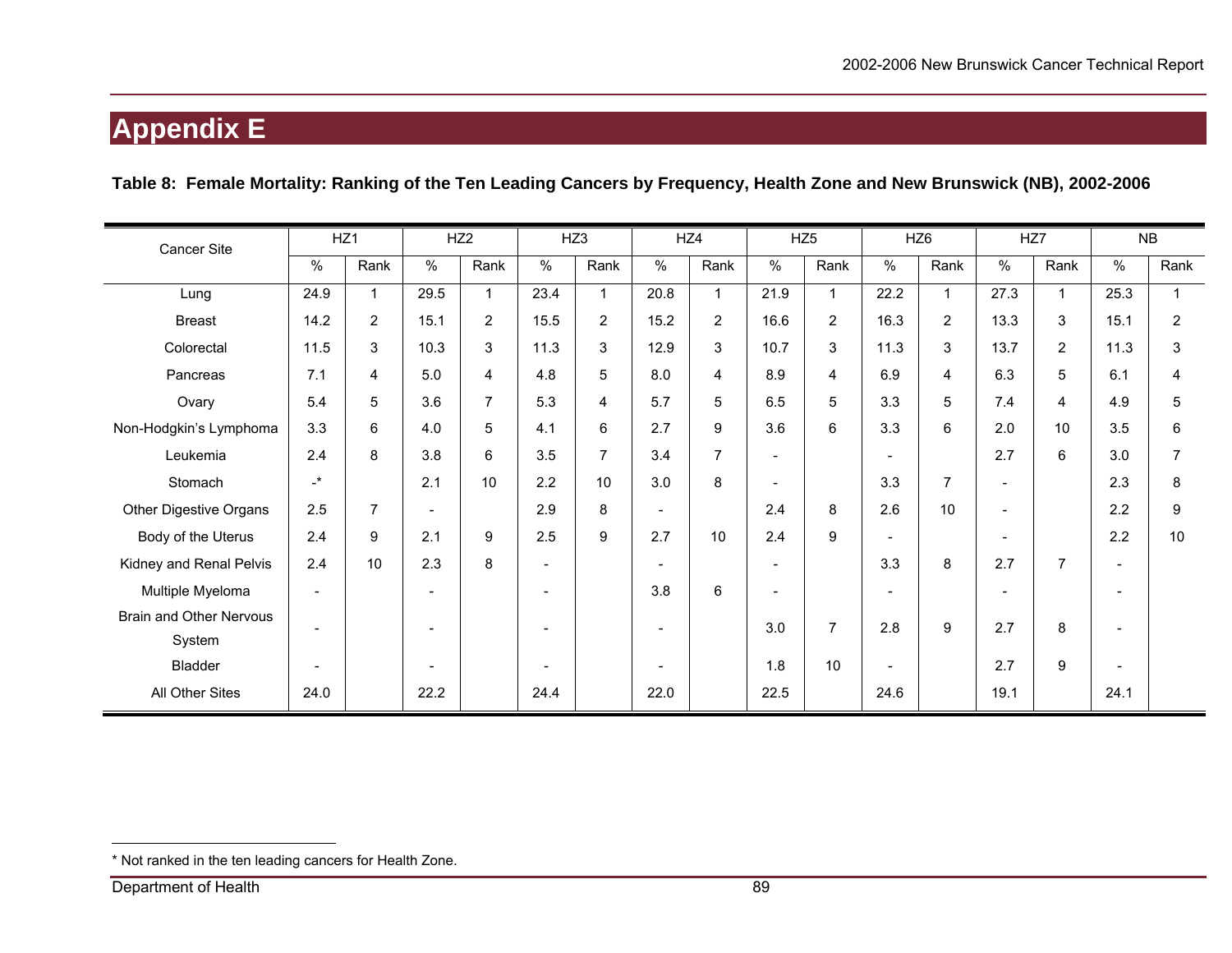# Appendix E

**Table 8: Female Mortality: Ranking of the Ten Leading Cancers by Frequency, Health Zone and New Brunswick (NB), 2002-2006**

| Cancer Site | HZ1 | | HZ2 | | HZ3 | | HZ4 | | HZ5 | | HZ6 | | HZ7 | | NB | |
|---|---|---|---|---|---|---|---|---|---|---|---|---|---|---|---|---|
| | % | Rank | % | Rank | % | Rank | % | Rank | % | Rank | % | Rank | % | Rank | % | Rank |
| Lung | 24.9 | 1 | 29.5 | 1 | 23.4 | 1 | 20.8 | 1 | 21.9 | 1 | 22.2 | 1 | 27.3 | 1 | 25.3 | 1 |
| Breast | 14.2 | 2 | 15.1 | 2 | 15.5 | 2 | 15.2 | 2 | 16.6 | 2 | 16.3 | 2 | 13.3 | 3 | 15.1 | 2 |
| Colorectal | 11.5 | 3 | 10.3 | 3 | 11.3 | 3 | 12.9 | 3 | 10.7 | 3 | 11.3 | 3 | 13.7 | 2 | 11.3 | 3 |
| Pancreas | 7.1 | 4 | 5.0 | 4 | 4.8 | 5 | 8.0 | 4 | 8.9 | 4 | 6.9 | 4 | 6.3 | 5 | 6.1 | 4 |
| Ovary | 5.4 | 5 | 3.6 | 7 | 5.3 | 4 | 5.7 | 5 | 6.5 | 5 | 3.3 | 5 | 7.4 | 4 | 4.9 | 5 |
| Non-Hodgkin's Lymphoma | 3.3 | 6 | 4.0 | 5 | 4.1 | 6 | 2.7 | 9 | 3.6 | 6 | 3.3 | 6 | 2.0 | 10 | 3.5 | 6 |
| Leukemia | 2.4 | 8 | 3.8 | 6 | 3.5 | 7 | 3.4 | 7 | - | | - | | 2.7 | 6 | 3.0 | 7 |
| Stomach | -* | | 2.1 | 10 | 2.2 | 10 | 3.0 | 8 | - | | 3.3 | 7 | - | | 2.3 | 8 |
| Other Digestive Organs | 2.5 | 7 | - | | 2.9 | 8 | - | | 2.4 | 8 | 2.6 | 10 | - | | 2.2 | 9 |
| Body of the Uterus | 2.4 | 9 | 2.1 | 9 | 2.5 | 9 | 2.7 | 10 | 2.4 | 9 | - | | - | | 2.2 | 10 |
| Kidney and Renal Pelvis | 2.4 | 10 | 2.3 | 8 | - | | - | | - | | 3.3 | 8 | 2.7 | 7 | - | |
| Multiple Myeloma | - | | - | | - | | 3.8 | 6 | - | | - | | - | | - | |
| Brain and Other Nervous System | - | | - | | - | | - | | 3.0 | 7 | 2.8 | 9 | 2.7 | 8 | - | |
| Bladder | - | | - | | - | | - | | 1.8 | 10 | - | | 2.7 | 9 | - | |
| All Other Sites | 24.0 | | 22.2 | | 24.4 | | 22.0 | | 22.5 | | 24.6 | | 19.1 | | 24.1 | |

\* Not ranked in the ten leading cancers for Health Zone.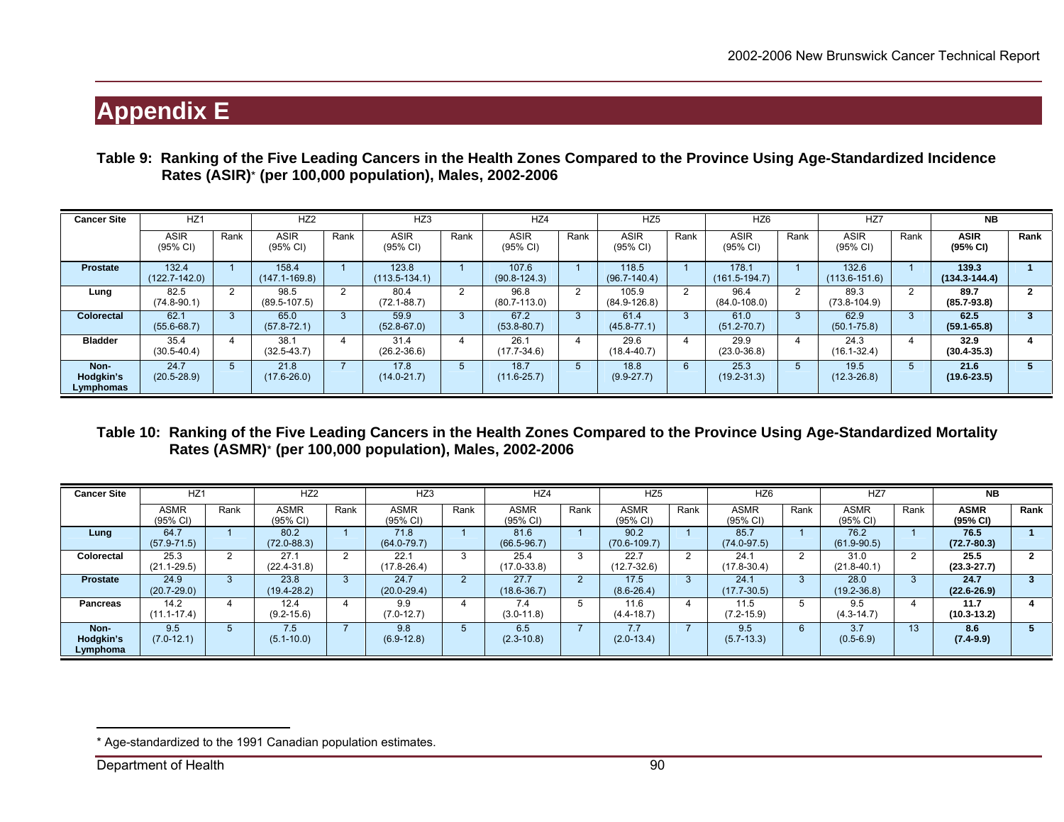# Appendix E

**Table 9: Ranking of the Five Leading Cancers in the Health Zones Compared to the Province Using Age-Standardized Incidence Rates (ASIR)* (per 100,000 population), Males, 2002-2006**

| Cancer Site | HZ1 | | HZ2 | | HZ3 | | HZ4 | | HZ5 | | HZ6 | | HZ7 | | **NB** | |
|---|---|---|---|---|---|---|---|---|---|---|---|---|---|---|---|---|
| | ASIR (95% CI) | Rank | ASIR (95% CI) | Rank | ASIR (95% CI) | Rank | ASIR (95% CI) | Rank | ASIR (95% CI) | Rank | ASIR (95% CI) | Rank | ASIR (95% CI) | Rank | **ASIR (95% CI)** | **Rank** |
| **Prostate** | 132.4 (122.7-142.0) | 1 | 158.4 (147.1-169.8) | 1 | 123.8 (113.5-134.1) | 1 | 107.6 (90.8-124.3) | 1 | 118.5 (96.7-140.4) | 1 | 178.1 (161.5-194.7) | 1 | 132.6 (113.6-151.6) | 1 | **139.3 (134.3-144.4)** | **1** |
| **Lung** | 82.5 (74.8-90.1) | 2 | 98.5 (89.5-107.5) | 2 | 80.4 (72.1-88.7) | 2 | 96.8 (80.7-113.0) | 2 | 105.9 (84.9-126.8) | 2 | 96.4 (84.0-108.0) | 2 | 89.3 (73.8-104.9) | 2 | **89.7 (85.7-93.8)** | **2** |
| **Colorectal** | 62.1 (55.6-68.7) | 3 | 65.0 (57.8-72.1) | 3 | 59.9 (52.8-67.0) | 3 | 67.2 (53.8-80.7) | 3 | 61.4 (45.8-77.1) | 3 | 61.0 (51.2-70.7) | 3 | 62.9 (50.1-75.8) | 3 | **62.5 (59.1-65.8)** | **3** |
| **Bladder** | 35.4 (30.5-40.4) | 4 | 38.1 (32.5-43.7) | 4 | 31.4 (26.2-36.6) | 4 | 26.1 (17.7-34.6) | 4 | 29.6 (18.4-40.7) | 4 | 29.9 (23.0-36.8) | 4 | 24.3 (16.1-32.4) | 4 | **32.9 (30.4-35.3)** | **4** |
| **Non-Hodgkin's Lymphomas** | 24.7 (20.5-28.9) | 5 | 21.8 (17.6-26.0) | 7 | 17.8 (14.0-21.7) | 5 | 18.7 (11.6-25.7) | 5 | 18.8 (9.9-27.7) | 6 | 25.3 (19.2-31.3) | 5 | 19.5 (12.3-26.8) | 5 | **21.6 (19.6-23.5)** | **5** |

**Table 10: Ranking of the Five Leading Cancers in the Health Zones Compared to the Province Using Age-Standardized Mortality Rates (ASMR)* (per 100,000 population), Males, 2002-2006**

| Cancer Site | HZ1 | | HZ2 | | HZ3 | | HZ4 | | HZ5 | | HZ6 | | HZ7 | | **NB** | |
|---|---|---|---|---|---|---|---|---|---|---|---|---|---|---|---|---|
| | ASMR (95% CI) | Rank | ASMR (95% CI) | Rank | ASMR (95% CI) | Rank | ASMR (95% CI) | Rank | ASMR (95% CI) | Rank | ASMR (95% CI) | Rank | ASMR (95% CI) | Rank | **ASMR (95% CI)** | **Rank** |
| **Lung** | 64.7 (57.9-71.5) | 1 | 80.2 (72.0-88.3) | 1 | 71.8 (64.0-79.7) | 1 | 81.6 (66.5-96.7) | 1 | 90.2 (70.6-109.7) | 1 | 85.7 (74.0-97.5) | 1 | 76.2 (61.9-90.5) | 1 | **76.5 (72.7-80.3)** | **1** |
| **Colorectal** | 25.3 (21.1-29.5) | 2 | 27.1 (22.4-31.8) | 2 | 22.1 (17.8-26.4) | 3 | 25.4 (17.0-33.8) | 3 | 22.7 (12.7-32.6) | 2 | 24.1 (17.8-30.4) | 2 | 31.0 (21.8-40.1) | 2 | **25.5 (23.3-27.7)** | **2** |
| **Prostate** | 24.9 (20.7-29.0) | 3 | 23.8 (19.4-28.2) | 3 | 24.7 (20.0-29.4) | 2 | 27.7 (18.6-36.7) | 2 | 17.5 (8.6-26.4) | 3 | 24.1 (17.7-30.5) | 3 | 28.0 (19.2-36.8) | 3 | **24.7 (22.6-26.9)** | **3** |
| **Pancreas** | 14.2 (11.1-17.4) | 4 | 12.4 (9.2-15.6) | 4 | 9.9 (7.0-12.7) | 4 | 7.4 (3.0-11.8) | 5 | 11.6 (4.4-18.7) | 4 | 11.5 (7.2-15.9) | 5 | 9.5 (4.3-14.7) | 4 | **11.7 (10.3-13.2)** | **4** |
| **Non-Hodgkin's Lymphoma** | 9.5 (7.0-12.1) | 5 | 7.5 (5.1-10.0) | 7 | 9.8 (6.9-12.8) | 5 | 6.5 (2.3-10.8) | 7 | 7.7 (2.0-13.4) | 7 | 9.5 (5.7-13.3) | 6 | 3.7 (0.5-6.9) | 13 | **8.6 (7.4-9.9)** | **5** |

* Age-standardized to the 1991 Canadian population estimates.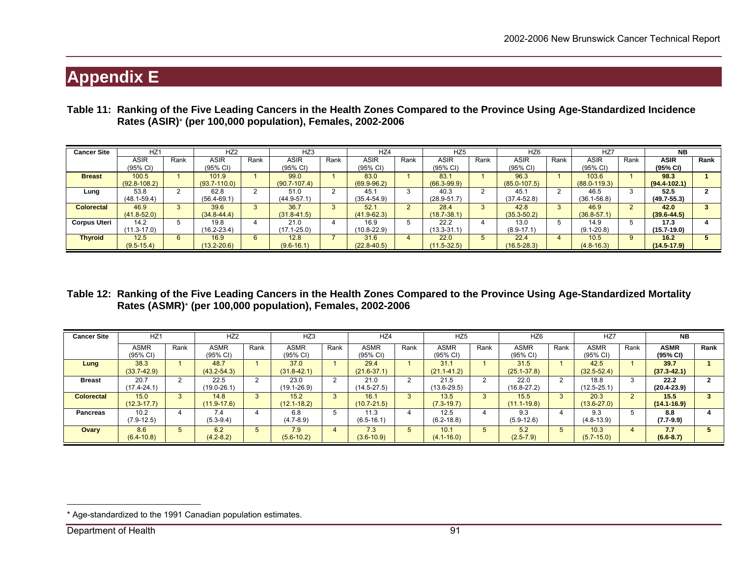# Appendix E

**Table 11: Ranking of the Five Leading Cancers in the Health Zones Compared to the Province Using Age-Standardized Incidence Rates (ASIR)\* (per 100,000 population), Females, 2002-2006**

| Cancer Site | HZ1 | | HZ2 | | HZ3 | | HZ4 | | HZ5 | | HZ6 | | HZ7 | | **NB** | |
|---|---|---|---|---|---|---|---|---|---|---|---|---|---|---|---|---|
| | ASIR (95% CI) | Rank | ASIR (95% CI) | Rank | ASIR (95% CI) | Rank | ASIR (95% CI) | Rank | ASIR (95% CI) | Rank | ASIR (95% CI) | Rank | ASIR (95% CI) | Rank | **ASIR (95% CI)** | **Rank** |
| **Breast** | 100.5 (92.8-108.2) | 1 | 101.9 (93.7-110.0) | 1 | 99.0 (90.7-107.4) | 1 | 83.0 (69.9-96.2) | 1 | 83.1 (66.3-99.9) | 1 | 96.3 (85.0-107.5) | 1 | 103.6 (88.0-119.3) | 1 | **98.3 (94.4-102.1)** | **1** |
| **Lung** | 53.8 (48.1-59.4) | 2 | 62.8 (56.4-69.1) | 2 | 51.0 (44.9-57.1) | 2 | 45.1 (35.4-54.9) | 3 | 40.3 (28.9-51.7) | 2 | 45.1 (37.4-52.8) | 2 | 46.5 (36.1-56.8) | 3 | **52.5 (49.7-55.3)** | **2** |
| **Colorectal** | 46.9 (41.8-52.0) | 3 | 39.6 (34.8-44.4) | 3 | 36.7 (31.8-41.5) | 3 | 52.1 (41.9-62.3) | 2 | 28.4 (18.7-38.1) | 3 | 42.8 (35.3-50.2) | 3 | 46.9 (36.8-57.1) | 2 | **42.0 (39.6-44.5)** | **3** |
| **Corpus Uteri** | 14.2 (11.3-17.0) | 5 | 19.8 (16.2-23.4) | 4 | 21.0 (17.1-25.0) | 4 | 16.9 (10.8-22.9) | 5 | 22.2 (13.3-31.1) | 4 | 13.0 (8.9-17.1) | 5 | 14.9 (9.1-20.8) | 5 | **17.3 (15.7-19.0)** | **4** |
| **Thyroid** | 12.5 (9.5-15.4) | 6 | 16.9 (13.2-20.6) | 6 | 12.8 (9.6-16.1) | 7 | 31.6 (22.8-40.5) | 4 | 22.0 (11.5-32.5) | 5 | 22.4 (16.5-28.3) | 4 | 10.5 (4.8-16.3) | 9 | **16.2 (14.5-17.9)** | **5** |

**Table 12: Ranking of the Five Leading Cancers in the Health Zones Compared to the Province Using Age-Standardized Mortality Rates (ASMR)\* (per 100,000 population), Females, 2002-2006**

| Cancer Site | HZ1 | | HZ2 | | HZ3 | | HZ4 | | HZ5 | | HZ6 | | HZ7 | | **NB** | |
|---|---|---|---|---|---|---|---|---|---|---|---|---|---|---|---|---|
| | ASMR (95% CI) | Rank | ASMR (95% CI) | Rank | ASMR (95% CI) | Rank | ASMR (95% CI) | Rank | ASMR (95% CI) | Rank | ASMR (95% CI) | Rank | ASMR (95% CI) | Rank | **ASMR (95% CI)** | **Rank** |
| **Lung** | 38.3 (33.7-42.9) | 1 | 48.7 (43.2-54.3) | 1 | 37.0 (31.8-42.1) | 1 | 29.4 (21.6-37.1) | 1 | 31.1 (21.1-41.2) | 1 | 31.5 (25.1-37.8) | 1 | 42.5 (32.5-52.4) | 1 | **39.7 (37.3-42.1)** | **1** |
| **Breast** | 20.7 (17.4-24.1) | 2 | 22.5 (19.0-26.1) | 2 | 23.0 (19.1-26.9) | 2 | 21.0 (14.5-27.5) | 2 | 21.5 (13.6-29.5) | 2 | 22.0 (16.8-27.2) | 2 | 18.8 (12.5-25.1) | 3 | **22.2 (20.4-23.9)** | **2** |
| **Colorectal** | 15.0 (12.3-17.7) | 3 | 14.8 (11.9-17.6) | 3 | 15.2 (12.1-18.2) | 3 | 16.1 (10.7-21.5) | 3 | 13.5 (7.3-19.7) | 3 | 15.5 (11.1-19.8) | 3 | 20.3 (13.6-27.0) | 2 | **15.5 (14.1-16.9)** | **3** |
| **Pancreas** | 10.2 (7.9-12.5) | 4 | 7.4 (5.3-9.4) | 4 | 6.8 (4.7-8.9) | 5 | 11.3 (6.5-16.1) | 4 | 12.5 (6.2-18.8) | 4 | 9.3 (5.9-12.6) | 4 | 9.3 (4.8-13.9) | 5 | **8.8 (7.7-9.9)** | **4** |
| **Ovary** | 8.6 (6.4-10.8) | 5 | 6.2 (4.2-8.2) | 5 | 7.9 (5.6-10.2) | 4 | 7.3 (3.6-10.9) | 5 | 10.1 (4.1-16.0) | 5 | 5.2 (2.5-7.9) | 5 | 10.3 (5.7-15.0) | 4 | **7.7 (6.6-8.7)** | **5** |

\* Age-standardized to the 1991 Canadian population estimates.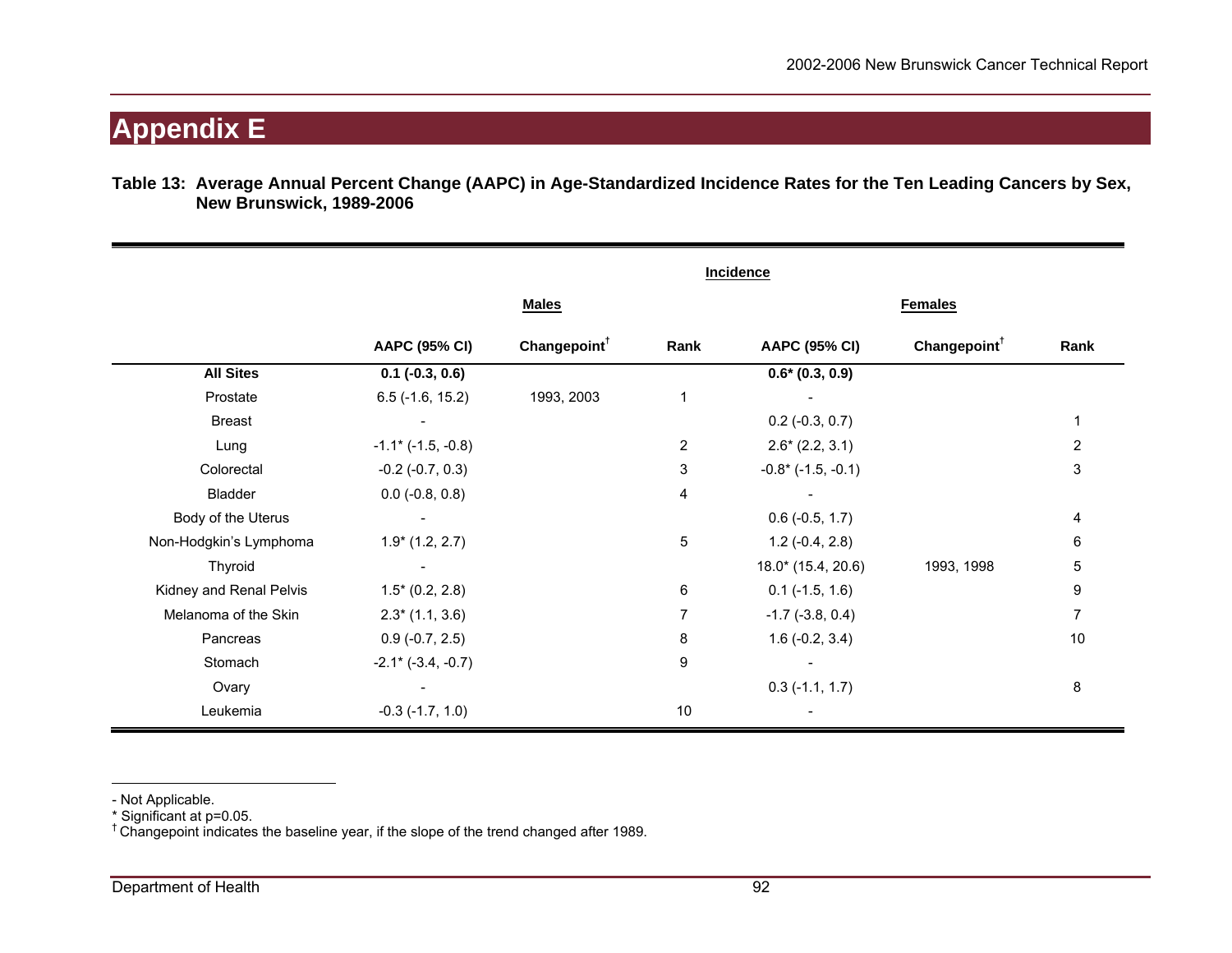# Appendix E

**Table 13: Average Annual Percent Change (AAPC) in Age-Standardized Incidence Rates for the Ten Leading Cancers by Sex, New Brunswick, 1989-2006**

| | Incidence | | | | | |
|---|---|---|---|---|---|---|
| | Males | | | Females | | |
| | AAPC (95% CI) | Changepoint† | Rank | AAPC (95% CI) | Changepoint† | Rank |
| **All Sites** | **0.1 (-0.3, 0.6)** | | | **0.6* (0.3, 0.9)** | | |
| Prostate | 6.5 (-1.6, 15.2) | 1993, 2003 | 1 | - | | |
| Breast | - | | | 0.2 (-0.3, 0.7) | | 1 |
| Lung | -1.1* (-1.5, -0.8) | | 2 | 2.6* (2.2, 3.1) | | 2 |
| Colorectal | -0.2 (-0.7, 0.3) | | 3 | -0.8* (-1.5, -0.1) | | 3 |
| Bladder | 0.0 (-0.8, 0.8) | | 4 | - | | |
| Body of the Uterus | - | | | 0.6 (-0.5, 1.7) | | 4 |
| Non-Hodgkin's Lymphoma | 1.9* (1.2, 2.7) | | 5 | 1.2 (-0.4, 2.8) | | 6 |
| Thyroid | - | | | 18.0* (15.4, 20.6) | 1993, 1998 | 5 |
| Kidney and Renal Pelvis | 1.5* (0.2, 2.8) | | 6 | 0.1 (-1.5, 1.6) | | 9 |
| Melanoma of the Skin | 2.3* (1.1, 3.6) | | 7 | -1.7 (-3.8, 0.4) | | 7 |
| Pancreas | 0.9 (-0.7, 2.5) | | 8 | 1.6 (-0.2, 3.4) | | 10 |
| Stomach | -2.1* (-3.4, -0.7) | | 9 | - | | |
| Ovary | - | | | 0.3 (-1.1, 1.7) | | 8 |
| Leukemia | -0.3 (-1.7, 1.0) | | 10 | - | | |

- Not Applicable.
* Significant at p=0.05.
† Changepoint indicates the baseline year, if the slope of the trend changed after 1989.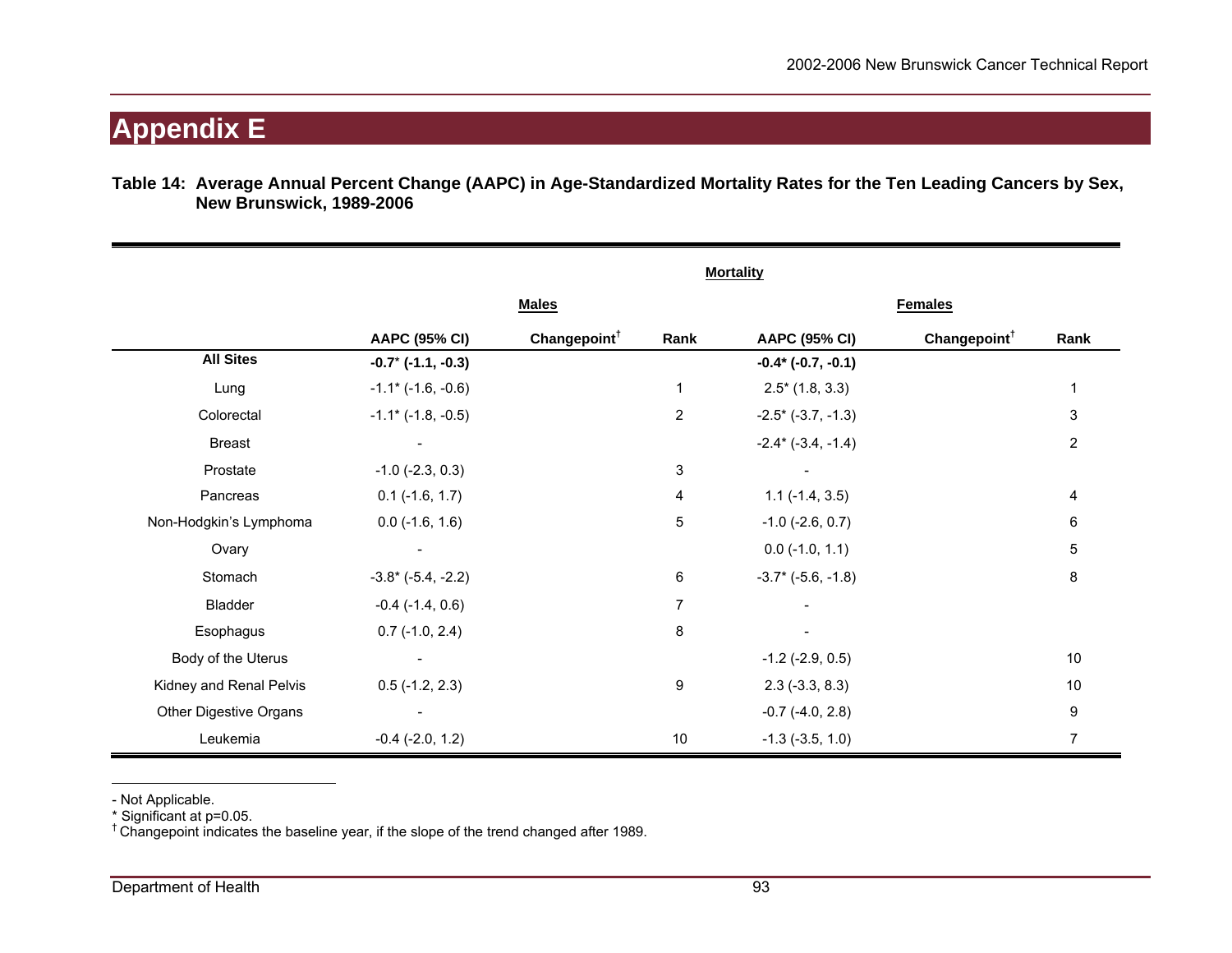# Appendix E

**Table 14: Average Annual Percent Change (AAPC) in Age-Standardized Mortality Rates for the Ten Leading Cancers by Sex, New Brunswick, 1989-2006**

| | Mortality | | | | | |
|---|---|---|---|---|---|---|
| | Males | | | Females | | |
| | AAPC (95% CI) | Changepoint† | Rank | AAPC (95% CI) | Changepoint† | Rank |
| **All Sites** | **-0.7* (-1.1, -0.3)** | | | **-0.4* (-0.7, -0.1)** | | |
| Lung | -1.1* (-1.6, -0.6) | | 1 | 2.5* (1.8, 3.3) | | 1 |
| Colorectal | -1.1* (-1.8, -0.5) | | 2 | -2.5* (-3.7, -1.3) | | 3 |
| Breast | - | | | -2.4* (-3.4, -1.4) | | 2 |
| Prostate | -1.0 (-2.3, 0.3) | | 3 | - | | |
| Pancreas | 0.1 (-1.6, 1.7) | | 4 | 1.1 (-1.4, 3.5) | | 4 |
| Non-Hodgkin's Lymphoma | 0.0 (-1.6, 1.6) | | 5 | -1.0 (-2.6, 0.7) | | 6 |
| Ovary | - | | | 0.0 (-1.0, 1.1) | | 5 |
| Stomach | -3.8* (-5.4, -2.2) | | 6 | -3.7* (-5.6, -1.8) | | 8 |
| Bladder | -0.4 (-1.4, 0.6) | | 7 | - | | |
| Esophagus | 0.7 (-1.0, 2.4) | | 8 | - | | |
| Body of the Uterus | - | | | -1.2 (-2.9, 0.5) | | 10 |
| Kidney and Renal Pelvis | 0.5 (-1.2, 2.3) | | 9 | 2.3 (-3.3, 8.3) | | 10 |
| Other Digestive Organs | - | | | -0.7 (-4.0, 2.8) | | 9 |
| Leukemia | -0.4 (-2.0, 1.2) | | 10 | -1.3 (-3.5, 1.0) | | 7 |

- Not Applicable.
* Significant at p=0.05.
† Changepoint indicates the baseline year, if the slope of the trend changed after 1989.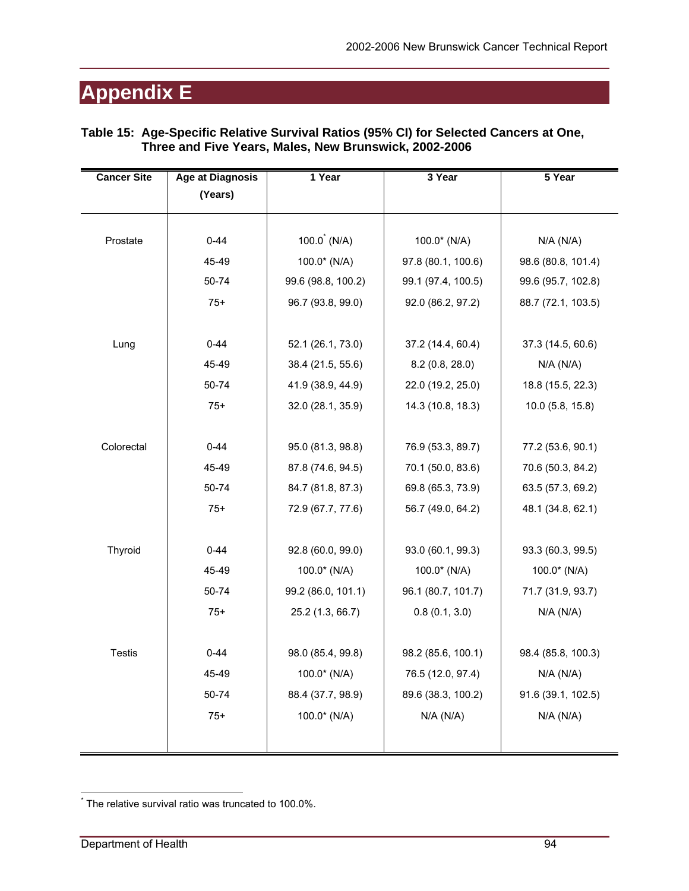# Appendix E

**Table 15: Age-Specific Relative Survival Ratios (95% CI) for Selected Cancers at One, Three and Five Years, Males, New Brunswick, 2002-2006**

| Cancer Site | Age at Diagnosis (Years) | 1 Year | 3 Year | 5 Year |
|---|---|---|---|---|
| Prostate | 0-44 | 100.0* (N/A) | 100.0* (N/A) | N/A (N/A) |
| | 45-49 | 100.0* (N/A) | 97.8 (80.1, 100.6) | 98.6 (80.8, 101.4) |
| | 50-74 | 99.6 (98.8, 100.2) | 99.1 (97.4, 100.5) | 99.6 (95.7, 102.8) |
| | 75+ | 96.7 (93.8, 99.0) | 92.0 (86.2, 97.2) | 88.7 (72.1, 103.5) |
| Lung | 0-44 | 52.1 (26.1, 73.0) | 37.2 (14.4, 60.4) | 37.3 (14.5, 60.6) |
| | 45-49 | 38.4 (21.5, 55.6) | 8.2 (0.8, 28.0) | N/A (N/A) |
| | 50-74 | 41.9 (38.9, 44.9) | 22.0 (19.2, 25.0) | 18.8 (15.5, 22.3) |
| | 75+ | 32.0 (28.1, 35.9) | 14.3 (10.8, 18.3) | 10.0 (5.8, 15.8) |
| Colorectal | 0-44 | 95.0 (81.3, 98.8) | 76.9 (53.3, 89.7) | 77.2 (53.6, 90.1) |
| | 45-49 | 87.8 (74.6, 94.5) | 70.1 (50.0, 83.6) | 70.6 (50.3, 84.2) |
| | 50-74 | 84.7 (81.8, 87.3) | 69.8 (65.3, 73.9) | 63.5 (57.3, 69.2) |
| | 75+ | 72.9 (67.7, 77.6) | 56.7 (49.0, 64.2) | 48.1 (34.8, 62.1) |
| Thyroid | 0-44 | 92.8 (60.0, 99.0) | 93.0 (60.1, 99.3) | 93.3 (60.3, 99.5) |
| | 45-49 | 100.0* (N/A) | 100.0* (N/A) | 100.0* (N/A) |
| | 50-74 | 99.2 (86.0, 101.1) | 96.1 (80.7, 101.7) | 71.7 (31.9, 93.7) |
| | 75+ | 25.2 (1.3, 66.7) | 0.8 (0.1, 3.0) | N/A (N/A) |
| Testis | 0-44 | 98.0 (85.4, 99.8) | 98.2 (85.6, 100.1) | 98.4 (85.8, 100.3) |
| | 45-49 | 100.0* (N/A) | 76.5 (12.0, 97.4) | N/A (N/A) |
| | 50-74 | 88.4 (37.7, 98.9) | 89.6 (38.3, 100.2) | 91.6 (39.1, 102.5) |
| | 75+ | 100.0* (N/A) | N/A (N/A) | N/A (N/A) |

* The relative survival ratio was truncated to 100.0%.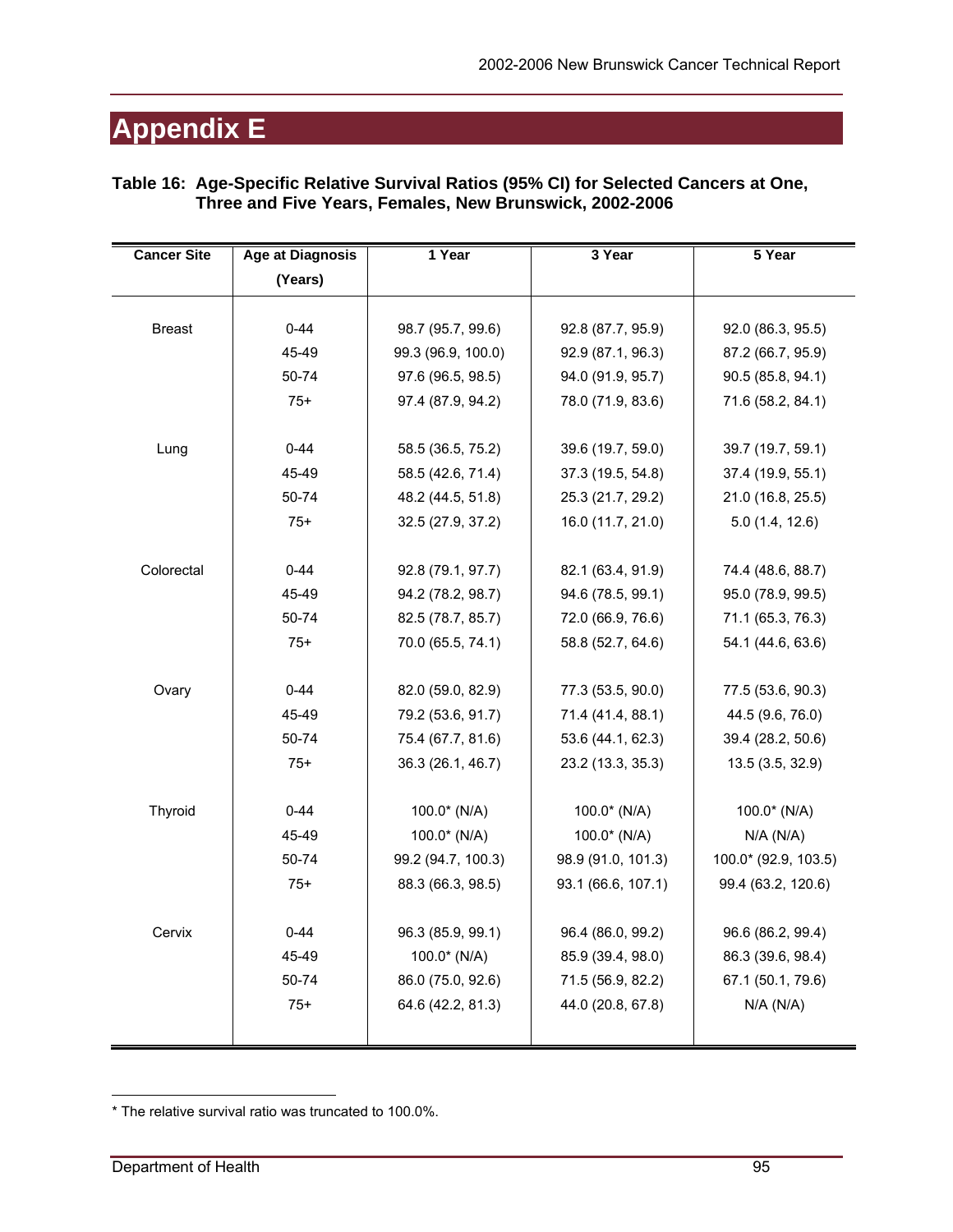# Appendix E

**Table 16: Age-Specific Relative Survival Ratios (95% CI) for Selected Cancers at One, Three and Five Years, Females, New Brunswick, 2002-2006**

| Cancer Site | Age at Diagnosis (Years) | 1 Year | 3 Year | 5 Year |
|---|---|---|---|---|
| Breast | 0-44 | 98.7 (95.7, 99.6) | 92.8 (87.7, 95.9) | 92.0 (86.3, 95.5) |
| | 45-49 | 99.3 (96.9, 100.0) | 92.9 (87.1, 96.3) | 87.2 (66.7, 95.9) |
| | 50-74 | 97.6 (96.5, 98.5) | 94.0 (91.9, 95.7) | 90.5 (85.8, 94.1) |
| | 75+ | 97.4 (87.9, 94.2) | 78.0 (71.9, 83.6) | 71.6 (58.2, 84.1) |
| Lung | 0-44 | 58.5 (36.5, 75.2) | 39.6 (19.7, 59.0) | 39.7 (19.7, 59.1) |
| | 45-49 | 58.5 (42.6, 71.4) | 37.3 (19.5, 54.8) | 37.4 (19.9, 55.1) |
| | 50-74 | 48.2 (44.5, 51.8) | 25.3 (21.7, 29.2) | 21.0 (16.8, 25.5) |
| | 75+ | 32.5 (27.9, 37.2) | 16.0 (11.7, 21.0) | 5.0 (1.4, 12.6) |
| Colorectal | 0-44 | 92.8 (79.1, 97.7) | 82.1 (63.4, 91.9) | 74.4 (48.6, 88.7) |
| | 45-49 | 94.2 (78.2, 98.7) | 94.6 (78.5, 99.1) | 95.0 (78.9, 99.5) |
| | 50-74 | 82.5 (78.7, 85.7) | 72.0 (66.9, 76.6) | 71.1 (65.3, 76.3) |
| | 75+ | 70.0 (65.5, 74.1) | 58.8 (52.7, 64.6) | 54.1 (44.6, 63.6) |
| Ovary | 0-44 | 82.0 (59.0, 82.9) | 77.3 (53.5, 90.0) | 77.5 (53.6, 90.3) |
| | 45-49 | 79.2 (53.6, 91.7) | 71.4 (41.4, 88.1) | 44.5 (9.6, 76.0) |
| | 50-74 | 75.4 (67.7, 81.6) | 53.6 (44.1, 62.3) | 39.4 (28.2, 50.6) |
| | 75+ | 36.3 (26.1, 46.7) | 23.2 (13.3, 35.3) | 13.5 (3.5, 32.9) |
| Thyroid | 0-44 | 100.0* (N/A) | 100.0* (N/A) | 100.0* (N/A) |
| | 45-49 | 100.0* (N/A) | 100.0* (N/A) | N/A (N/A) |
| | 50-74 | 99.2 (94.7, 100.3) | 98.9 (91.0, 101.3) | 100.0* (92.9, 103.5) |
| | 75+ | 88.3 (66.3, 98.5) | 93.1 (66.6, 107.1) | 99.4 (63.2, 120.6) |
| Cervix | 0-44 | 96.3 (85.9, 99.1) | 96.4 (86.0, 99.2) | 96.6 (86.2, 99.4) |
| | 45-49 | 100.0* (N/A) | 85.9 (39.4, 98.0) | 86.3 (39.6, 98.4) |
| | 50-74 | 86.0 (75.0, 92.6) | 71.5 (56.9, 82.2) | 67.1 (50.1, 79.6) |
| | 75+ | 64.6 (42.2, 81.3) | 44.0 (20.8, 67.8) | N/A (N/A) |

* The relative survival ratio was truncated to 100.0%.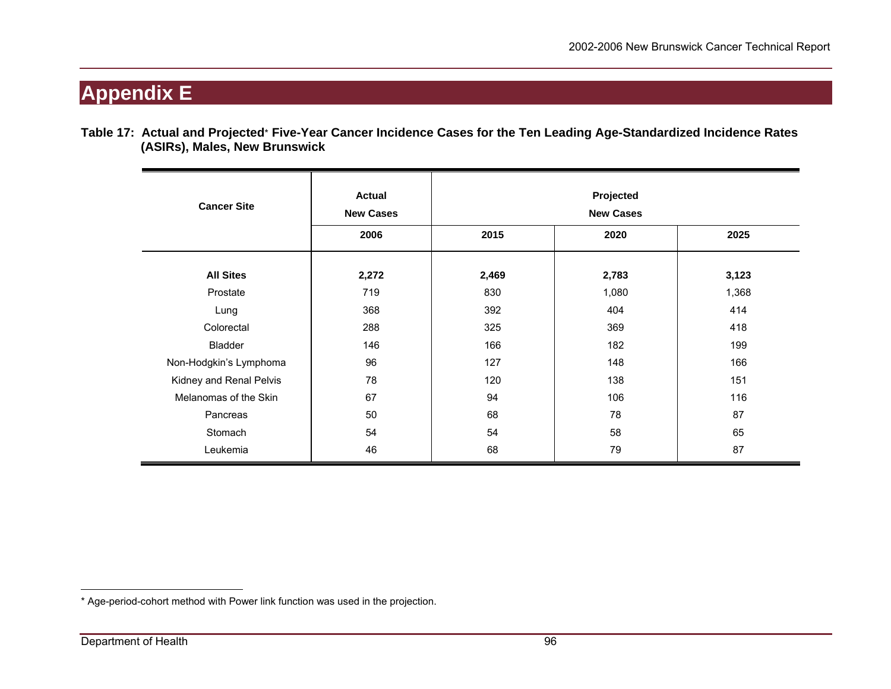# Appendix E

**Table 17: Actual and Projected* Five-Year Cancer Incidence Cases for the Ten Leading Age-Standardized Incidence Rates (ASIRs), Males, New Brunswick**

| Cancer Site | Actual New Cases | Projected New Cases | | |
|---|---|---|---|---|
| | 2006 | 2015 | 2020 | 2025 |
| **All Sites** | **2,272** | **2,469** | **2,783** | **3,123** |
| Prostate | 719 | 830 | 1,080 | 1,368 |
| Lung | 368 | 392 | 404 | 414 |
| Colorectal | 288 | 325 | 369 | 418 |
| Bladder | 146 | 166 | 182 | 199 |
| Non-Hodgkin's Lymphoma | 96 | 127 | 148 | 166 |
| Kidney and Renal Pelvis | 78 | 120 | 138 | 151 |
| Melanomas of the Skin | 67 | 94 | 106 | 116 |
| Pancreas | 50 | 68 | 78 | 87 |
| Stomach | 54 | 54 | 58 | 65 |
| Leukemia | 46 | 68 | 79 | 87 |

* Age-period-cohort method with Power link function was used in the projection.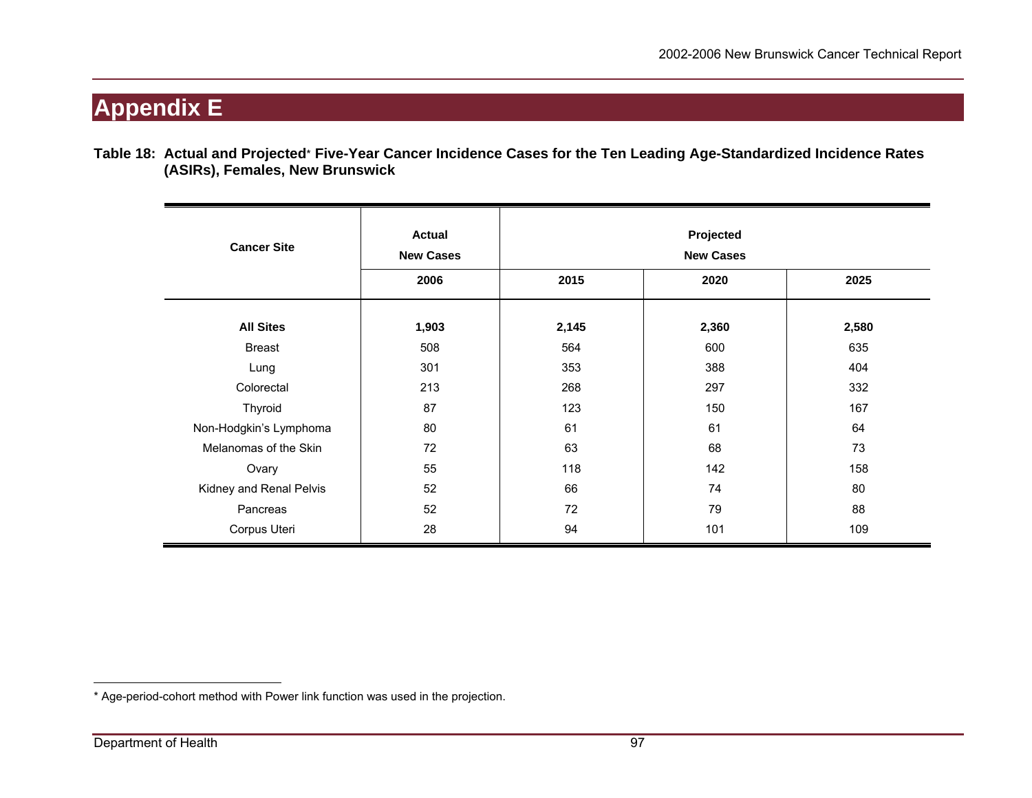# Appendix E

**Table 18: Actual and Projected* Five-Year Cancer Incidence Cases for the Ten Leading Age-Standardized Incidence Rates (ASIRs), Females, New Brunswick**

| Cancer Site | Actual New Cases | Projected New Cases | | |
|---|---|---|---|---|
| | **2006** | **2015** | **2020** | **2025** |
| **All Sites** | **1,903** | **2,145** | **2,360** | **2,580** |
| Breast | 508 | 564 | 600 | 635 |
| Lung | 301 | 353 | 388 | 404 |
| Colorectal | 213 | 268 | 297 | 332 |
| Thyroid | 87 | 123 | 150 | 167 |
| Non-Hodgkin's Lymphoma | 80 | 61 | 61 | 64 |
| Melanomas of the Skin | 72 | 63 | 68 | 73 |
| Ovary | 55 | 118 | 142 | 158 |
| Kidney and Renal Pelvis | 52 | 66 | 74 | 80 |
| Pancreas | 52 | 72 | 79 | 88 |
| Corpus Uteri | 28 | 94 | 101 | 109 |

* Age-period-cohort method with Power link function was used in the projection.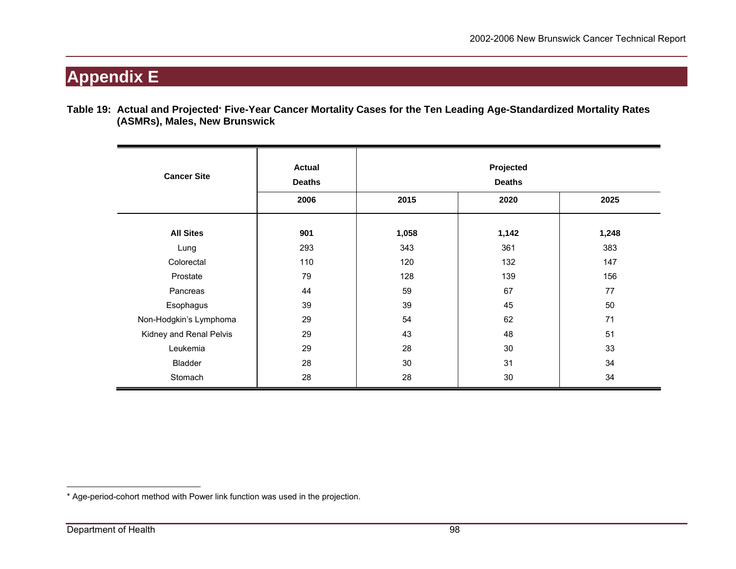# Appendix E

**Table 19: Actual and Projected* Five-Year Cancer Mortality Cases for the Ten Leading Age-Standardized Mortality Rates (ASMRs), Males, New Brunswick**

| Cancer Site | Actual Deaths | Projected Deaths | | |
|---|---|---|---|---|
| | 2006 | 2015 | 2020 | 2025 |
| **All Sites** | **901** | **1,058** | **1,142** | **1,248** |
| Lung | 293 | 343 | 361 | 383 |
| Colorectal | 110 | 120 | 132 | 147 |
| Prostate | 79 | 128 | 139 | 156 |
| Pancreas | 44 | 59 | 67 | 77 |
| Esophagus | 39 | 39 | 45 | 50 |
| Non-Hodgkin's Lymphoma | 29 | 54 | 62 | 71 |
| Kidney and Renal Pelvis | 29 | 43 | 48 | 51 |
| Leukemia | 29 | 28 | 30 | 33 |
| Bladder | 28 | 30 | 31 | 34 |
| Stomach | 28 | 28 | 30 | 34 |

* Age-period-cohort method with Power link function was used in the projection.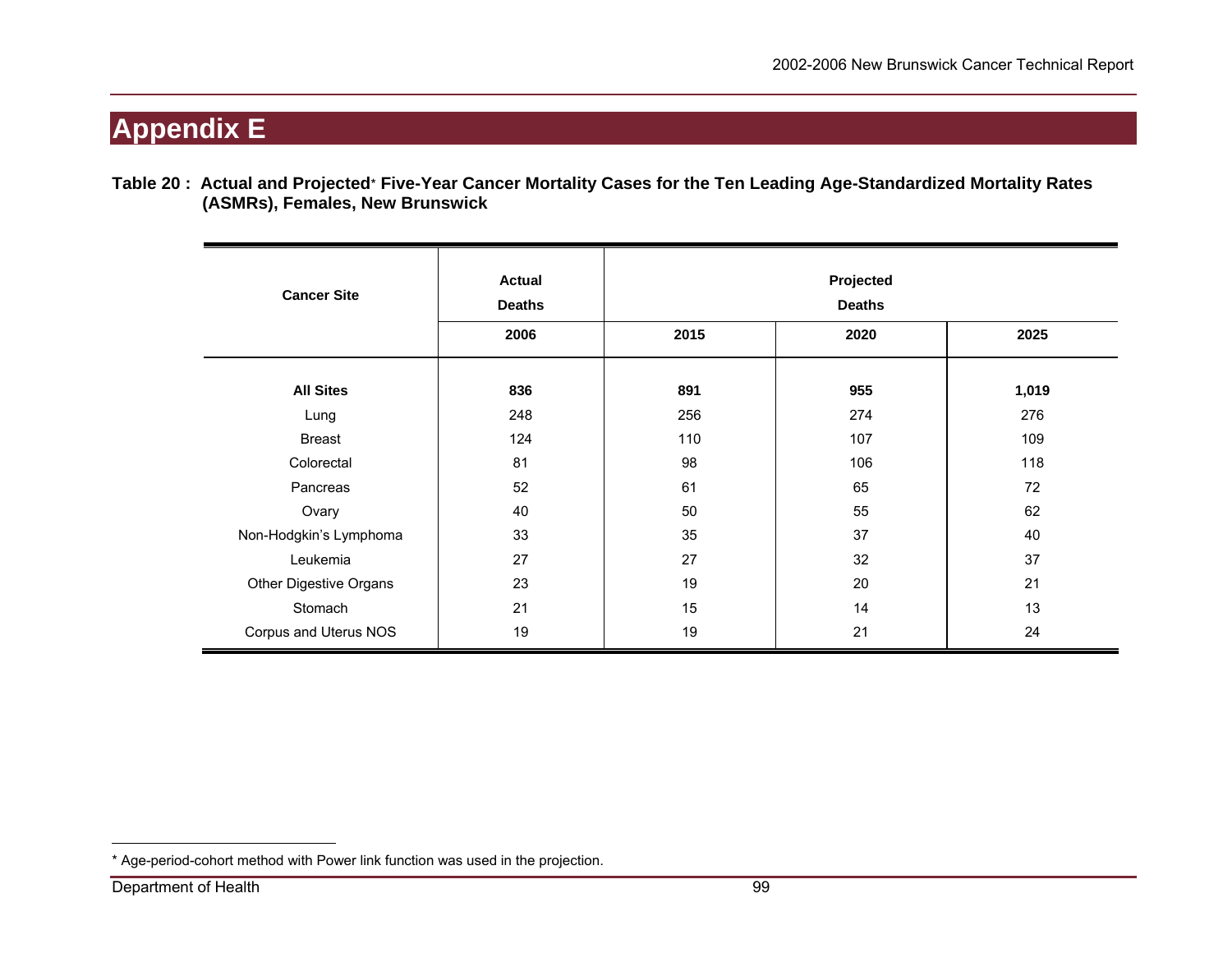# Appendix E

**Table 20 : Actual and Projected* Five-Year Cancer Mortality Cases for the Ten Leading Age-Standardized Mortality Rates (ASMRs), Females, New Brunswick**

| Cancer Site | Actual Deaths | Projected Deaths | | |
|---|---|---|---|---|
| | 2006 | 2015 | 2020 | 2025 |
| **All Sites** | **836** | **891** | **955** | **1,019** |
| Lung | 248 | 256 | 274 | 276 |
| Breast | 124 | 110 | 107 | 109 |
| Colorectal | 81 | 98 | 106 | 118 |
| Pancreas | 52 | 61 | 65 | 72 |
| Ovary | 40 | 50 | 55 | 62 |
| Non-Hodgkin's Lymphoma | 33 | 35 | 37 | 40 |
| Leukemia | 27 | 27 | 32 | 37 |
| Other Digestive Organs | 23 | 19 | 20 | 21 |
| Stomach | 21 | 15 | 14 | 13 |
| Corpus and Uterus NOS | 19 | 19 | 21 | 24 |

* Age-period-cohort method with Power link function was used in the projection.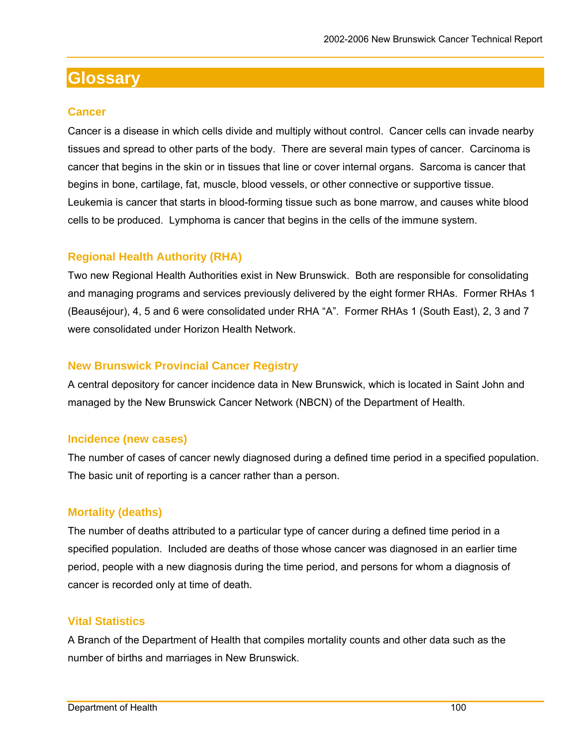# Glossary

### Cancer

Cancer is a disease in which cells divide and multiply without control. Cancer cells can invade nearby tissues and spread to other parts of the body. There are several main types of cancer. Carcinoma is cancer that begins in the skin or in tissues that line or cover internal organs. Sarcoma is cancer that begins in bone, cartilage, fat, muscle, blood vessels, or other connective or supportive tissue. Leukemia is cancer that starts in blood-forming tissue such as bone marrow, and causes white blood cells to be produced. Lymphoma is cancer that begins in the cells of the immune system.

### Regional Health Authority (RHA)

Two new Regional Health Authorities exist in New Brunswick. Both are responsible for consolidating and managing programs and services previously delivered by the eight former RHAs. Former RHAs 1 (Beauséjour), 4, 5 and 6 were consolidated under RHA "A". Former RHAs 1 (South East), 2, 3 and 7 were consolidated under Horizon Health Network.

### New Brunswick Provincial Cancer Registry

A central depository for cancer incidence data in New Brunswick, which is located in Saint John and managed by the New Brunswick Cancer Network (NBCN) of the Department of Health.

### Incidence (new cases)

The number of cases of cancer newly diagnosed during a defined time period in a specified population. The basic unit of reporting is a cancer rather than a person.

### Mortality (deaths)

The number of deaths attributed to a particular type of cancer during a defined time period in a specified population. Included are deaths of those whose cancer was diagnosed in an earlier time period, people with a new diagnosis during the time period, and persons for whom a diagnosis of cancer is recorded only at time of death.

### Vital Statistics

A Branch of the Department of Health that compiles mortality counts and other data such as the number of births and marriages in New Brunswick.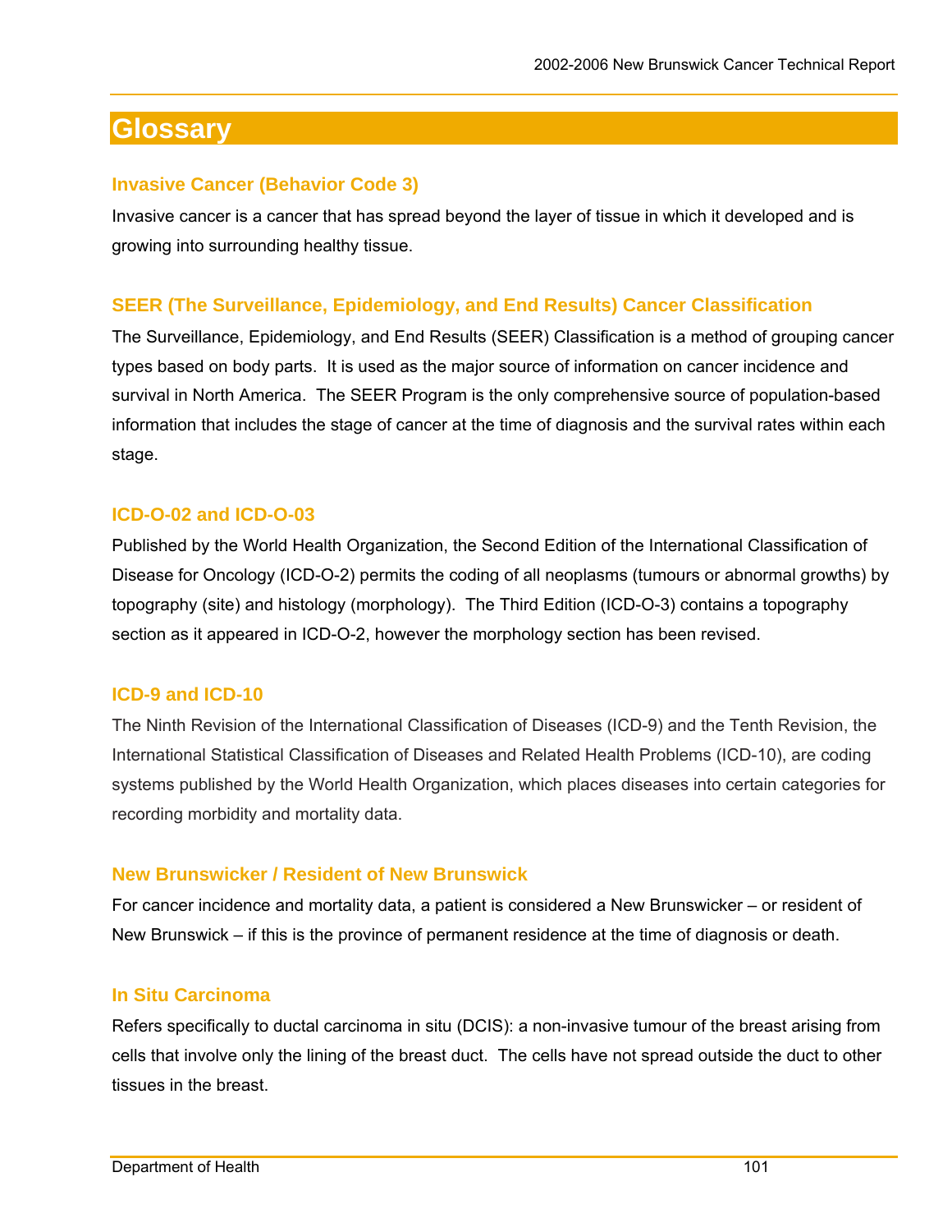# Glossary

### Invasive Cancer (Behavior Code 3)

Invasive cancer is a cancer that has spread beyond the layer of tissue in which it developed and is growing into surrounding healthy tissue.

### SEER (The Surveillance, Epidemiology, and End Results) Cancer Classification

The Surveillance, Epidemiology, and End Results (SEER) Classification is a method of grouping cancer types based on body parts. It is used as the major source of information on cancer incidence and survival in North America. The SEER Program is the only comprehensive source of population-based information that includes the stage of cancer at the time of diagnosis and the survival rates within each stage.

### ICD-O-02 and ICD-O-03

Published by the World Health Organization, the Second Edition of the International Classification of Disease for Oncology (ICD-O-2) permits the coding of all neoplasms (tumours or abnormal growths) by topography (site) and histology (morphology). The Third Edition (ICD-O-3) contains a topography section as it appeared in ICD-O-2, however the morphology section has been revised.

### ICD-9 and ICD-10

The Ninth Revision of the International Classification of Diseases (ICD-9) and the Tenth Revision, the International Statistical Classification of Diseases and Related Health Problems (ICD-10), are coding systems published by the World Health Organization, which places diseases into certain categories for recording morbidity and mortality data.

### New Brunswicker / Resident of New Brunswick

For cancer incidence and mortality data, a patient is considered a New Brunswicker – or resident of New Brunswick – if this is the province of permanent residence at the time of diagnosis or death.

### In Situ Carcinoma

Refers specifically to ductal carcinoma in situ (DCIS): a non-invasive tumour of the breast arising from cells that involve only the lining of the breast duct. The cells have not spread outside the duct to other tissues in the breast.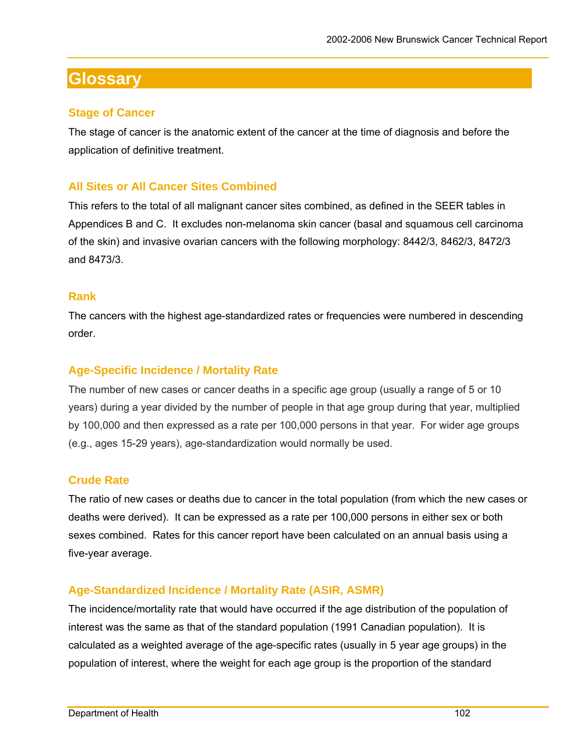# Glossary

### Stage of Cancer

The stage of cancer is the anatomic extent of the cancer at the time of diagnosis and before the application of definitive treatment.

### All Sites or All Cancer Sites Combined

This refers to the total of all malignant cancer sites combined, as defined in the SEER tables in Appendices B and C. It excludes non-melanoma skin cancer (basal and squamous cell carcinoma of the skin) and invasive ovarian cancers with the following morphology: 8442/3, 8462/3, 8472/3 and 8473/3.

### Rank

The cancers with the highest age-standardized rates or frequencies were numbered in descending order.

### Age-Specific Incidence / Mortality Rate

The number of new cases or cancer deaths in a specific age group (usually a range of 5 or 10 years) during a year divided by the number of people in that age group during that year, multiplied by 100,000 and then expressed as a rate per 100,000 persons in that year. For wider age groups (e.g., ages 15-29 years), age-standardization would normally be used.

### Crude Rate

The ratio of new cases or deaths due to cancer in the total population (from which the new cases or deaths were derived). It can be expressed as a rate per 100,000 persons in either sex or both sexes combined. Rates for this cancer report have been calculated on an annual basis using a five-year average.

### Age-Standardized Incidence / Mortality Rate (ASIR, ASMR)

The incidence/mortality rate that would have occurred if the age distribution of the population of interest was the same as that of the standard population (1991 Canadian population). It is calculated as a weighted average of the age-specific rates (usually in 5 year age groups) in the population of interest, where the weight for each age group is the proportion of the standard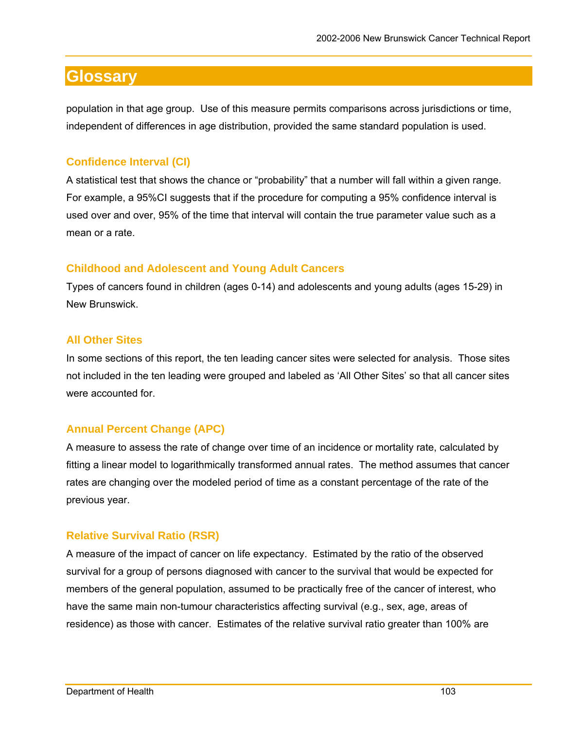# Glossary

population in that age group. Use of this measure permits comparisons across jurisdictions or time, independent of differences in age distribution, provided the same standard population is used.

### Confidence Interval (CI)

A statistical test that shows the chance or "probability" that a number will fall within a given range. For example, a 95%CI suggests that if the procedure for computing a 95% confidence interval is used over and over, 95% of the time that interval will contain the true parameter value such as a mean or a rate.

### Childhood and Adolescent and Young Adult Cancers

Types of cancers found in children (ages 0-14) and adolescents and young adults (ages 15-29) in New Brunswick.

### All Other Sites

In some sections of this report, the ten leading cancer sites were selected for analysis. Those sites not included in the ten leading were grouped and labeled as 'All Other Sites' so that all cancer sites were accounted for.

### Annual Percent Change (APC)

A measure to assess the rate of change over time of an incidence or mortality rate, calculated by fitting a linear model to logarithmically transformed annual rates. The method assumes that cancer rates are changing over the modeled period of time as a constant percentage of the rate of the previous year.

### Relative Survival Ratio (RSR)

A measure of the impact of cancer on life expectancy. Estimated by the ratio of the observed survival for a group of persons diagnosed with cancer to the survival that would be expected for members of the general population, assumed to be practically free of the cancer of interest, who have the same main non-tumour characteristics affecting survival (e.g., sex, age, areas of residence) as those with cancer. Estimates of the relative survival ratio greater than 100% are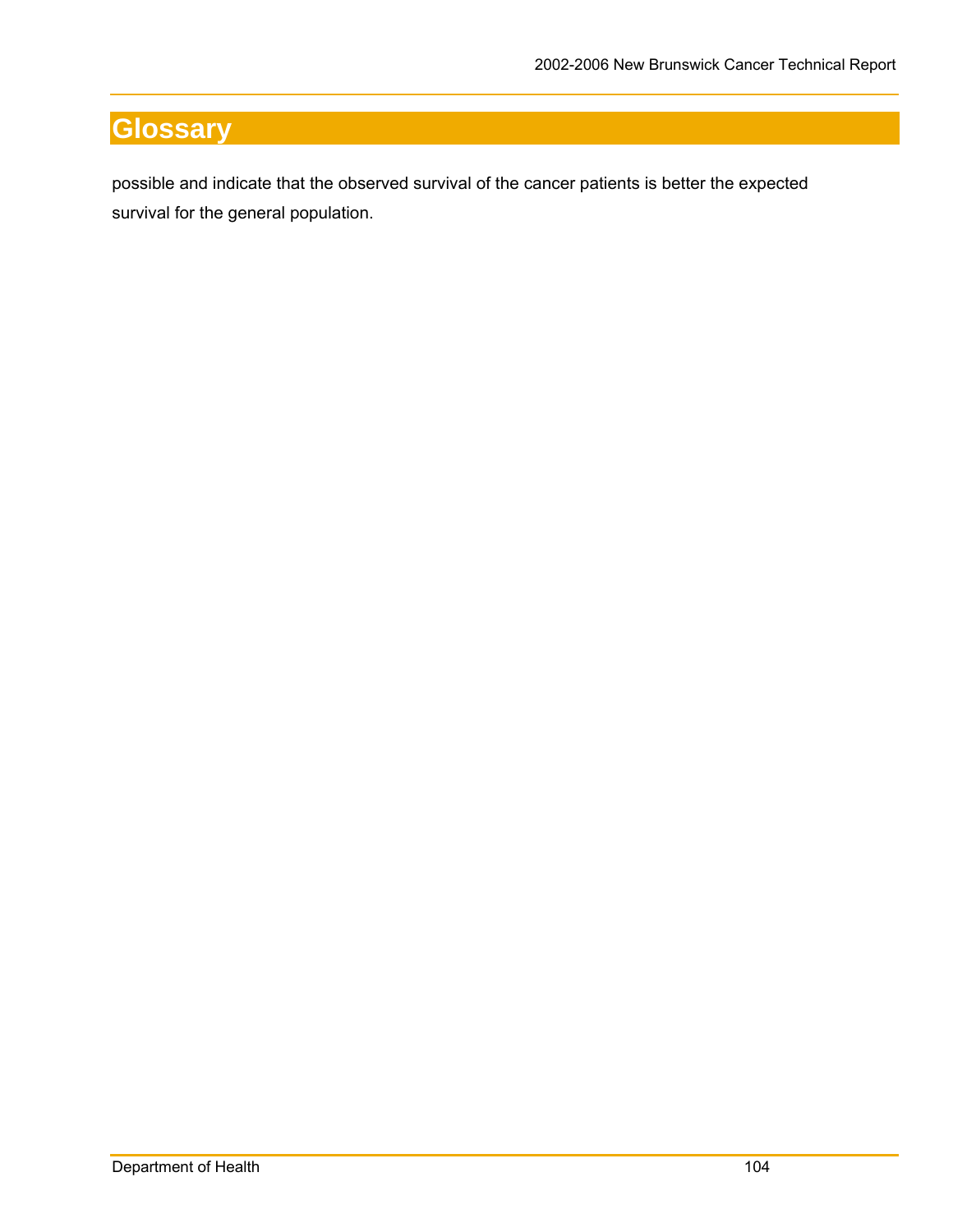# Glossary

possible and indicate that the observed survival of the cancer patients is better the expected survival for the general population.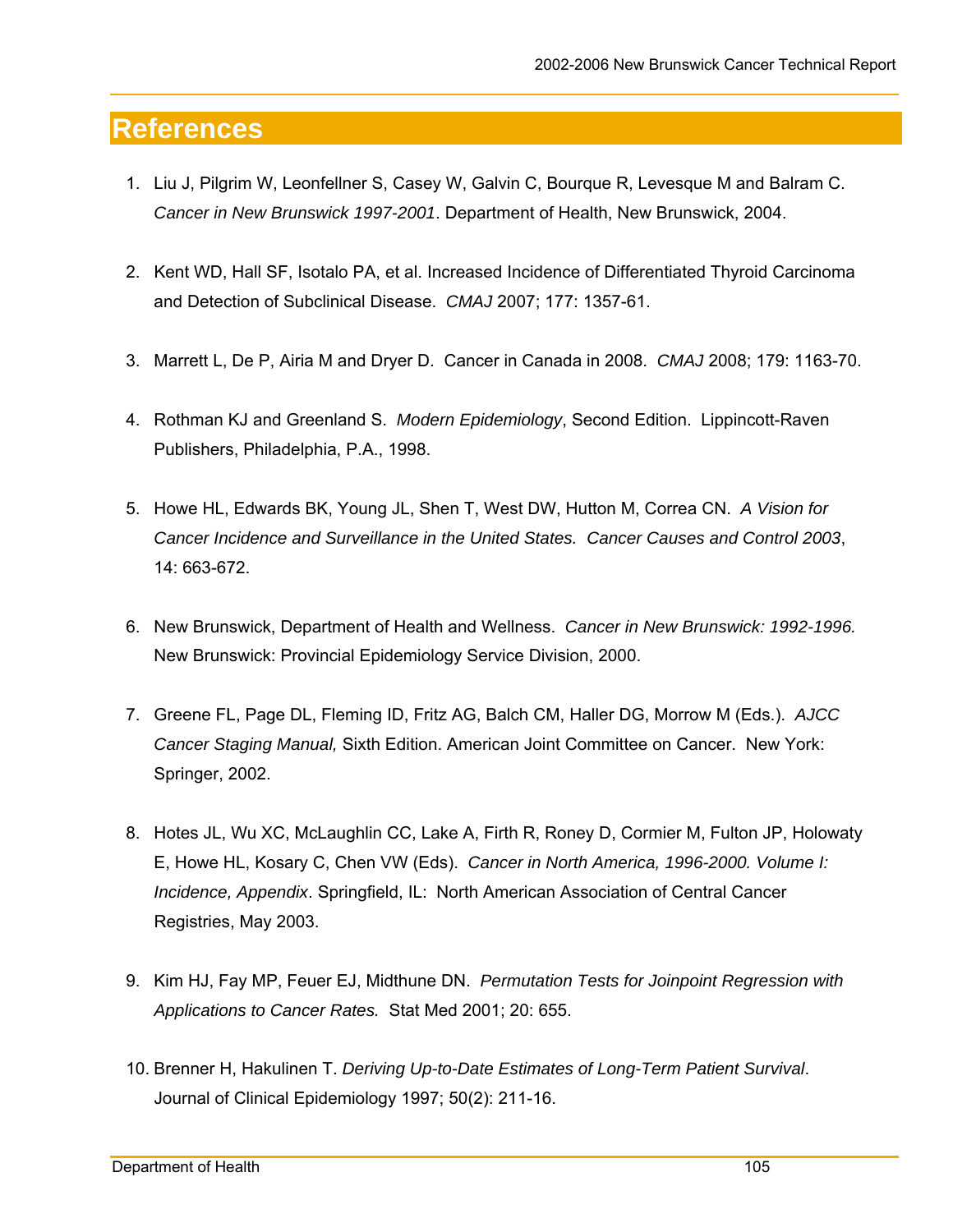# References

1. Liu J, Pilgrim W, Leonfellner S, Casey W, Galvin C, Bourque R, Levesque M and Balram C. *Cancer in New Brunswick 1997-2001*. Department of Health, New Brunswick, 2004.

2. Kent WD, Hall SF, Isotalo PA, et al. Increased Incidence of Differentiated Thyroid Carcinoma and Detection of Subclinical Disease. *CMAJ* 2007; 177: 1357-61.

3. Marrett L, De P, Airia M and Dryer D. Cancer in Canada in 2008. *CMAJ* 2008; 179: 1163-70.

4. Rothman KJ and Greenland S. *Modern Epidemiology*, Second Edition. Lippincott-Raven Publishers, Philadelphia, P.A., 1998.

5. Howe HL, Edwards BK, Young JL, Shen T, West DW, Hutton M, Correa CN. *A Vision for Cancer Incidence and Surveillance in the United States. Cancer Causes and Control 2003*, 14: 663-672.

6. New Brunswick, Department of Health and Wellness. *Cancer in New Brunswick: 1992-1996.* New Brunswick: Provincial Epidemiology Service Division, 2000.

7. Greene FL, Page DL, Fleming ID, Fritz AG, Balch CM, Haller DG, Morrow M (Eds.). *AJCC Cancer Staging Manual,* Sixth Edition. American Joint Committee on Cancer. New York: Springer, 2002.

8. Hotes JL, Wu XC, McLaughlin CC, Lake A, Firth R, Roney D, Cormier M, Fulton JP, Holowaty E, Howe HL, Kosary C, Chen VW (Eds). *Cancer in North America, 1996-2000. Volume I: Incidence, Appendix*. Springfield, IL: North American Association of Central Cancer Registries, May 2003.

9. Kim HJ, Fay MP, Feuer EJ, Midthune DN. *Permutation Tests for Joinpoint Regression with Applications to Cancer Rates.* Stat Med 2001; 20: 655.

10. Brenner H, Hakulinen T. *Deriving Up-to-Date Estimates of Long-Term Patient Survival*. Journal of Clinical Epidemiology 1997; 50(2): 211-16.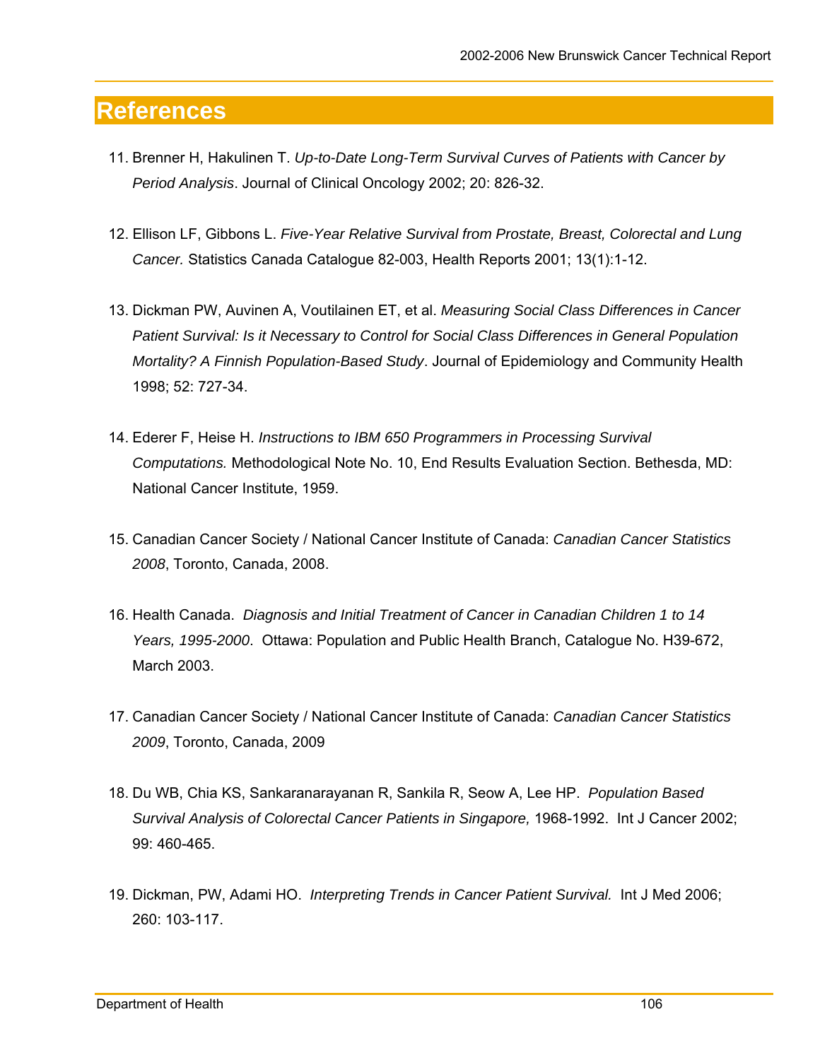# References

11. Brenner H, Hakulinen T. *Up-to-Date Long-Term Survival Curves of Patients with Cancer by Period Analysis*. Journal of Clinical Oncology 2002; 20: 826-32.

12. Ellison LF, Gibbons L. *Five-Year Relative Survival from Prostate, Breast, Colorectal and Lung Cancer.* Statistics Canada Catalogue 82-003, Health Reports 2001; 13(1):1-12.

13. Dickman PW, Auvinen A, Voutilainen ET, et al. *Measuring Social Class Differences in Cancer Patient Survival: Is it Necessary to Control for Social Class Differences in General Population Mortality? A Finnish Population-Based Study*. Journal of Epidemiology and Community Health 1998; 52: 727-34.

14. Ederer F, Heise H. *Instructions to IBM 650 Programmers in Processing Survival Computations.* Methodological Note No. 10, End Results Evaluation Section. Bethesda, MD: National Cancer Institute, 1959.

15. Canadian Cancer Society / National Cancer Institute of Canada: *Canadian Cancer Statistics 2008*, Toronto, Canada, 2008.

16. Health Canada. *Diagnosis and Initial Treatment of Cancer in Canadian Children 1 to 14 Years, 1995-2000*. Ottawa: Population and Public Health Branch, Catalogue No. H39-672, March 2003.

17. Canadian Cancer Society / National Cancer Institute of Canada: *Canadian Cancer Statistics 2009*, Toronto, Canada, 2009

18. Du WB, Chia KS, Sankaranarayanan R, Sankila R, Seow A, Lee HP. *Population Based Survival Analysis of Colorectal Cancer Patients in Singapore,* 1968-1992. Int J Cancer 2002; 99: 460-465.

19. Dickman, PW, Adami HO. *Interpreting Trends in Cancer Patient Survival.* Int J Med 2006; 260: 103-117.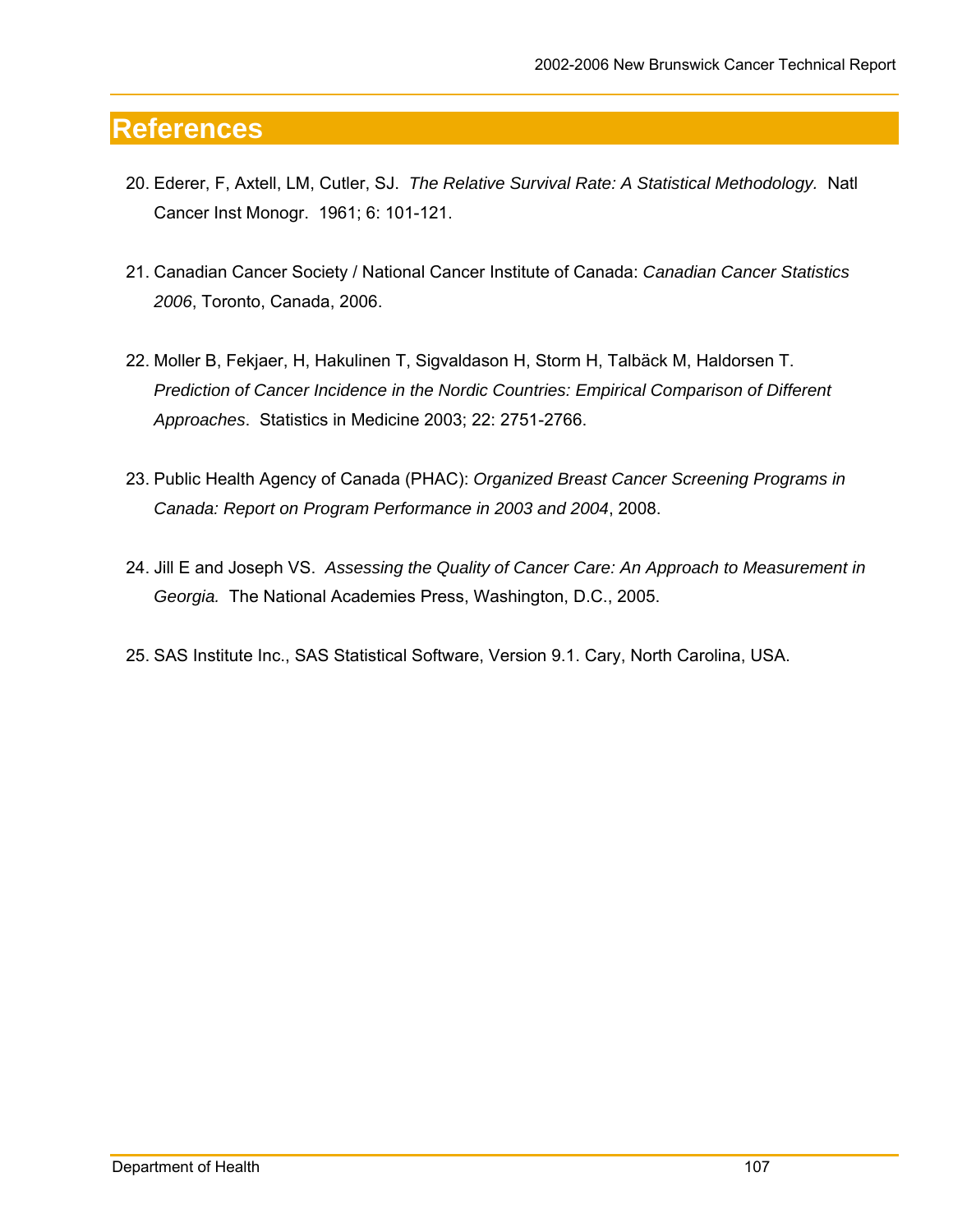# References

20. Ederer, F, Axtell, LM, Cutler, SJ. *The Relative Survival Rate: A Statistical Methodology.* Natl Cancer Inst Monogr. 1961; 6: 101-121.

21. Canadian Cancer Society / National Cancer Institute of Canada: *Canadian Cancer Statistics 2006*, Toronto, Canada, 2006.

22. Moller B, Fekjaer, H, Hakulinen T, Sigvaldason H, Storm H, Talbäck M, Haldorsen T. *Prediction of Cancer Incidence in the Nordic Countries: Empirical Comparison of Different Approaches*. Statistics in Medicine 2003; 22: 2751-2766.

23. Public Health Agency of Canada (PHAC): *Organized Breast Cancer Screening Programs in Canada: Report on Program Performance in 2003 and 2004*, 2008.

24. Jill E and Joseph VS. *Assessing the Quality of Cancer Care: An Approach to Measurement in Georgia.* The National Academies Press, Washington, D.C., 2005.

25. SAS Institute Inc., SAS Statistical Software, Version 9.1. Cary, North Carolina, USA.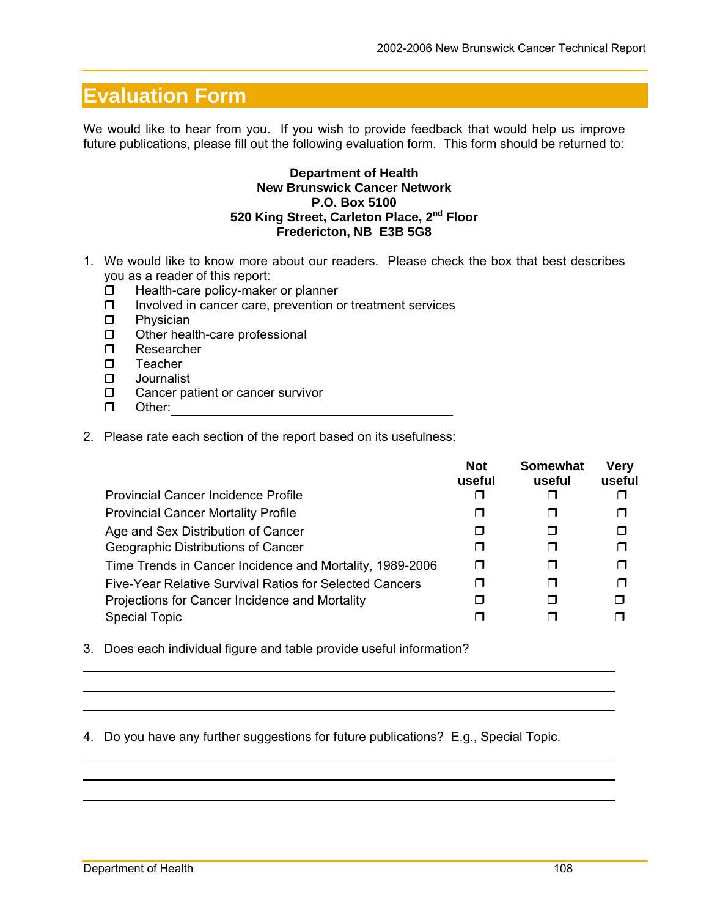# Evaluation Form

We would like to hear from you. If you wish to provide feedback that would help us improve future publications, please fill out the following evaluation form. This form should be returned to:

**Department of Health**
**New Brunswick Cancer Network**
**P.O. Box 5100**
**520 King Street, Carleton Place, 2nd Floor**
**Fredericton, NB E3B 5G8**

1. We would like to know more about our readers. Please check the box that best describes you as a reader of this report:
   - ❒ Health-care policy-maker or planner
   - ❒ Involved in cancer care, prevention or treatment services
   - ❒ Physician
   - ❒ Other health-care professional
   - ❒ Researcher
   - ❒ Teacher
   - ❒ Journalist
   - ❒ Cancer patient or cancer survivor
   - ❒ Other: ______________________________

2. Please rate each section of the report based on its usefulness:

| | Not useful | Somewhat useful | Very useful |
|---|---|---|---|
| Provincial Cancer Incidence Profile | ❒ | ❒ | ❒ |
| Provincial Cancer Mortality Profile | ❒ | ❒ | ❒ |
| Age and Sex Distribution of Cancer | ❒ | ❒ | ❒ |
| Geographic Distributions of Cancer | ❒ | ❒ | ❒ |
| Time Trends in Cancer Incidence and Mortality, 1989-2006 | ❒ | ❒ | ❒ |
| Five-Year Relative Survival Ratios for Selected Cancers | ❒ | ❒ | ❒ |
| Projections for Cancer Incidence and Mortality | ❒ | ❒ | ❒ |
| Special Topic | ❒ | ❒ | ❒ |

3. Does each individual figure and table provide useful information?

______________________________________________________________

______________________________________________________________

______________________________________________________________

4. Do you have any further suggestions for future publications? E.g., Special Topic.

______________________________________________________________

______________________________________________________________

______________________________________________________________